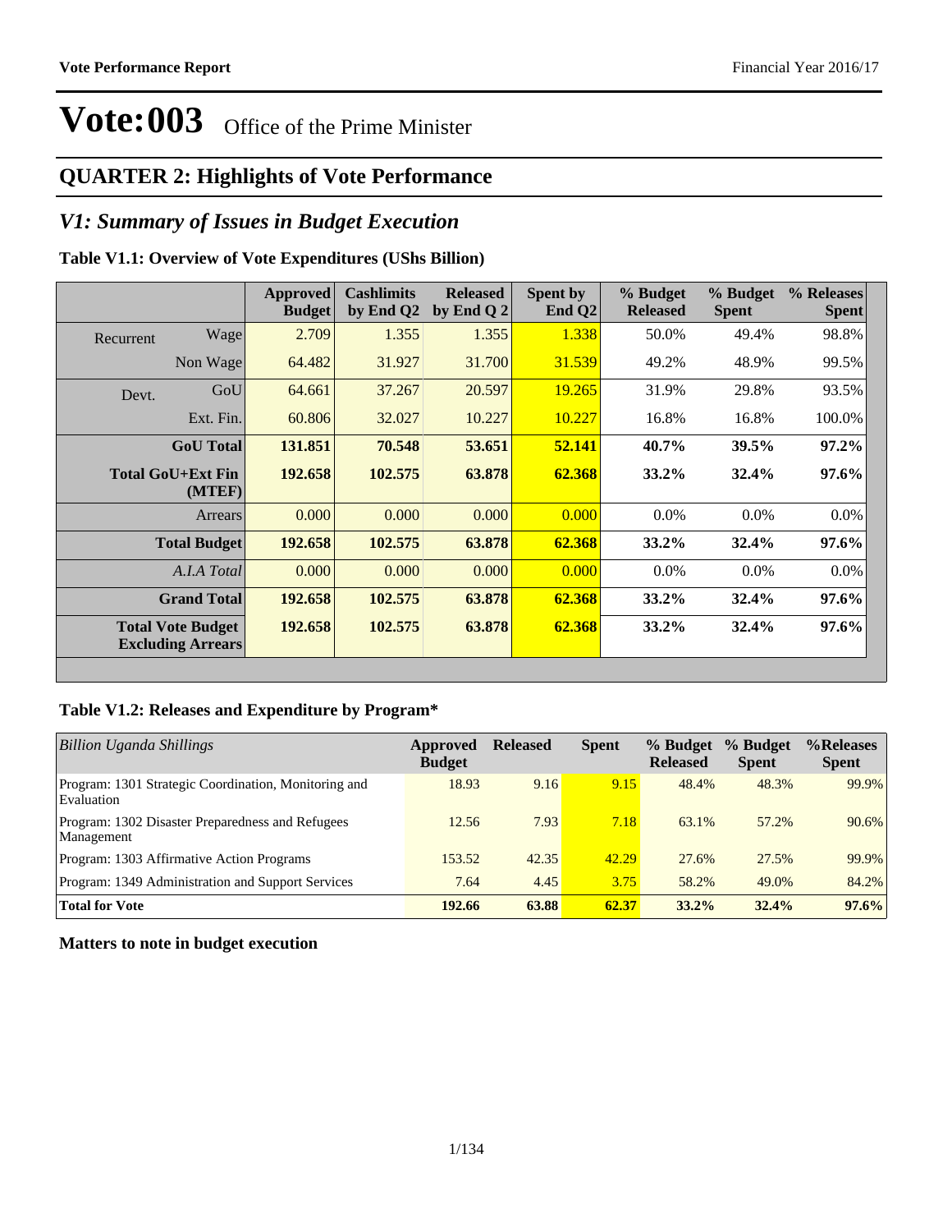# Vote:003 Office of the Prime Minister

## QUARTER 2: Highlights of Vote Performance

## *V1: Summary of Issues in Budget Execution*

**Table V1.1: Overview of Vote Expenditures (UShs Billion)**

| | | Approved Budget | Cashlimits by End Q2 | Released by End Q 2 | Spent by End Q2 | % Budget Released | % Budget Spent | % Releases Spent |
|---|---|---|---|---|---|---|---|---|
| Recurrent | Wage | 2.709 | 1.355 | 1.355 | 1.338 | 50.0% | 49.4% | 98.8% |
| | Non Wage | 64.482 | 31.927 | 31.700 | 31.539 | 49.2% | 48.9% | 99.5% |
| Devt. | GoU | 64.661 | 37.267 | 20.597 | 19.265 | 31.9% | 29.8% | 93.5% |
| | Ext. Fin. | 60.806 | 32.027 | 10.227 | 10.227 | 16.8% | 16.8% | 100.0% |
| | **GoU Total** | **131.851** | **70.548** | **53.651** | **52.141** | **40.7%** | **39.5%** | **97.2%** |
| | **Total GoU+Ext Fin (MTEF)** | **192.658** | **102.575** | **63.878** | **62.368** | **33.2%** | **32.4%** | **97.6%** |
| | Arrears | 0.000 | 0.000 | 0.000 | 0.000 | 0.0% | 0.0% | 0.0% |
| | **Total Budget** | **192.658** | **102.575** | **63.878** | **62.368** | **33.2%** | **32.4%** | **97.6%** |
| | *A.I.A Total* | 0.000 | 0.000 | 0.000 | 0.000 | 0.0% | 0.0% | 0.0% |
| | **Grand Total** | **192.658** | **102.575** | **63.878** | **62.368** | **33.2%** | **32.4%** | **97.6%** |
| | **Total Vote Budget Excluding Arrears** | **192.658** | **102.575** | **63.878** | **62.368** | **33.2%** | **32.4%** | **97.6%** |

**Table V1.2: Releases and Expenditure by Program***

| *Billion Uganda Shillings* | Approved Budget | Released | Spent | % Budget Released | % Budget Spent | %Releases Spent |
|---|---|---|---|---|---|---|
| Program: 1301 Strategic Coordination, Monitoring and Evaluation | 18.93 | 9.16 | 9.15 | 48.4% | 48.3% | 99.9% |
| Program: 1302 Disaster Preparedness and Refugees Management | 12.56 | 7.93 | 7.18 | 63.1% | 57.2% | 90.6% |
| Program: 1303 Affirmative Action Programs | 153.52 | 42.35 | 42.29 | 27.6% | 27.5% | 99.9% |
| Program: 1349 Administration and Support Services | 7.64 | 4.45 | 3.75 | 58.2% | 49.0% | 84.2% |
| **Total for Vote** | **192.66** | **63.88** | **62.37** | **33.2%** | **32.4%** | **97.6%** |

**Matters to note in budget execution**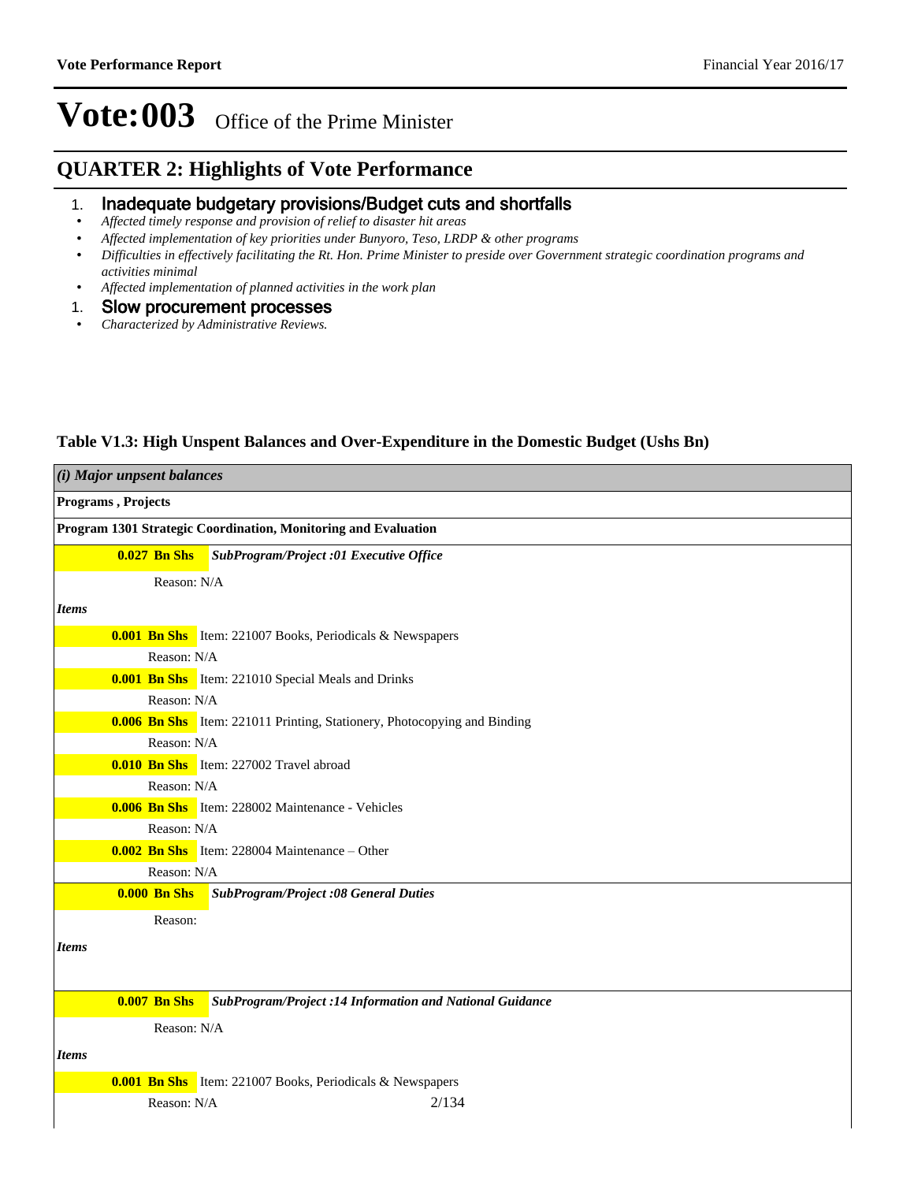# Vote:003 Office of the Prime Minister

## QUARTER 2: Highlights of Vote Performance

1. Inadequate budgetary provisions/Budget cuts and shortfalls
   - *Affected timely response and provision of relief to disaster hit areas*
   - *Affected implementation of key priorities under Bunyoro, Teso, LRDP & other programs*
   - *Difficulties in effectively facilitating the Rt. Hon. Prime Minister to preside over Government strategic coordination programs and activities minimal*
   - *Affected implementation of planned activities in the work plan*
1. Slow procurement processes
   - *Characterized by Administrative Reviews.*

**Table V1.3: High Unspent Balances and Over-Expenditure in the Domestic Budget (Ushs Bn)**

***(i) Major unpsent balances***

**Programs , Projects**

**Program 1301 Strategic Coordination, Monitoring and Evaluation**

**0.027 Bn Shs** ***SubProgram/Project :01 Executive Office***

Reason: N/A

***Items***

**0.001 Bn Shs** Item: 221007 Books, Periodicals & Newspapers

Reason: N/A

**0.001 Bn Shs** Item: 221010 Special Meals and Drinks

Reason: N/A

**0.006 Bn Shs** Item: 221011 Printing, Stationery, Photocopying and Binding

Reason: N/A

**0.010 Bn Shs** Item: 227002 Travel abroad

Reason: N/A

**0.006 Bn Shs** Item: 228002 Maintenance - Vehicles

Reason: N/A

**0.002 Bn Shs** Item: 228004 Maintenance – Other

Reason: N/A

**0.000 Bn Shs** ***SubProgram/Project :08 General Duties***

Reason:

***Items***

**0.007 Bn Shs** ***SubProgram/Project :14 Information and National Guidance***

Reason: N/A

***Items***

**0.001 Bn Shs** Item: 221007 Books, Periodicals & Newspapers

Reason: N/A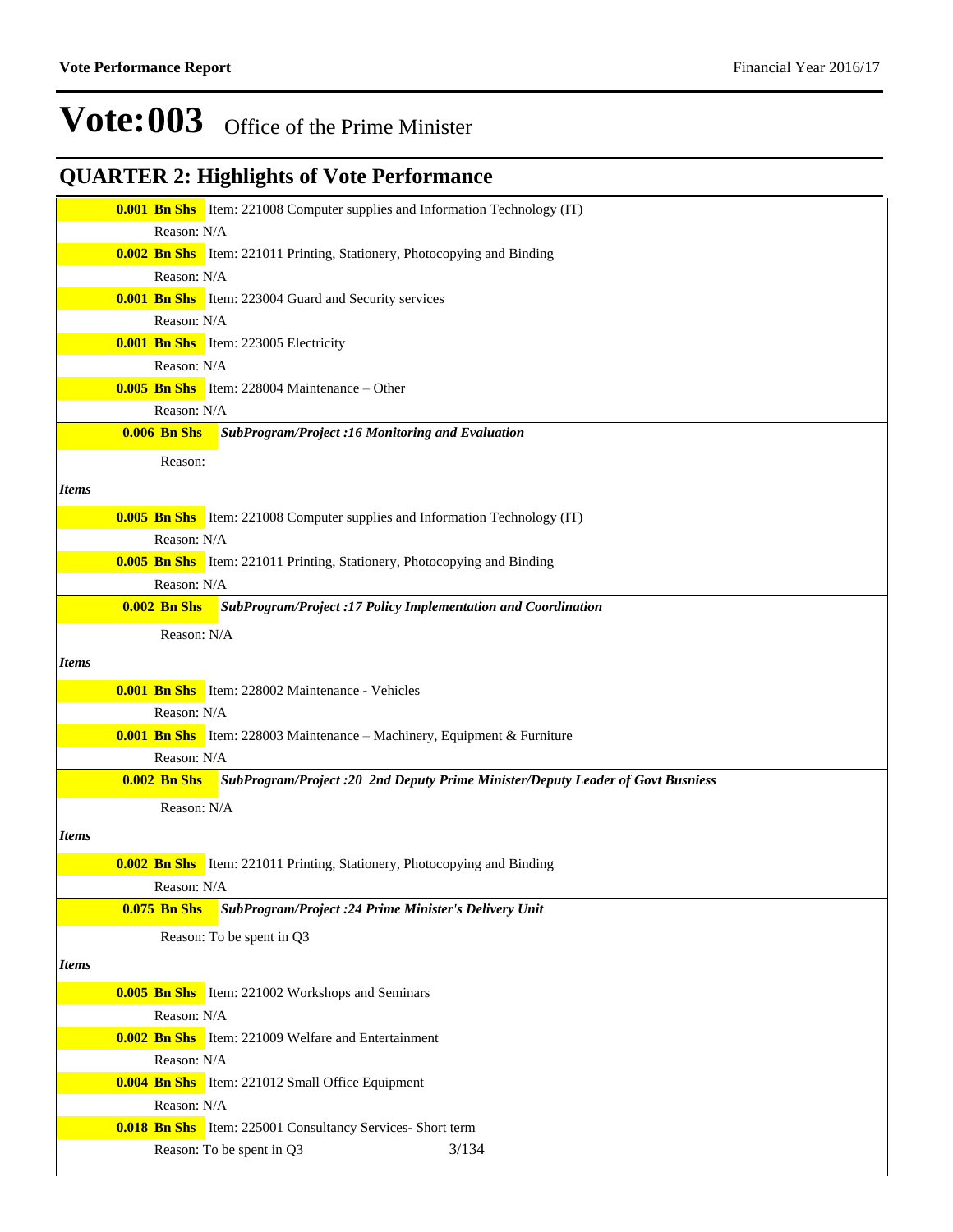# Vote:003 Office of the Prime Minister

## QUARTER 2: Highlights of Vote Performance

**0.001 Bn Shs** Item: 221008 Computer supplies and Information Technology (IT)

Reason: N/A

**0.002 Bn Shs** Item: 221011 Printing, Stationery, Photocopying and Binding

Reason: N/A

**0.001 Bn Shs** Item: 223004 Guard and Security services

Reason: N/A

**0.001 Bn Shs** Item: 223005 Electricity

Reason: N/A

**0.005 Bn Shs** Item: 228004 Maintenance – Other

Reason: N/A

**0.006 Bn Shs** ***SubProgram/Project :16 Monitoring and Evaluation***

Reason:

***Items***

**0.005 Bn Shs** Item: 221008 Computer supplies and Information Technology (IT)

Reason: N/A

**0.005 Bn Shs** Item: 221011 Printing, Stationery, Photocopying and Binding

Reason: N/A

**0.002 Bn Shs** ***SubProgram/Project :17 Policy Implementation and Coordination***

Reason: N/A

***Items***

**0.001 Bn Shs** Item: 228002 Maintenance - Vehicles

Reason: N/A

**0.001 Bn Shs** Item: 228003 Maintenance – Machinery, Equipment & Furniture

Reason: N/A

**0.002 Bn Shs** ***SubProgram/Project :20 2nd Deputy Prime Minister/Deputy Leader of Govt Busniess***

Reason: N/A

***Items***

**0.002 Bn Shs** Item: 221011 Printing, Stationery, Photocopying and Binding

Reason: N/A

**0.075 Bn Shs** ***SubProgram/Project :24 Prime Minister's Delivery Unit***

Reason: To be spent in Q3

***Items***

**0.005 Bn Shs** Item: 221002 Workshops and Seminars

Reason: N/A

**0.002 Bn Shs** Item: 221009 Welfare and Entertainment

Reason: N/A

**0.004 Bn Shs** Item: 221012 Small Office Equipment

Reason: N/A

**0.018 Bn Shs** Item: 225001 Consultancy Services- Short term

Reason: To be spent in Q3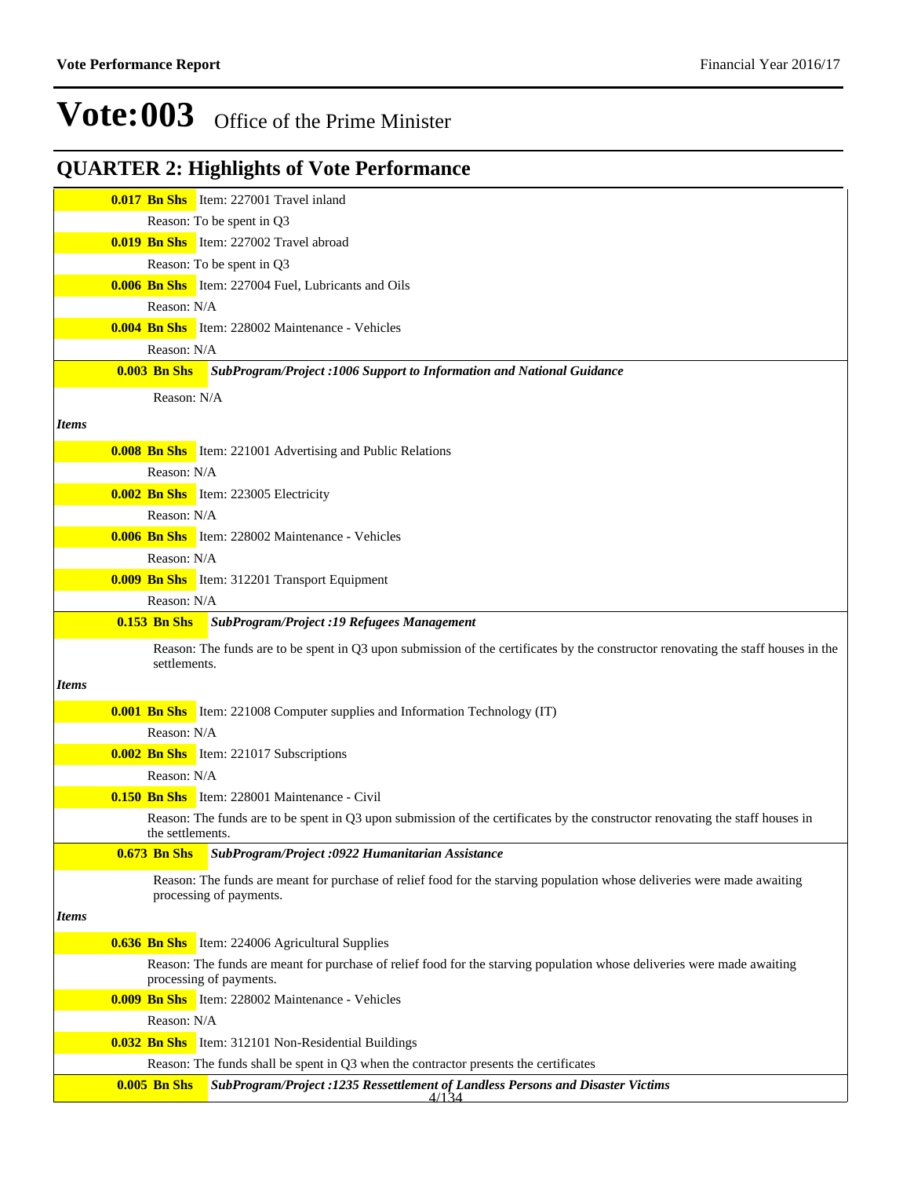# Vote:003 Office of the Prime Minister

## QUARTER 2: Highlights of Vote Performance

**0.017 Bn Shs** Item: 227001 Travel inland

Reason: To be spent in Q3

**0.019 Bn Shs** Item: 227002 Travel abroad

Reason: To be spent in Q3

**0.006 Bn Shs** Item: 227004 Fuel, Lubricants and Oils

Reason: N/A

**0.004 Bn Shs** Item: 228002 Maintenance - Vehicles

Reason: N/A

**0.003 Bn Shs** ***SubProgram/Project :1006 Support to Information and National Guidance***

Reason: N/A

*Items*

**0.008 Bn Shs** Item: 221001 Advertising and Public Relations

Reason: N/A

**0.002 Bn Shs** Item: 223005 Electricity

Reason: N/A

**0.006 Bn Shs** Item: 228002 Maintenance - Vehicles

Reason: N/A

**0.009 Bn Shs** Item: 312201 Transport Equipment

Reason: N/A

**0.153 Bn Shs** ***SubProgram/Project :19 Refugees Management***

Reason: The funds are to be spent in Q3 upon submission of the certificates by the constructor renovating the staff houses in the settlements.

*Items*

**0.001 Bn Shs** Item: 221008 Computer supplies and Information Technology (IT)

Reason: N/A

**0.002 Bn Shs** Item: 221017 Subscriptions

Reason: N/A

**0.150 Bn Shs** Item: 228001 Maintenance - Civil

Reason: The funds are to be spent in Q3 upon submission of the certificates by the constructor renovating the staff houses in the settlements.

**0.673 Bn Shs** ***SubProgram/Project :0922 Humanitarian Assistance***

Reason: The funds are meant for purchase of relief food for the starving population whose deliveries were made awaiting processing of payments.

*Items*

**0.636 Bn Shs** Item: 224006 Agricultural Supplies

Reason: The funds are meant for purchase of relief food for the starving population whose deliveries were made awaiting processing of payments.

**0.009 Bn Shs** Item: 228002 Maintenance - Vehicles

Reason: N/A

**0.032 Bn Shs** Item: 312101 Non-Residential Buildings

Reason: The funds shall be spent in Q3 when the contractor presents the certificates

**0.005 Bn Shs** ***SubProgram/Project :1235 Ressettlement of Landless Persons and Disaster Victims***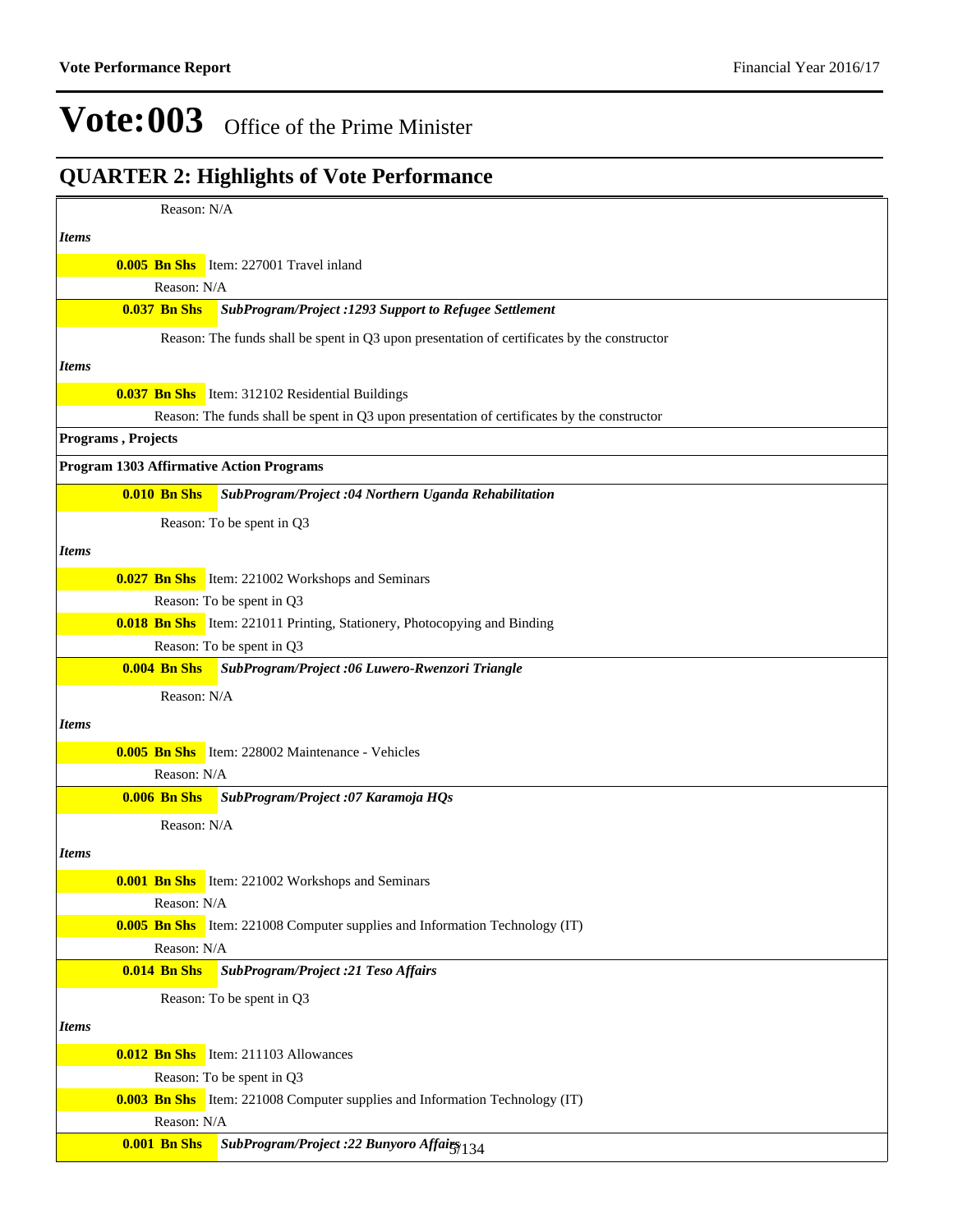# Vote:003 Office of the Prime Minister

## QUARTER 2: Highlights of Vote Performance

Reason: N/A

*Items*

**0.005 Bn Shs** Item: 227001 Travel inland

Reason: N/A

**0.037 Bn Shs** ***SubProgram/Project :1293 Support to Refugee Settlement***

Reason: The funds shall be spent in Q3 upon presentation of certificates by the constructor

*Items*

**0.037 Bn Shs** Item: 312102 Residential Buildings

Reason: The funds shall be spent in Q3 upon presentation of certificates by the constructor

**Programs , Projects**

**Program 1303 Affirmative Action Programs**

**0.010 Bn Shs** ***SubProgram/Project :04 Northern Uganda Rehabilitation***

Reason: To be spent in Q3

*Items*

**0.027 Bn Shs** Item: 221002 Workshops and Seminars

Reason: To be spent in Q3

**0.018 Bn Shs** Item: 221011 Printing, Stationery, Photocopying and Binding

Reason: To be spent in Q3

**0.004 Bn Shs** ***SubProgram/Project :06 Luwero-Rwenzori Triangle***

Reason: N/A

*Items*

**0.005 Bn Shs** Item: 228002 Maintenance - Vehicles

Reason: N/A

**0.006 Bn Shs** ***SubProgram/Project :07 Karamoja HQs***

Reason: N/A

*Items*

**0.001 Bn Shs** Item: 221002 Workshops and Seminars

Reason: N/A

**0.005 Bn Shs** Item: 221008 Computer supplies and Information Technology (IT)

Reason: N/A

**0.014 Bn Shs** ***SubProgram/Project :21 Teso Affairs***

Reason: To be spent in Q3

*Items*

**0.012 Bn Shs** Item: 211103 Allowances

Reason: To be spent in Q3

**0.003 Bn Shs** Item: 221008 Computer supplies and Information Technology (IT)

Reason: N/A

**0.001 Bn Shs** ***SubProgram/Project :22 Bunyoro Affairs***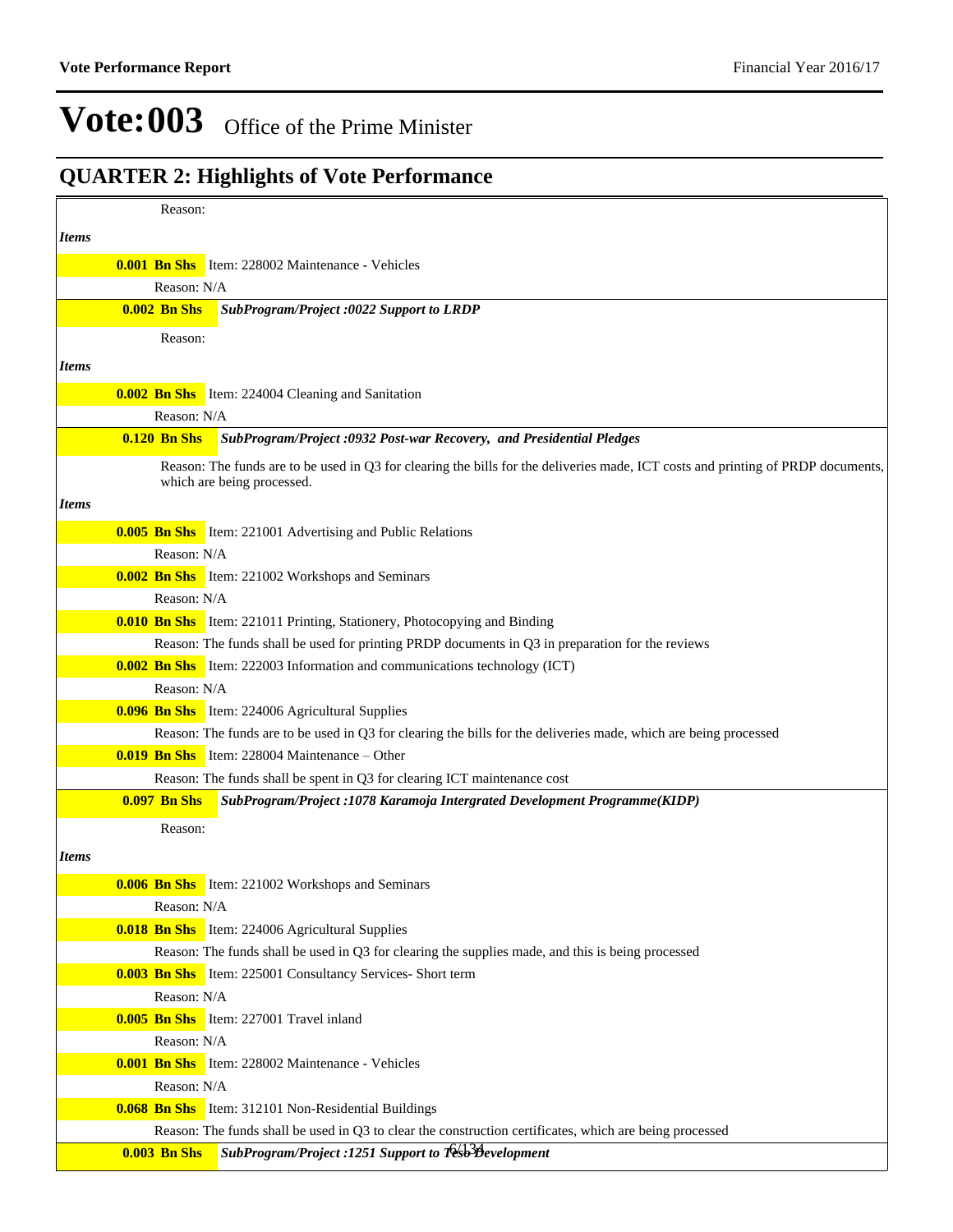# Vote:003 Office of the Prime Minister

## QUARTER 2: Highlights of Vote Performance

Reason:

*Items*

**0.001 Bn Shs** Item: 228002 Maintenance - Vehicles

Reason: N/A

**0.002 Bn Shs** ***SubProgram/Project :0022 Support to LRDP***

Reason:

*Items*

**0.002 Bn Shs** Item: 224004 Cleaning and Sanitation

Reason: N/A

**0.120 Bn Shs** ***SubProgram/Project :0932 Post-war Recovery, and Presidential Pledges***

Reason: The funds are to be used in Q3 for clearing the bills for the deliveries made, ICT costs and printing of PRDP documents, which are being processed.

*Items*

**0.005 Bn Shs** Item: 221001 Advertising and Public Relations

Reason: N/A

**0.002 Bn Shs** Item: 221002 Workshops and Seminars

Reason: N/A

**0.010 Bn Shs** Item: 221011 Printing, Stationery, Photocopying and Binding

Reason: The funds shall be used for printing PRDP documents in Q3 in preparation for the reviews

**0.002 Bn Shs** Item: 222003 Information and communications technology (ICT)

Reason: N/A

**0.096 Bn Shs** Item: 224006 Agricultural Supplies

Reason: The funds are to be used in Q3 for clearing the bills for the deliveries made, which are being processed

**0.019 Bn Shs** Item: 228004 Maintenance – Other

Reason: The funds shall be spent in Q3 for clearing ICT maintenance cost

**0.097 Bn Shs** ***SubProgram/Project :1078 Karamoja Intergrated Development Programme(KIDP)***

Reason:

*Items*

**0.006 Bn Shs** Item: 221002 Workshops and Seminars

Reason: N/A

**0.018 Bn Shs** Item: 224006 Agricultural Supplies

Reason: The funds shall be used in Q3 for clearing the supplies made, and this is being processed

**0.003 Bn Shs** Item: 225001 Consultancy Services- Short term

Reason: N/A

**0.005 Bn Shs** Item: 227001 Travel inland

Reason: N/A

**0.001 Bn Shs** Item: 228002 Maintenance - Vehicles

Reason: N/A

**0.068 Bn Shs** Item: 312101 Non-Residential Buildings

Reason: The funds shall be used in Q3 to clear the construction certificates, which are being processed

**0.003 Bn Shs** ***SubProgram/Project :1251 Support to Teso Development***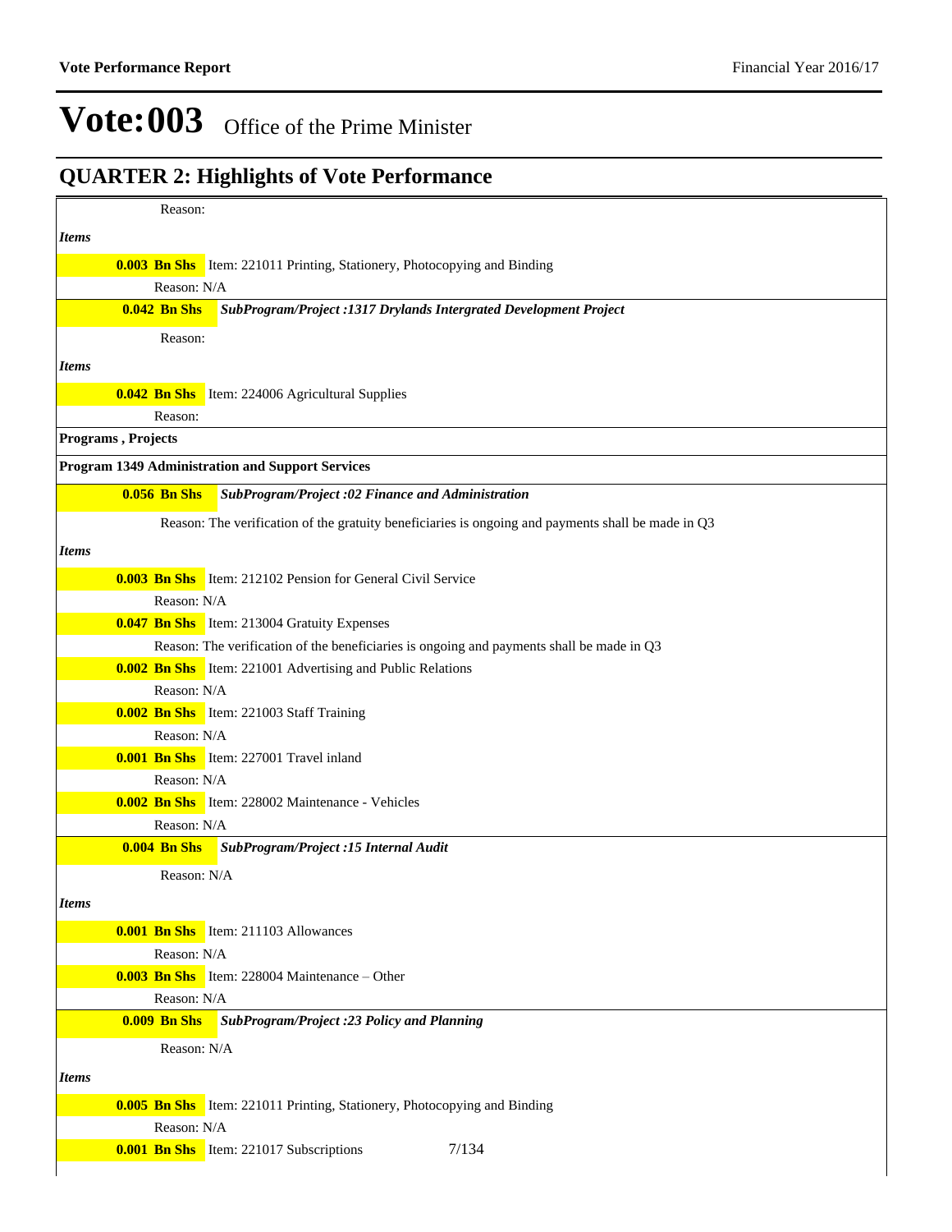# Vote:003 Office of the Prime Minister

## QUARTER 2: Highlights of Vote Performance

Reason:

*Items*

**0.003 Bn Shs** Item: 221011 Printing, Stationery, Photocopying and Binding

Reason: N/A

**0.042 Bn Shs** ***SubProgram/Project :1317 Drylands Intergrated Development Project***

Reason:

*Items*

**0.042 Bn Shs** Item: 224006 Agricultural Supplies

Reason:

**Programs , Projects**

**Program 1349 Administration and Support Services**

**0.056 Bn Shs** ***SubProgram/Project :02 Finance and Administration***

Reason: The verification of the gratuity beneficiaries is ongoing and payments shall be made in Q3

*Items*

**0.003 Bn Shs** Item: 212102 Pension for General Civil Service

Reason: N/A

**0.047 Bn Shs** Item: 213004 Gratuity Expenses

Reason: The verification of the beneficiaries is ongoing and payments shall be made in Q3

**0.002 Bn Shs** Item: 221001 Advertising and Public Relations

Reason: N/A

**0.002 Bn Shs** Item: 221003 Staff Training

Reason: N/A

**0.001 Bn Shs** Item: 227001 Travel inland

Reason: N/A

**0.002 Bn Shs** Item: 228002 Maintenance - Vehicles

Reason: N/A

**0.004 Bn Shs** ***SubProgram/Project :15 Internal Audit***

Reason: N/A

*Items*

**0.001 Bn Shs** Item: 211103 Allowances

Reason: N/A

**0.003 Bn Shs** Item: 228004 Maintenance – Other

Reason: N/A

**0.009 Bn Shs** ***SubProgram/Project :23 Policy and Planning***

Reason: N/A

*Items*

**0.005 Bn Shs** Item: 221011 Printing, Stationery, Photocopying and Binding

Reason: N/A

**0.001 Bn Shs** Item: 221017 Subscriptions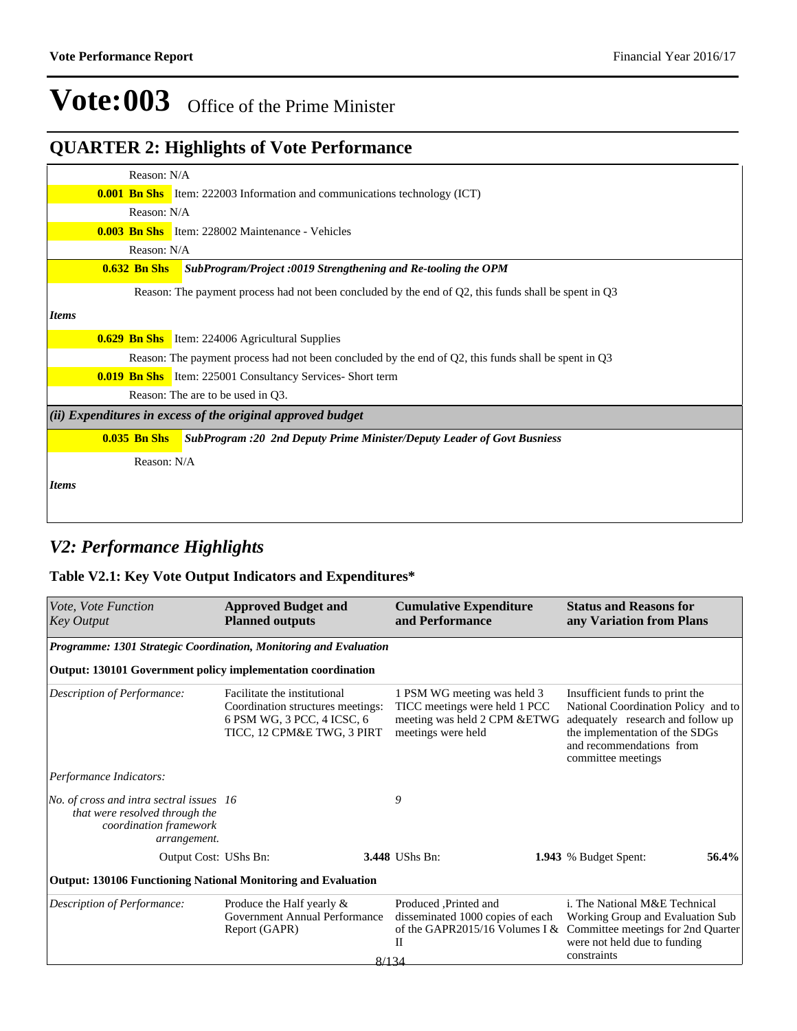# Vote:003 Office of the Prime Minister

## QUARTER 2: Highlights of Vote Performance

Reason: N/A

**0.001 Bn Shs** Item: 222003 Information and communications technology (ICT)

Reason: N/A

**0.003 Bn Shs** Item: 228002 Maintenance - Vehicles

Reason: N/A

**0.632 Bn Shs** ***SubProgram/Project :0019 Strengthening and Re-tooling the OPM***

Reason: The payment process had not been concluded by the end of Q2, this funds shall be spent in Q3

***Items***

**0.629 Bn Shs** Item: 224006 Agricultural Supplies

Reason: The payment process had not been concluded by the end of Q2, this funds shall be spent in Q3

**0.019 Bn Shs** Item: 225001 Consultancy Services- Short term

Reason: The are to be used in Q3.

***(ii) Expenditures in excess of the original approved budget***

**0.035 Bn Shs** ***SubProgram :20 2nd Deputy Prime Minister/Deputy Leader of Govt Busniess***

Reason: N/A

***Items***

## *V2: Performance Highlights*

### Table V2.1: Key Vote Output Indicators and Expenditures*

| *Vote, Vote Function Key Output* | **Approved Budget and Planned outputs** | **Cumulative Expenditure and Performance** | **Status and Reasons for any Variation from Plans** |
|---|---|---|---|
| ***Programme: 1301 Strategic Coordination, Monitoring and Evaluation*** | | | |
| **Output: 130101 Government policy implementation coordination** | | | |
| *Description of Performance:* | Facilitate the institutional Coordination structures meetings: 6 PSM WG, 3 PCC, 4 ICSC, 6 TICC, 12 CPM&E TWG, 3 PIRT | 1 PSM WG meeting was held 3 TICC meetings were held 1 PCC meeting was held 2 CPM &ETWG meetings were held | Insufficient funds to print the National Coordination Policy and to adequately research and follow up the implementation of the SDGs and recommendations from committee meetings |
| *Performance Indicators:* | | | |
| *No. of cross and intra sectral issues that were resolved through the coordination framework arrangement.* | *16* | *9* | |
| Output Cost: UShs Bn: | **3.448** | UShs Bn: **1.943** | % Budget Spent: **56.4%** |
| **Output: 130106 Functioning National Monitoring and Evaluation** | | | |
| *Description of Performance:* | Produce the Half yearly & Government Annual Performance Report (GAPR) | Produced ,Printed and disseminated 1000 copies of each of the GAPR2015/16 Volumes I & II | i. The National M&E Technical Working Group and Evaluation Sub Committee meetings for 2nd Quarter were not held due to funding constraints |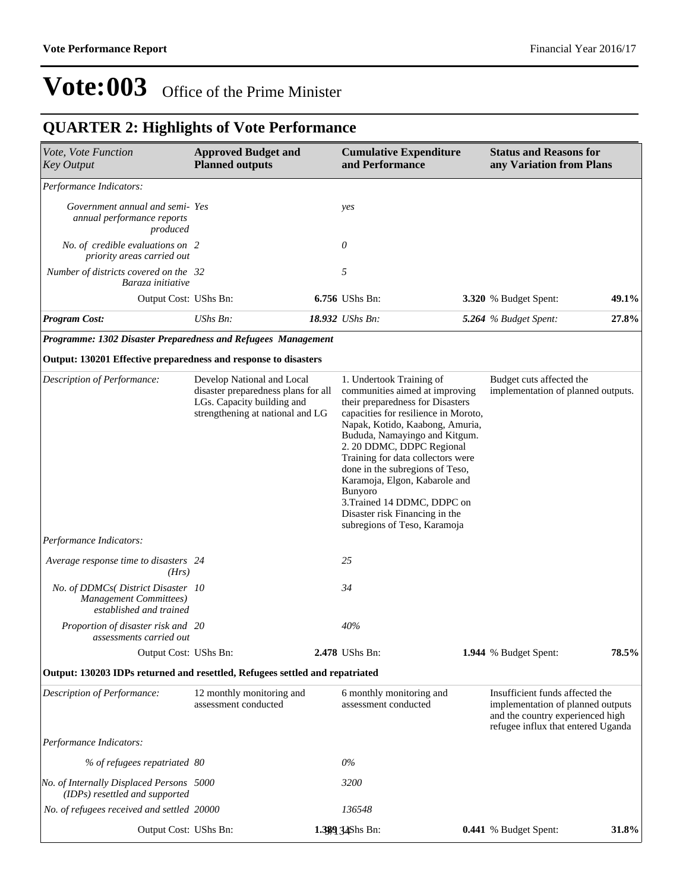# Vote:003 Office of the Prime Minister

## QUARTER 2: Highlights of Vote Performance

| *Vote, Vote Function Key Output* | **Approved Budget and Planned outputs** | **Cumulative Expenditure and Performance** | **Status and Reasons for any Variation from Plans** |
|---|---|---|---|
| *Performance Indicators:* | | | |
| *Government annual and semi-annual performance reports produced* | Yes | *yes* | |
| *No. of credible evaluations on priority areas carried out* | 2 | *0* | |
| *Number of districts covered on the Baraza initiative* | 32 | *5* | |
| Output Cost: UShs Bn: | **6.756** | UShs Bn: **3.320** | % Budget Spent: **49.1%** |
| ***Program Cost:*** | *UShs Bn:* ***18.932*** | *UShs Bn:* ***5.264*** | *% Budget Spent:* ***27.8%*** |
| ***Programme: 1302 Disaster Preparedness and Refugees Management*** | | | |
| **Output: 130201 Effective preparedness and response to disasters** | | | |
| *Description of Performance:* | Develop National and Local disaster preparedness plans for all LGs. Capacity building and strengthening at national and LG | 1. Undertook Training of communities aimed at improving their preparedness for Disasters capacities for resilience in Moroto, Napak, Kotido, Kaabong, Amuria, Bududa, Namayingo and Kitgum.<br>2. 20 DDMC, DDPC Regional Training for data collectors were done in the subregions of Teso, Karamoja, Elgon, Kabarole and Bunyoro<br>3.Trained 14 DDMC, DDPC on Disaster risk Financing in the subregions of Teso, Karamoja | Budget cuts affected the implementation of planned outputs. |
| *Performance Indicators:* | | | |
| *Average response time to disasters (Hrs)* | 24 | *25* | |
| *No. of DDMCs( District Disaster Management Committees) established and trained* | 10 | *34* | |
| *Proportion of disaster risk and assessments carried out* | 20 | *40%* | |
| Output Cost: UShs Bn: | **2.478** | UShs Bn: **1.944** | % Budget Spent: **78.5%** |
| **Output: 130203 IDPs returned and resettled, Refugees settled and repatriated** | | | |
| *Description of Performance:* | 12 monthly monitoring and assessment conducted | 6 monthly monitoring and assessment conducted | Insufficient funds affected the implementation of planned outputs and the country experienced high refugee influx that entered Uganda |
| *Performance Indicators:* | | | |
| *% of refugees repatriated* | 80 | *0%* | |
| *No. of Internally Displaced Persons (IDPs) resettled and supported* | 5000 | *3200* | |
| *No. of refugees received and settled* | 20000 | *136548* | |
| Output Cost: UShs Bn: | **1.389** | UShs Bn: **0.441** | % Budget Spent: **31.8%** |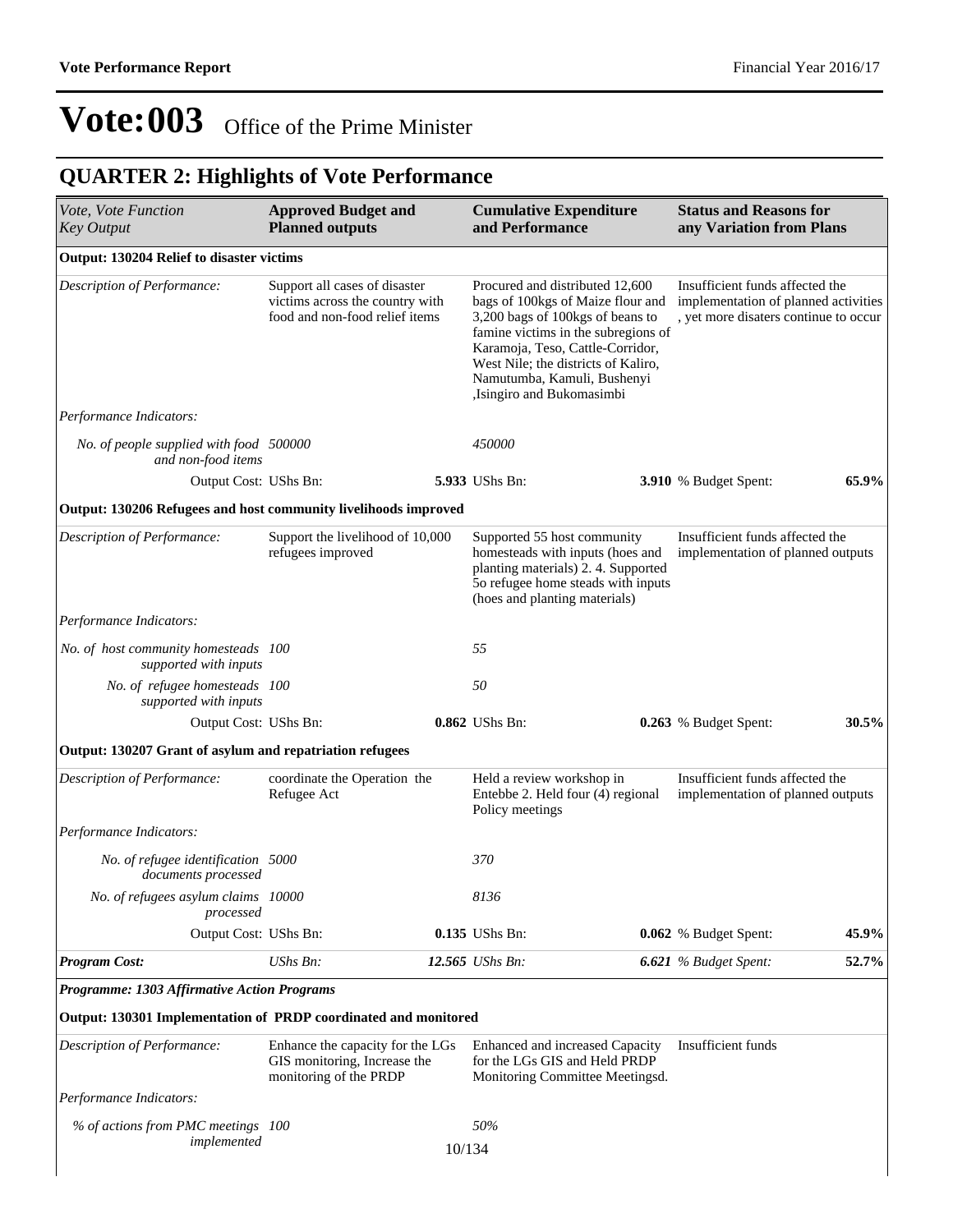# Vote:003 Office of the Prime Minister

## QUARTER 2: Highlights of Vote Performance

| *Vote, Vote Function Key Output* | **Approved Budget and Planned outputs** | **Cumulative Expenditure and Performance** | **Status and Reasons for any Variation from Plans** |
|---|---|---|---|
| **Output: 130204 Relief to disaster victims** | | | |
| *Description of Performance:* | Support all cases of disaster victims across the country with food and non-food relief items | Procured and distributed 12,600 bags of 100kgs of Maize flour and 3,200 bags of 100kgs of beans to famine victims in the subregions of Karamoja, Teso, Cattle-Corridor, West Nile; the districts of Kaliro, Namutumba, Kamuli, Bushenyi ,Isingiro and Bukomasimbi | Insufficient funds affected the implementation of planned activities , yet more disaters continue to occur |
| *Performance Indicators:* | | | |
| *No. of people supplied with food and non-food items* | *500000* | *450000* | |
| Output Cost: UShs Bn: | **5.933** | UShs Bn: **3.910** | % Budget Spent: **65.9%** |
| **Output: 130206 Refugees and host community livelihoods improved** | | | |
| *Description of Performance:* | Support the livelihood of 10,000 refugees improved | Supported 55 host community homesteads with inputs (hoes and planting materials) 2. 4. Supported 5o refugee home steads with inputs (hoes and planting materials) | Insufficient funds affected the implementation of planned outputs |
| *Performance Indicators:* | | | |
| *No. of host community homesteads supported with inputs* | *100* | *55* | |
| *No. of refugee homesteads supported with inputs* | *100* | *50* | |
| Output Cost: UShs Bn: | **0.862** | UShs Bn: **0.263** | % Budget Spent: **30.5%** |
| **Output: 130207 Grant of asylum and repatriation refugees** | | | |
| *Description of Performance:* | coordinate the Operation the Refugee Act | Held a review workshop in Entebbe 2. Held four (4) regional Policy meetings | Insufficient funds affected the implementation of planned outputs |
| *Performance Indicators:* | | | |
| *No. of refugee identification documents processed* | *5000* | *370* | |
| *No. of refugees asylum claims processed* | *10000* | *8136* | |
| Output Cost: UShs Bn: | **0.135** | UShs Bn: **0.062** | % Budget Spent: **45.9%** |
| ***Program Cost:*** | *UShs Bn:* ***12.565*** | *UShs Bn:* ***6.621*** | *% Budget Spent:* **52.7%** |
| ***Programme: 1303 Affirmative Action Programs*** | | | |
| **Output: 130301 Implementation of PRDP coordinated and monitored** | | | |
| *Description of Performance:* | Enhance the capacity for the LGs GIS monitoring, Increase the monitoring of the PRDP | Enhanced and increased Capacity for the LGs GIS and Held PRDP Monitoring Committee Meetingsd. | Insufficient funds |
| *Performance Indicators:* | | | |
| *% of actions from PMC meetings implemented* | *100* | *50%* | |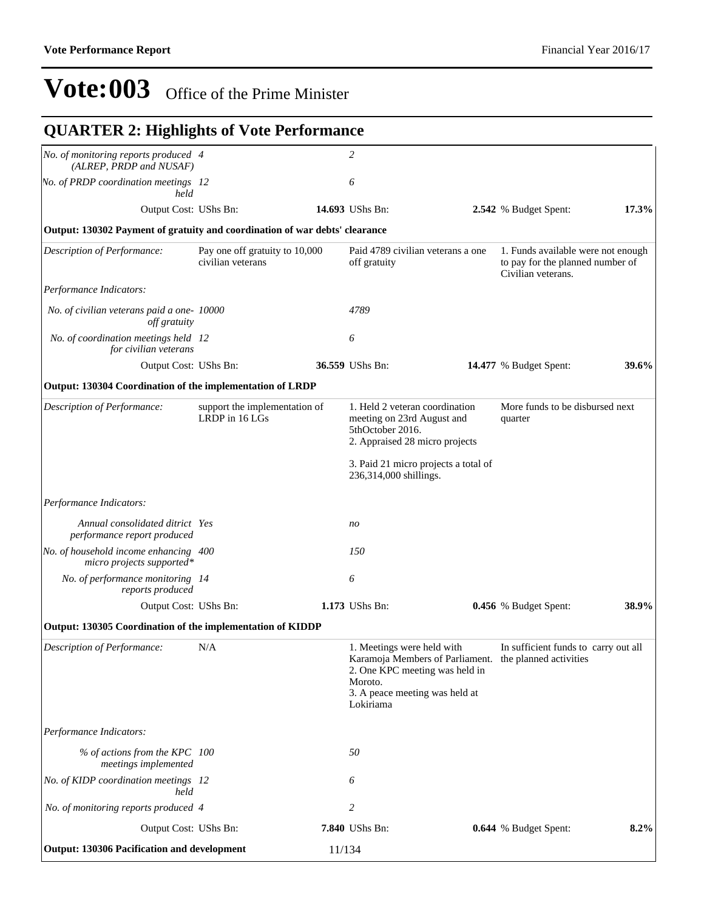# Vote:003 Office of the Prime Minister

## QUARTER 2: Highlights of Vote Performance

| | | | | | |
|---|---|---|---|---|---|
| *No. of monitoring reports produced (ALREP, PRDP and NUSAF)* | *4* | *2* | | | |
| *No. of PRDP coordination meetings held* | *12* | *6* | | | |
| Output Cost: UShs Bn: | **14.693** | UShs Bn: | **2.542** | % Budget Spent: | **17.3%** |

**Output: 130302 Payment of gratuity and coordination of war debts' clearance**

| | | | | | |
|---|---|---|---|---|---|
| *Description of Performance:* | Pay one off gratuity to 10,000 civilian veterans | Paid 4789 civilian veterans a one off gratuity | 1. Funds available were not enough to pay for the planned number of Civilian veterans. | | |
| *Performance Indicators:* | | | | | |
| *No. of civilian veterans paid a one-off gratuity* | *10000* | *4789* | | | |
| *No. of coordination meetings held for civilian veterans* | *12* | *6* | | | |
| Output Cost: UShs Bn: | **36.559** | UShs Bn: | **14.477** | % Budget Spent: | **39.6%** |

**Output: 130304 Coordination of the implementation of LRDP**

| | | | | | |
|---|---|---|---|---|---|
| *Description of Performance:* | support the implementation of LRDP in 16 LGs | 1. Held 2 veteran coordination meeting on 23rd August and 5thOctober 2016.<br>2. Appraised 28 micro projects<br><br>3. Paid 21 micro projects a total of 236,314,000 shillings. | More funds to be disbursed next quarter | | |
| *Performance Indicators:* | | | | | |
| *Annual consolidated ditrict performance report produced* | *Yes* | *no* | | | |
| *No. of household income enhancing micro projects supported** | *400* | *150* | | | |
| *No. of performance monitoring reports produced* | *14* | *6* | | | |
| Output Cost: UShs Bn: | **1.173** | UShs Bn: | **0.456** | % Budget Spent: | **38.9%** |

**Output: 130305 Coordination of the implementation of KIDDP**

| | | | | | |
|---|---|---|---|---|---|
| *Description of Performance:* | N/A | 1. Meetings were held with Karamoja Members of Parliament.<br>2. One KPC meeting was held in Moroto.<br>3. A peace meeting was held at Lokiriama | In sufficient funds to carry out all the planned activities | | |
| *Performance Indicators:* | | | | | |
| *% of actions from the KPC meetings implemented* | *100* | *50* | | | |
| *No. of KIDP coordination meetings held* | *12* | *6* | | | |
| *No. of monitoring reports produced* | *4* | *2* | | | |
| Output Cost: UShs Bn: | **7.840** | UShs Bn: | **0.644** | % Budget Spent: | **8.2%** |

**Output: 130306 Pacification and development**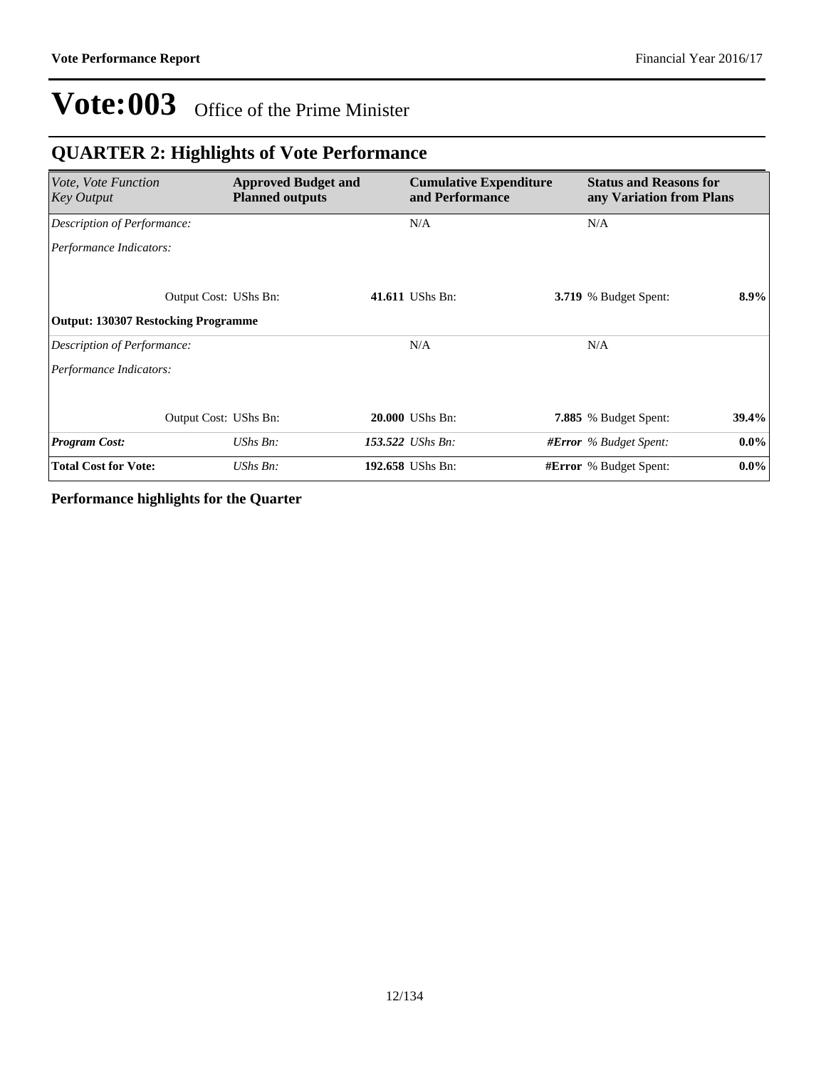# Vote:003 Office of the Prime Minister

## QUARTER 2: Highlights of Vote Performance

| *Vote, Vote Function Key Output* | **Approved Budget and Planned outputs** | **Cumulative Expenditure and Performance** | **Status and Reasons for any Variation from Plans** |
|---|---|---|---|
| *Description of Performance:* | | N/A | N/A |
| *Performance Indicators:* | | | |
| Output Cost: UShs Bn: | **41.611** | UShs Bn: **3.719** | % Budget Spent: **8.9%** |
| **Output: 130307 Restocking Programme** | | | |
| *Description of Performance:* | | N/A | N/A |
| *Performance Indicators:* | | | |
| Output Cost: UShs Bn: | **20.000** | UShs Bn: **7.885** | % Budget Spent: **39.4%** |
| ***Program Cost:*** *UShs Bn:* | ***153.522*** | *UShs Bn:* ***#Error*** | *% Budget Spent:* **0.0%** |
| **Total Cost for Vote:** *UShs Bn:* | **192.658** | UShs Bn: **#Error** | % Budget Spent: **0.0%** |

**Performance highlights for the Quarter**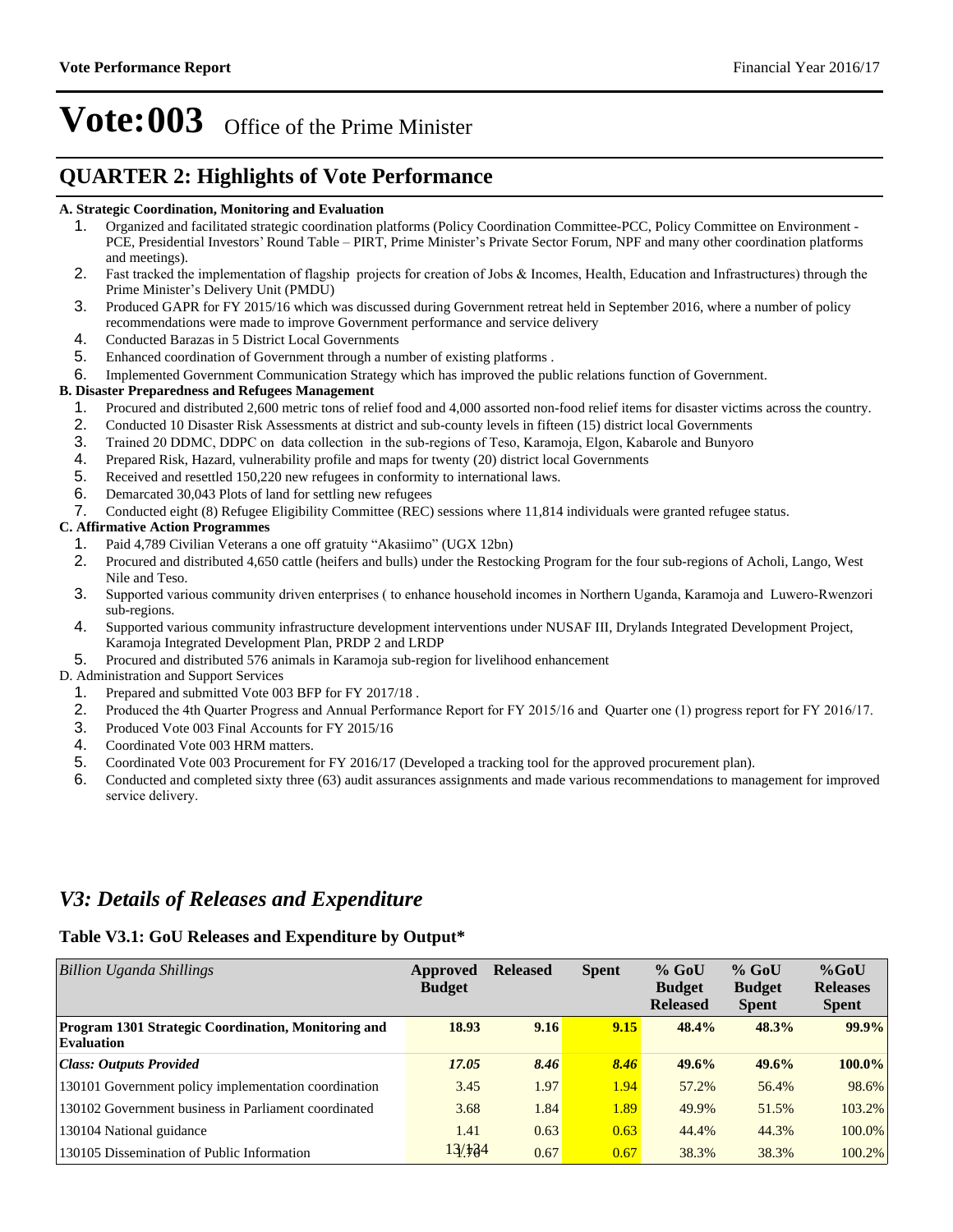# Vote:003 Office of the Prime Minister

## QUARTER 2: Highlights of Vote Performance

**A. Strategic Coordination, Monitoring and Evaluation**

1. Organized and facilitated strategic coordination platforms (Policy Coordination Committee-PCC, Policy Committee on Environment - PCE, Presidential Investors' Round Table – PIRT, Prime Minister's Private Sector Forum, NPF and many other coordination platforms and meetings).
2. Fast tracked the implementation of flagship projects for creation of Jobs & Incomes, Health, Education and Infrastructures) through the Prime Minister's Delivery Unit (PMDU)
3. Produced GAPR for FY 2015/16 which was discussed during Government retreat held in September 2016, where a number of policy recommendations were made to improve Government performance and service delivery
4. Conducted Barazas in 5 District Local Governments
5. Enhanced coordination of Government through a number of existing platforms .
6. Implemented Government Communication Strategy which has improved the public relations function of Government.

**B. Disaster Preparedness and Refugees Management**

1. Procured and distributed 2,600 metric tons of relief food and 4,000 assorted non-food relief items for disaster victims across the country.
2. Conducted 10 Disaster Risk Assessments at district and sub-county levels in fifteen (15) district local Governments
3. Trained 20 DDMC, DDPC on data collection in the sub-regions of Teso, Karamoja, Elgon, Kabarole and Bunyoro
4. Prepared Risk, Hazard, vulnerability profile and maps for twenty (20) district local Governments
5. Received and resettled 150,220 new refugees in conformity to international laws.
6. Demarcated 30,043 Plots of land for settling new refugees
7. Conducted eight (8) Refugee Eligibility Committee (REC) sessions where 11,814 individuals were granted refugee status.

**C. Affirmative Action Programmes**

1. Paid 4,789 Civilian Veterans a one off gratuity "Akasiimo" (UGX 12bn)
2. Procured and distributed 4,650 cattle (heifers and bulls) under the Restocking Program for the four sub-regions of Acholi, Lango, West Nile and Teso.
3. Supported various community driven enterprises ( to enhance household incomes in Northern Uganda, Karamoja and Luwero-Rwenzori sub-regions.
4. Supported various community infrastructure development interventions under NUSAF III, Drylands Integrated Development Project, Karamoja Integrated Development Plan, PRDP 2 and LRDP
5. Procured and distributed 576 animals in Karamoja sub-region for livelihood enhancement

D. Administration and Support Services

1. Prepared and submitted Vote 003 BFP for FY 2017/18 .
2. Produced the 4th Quarter Progress and Annual Performance Report for FY 2015/16 and Quarter one (1) progress report for FY 2016/17.
3. Produced Vote 003 Final Accounts for FY 2015/16
4. Coordinated Vote 003 HRM matters.
5. Coordinated Vote 003 Procurement for FY 2016/17 (Developed a tracking tool for the approved procurement plan).
6. Conducted and completed sixty three (63) audit assurances assignments and made various recommendations to management for improved service delivery.

## *V3: Details of Releases and Expenditure*

### Table V3.1: GoU Releases and Expenditure by Output*

| *Billion Uganda Shillings* | **Approved Budget** | **Released** | **Spent** | **% GoU Budget Released** | **% GoU Budget Spent** | **%GoU Releases Spent** |
|---|---|---|---|---|---|---|
| **Program 1301 Strategic Coordination, Monitoring and Evaluation** | **18.93** | **9.16** | **9.15** | **48.4%** | **48.3%** | **99.9%** |
| ***Class: Outputs Provided*** | ***17.05*** | ***8.46*** | ***8.46*** | **49.6%** | **49.6%** | **100.0%** |
| 130101 Government policy implementation coordination | 3.45 | 1.97 | 1.94 | 57.2% | 56.4% | 98.6% |
| 130102 Government business in Parliament coordinated | 3.68 | 1.84 | 1.89 | 49.9% | 51.5% | 103.2% |
| 130104 National guidance | 1.41 | 0.63 | 0.63 | 44.4% | 44.3% | 100.0% |
| 130105 Dissemination of Public Information | 1.76 | 0.67 | 0.67 | 38.3% | 38.3% | 100.2% |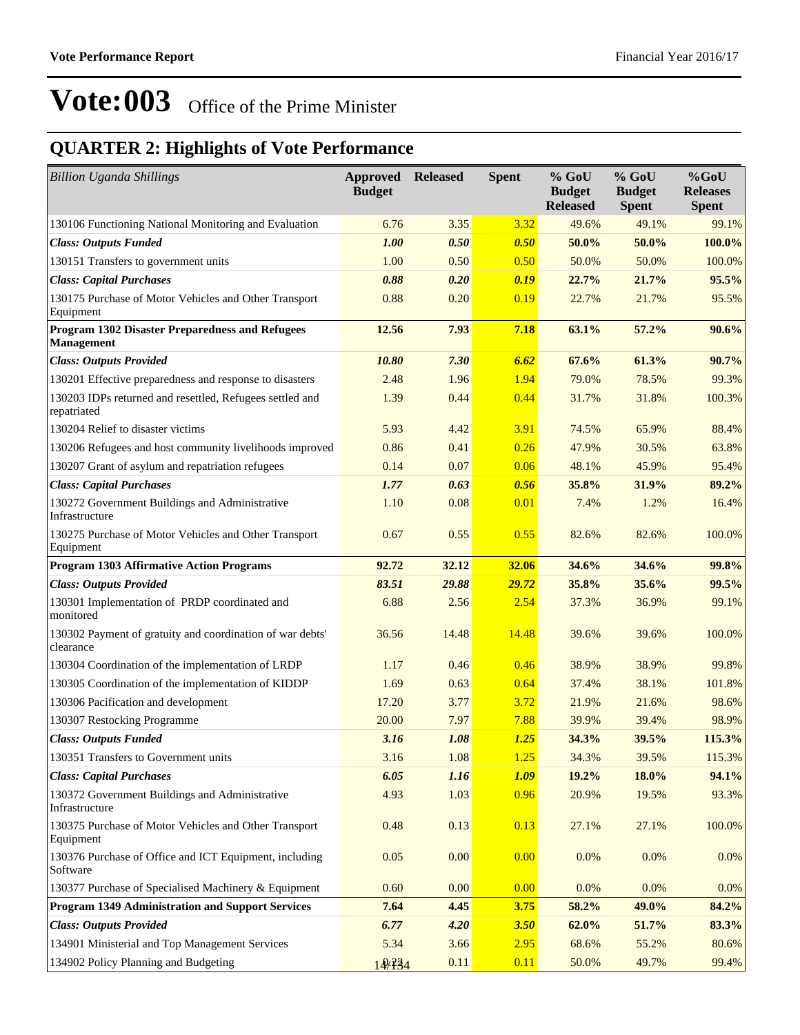# Vote:003 Office of the Prime Minister

## QUARTER 2: Highlights of Vote Performance

| *Billion Uganda Shillings* | **Approved Budget** | **Released** | **Spent** | **% GoU Budget Released** | **% GoU Budget Spent** | **%GoU Releases Spent** |
|---|---|---|---|---|---|---|
| 130106 Functioning National Monitoring and Evaluation | 6.76 | 3.35 | 3.32 | 49.6% | 49.1% | 99.1% |
| ***Class: Outputs Funded*** | ***1.00*** | ***0.50*** | ***0.50*** | **50.0%** | **50.0%** | **100.0%** |
| 130151 Transfers to government units | 1.00 | 0.50 | 0.50 | 50.0% | 50.0% | 100.0% |
| ***Class: Capital Purchases*** | ***0.88*** | ***0.20*** | ***0.19*** | **22.7%** | **21.7%** | **95.5%** |
| 130175 Purchase of Motor Vehicles and Other Transport Equipment | 0.88 | 0.20 | 0.19 | 22.7% | 21.7% | 95.5% |
| **Program 1302 Disaster Preparedness and Refugees Management** | **12.56** | **7.93** | **7.18** | **63.1%** | **57.2%** | **90.6%** |
| ***Class: Outputs Provided*** | ***10.80*** | ***7.30*** | ***6.62*** | **67.6%** | **61.3%** | **90.7%** |
| 130201 Effective preparedness and response to disasters | 2.48 | 1.96 | 1.94 | 79.0% | 78.5% | 99.3% |
| 130203 IDPs returned and resettled, Refugees settled and repatriated | 1.39 | 0.44 | 0.44 | 31.7% | 31.8% | 100.3% |
| 130204 Relief to disaster victims | 5.93 | 4.42 | 3.91 | 74.5% | 65.9% | 88.4% |
| 130206 Refugees and host community livelihoods improved | 0.86 | 0.41 | 0.26 | 47.9% | 30.5% | 63.8% |
| 130207 Grant of asylum and repatriation refugees | 0.14 | 0.07 | 0.06 | 48.1% | 45.9% | 95.4% |
| ***Class: Capital Purchases*** | ***1.77*** | ***0.63*** | ***0.56*** | **35.8%** | **31.9%** | **89.2%** |
| 130272 Government Buildings and Administrative Infrastructure | 1.10 | 0.08 | 0.01 | 7.4% | 1.2% | 16.4% |
| 130275 Purchase of Motor Vehicles and Other Transport Equipment | 0.67 | 0.55 | 0.55 | 82.6% | 82.6% | 100.0% |
| **Program 1303 Affirmative Action Programs** | **92.72** | **32.12** | **32.06** | **34.6%** | **34.6%** | **99.8%** |
| ***Class: Outputs Provided*** | ***83.51*** | ***29.88*** | ***29.72*** | **35.8%** | **35.6%** | **99.5%** |
| 130301 Implementation of PRDP coordinated and monitored | 6.88 | 2.56 | 2.54 | 37.3% | 36.9% | 99.1% |
| 130302 Payment of gratuity and coordination of war debts' clearance | 36.56 | 14.48 | 14.48 | 39.6% | 39.6% | 100.0% |
| 130304 Coordination of the implementation of LRDP | 1.17 | 0.46 | 0.46 | 38.9% | 38.9% | 99.8% |
| 130305 Coordination of the implementation of KIDDP | 1.69 | 0.63 | 0.64 | 37.4% | 38.1% | 101.8% |
| 130306 Pacification and development | 17.20 | 3.77 | 3.72 | 21.9% | 21.6% | 98.6% |
| 130307 Restocking Programme | 20.00 | 7.97 | 7.88 | 39.9% | 39.4% | 98.9% |
| ***Class: Outputs Funded*** | ***3.16*** | ***1.08*** | ***1.25*** | **34.3%** | **39.5%** | **115.3%** |
| 130351 Transfers to Government units | 3.16 | 1.08 | 1.25 | 34.3% | 39.5% | 115.3% |
| ***Class: Capital Purchases*** | ***6.05*** | ***1.16*** | ***1.09*** | **19.2%** | **18.0%** | **94.1%** |
| 130372 Government Buildings and Administrative Infrastructure | 4.93 | 1.03 | 0.96 | 20.9% | 19.5% | 93.3% |
| 130375 Purchase of Motor Vehicles and Other Transport Equipment | 0.48 | 0.13 | 0.13 | 27.1% | 27.1% | 100.0% |
| 130376 Purchase of Office and ICT Equipment, including Software | 0.05 | 0.00 | 0.00 | 0.0% | 0.0% | 0.0% |
| 130377 Purchase of Specialised Machinery & Equipment | 0.60 | 0.00 | 0.00 | 0.0% | 0.0% | 0.0% |
| **Program 1349 Administration and Support Services** | **7.64** | **4.45** | **3.75** | **58.2%** | **49.0%** | **84.2%** |
| ***Class: Outputs Provided*** | ***6.77*** | ***4.20*** | ***3.50*** | **62.0%** | **51.7%** | **83.3%** |
| 134901 Ministerial and Top Management Services | 5.34 | 3.66 | 2.95 | 68.6% | 55.2% | 80.6% |
| 134902 Policy Planning and Budgeting | 0.22 | 0.11 | 0.11 | 50.0% | 49.7% | 99.4% |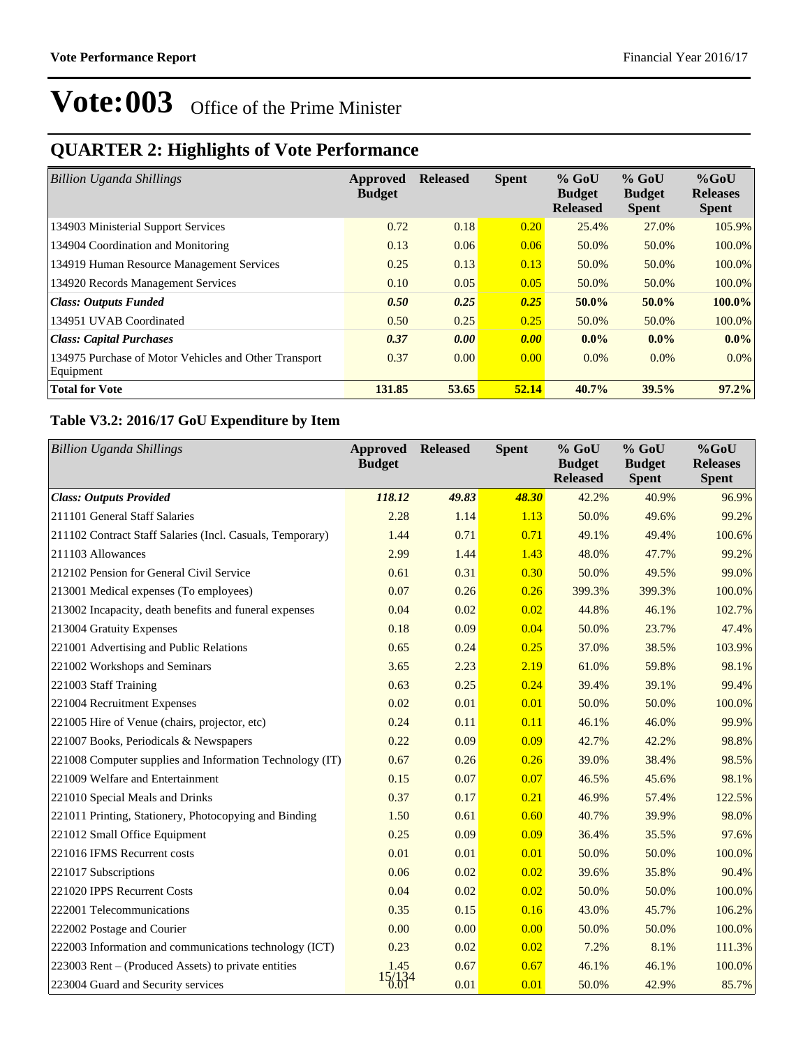# Vote:003 Office of the Prime Minister

## QUARTER 2: Highlights of Vote Performance

| *Billion Uganda Shillings* | Approved Budget | Released | Spent | % GoU Budget Released | % GoU Budget Spent | %GoU Releases Spent |
|---|---|---|---|---|---|---|
| 134903 Ministerial Support Services | 0.72 | 0.18 | 0.20 | 25.4% | 27.0% | 105.9% |
| 134904 Coordination and Monitoring | 0.13 | 0.06 | 0.06 | 50.0% | 50.0% | 100.0% |
| 134919 Human Resource Management Services | 0.25 | 0.13 | 0.13 | 50.0% | 50.0% | 100.0% |
| 134920 Records Management Services | 0.10 | 0.05 | 0.05 | 50.0% | 50.0% | 100.0% |
| ***Class: Outputs Funded*** | ***0.50*** | ***0.25*** | ***0.25*** | **50.0%** | **50.0%** | **100.0%** |
| 134951 UVAB Coordinated | 0.50 | 0.25 | 0.25 | 50.0% | 50.0% | 100.0% |
| ***Class: Capital Purchases*** | ***0.37*** | ***0.00*** | ***0.00*** | **0.0%** | **0.0%** | **0.0%** |
| 134975 Purchase of Motor Vehicles and Other Transport Equipment | 0.37 | 0.00 | 0.00 | 0.0% | 0.0% | 0.0% |
| **Total for Vote** | **131.85** | **53.65** | **52.14** | **40.7%** | **39.5%** | **97.2%** |

### Table V3.2: 2016/17 GoU Expenditure by Item

| *Billion Uganda Shillings* | Approved Budget | Released | Spent | % GoU Budget Released | % GoU Budget Spent | %GoU Releases Spent |
|---|---|---|---|---|---|---|
| ***Class: Outputs Provided*** | ***118.12*** | ***49.83*** | ***48.30*** | 42.2% | 40.9% | 96.9% |
| 211101 General Staff Salaries | 2.28 | 1.14 | 1.13 | 50.0% | 49.6% | 99.2% |
| 211102 Contract Staff Salaries (Incl. Casuals, Temporary) | 1.44 | 0.71 | 0.71 | 49.1% | 49.4% | 100.6% |
| 211103 Allowances | 2.99 | 1.44 | 1.43 | 48.0% | 47.7% | 99.2% |
| 212102 Pension for General Civil Service | 0.61 | 0.31 | 0.30 | 50.0% | 49.5% | 99.0% |
| 213001 Medical expenses (To employees) | 0.07 | 0.26 | 0.26 | 399.3% | 399.3% | 100.0% |
| 213002 Incapacity, death benefits and funeral expenses | 0.04 | 0.02 | 0.02 | 44.8% | 46.1% | 102.7% |
| 213004 Gratuity Expenses | 0.18 | 0.09 | 0.04 | 50.0% | 23.7% | 47.4% |
| 221001 Advertising and Public Relations | 0.65 | 0.24 | 0.25 | 37.0% | 38.5% | 103.9% |
| 221002 Workshops and Seminars | 3.65 | 2.23 | 2.19 | 61.0% | 59.8% | 98.1% |
| 221003 Staff Training | 0.63 | 0.25 | 0.24 | 39.4% | 39.1% | 99.4% |
| 221004 Recruitment Expenses | 0.02 | 0.01 | 0.01 | 50.0% | 50.0% | 100.0% |
| 221005 Hire of Venue (chairs, projector, etc) | 0.24 | 0.11 | 0.11 | 46.1% | 46.0% | 99.9% |
| 221007 Books, Periodicals & Newspapers | 0.22 | 0.09 | 0.09 | 42.7% | 42.2% | 98.8% |
| 221008 Computer supplies and Information Technology (IT) | 0.67 | 0.26 | 0.26 | 39.0% | 38.4% | 98.5% |
| 221009 Welfare and Entertainment | 0.15 | 0.07 | 0.07 | 46.5% | 45.6% | 98.1% |
| 221010 Special Meals and Drinks | 0.37 | 0.17 | 0.21 | 46.9% | 57.4% | 122.5% |
| 221011 Printing, Stationery, Photocopying and Binding | 1.50 | 0.61 | 0.60 | 40.7% | 39.9% | 98.0% |
| 221012 Small Office Equipment | 0.25 | 0.09 | 0.09 | 36.4% | 35.5% | 97.6% |
| 221016 IFMS Recurrent costs | 0.01 | 0.01 | 0.01 | 50.0% | 50.0% | 100.0% |
| 221017 Subscriptions | 0.06 | 0.02 | 0.02 | 39.6% | 35.8% | 90.4% |
| 221020 IPPS Recurrent Costs | 0.04 | 0.02 | 0.02 | 50.0% | 50.0% | 100.0% |
| 222001 Telecommunications | 0.35 | 0.15 | 0.16 | 43.0% | 45.7% | 106.2% |
| 222002 Postage and Courier | 0.00 | 0.00 | 0.00 | 50.0% | 50.0% | 100.0% |
| 222003 Information and communications technology (ICT) | 0.23 | 0.02 | 0.02 | 7.2% | 8.1% | 111.3% |
| 223003 Rent – (Produced Assets) to private entities | 1.45 | 0.67 | 0.67 | 46.1% | 46.1% | 100.0% |
| 223004 Guard and Security services | 0.01 | 0.01 | 0.01 | 50.0% | 42.9% | 85.7% |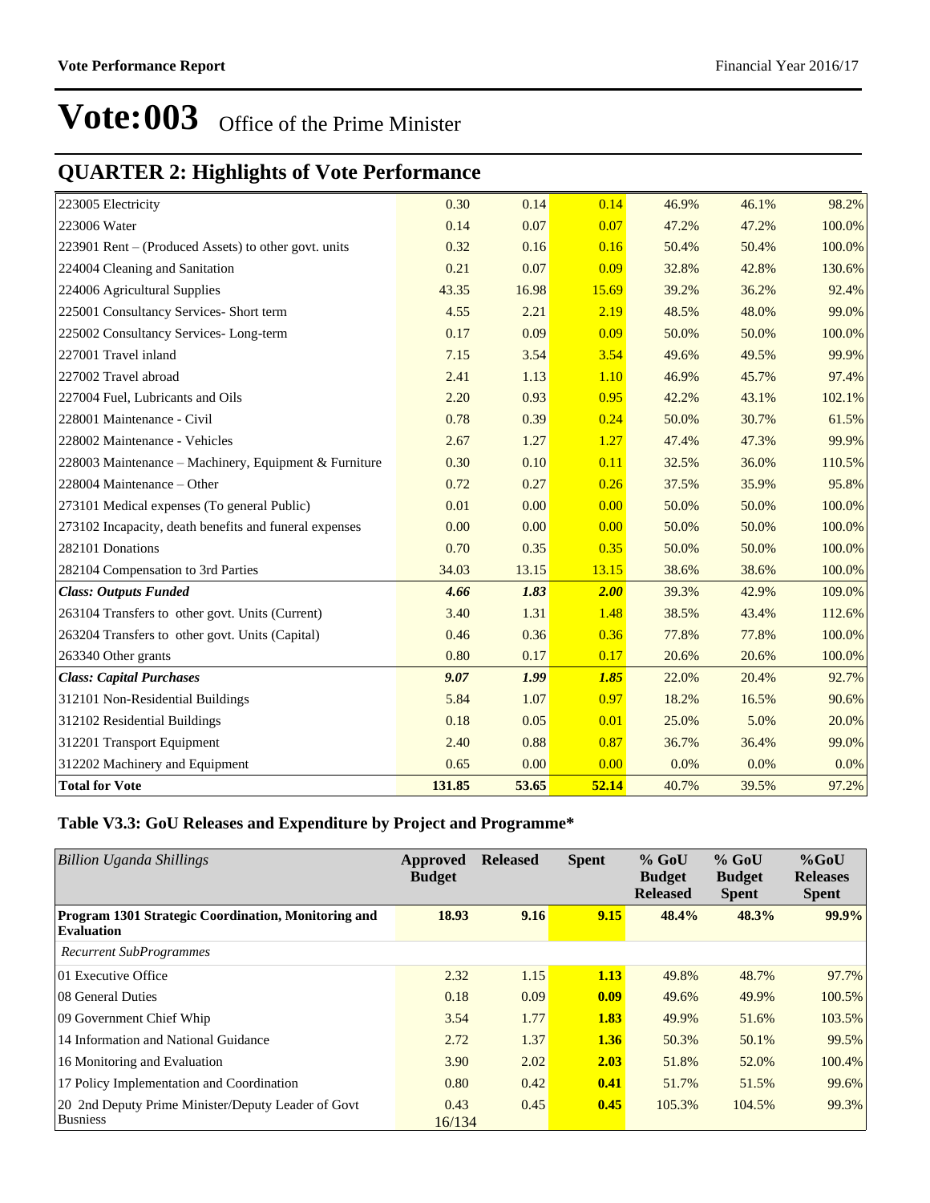# Vote:003 Office of the Prime Minister

## QUARTER 2: Highlights of Vote Performance

| | | | | | | |
|---|---|---|---|---|---|---|
| 223005 Electricity | 0.30 | 0.14 | 0.14 | 46.9% | 46.1% | 98.2% |
| 223006 Water | 0.14 | 0.07 | 0.07 | 47.2% | 47.2% | 100.0% |
| 223901 Rent – (Produced Assets) to other govt. units | 0.32 | 0.16 | 0.16 | 50.4% | 50.4% | 100.0% |
| 224004 Cleaning and Sanitation | 0.21 | 0.07 | 0.09 | 32.8% | 42.8% | 130.6% |
| 224006 Agricultural Supplies | 43.35 | 16.98 | 15.69 | 39.2% | 36.2% | 92.4% |
| 225001 Consultancy Services- Short term | 4.55 | 2.21 | 2.19 | 48.5% | 48.0% | 99.0% |
| 225002 Consultancy Services- Long-term | 0.17 | 0.09 | 0.09 | 50.0% | 50.0% | 100.0% |
| 227001 Travel inland | 7.15 | 3.54 | 3.54 | 49.6% | 49.5% | 99.9% |
| 227002 Travel abroad | 2.41 | 1.13 | 1.10 | 46.9% | 45.7% | 97.4% |
| 227004 Fuel, Lubricants and Oils | 2.20 | 0.93 | 0.95 | 42.2% | 43.1% | 102.1% |
| 228001 Maintenance - Civil | 0.78 | 0.39 | 0.24 | 50.0% | 30.7% | 61.5% |
| 228002 Maintenance - Vehicles | 2.67 | 1.27 | 1.27 | 47.4% | 47.3% | 99.9% |
| 228003 Maintenance – Machinery, Equipment & Furniture | 0.30 | 0.10 | 0.11 | 32.5% | 36.0% | 110.5% |
| 228004 Maintenance – Other | 0.72 | 0.27 | 0.26 | 37.5% | 35.9% | 95.8% |
| 273101 Medical expenses (To general Public) | 0.01 | 0.00 | 0.00 | 50.0% | 50.0% | 100.0% |
| 273102 Incapacity, death benefits and funeral expenses | 0.00 | 0.00 | 0.00 | 50.0% | 50.0% | 100.0% |
| 282101 Donations | 0.70 | 0.35 | 0.35 | 50.0% | 50.0% | 100.0% |
| 282104 Compensation to 3rd Parties | 34.03 | 13.15 | 13.15 | 38.6% | 38.6% | 100.0% |
| ***Class: Outputs Funded*** | ***4.66*** | ***1.83*** | ***2.00*** | 39.3% | 42.9% | 109.0% |
| 263104 Transfers to other govt. Units (Current) | 3.40 | 1.31 | 1.48 | 38.5% | 43.4% | 112.6% |
| 263204 Transfers to other govt. Units (Capital) | 0.46 | 0.36 | 0.36 | 77.8% | 77.8% | 100.0% |
| 263340 Other grants | 0.80 | 0.17 | 0.17 | 20.6% | 20.6% | 100.0% |
| ***Class: Capital Purchases*** | ***9.07*** | ***1.99*** | ***1.85*** | 22.0% | 20.4% | 92.7% |
| 312101 Non-Residential Buildings | 5.84 | 1.07 | 0.97 | 18.2% | 16.5% | 90.6% |
| 312102 Residential Buildings | 0.18 | 0.05 | 0.01 | 25.0% | 5.0% | 20.0% |
| 312201 Transport Equipment | 2.40 | 0.88 | 0.87 | 36.7% | 36.4% | 99.0% |
| 312202 Machinery and Equipment | 0.65 | 0.00 | 0.00 | 0.0% | 0.0% | 0.0% |
| **Total for Vote** | **131.85** | **53.65** | **52.14** | 40.7% | 39.5% | 97.2% |

### Table V3.3: GoU Releases and Expenditure by Project and Programme*

| *Billion Uganda Shillings* | **Approved Budget** | **Released** | **Spent** | **% GoU Budget Released** | **% GoU Budget Spent** | **%GoU Releases Spent** |
|---|---|---|---|---|---|---|
| **Program 1301 Strategic Coordination, Monitoring and Evaluation** | **18.93** | **9.16** | **9.15** | **48.4%** | **48.3%** | **99.9%** |
| *Recurrent SubProgrammes* | | | | | | |
| 01 Executive Office | 2.32 | 1.15 | **1.13** | 49.8% | 48.7% | 97.7% |
| 08 General Duties | 0.18 | 0.09 | **0.09** | 49.6% | 49.9% | 100.5% |
| 09 Government Chief Whip | 3.54 | 1.77 | **1.83** | 49.9% | 51.6% | 103.5% |
| 14 Information and National Guidance | 2.72 | 1.37 | **1.36** | 50.3% | 50.1% | 99.5% |
| 16 Monitoring and Evaluation | 3.90 | 2.02 | **2.03** | 51.8% | 52.0% | 100.4% |
| 17 Policy Implementation and Coordination | 0.80 | 0.42 | **0.41** | 51.7% | 51.5% | 99.6% |
| 20 2nd Deputy Prime Minister/Deputy Leader of Govt Busniess | 0.43 | 0.45 | **0.45** | 105.3% | 104.5% | 99.3% |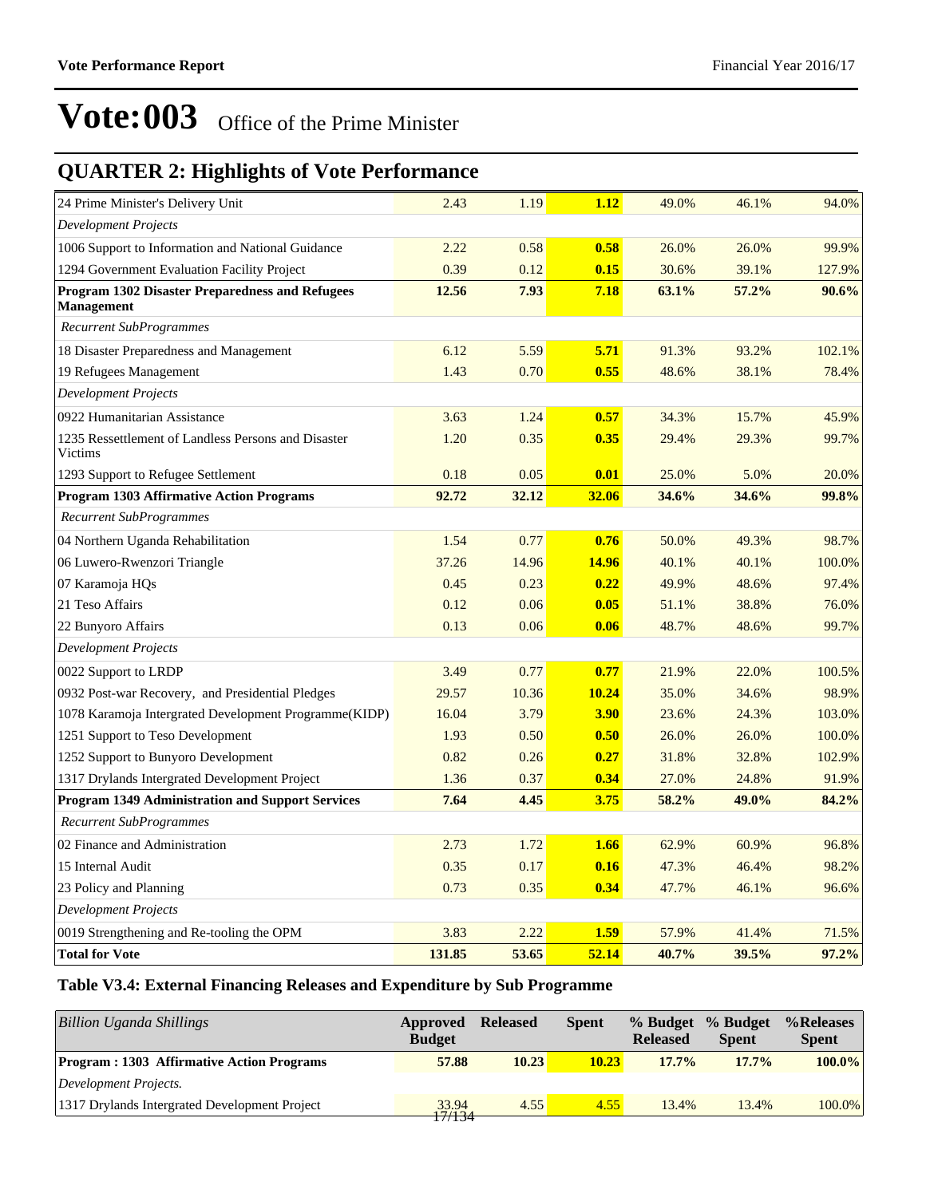# Vote:003 Office of the Prime Minister

## QUARTER 2: Highlights of Vote Performance

| | | | | | | |
|---|---|---|---|---|---|---|
| 24 Prime Minister's Delivery Unit | 2.43 | 1.19 | **1.12** | 49.0% | 46.1% | 94.0% |
| *Development Projects* | | | | | | |
| 1006 Support to Information and National Guidance | 2.22 | 0.58 | **0.58** | 26.0% | 26.0% | 99.9% |
| 1294 Government Evaluation Facility Project | 0.39 | 0.12 | **0.15** | 30.6% | 39.1% | 127.9% |
| **Program 1302 Disaster Preparedness and Refugees Management** | **12.56** | **7.93** | **7.18** | **63.1%** | **57.2%** | **90.6%** |
| *Recurrent SubProgrammes* | | | | | | |
| 18 Disaster Preparedness and Management | 6.12 | 5.59 | **5.71** | 91.3% | 93.2% | 102.1% |
| 19 Refugees Management | 1.43 | 0.70 | **0.55** | 48.6% | 38.1% | 78.4% |
| *Development Projects* | | | | | | |
| 0922 Humanitarian Assistance | 3.63 | 1.24 | **0.57** | 34.3% | 15.7% | 45.9% |
| 1235 Ressettlement of Landless Persons and Disaster Victims | 1.20 | 0.35 | **0.35** | 29.4% | 29.3% | 99.7% |
| 1293 Support to Refugee Settlement | 0.18 | 0.05 | **0.01** | 25.0% | 5.0% | 20.0% |
| **Program 1303 Affirmative Action Programs** | **92.72** | **32.12** | **32.06** | **34.6%** | **34.6%** | **99.8%** |
| *Recurrent SubProgrammes* | | | | | | |
| 04 Northern Uganda Rehabilitation | 1.54 | 0.77 | **0.76** | 50.0% | 49.3% | 98.7% |
| 06 Luwero-Rwenzori Triangle | 37.26 | 14.96 | **14.96** | 40.1% | 40.1% | 100.0% |
| 07 Karamoja HQs | 0.45 | 0.23 | **0.22** | 49.9% | 48.6% | 97.4% |
| 21 Teso Affairs | 0.12 | 0.06 | **0.05** | 51.1% | 38.8% | 76.0% |
| 22 Bunyoro Affairs | 0.13 | 0.06 | **0.06** | 48.7% | 48.6% | 99.7% |
| *Development Projects* | | | | | | |
| 0022 Support to LRDP | 3.49 | 0.77 | **0.77** | 21.9% | 22.0% | 100.5% |
| 0932 Post-war Recovery, and Presidential Pledges | 29.57 | 10.36 | **10.24** | 35.0% | 34.6% | 98.9% |
| 1078 Karamoja Intergrated Development Programme(KIDP) | 16.04 | 3.79 | **3.90** | 23.6% | 24.3% | 103.0% |
| 1251 Support to Teso Development | 1.93 | 0.50 | **0.50** | 26.0% | 26.0% | 100.0% |
| 1252 Support to Bunyoro Development | 0.82 | 0.26 | **0.27** | 31.8% | 32.8% | 102.9% |
| 1317 Drylands Intergrated Development Project | 1.36 | 0.37 | **0.34** | 27.0% | 24.8% | 91.9% |
| **Program 1349 Administration and Support Services** | **7.64** | **4.45** | **3.75** | **58.2%** | **49.0%** | **84.2%** |
| *Recurrent SubProgrammes* | | | | | | |
| 02 Finance and Administration | 2.73 | 1.72 | **1.66** | 62.9% | 60.9% | 96.8% |
| 15 Internal Audit | 0.35 | 0.17 | **0.16** | 47.3% | 46.4% | 98.2% |
| 23 Policy and Planning | 0.73 | 0.35 | **0.34** | 47.7% | 46.1% | 96.6% |
| *Development Projects* | | | | | | |
| 0019 Strengthening and Re-tooling the OPM | 3.83 | 2.22 | **1.59** | 57.9% | 41.4% | 71.5% |
| **Total for Vote** | **131.85** | **53.65** | **52.14** | **40.7%** | **39.5%** | **97.2%** |

### Table V3.4: External Financing Releases and Expenditure by Sub Programme

| *Billion Uganda Shillings* | Approved Budget | Released | Spent | % Budget Released | % Budget Spent | %Releases Spent |
|---|---|---|---|---|---|---|
| **Program : 1303 Affirmative Action Programs** | **57.88** | **10.23** | **10.23** | **17.7%** | **17.7%** | **100.0%** |
| *Development Projects.* | | | | | | |
| 1317 Drylands Intergrated Development Project | 33.94 | 4.55 | 4.55 | 13.4% | 13.4% | 100.0% |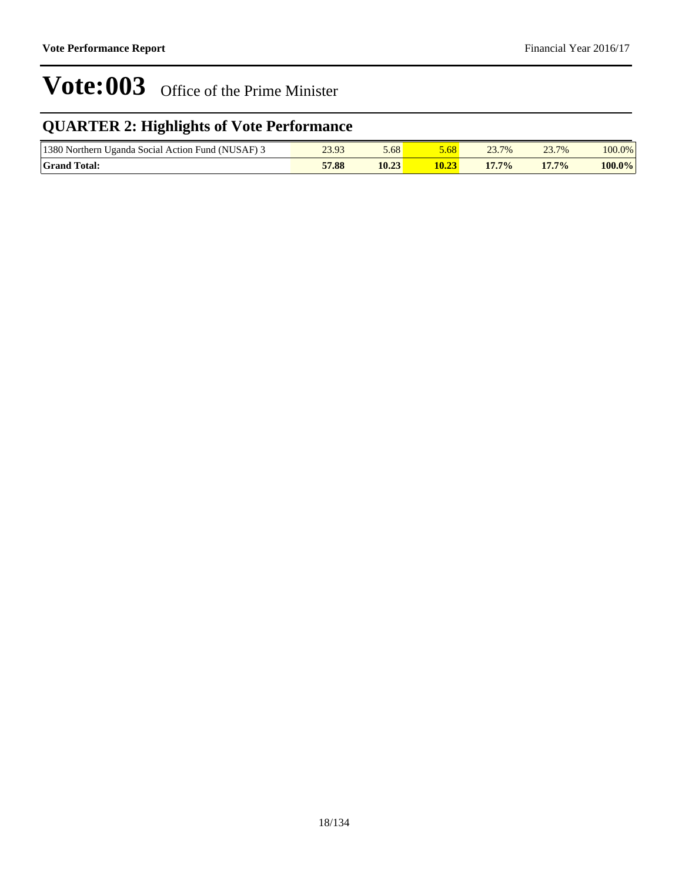# Vote:003 Office of the Prime Minister

## QUARTER 2: Highlights of Vote Performance

| | | | | | | |
|---|---|---|---|---|---|---|
| 1380 Northern Uganda Social Action Fund (NUSAF) 3 | 23.93 | 5.68 | 5.68 | 23.7% | 23.7% | 100.0% |
| **Grand Total:** | **57.88** | **10.23** | **10.23** | **17.7%** | **17.7%** | **100.0%** |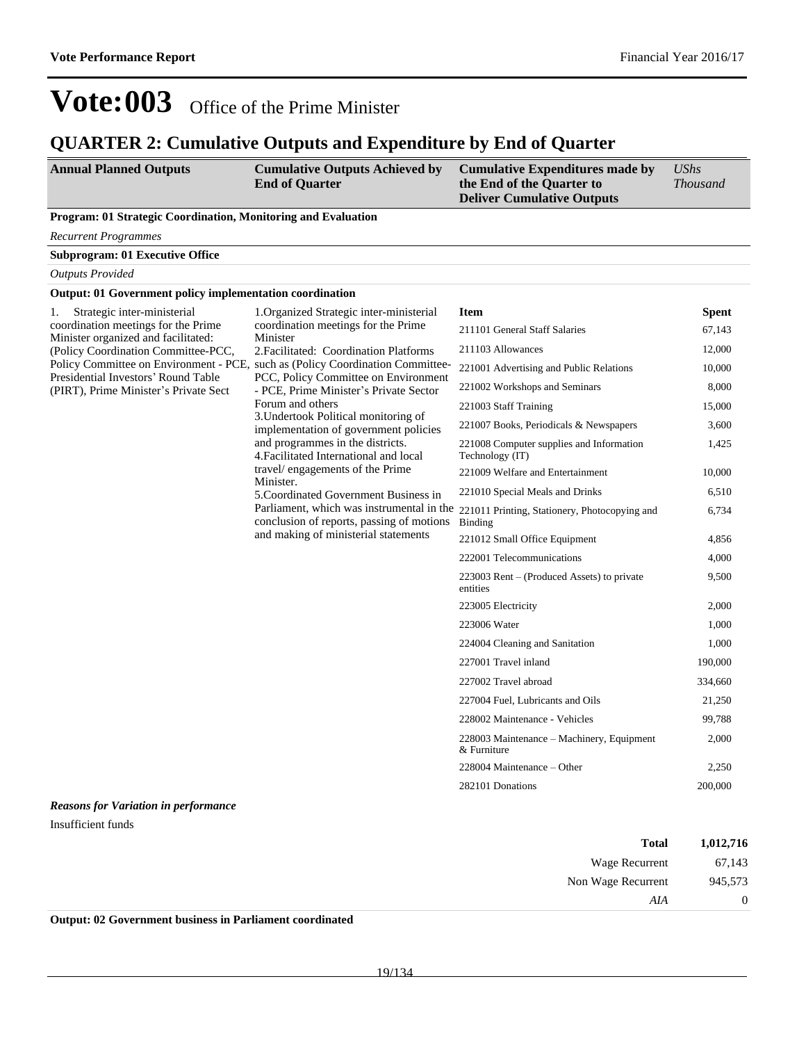# Vote:003 Office of the Prime Minister

## QUARTER 2: Cumulative Outputs and Expenditure by End of Quarter

| Annual Planned Outputs | Cumulative Outputs Achieved by End of Quarter | Cumulative Expenditures made by the End of the Quarter to Deliver Cumulative Outputs | *UShs Thousand* |
|---|---|---|---|

**Program: 01 Strategic Coordination, Monitoring and Evaluation**

*Recurrent Programmes*

**Subprogram: 01 Executive Office**

*Outputs Provided*

**Output: 01 Government policy implementation coordination**

| Annual Planned Outputs | Cumulative Outputs Achieved by End of Quarter | Item | Spent |
|---|---|---|---|
| 1. Strategic inter-ministerial coordination meetings for the Prime Minister organized and facilitated: (Policy Coordination Committee-PCC, Policy Committee on Environment - PCE, Presidential Investors' Round Table (PIRT), Prime Minister's Private Sect | 1.Organized Strategic inter-ministerial coordination meetings for the Prime Minister<br>2.Facilitated: Coordination Platforms such as (Policy Coordination Committee-PCC, Policy Committee on Environment - PCE, Prime Minister's Private Sector Forum and others<br>3.Undertook Political monitoring of implementation of government policies and programmes in the districts.<br>4.Facilitated International and local travel/ engagements of the Prime Minister.<br>5.Coordinated Government Business in Parliament, which was instrumental in the conclusion of reports, passing of motions and making of ministerial statements | 211101 General Staff Salaries | 67,143 |
| | | 211103 Allowances | 12,000 |
| | | 221001 Advertising and Public Relations | 10,000 |
| | | 221002 Workshops and Seminars | 8,000 |
| | | 221003 Staff Training | 15,000 |
| | | 221007 Books, Periodicals & Newspapers | 3,600 |
| | | 221008 Computer supplies and Information Technology (IT) | 1,425 |
| | | 221009 Welfare and Entertainment | 10,000 |
| | | 221010 Special Meals and Drinks | 6,510 |
| | | 221011 Printing, Stationery, Photocopying and Binding | 6,734 |
| | | 221012 Small Office Equipment | 4,856 |
| | | 222001 Telecommunications | 4,000 |
| | | 223003 Rent – (Produced Assets) to private entities | 9,500 |
| | | 223005 Electricity | 2,000 |
| | | 223006 Water | 1,000 |
| | | 224004 Cleaning and Sanitation | 1,000 |
| | | 227001 Travel inland | 190,000 |
| | | 227002 Travel abroad | 334,660 |
| | | 227004 Fuel, Lubricants and Oils | 21,250 |
| | | 228002 Maintenance - Vehicles | 99,788 |
| | | 228003 Maintenance – Machinery, Equipment & Furniture | 2,000 |
| | | 228004 Maintenance – Other | 2,250 |
| | | 282101 Donations | 200,000 |

***Reasons for Variation in performance***

Insufficient funds

| | |
|---|---|
| **Total** | **1,012,716** |
| Wage Recurrent | 67,143 |
| Non Wage Recurrent | 945,573 |
| *AIA* | 0 |

**Output: 02 Government business in Parliament coordinated**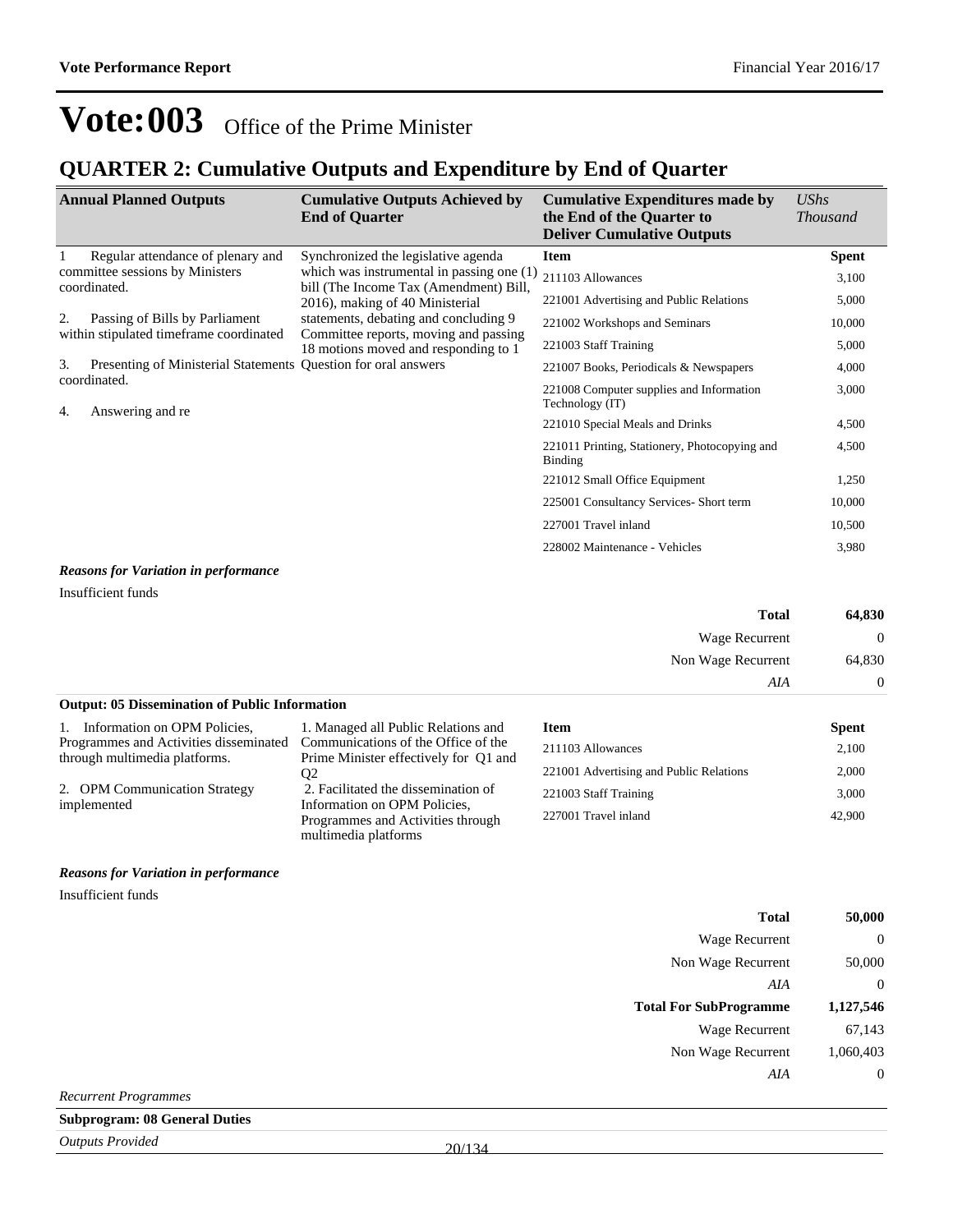# Vote:003 Office of the Prime Minister

## QUARTER 2: Cumulative Outputs and Expenditure by End of Quarter

| Annual Planned Outputs | Cumulative Outputs Achieved by End of Quarter | Cumulative Expenditures made by the End of the Quarter to Deliver Cumulative Outputs | *UShs Thousand* |
|---|---|---|---|
| 1 Regular attendance of plenary and committee sessions by Ministers coordinated.<br><br>2. Passing of Bills by Parliament within stipulated timeframe coordinated<br><br>3. Presenting of Ministerial Statements coordinated.<br><br>4. Answering and re | Synchronized the legislative agenda which was instrumental in passing one (1) bill (The Income Tax (Amendment) Bill, 2016), making of 40 Ministerial statements, debating and concluding 9 Committee reports, moving and passing 18 motions moved and responding to 1 Question for oral answers | **Item** | **Spent** |
| | | 211103 Allowances | 3,100 |
| | | 221001 Advertising and Public Relations | 5,000 |
| | | 221002 Workshops and Seminars | 10,000 |
| | | 221003 Staff Training | 5,000 |
| | | 221007 Books, Periodicals & Newspapers | 4,000 |
| | | 221008 Computer supplies and Information Technology (IT) | 3,000 |
| | | 221010 Special Meals and Drinks | 4,500 |
| | | 221011 Printing, Stationery, Photocopying and Binding | 4,500 |
| | | 221012 Small Office Equipment | 1,250 |
| | | 225001 Consultancy Services- Short term | 10,000 |
| | | 227001 Travel inland | 10,500 |
| | | 228002 Maintenance - Vehicles | 3,980 |

***Reasons for Variation in performance***

Insufficient funds

| | |
|---|---|
| **Total** | **64,830** |
| Wage Recurrent | 0 |
| Non Wage Recurrent | 64,830 |
| *AIA* | 0 |

**Output: 05 Dissemination of Public Information**

| Annual Planned Outputs | Cumulative Outputs Achieved by End of Quarter | Item | Spent |
|---|---|---|---|
| 1. Information on OPM Policies, Programmes and Activities disseminated through multimedia platforms.<br><br>2. OPM Communication Strategy implemented | 1. Managed all Public Relations and Communications of the Office of the Prime Minister effectively for Q1 and Q2<br>2. Facilitated the dissemination of Information on OPM Policies, Programmes and Activities through multimedia platforms | 211103 Allowances | 2,100 |
| | | 221001 Advertising and Public Relations | 2,000 |
| | | 221003 Staff Training | 3,000 |
| | | 227001 Travel inland | 42,900 |

***Reasons for Variation in performance***

Insufficient funds

| | |
|---|---|
| **Total** | **50,000** |
| Wage Recurrent | 0 |
| Non Wage Recurrent | 50,000 |
| *AIA* | 0 |
| **Total For SubProgramme** | **1,127,546** |
| Wage Recurrent | 67,143 |
| Non Wage Recurrent | 1,060,403 |
| *AIA* | 0 |

*Recurrent Programmes*

**Subprogram: 08 General Duties**

*Outputs Provided*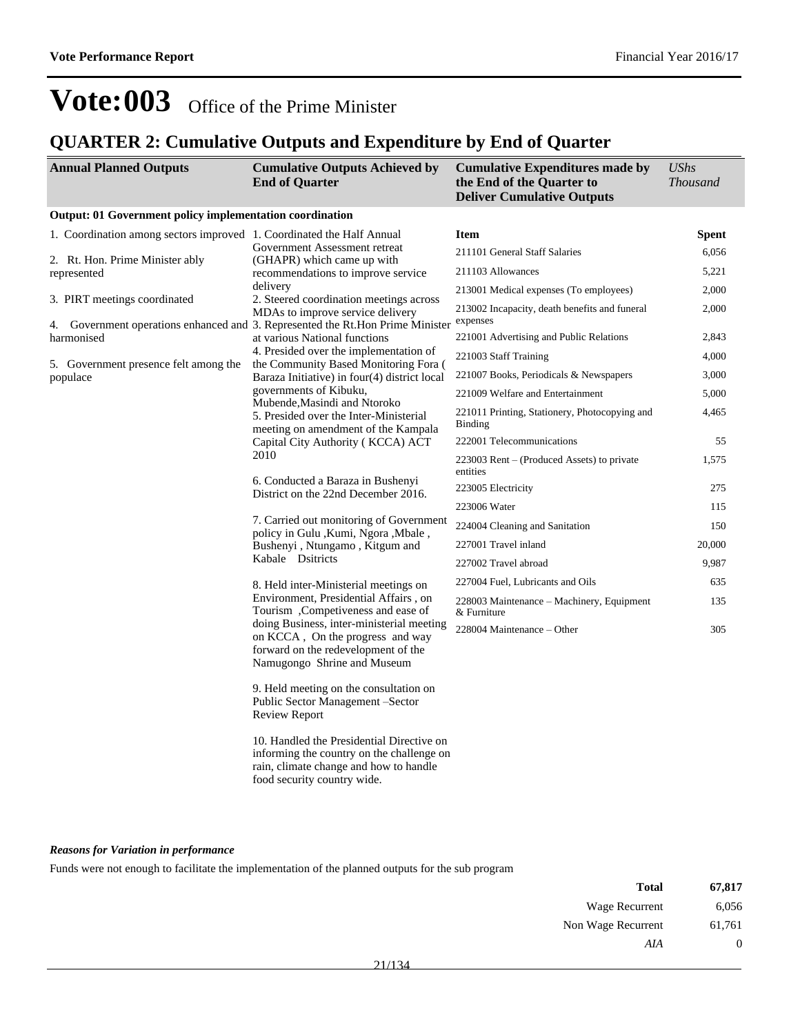# Vote:003 Office of the Prime Minister

## QUARTER 2: Cumulative Outputs and Expenditure by End of Quarter

| Annual Planned Outputs | Cumulative Outputs Achieved by End of Quarter | Cumulative Expenditures made by the End of the Quarter to Deliver Cumulative Outputs | *UShs Thousand* |
|---|---|---|---|

**Output: 01 Government policy implementation coordination**

**Annual Planned Outputs:**

1. Coordination among sectors improved
2. Rt. Hon. Prime Minister ably represented
3. PIRT meetings coordinated
4. Government operations enhanced and harmonised
5. Government presence felt among the populace

**Cumulative Outputs Achieved by End of Quarter:**

1. Coordinated the Half Annual Government Assessment retreat (GHAPR) which came up with recommendations to improve service delivery
2. Steered coordination meetings across MDAs to improve service delivery
3. Represented the Rt.Hon Prime Minister at various National functions
4. Presided over the implementation of the Community Based Monitoring Fora ( Baraza Initiative) in four(4) district local governments of Kibuku, Mubende,Masindi and Ntoroko
5. Presided over the Inter-Ministerial meeting on amendment of the Kampala Capital City Authority ( KCCA) ACT 2010

6. Conducted a Baraza in Bushenyi District on the 22nd December 2016.

7. Carried out monitoring of Government policy in Gulu ,Kumi, Ngora ,Mbale , Bushenyi , Ntungamo , Kitgum and Kabale Dsitricts

8. Held inter-Ministerial meetings on Environment, Presidential Affairs , on Tourism ,Competiveness and ease of doing Business, inter-ministerial meeting on KCCA , On the progress and way forward on the redevelopment of the Namugongo Shrine and Museum

9. Held meeting on the consultation on Public Sector Management –Sector Review Report

10. Handled the Presidential Directive on informing the country on the challenge on rain, climate change and how to handle food security country wide.

| Item | Spent |
|---|---|
| 211101 General Staff Salaries | 6,056 |
| 211103 Allowances | 5,221 |
| 213001 Medical expenses (To employees) | 2,000 |
| 213002 Incapacity, death benefits and funeral expenses | 2,000 |
| 221001 Advertising and Public Relations | 2,843 |
| 221003 Staff Training | 4,000 |
| 221007 Books, Periodicals & Newspapers | 3,000 |
| 221009 Welfare and Entertainment | 5,000 |
| 221011 Printing, Stationery, Photocopying and Binding | 4,465 |
| 222001 Telecommunications | 55 |
| 223003 Rent – (Produced Assets) to private entities | 1,575 |
| 223005 Electricity | 275 |
| 223006 Water | 115 |
| 224004 Cleaning and Sanitation | 150 |
| 227001 Travel inland | 20,000 |
| 227002 Travel abroad | 9,987 |
| 227004 Fuel, Lubricants and Oils | 635 |
| 228003 Maintenance – Machinery, Equipment & Furniture | 135 |
| 228004 Maintenance – Other | 305 |

***Reasons for Variation in performance***

Funds were not enough to facilitate the implementation of the planned outputs for the sub program

| | |
|---|---|
| **Total** | **67,817** |
| Wage Recurrent | 6,056 |
| Non Wage Recurrent | 61,761 |
| *AIA* | 0 |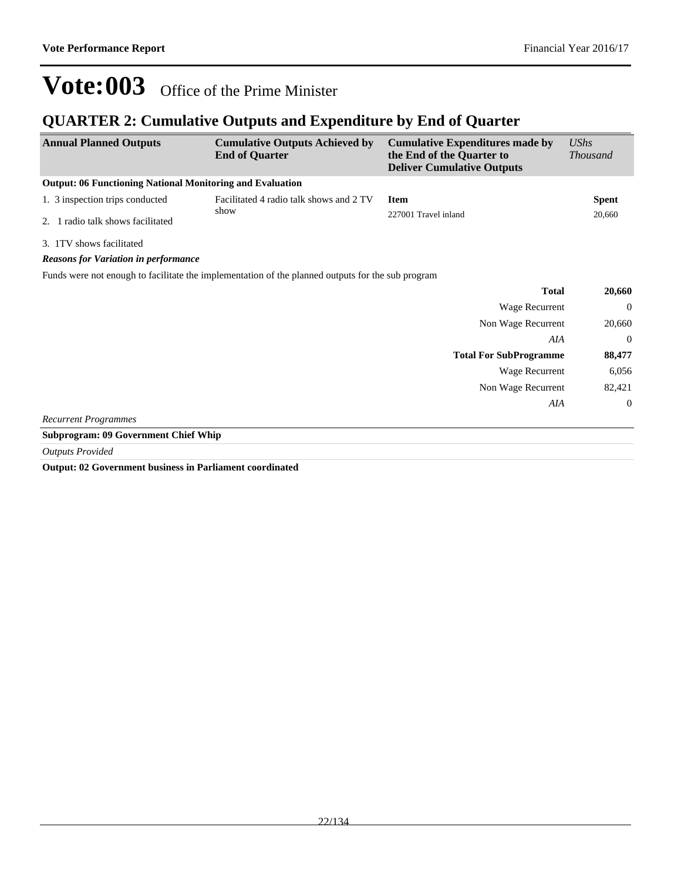# Vote:003 Office of the Prime Minister

## QUARTER 2: Cumulative Outputs and Expenditure by End of Quarter

| Annual Planned Outputs | Cumulative Outputs Achieved by End of Quarter | Cumulative Expenditures made by the End of the Quarter to Deliver Cumulative Outputs | *UShs Thousand* |
|---|---|---|---|
| **Output: 06 Functioning National Monitoring and Evaluation** | | | |
| 1. 3 inspection trips conducted<br>2. 1 radio talk shows facilitated<br>3. 1TV shows facilitated | Facilitated 4 radio talk shows and 2 TV show | **Item**<br>227001 Travel inland | **Spent**<br>20,660 |

***Reasons for Variation in performance***

Funds were not enough to facilitate the implementation of the planned outputs for the sub program

| | |
|---|---|
| **Total** | **20,660** |
| Wage Recurrent | 0 |
| Non Wage Recurrent | 20,660 |
| *AIA* | 0 |
| **Total For SubProgramme** | **88,477** |
| Wage Recurrent | 6,056 |
| Non Wage Recurrent | 82,421 |
| *AIA* | 0 |

*Recurrent Programmes*

**Subprogram: 09 Government Chief Whip**

*Outputs Provided*

**Output: 02 Government business in Parliament coordinated**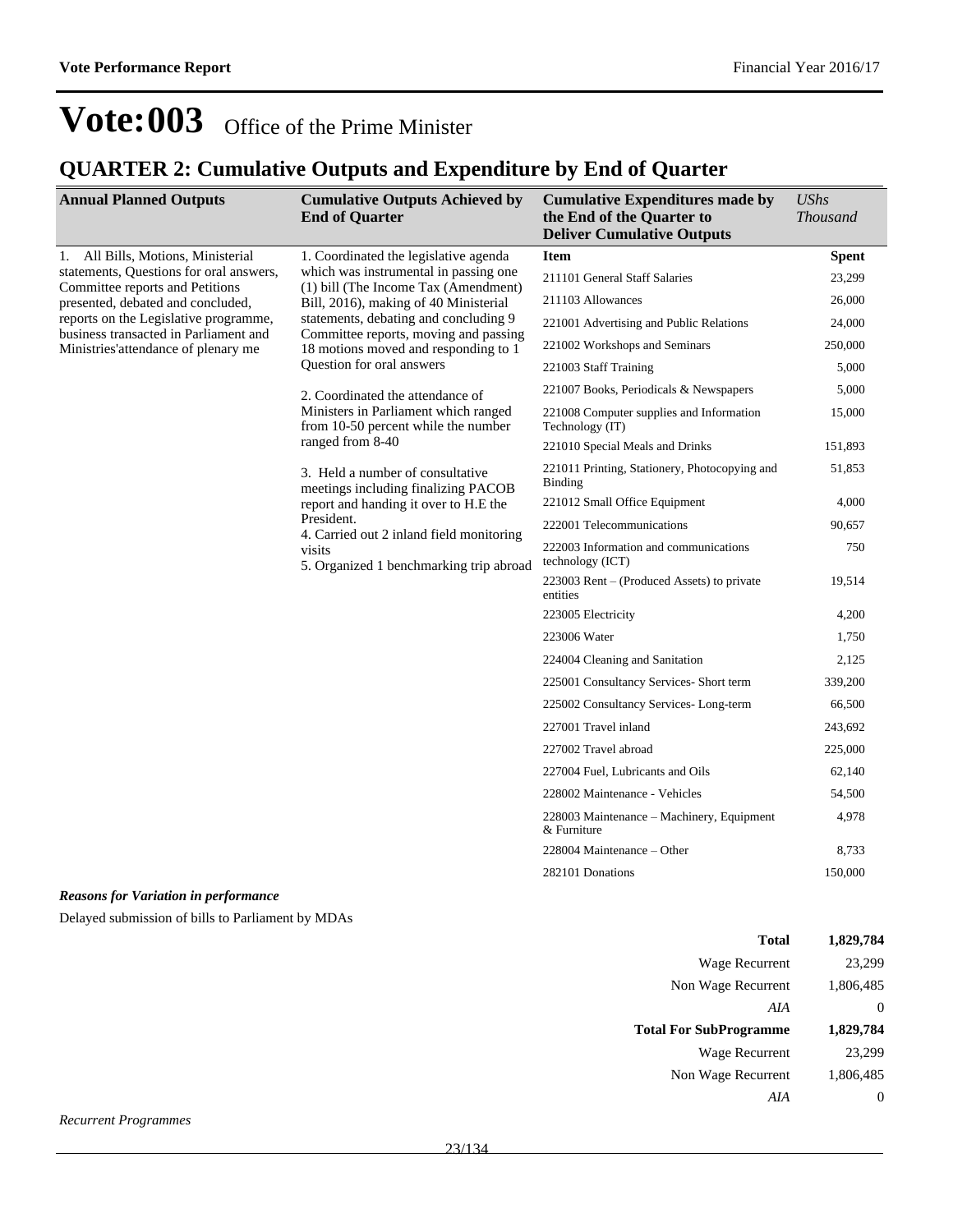# Vote:003 Office of the Prime Minister

## QUARTER 2: Cumulative Outputs and Expenditure by End of Quarter

| Annual Planned Outputs | Cumulative Outputs Achieved by End of Quarter | Cumulative Expenditures made by the End of the Quarter to Deliver Cumulative Outputs | *UShs Thousand* |
|---|---|---|---|
| 1. All Bills, Motions, Ministerial statements, Questions for oral answers, Committee reports and Petitions presented, debated and concluded, reports on the Legislative programme, business transacted in Parliament and Ministries'attendance of plenary me | 1. Coordinated the legislative agenda which was instrumental in passing one (1) bill (The Income Tax (Amendment) Bill, 2016), making of 40 Ministerial statements, debating and concluding 9 Committee reports, moving and passing 18 motions moved and responding to 1 Question for oral answers<br><br>2. Coordinated the attendance of Ministers in Parliament which ranged from 10-50 percent while the number ranged from 8-40<br><br>3. Held a number of consultative meetings including finalizing PACOB report and handing it over to H.E the President.<br>4. Carried out 2 inland field monitoring visits<br>5. Organized 1 benchmarking trip abroad | **Item** | **Spent** |
| | | 211101 General Staff Salaries | 23,299 |
| | | 211103 Allowances | 26,000 |
| | | 221001 Advertising and Public Relations | 24,000 |
| | | 221002 Workshops and Seminars | 250,000 |
| | | 221003 Staff Training | 5,000 |
| | | 221007 Books, Periodicals & Newspapers | 5,000 |
| | | 221008 Computer supplies and Information Technology (IT) | 15,000 |
| | | 221010 Special Meals and Drinks | 151,893 |
| | | 221011 Printing, Stationery, Photocopying and Binding | 51,853 |
| | | 221012 Small Office Equipment | 4,000 |
| | | 222001 Telecommunications | 90,657 |
| | | 222003 Information and communications technology (ICT) | 750 |
| | | 223003 Rent – (Produced Assets) to private entities | 19,514 |
| | | 223005 Electricity | 4,200 |
| | | 223006 Water | 1,750 |
| | | 224004 Cleaning and Sanitation | 2,125 |
| | | 225001 Consultancy Services- Short term | 339,200 |
| | | 225002 Consultancy Services- Long-term | 66,500 |
| | | 227001 Travel inland | 243,692 |
| | | 227002 Travel abroad | 225,000 |
| | | 227004 Fuel, Lubricants and Oils | 62,140 |
| | | 228002 Maintenance - Vehicles | 54,500 |
| | | 228003 Maintenance – Machinery, Equipment & Furniture | 4,978 |
| | | 228004 Maintenance – Other | 8,733 |
| | | 282101 Donations | 150,000 |

***Reasons for Variation in performance***

Delayed submission of bills to Parliament by MDAs

| | |
|---|---|
| **Total** | **1,829,784** |
| Wage Recurrent | 23,299 |
| Non Wage Recurrent | 1,806,485 |
| *AIA* | 0 |
| **Total For SubProgramme** | **1,829,784** |
| Wage Recurrent | 23,299 |
| Non Wage Recurrent | 1,806,485 |
| *AIA* | 0 |

*Recurrent Programmes*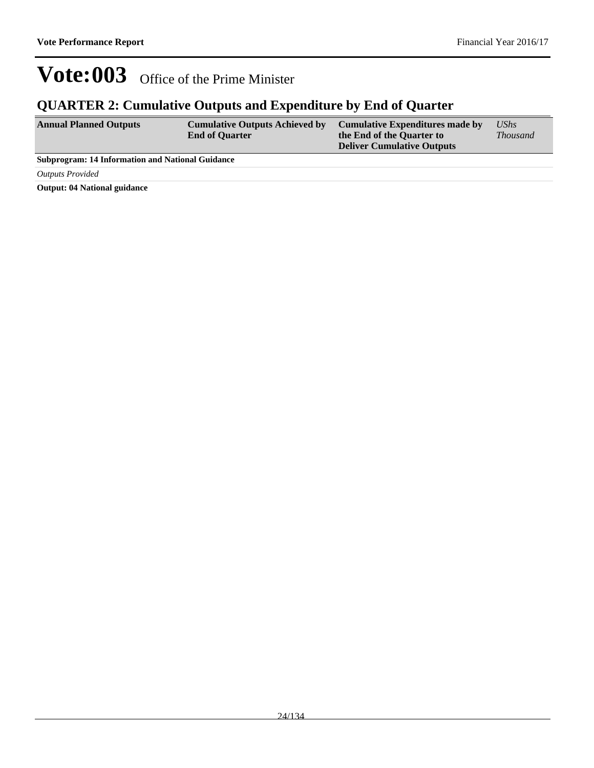# Vote:003 Office of the Prime Minister

## QUARTER 2: Cumulative Outputs and Expenditure by End of Quarter

| Annual Planned Outputs | Cumulative Outputs Achieved by End of Quarter | Cumulative Expenditures made by the End of the Quarter to Deliver Cumulative Outputs | *UShs Thousand* |
|---|---|---|---|
| **Subprogram: 14 Information and National Guidance** | | | |
| *Outputs Provided* | | | |
| **Output: 04 National guidance** | | | |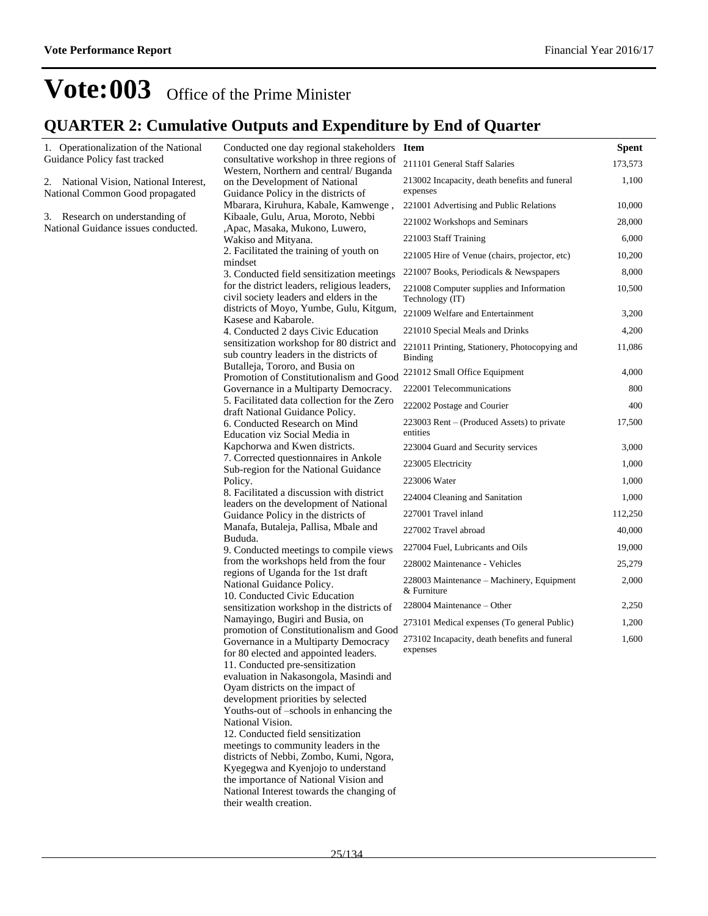# Vote:003 Office of the Prime Minister

## QUARTER 2: Cumulative Outputs and Expenditure by End of Quarter

1. Operationalization of the National Guidance Policy fast tracked

2. National Vision, National Interest, National Common Good propagated

3. Research on understanding of National Guidance issues conducted.

Conducted one day regional stakeholders consultative workshop in three regions of Western, Northern and central/ Buganda on the Development of National Guidance Policy in the districts of Mbarara, Kiruhura, Kabale, Kamwenge , Kibaale, Gulu, Arua, Moroto, Nebbi ,Apac, Masaka, Mukono, Luwero, Wakiso and Mityana.
2. Facilitated the training of youth on mindset
3. Conducted field sensitization meetings for the district leaders, religious leaders, civil society leaders and elders in the districts of Moyo, Yumbe, Gulu, Kitgum, Kasese and Kabarole.
4. Conducted 2 days Civic Education sensitization workshop for 80 district and sub country leaders in the districts of Butalleja, Tororo, and Busia on Promotion of Constitutionalism and Good Governance in a Multiparty Democracy.
5. Facilitated data collection for the Zero draft National Guidance Policy.
6. Conducted Research on Mind Education viz Social Media in Kapchorwa and Kwen districts.
7. Corrected questionnaires in Ankole Sub-region for the National Guidance Policy.
8. Facilitated a discussion with district leaders on the development of National Guidance Policy in the districts of Manafa, Butaleja, Pallisa, Mbale and Bududa.
9. Conducted meetings to compile views from the workshops held from the four regions of Uganda for the 1st draft National Guidance Policy.
10. Conducted Civic Education sensitization workshop in the districts of Namayingo, Bugiri and Busia, on promotion of Constitutionalism and Good Governance in a Multiparty Democracy for 80 elected and appointed leaders.
11. Conducted pre-sensitization evaluation in Nakasongola, Masindi and Oyam districts on the impact of development priorities by selected Youths-out of –schools in enhancing the National Vision.
12. Conducted field sensitization meetings to community leaders in the districts of Nebbi, Zombo, Kumi, Ngora, Kyegegwa and Kyenjojo to understand the importance of National Vision and National Interest towards the changing of their wealth creation.

| Item | Spent |
|---|---|
| 211101 General Staff Salaries | 173,573 |
| 213002 Incapacity, death benefits and funeral expenses | 1,100 |
| 221001 Advertising and Public Relations | 10,000 |
| 221002 Workshops and Seminars | 28,000 |
| 221003 Staff Training | 6,000 |
| 221005 Hire of Venue (chairs, projector, etc) | 10,200 |
| 221007 Books, Periodicals & Newspapers | 8,000 |
| 221008 Computer supplies and Information Technology (IT) | 10,500 |
| 221009 Welfare and Entertainment | 3,200 |
| 221010 Special Meals and Drinks | 4,200 |
| 221011 Printing, Stationery, Photocopying and Binding | 11,086 |
| 221012 Small Office Equipment | 4,000 |
| 222001 Telecommunications | 800 |
| 222002 Postage and Courier | 400 |
| 223003 Rent – (Produced Assets) to private entities | 17,500 |
| 223004 Guard and Security services | 3,000 |
| 223005 Electricity | 1,000 |
| 223006 Water | 1,000 |
| 224004 Cleaning and Sanitation | 1,000 |
| 227001 Travel inland | 112,250 |
| 227002 Travel abroad | 40,000 |
| 227004 Fuel, Lubricants and Oils | 19,000 |
| 228002 Maintenance - Vehicles | 25,279 |
| 228003 Maintenance – Machinery, Equipment & Furniture | 2,000 |
| 228004 Maintenance – Other | 2,250 |
| 273101 Medical expenses (To general Public) | 1,200 |
| 273102 Incapacity, death benefits and funeral expenses | 1,600 |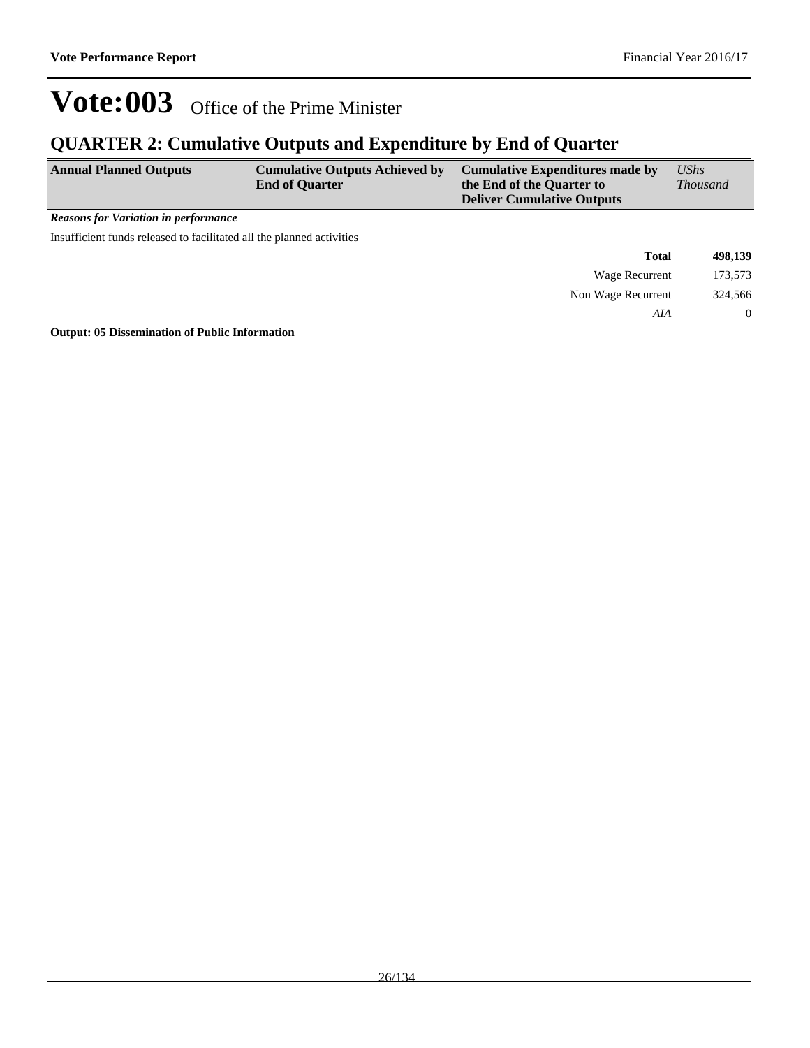# Vote:003 Office of the Prime Minister

## QUARTER 2: Cumulative Outputs and Expenditure by End of Quarter

| Annual Planned Outputs | Cumulative Outputs Achieved by End of Quarter | Cumulative Expenditures made by the End of the Quarter to Deliver Cumulative Outputs | *UShs Thousand* |
|---|---|---|---|

***Reasons for Variation in performance***

Insufficient funds released to facilitated all the planned activities

| | |
|---|---|
| **Total** | **498,139** |
| Wage Recurrent | 173,573 |
| Non Wage Recurrent | 324,566 |
| *AIA* | 0 |

**Output: 05 Dissemination of Public Information**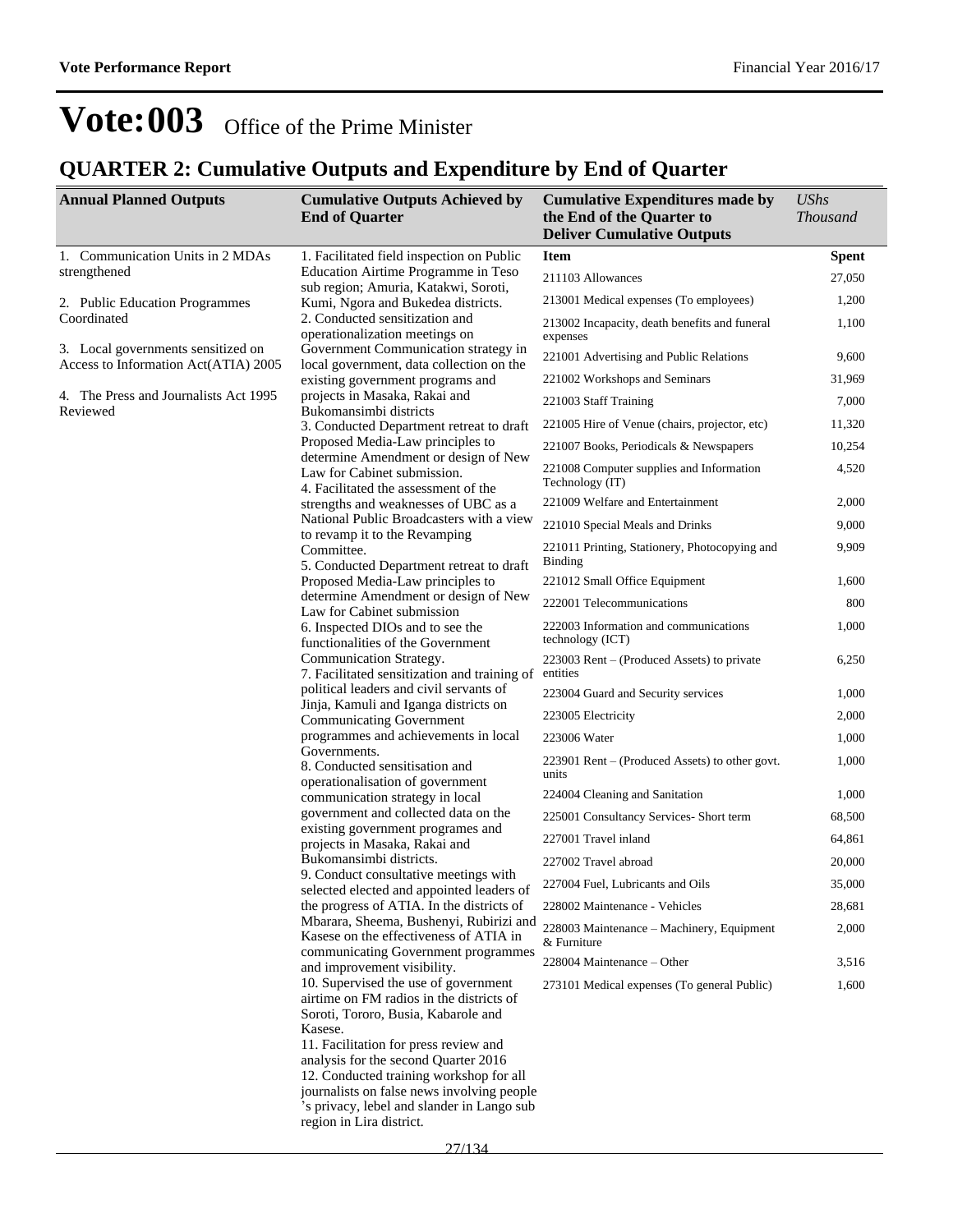# Vote:003 Office of the Prime Minister

## QUARTER 2: Cumulative Outputs and Expenditure by End of Quarter

| Annual Planned Outputs | Cumulative Outputs Achieved by End of Quarter | Cumulative Expenditures made by the End of the Quarter to Deliver Cumulative Outputs | *UShs Thousand* |
|---|---|---|---|
| 1. Communication Units in 2 MDAs strengthened<br><br>2. Public Education Programmes Coordinated<br><br>3. Local governments sensitized on Access to Information Act(ATIA) 2005<br><br>4. The Press and Journalists Act 1995 Reviewed | 1. Facilitated field inspection on Public Education Airtime Programme in Teso sub region; Amuria, Katakwi, Soroti, Kumi, Ngora and Bukedea districts.<br>2. Conducted sensitization and operationalization meetings on Government Communication strategy in local government, data collection on the existing government programs and projects in Masaka, Rakai and Bukomansimbi districts<br>3. Conducted Department retreat to draft Proposed Media-Law principles to determine Amendment or design of New Law for Cabinet submission.<br>4. Facilitated the assessment of the strengths and weaknesses of UBC as a National Public Broadcasters with a view to revamp it to the Revamping Committee.<br>5. Conducted Department retreat to draft Proposed Media-Law principles to determine Amendment or design of New Law for Cabinet submission<br>6. Inspected DIOs and to see the functionalities of the Government Communication Strategy.<br>7. Facilitated sensitization and training of political leaders and civil servants of Jinja, Kamuli and Iganga districts on Communicating Government programmes and achievements in local Governments.<br>8. Conducted sensitisation and operationalisation of government communication strategy in local government and collected data on the existing government programes and projects in Masaka, Rakai and Bukomansimbi districts.<br>9. Conduct consultative meetings with selected elected and appointed leaders of the progress of ATIA. In the districts of Mbarara, Sheema, Bushenyi, Rubirizi and Kasese on the effectiveness of ATIA in communicating Government programmes and improvement visibility.<br>10. Supervised the use of government airtime on FM radios in the districts of Soroti, Tororo, Busia, Kabarole and Kasese.<br>11. Facilitation for press review and analysis for the second Quarter 2016<br>12. Conducted training workshop for all journalists on false news involving people 's privacy, lebel and slander in Lango sub region in Lira district. | **Item** | **Spent** |
| | | 211103 Allowances | 27,050 |
| | | 213001 Medical expenses (To employees) | 1,200 |
| | | 213002 Incapacity, death benefits and funeral expenses | 1,100 |
| | | 221001 Advertising and Public Relations | 9,600 |
| | | 221002 Workshops and Seminars | 31,969 |
| | | 221003 Staff Training | 7,000 |
| | | 221005 Hire of Venue (chairs, projector, etc) | 11,320 |
| | | 221007 Books, Periodicals & Newspapers | 10,254 |
| | | 221008 Computer supplies and Information Technology (IT) | 4,520 |
| | | 221009 Welfare and Entertainment | 2,000 |
| | | 221010 Special Meals and Drinks | 9,000 |
| | | 221011 Printing, Stationery, Photocopying and Binding | 9,909 |
| | | 221012 Small Office Equipment | 1,600 |
| | | 222001 Telecommunications | 800 |
| | | 222003 Information and communications technology (ICT) | 1,000 |
| | | 223003 Rent – (Produced Assets) to private entities | 6,250 |
| | | 223004 Guard and Security services | 1,000 |
| | | 223005 Electricity | 2,000 |
| | | 223006 Water | 1,000 |
| | | 223901 Rent – (Produced Assets) to other govt. units | 1,000 |
| | | 224004 Cleaning and Sanitation | 1,000 |
| | | 225001 Consultancy Services- Short term | 68,500 |
| | | 227001 Travel inland | 64,861 |
| | | 227002 Travel abroad | 20,000 |
| | | 227004 Fuel, Lubricants and Oils | 35,000 |
| | | 228002 Maintenance - Vehicles | 28,681 |
| | | 228003 Maintenance – Machinery, Equipment & Furniture | 2,000 |
| | | 228004 Maintenance – Other | 3,516 |
| | | 273101 Medical expenses (To general Public) | 1,600 |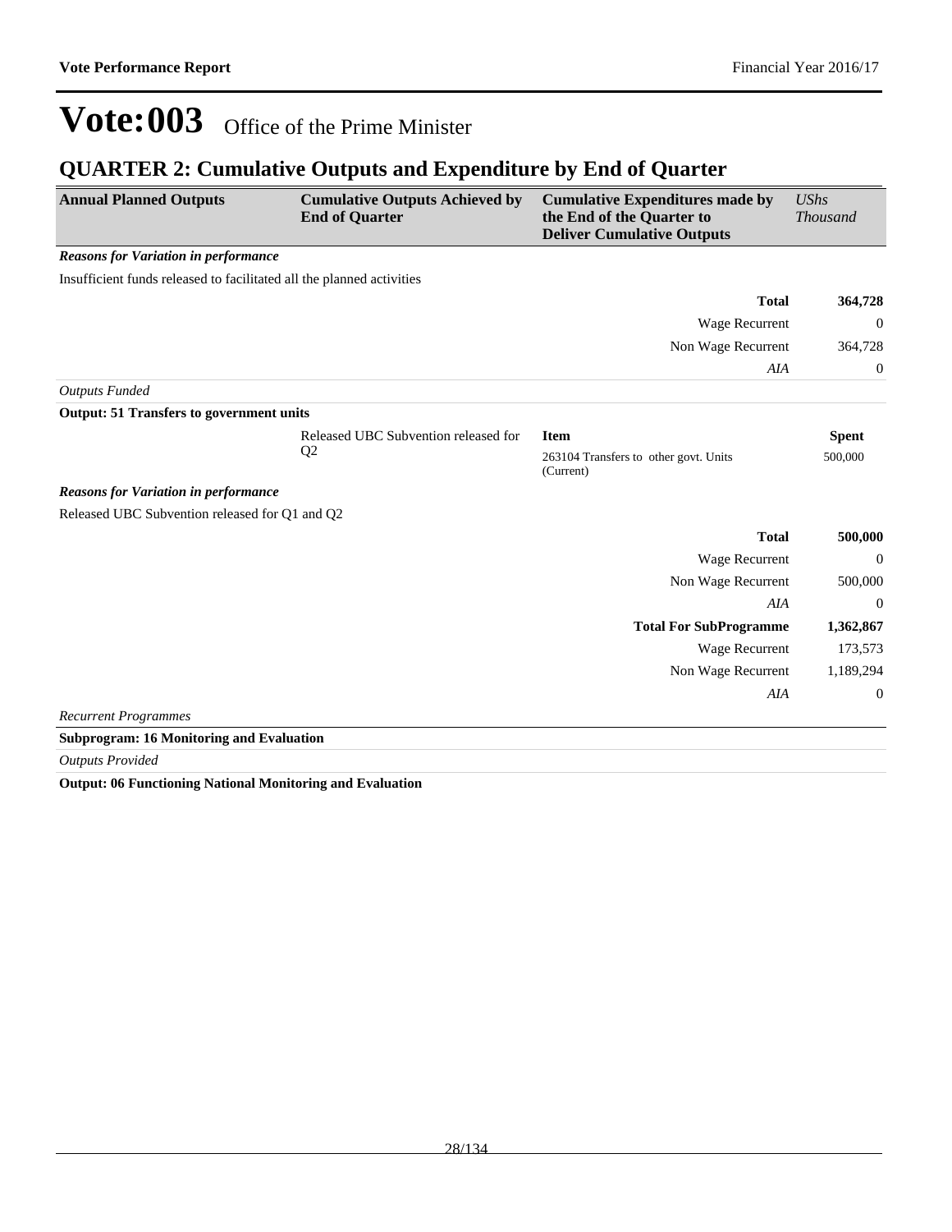# Vote:003 Office of the Prime Minister

## QUARTER 2: Cumulative Outputs and Expenditure by End of Quarter

| Annual Planned Outputs | Cumulative Outputs Achieved by End of Quarter | Cumulative Expenditures made by the End of the Quarter to Deliver Cumulative Outputs | *UShs Thousand* |
|---|---|---|---|

***Reasons for Variation in performance***

Insufficient funds released to facilitated all the planned activities

| | |
|---|---|
| **Total** | **364,728** |
| Wage Recurrent | 0 |
| Non Wage Recurrent | 364,728 |
| *AIA* | 0 |

*Outputs Funded*

**Output: 51 Transfers to government units**

| Annual Planned Outputs | Cumulative Outputs Achieved by End of Quarter | Item | Spent |
|---|---|---|---|
| | Released UBC Subvention released for Q2 | 263104 Transfers to other govt. Units (Current) | 500,000 |

***Reasons for Variation in performance***

Released UBC Subvention released for Q1 and Q2

| | |
|---|---|
| **Total** | **500,000** |
| Wage Recurrent | 0 |
| Non Wage Recurrent | 500,000 |
| *AIA* | 0 |
| **Total For SubProgramme** | **1,362,867** |
| Wage Recurrent | 173,573 |
| Non Wage Recurrent | 1,189,294 |
| *AIA* | 0 |

*Recurrent Programmes*

**Subprogram: 16 Monitoring and Evaluation**

*Outputs Provided*

**Output: 06 Functioning National Monitoring and Evaluation**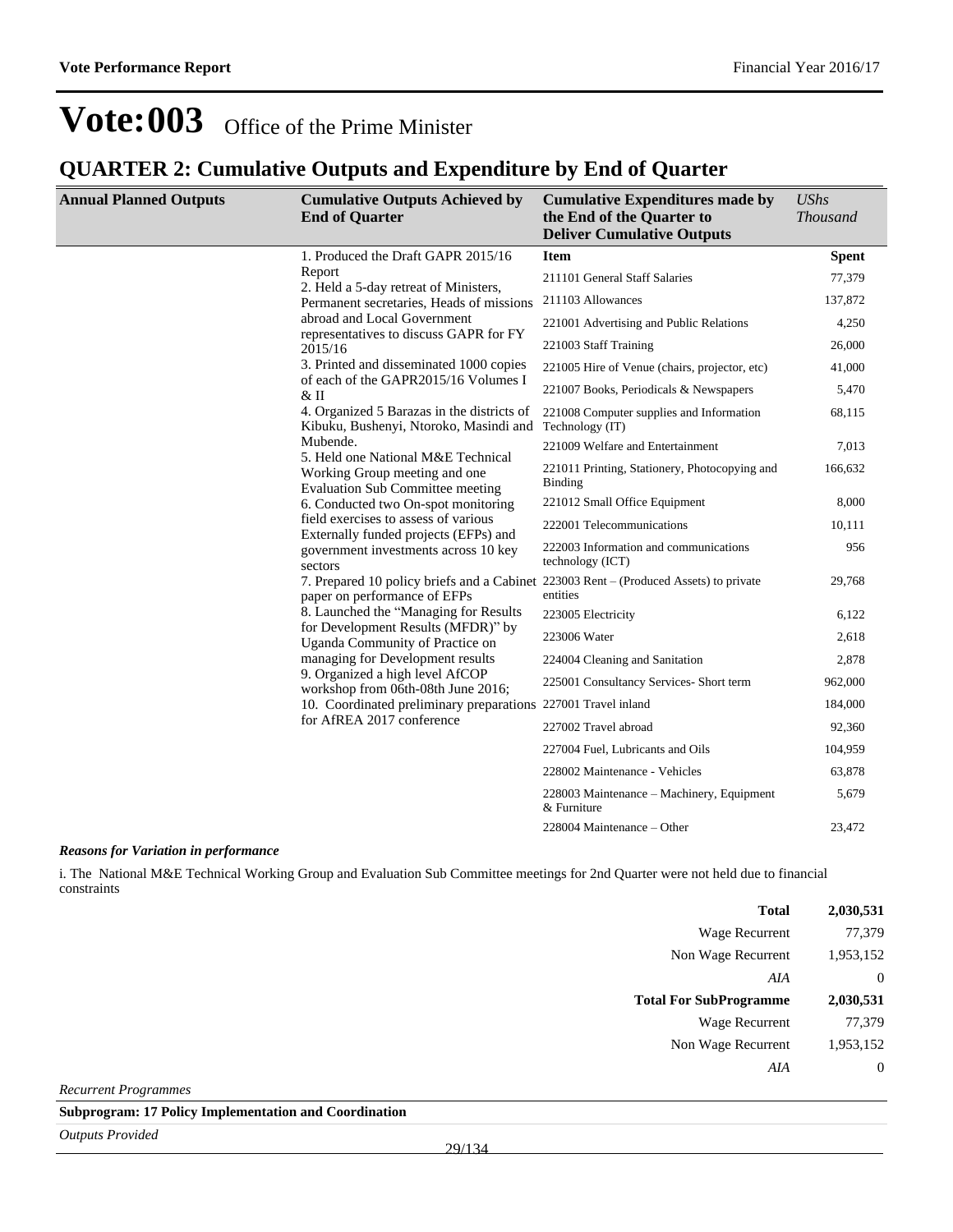# Vote:003 Office of the Prime Minister

## QUARTER 2: Cumulative Outputs and Expenditure by End of Quarter

| Annual Planned Outputs | Cumulative Outputs Achieved by End of Quarter | Cumulative Expenditures made by the End of the Quarter to Deliver Cumulative Outputs | *UShs Thousand* |
|---|---|---|---|
| | 1. Produced the Draft GAPR 2015/16 Report<br>2. Held a 5-day retreat of Ministers, Permanent secretaries, Heads of missions abroad and Local Government representatives to discuss GAPR for FY 2015/16<br>3. Printed and disseminated 1000 copies of each of the GAPR2015/16 Volumes I & II<br>4. Organized 5 Barazas in the districts of Kibuku, Bushenyi, Ntoroko, Masindi and Mubende.<br>5. Held one National M&E Technical Working Group meeting and one Evaluation Sub Committee meeting<br>6. Conducted two On-spot monitoring field exercises to assess of various Externally funded projects (EFPs) and government investments across 10 key sectors<br>7. Prepared 10 policy briefs and a Cabinet paper on performance of EFPs<br>8. Launched the "Managing for Results for Development Results (MFDR)" by Uganda Community of Practice on managing for Development results<br>9. Organized a high level AfCOP workshop from 06th-08th June 2016;<br>10. Coordinated preliminary preparations for AfREA 2017 conference | **Item** | **Spent** |
| | | 211101 General Staff Salaries | 77,379 |
| | | 211103 Allowances | 137,872 |
| | | 221001 Advertising and Public Relations | 4,250 |
| | | 221003 Staff Training | 26,000 |
| | | 221005 Hire of Venue (chairs, projector, etc) | 41,000 |
| | | 221007 Books, Periodicals & Newspapers | 5,470 |
| | | 221008 Computer supplies and Information Technology (IT) | 68,115 |
| | | 221009 Welfare and Entertainment | 7,013 |
| | | 221011 Printing, Stationery, Photocopying and Binding | 166,632 |
| | | 221012 Small Office Equipment | 8,000 |
| | | 222001 Telecommunications | 10,111 |
| | | 222003 Information and communications technology (ICT) | 956 |
| | | 223003 Rent – (Produced Assets) to private entities | 29,768 |
| | | 223005 Electricity | 6,122 |
| | | 223006 Water | 2,618 |
| | | 224004 Cleaning and Sanitation | 2,878 |
| | | 225001 Consultancy Services- Short term | 962,000 |
| | | 227001 Travel inland | 184,000 |
| | | 227002 Travel abroad | 92,360 |
| | | 227004 Fuel, Lubricants and Oils | 104,959 |
| | | 228002 Maintenance - Vehicles | 63,878 |
| | | 228003 Maintenance – Machinery, Equipment & Furniture | 5,679 |
| | | 228004 Maintenance – Other | 23,472 |

***Reasons for Variation in performance***

i. The National M&E Technical Working Group and Evaluation Sub Committee meetings for 2nd Quarter were not held due to financial constraints

| | |
|---|---|
| **Total** | **2,030,531** |
| Wage Recurrent | 77,379 |
| Non Wage Recurrent | 1,953,152 |
| *AIA* | 0 |
| **Total For SubProgramme** | **2,030,531** |
| Wage Recurrent | 77,379 |
| Non Wage Recurrent | 1,953,152 |
| *AIA* | 0 |

*Recurrent Programmes*

**Subprogram: 17 Policy Implementation and Coordination**

*Outputs Provided*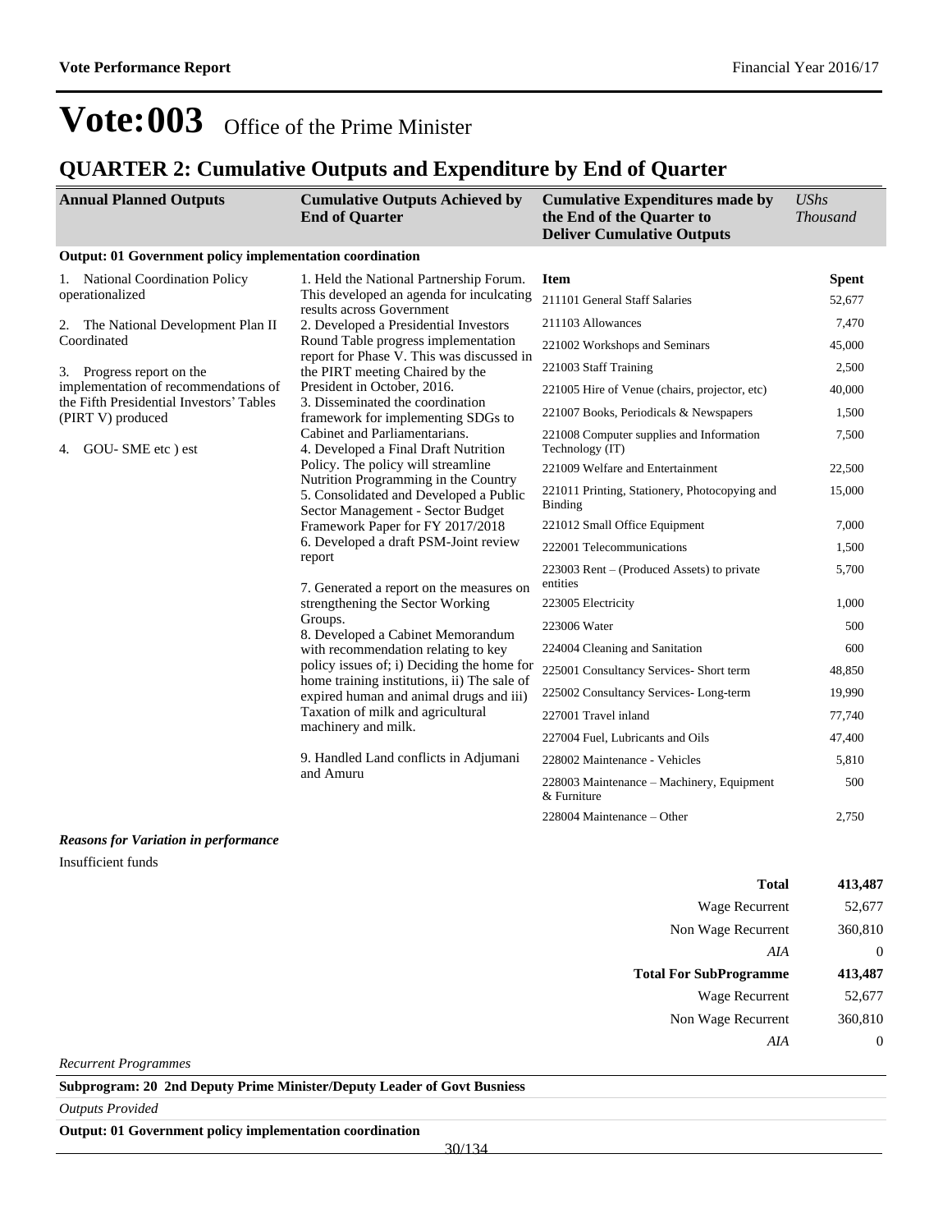# Vote:003 Office of the Prime Minister

## QUARTER 2: Cumulative Outputs and Expenditure by End of Quarter

| Annual Planned Outputs | Cumulative Outputs Achieved by End of Quarter | Cumulative Expenditures made by the End of the Quarter to Deliver Cumulative Outputs | *UShs Thousand* |
|---|---|---|---|
| **Output: 01 Government policy implementation coordination** | | | |
| 1. National Coordination Policy operationalized<br><br>2. The National Development Plan II Coordinated<br><br>3. Progress report on the implementation of recommendations of the Fifth Presidential Investors' Tables (PIRT V) produced<br><br>4. GOU- SME etc ) est | 1. Held the National Partnership Forum. This developed an agenda for inculcating results across Government<br>2. Developed a Presidential Investors Round Table progress implementation report for Phase V. This was discussed in the PIRT meeting Chaired by the President in October, 2016.<br>3. Disseminated the coordination framework for implementing SDGs to Cabinet and Parliamentarians.<br>4. Developed a Final Draft Nutrition Policy. The policy will streamline Nutrition Programming in the Country<br>5. Consolidated and Developed a Public Sector Management - Sector Budget Framework Paper for FY 2017/2018<br>6. Developed a draft PSM-Joint review report<br><br>7. Generated a report on the measures on strengthening the Sector Working Groups.<br>8. Developed a Cabinet Memorandum with recommendation relating to key policy issues of; i) Deciding the home for home training institutions, ii) The sale of expired human and animal drugs and iii) Taxation of milk and agricultural machinery and milk.<br><br>9. Handled Land conflicts in Adjumani and Amuru | **Item** | **Spent** |
| | | 211101 General Staff Salaries | 52,677 |
| | | 211103 Allowances | 7,470 |
| | | 221002 Workshops and Seminars | 45,000 |
| | | 221003 Staff Training | 2,500 |
| | | 221005 Hire of Venue (chairs, projector, etc) | 40,000 |
| | | 221007 Books, Periodicals & Newspapers | 1,500 |
| | | 221008 Computer supplies and Information Technology (IT) | 7,500 |
| | | 221009 Welfare and Entertainment | 22,500 |
| | | 221011 Printing, Stationery, Photocopying and Binding | 15,000 |
| | | 221012 Small Office Equipment | 7,000 |
| | | 222001 Telecommunications | 1,500 |
| | | 223003 Rent – (Produced Assets) to private entities | 5,700 |
| | | 223005 Electricity | 1,000 |
| | | 223006 Water | 500 |
| | | 224004 Cleaning and Sanitation | 600 |
| | | 225001 Consultancy Services- Short term | 48,850 |
| | | 225002 Consultancy Services- Long-term | 19,990 |
| | | 227001 Travel inland | 77,740 |
| | | 227004 Fuel, Lubricants and Oils | 47,400 |
| | | 228002 Maintenance - Vehicles | 5,810 |
| | | 228003 Maintenance – Machinery, Equipment & Furniture | 500 |
| | | 228004 Maintenance – Other | 2,750 |

***Reasons for Variation in performance***

Insufficient funds

| | |
|---|---|
| **Total** | **413,487** |
| Wage Recurrent | 52,677 |
| Non Wage Recurrent | 360,810 |
| *AIA* | 0 |
| **Total For SubProgramme** | **413,487** |
| Wage Recurrent | 52,677 |
| Non Wage Recurrent | 360,810 |
| *AIA* | 0 |

*Recurrent Programmes*

**Subprogram: 20 2nd Deputy Prime Minister/Deputy Leader of Govt Busniess**

*Outputs Provided*

**Output: 01 Government policy implementation coordination**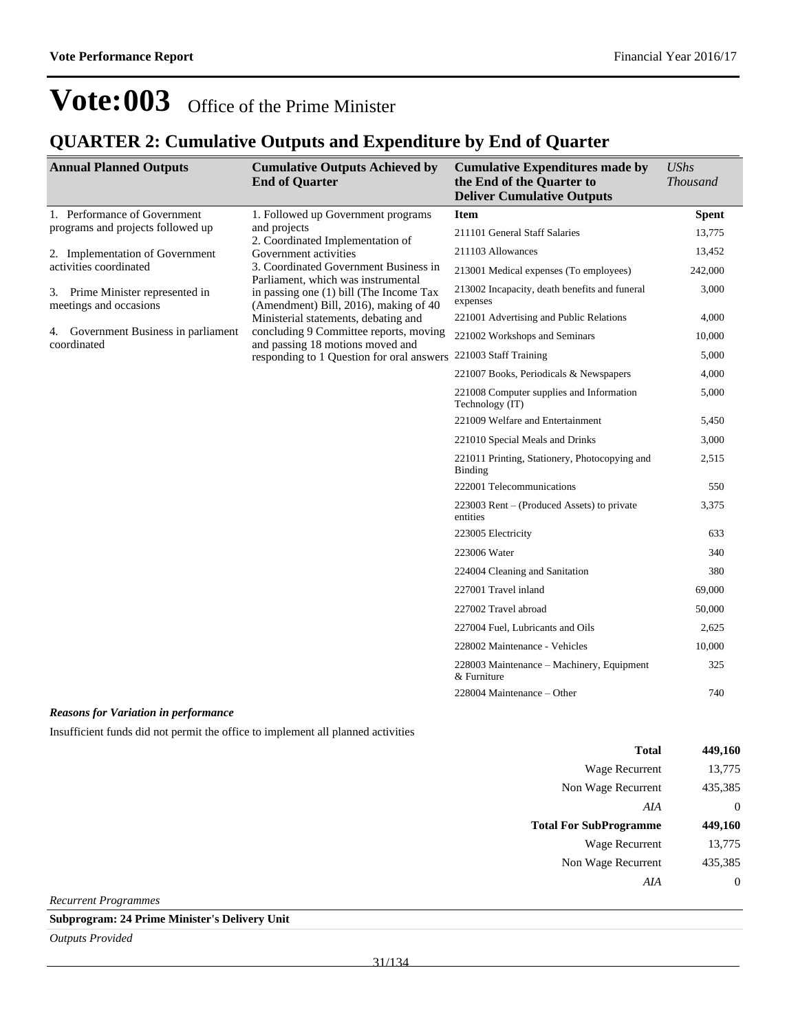# Vote:003 Office of the Prime Minister

## QUARTER 2: Cumulative Outputs and Expenditure by End of Quarter

| Annual Planned Outputs | Cumulative Outputs Achieved by End of Quarter | Cumulative Expenditures made by the End of the Quarter to Deliver Cumulative Outputs | *UShs Thousand* |
|---|---|---|---|
| 1. Performance of Government programs and projects followed up<br><br>2. Implementation of Government activities coordinated<br><br>3. Prime Minister represented in meetings and occasions<br><br>4. Government Business in parliament coordinated | 1. Followed up Government programs and projects<br>2. Coordinated Implementation of Government activities<br>3. Coordinated Government Business in Parliament, which was instrumental in passing one (1) bill (The Income Tax (Amendment) Bill, 2016), making of 40 Ministerial statements, debating and concluding 9 Committee reports, moving and passing 18 motions moved and responding to 1 Question for oral answers | **Item** | **Spent** |
| | | 211101 General Staff Salaries | 13,775 |
| | | 211103 Allowances | 13,452 |
| | | 213001 Medical expenses (To employees) | 242,000 |
| | | 213002 Incapacity, death benefits and funeral expenses | 3,000 |
| | | 221001 Advertising and Public Relations | 4,000 |
| | | 221002 Workshops and Seminars | 10,000 |
| | | 221003 Staff Training | 5,000 |
| | | 221007 Books, Periodicals & Newspapers | 4,000 |
| | | 221008 Computer supplies and Information Technology (IT) | 5,000 |
| | | 221009 Welfare and Entertainment | 5,450 |
| | | 221010 Special Meals and Drinks | 3,000 |
| | | 221011 Printing, Stationery, Photocopying and Binding | 2,515 |
| | | 222001 Telecommunications | 550 |
| | | 223003 Rent – (Produced Assets) to private entities | 3,375 |
| | | 223005 Electricity | 633 |
| | | 223006 Water | 340 |
| | | 224004 Cleaning and Sanitation | 380 |
| | | 227001 Travel inland | 69,000 |
| | | 227002 Travel abroad | 50,000 |
| | | 227004 Fuel, Lubricants and Oils | 2,625 |
| | | 228002 Maintenance - Vehicles | 10,000 |
| | | 228003 Maintenance – Machinery, Equipment & Furniture | 325 |
| | | 228004 Maintenance – Other | 740 |

***Reasons for Variation in performance***

Insufficient funds did not permit the office to implement all planned activities

| | |
|---|---|
| **Total** | **449,160** |
| Wage Recurrent | 13,775 |
| Non Wage Recurrent | 435,385 |
| *AIA* | 0 |
| **Total For SubProgramme** | **449,160** |
| Wage Recurrent | 13,775 |
| Non Wage Recurrent | 435,385 |
| *AIA* | 0 |

*Recurrent Programmes*

**Subprogram: 24 Prime Minister's Delivery Unit**

*Outputs Provided*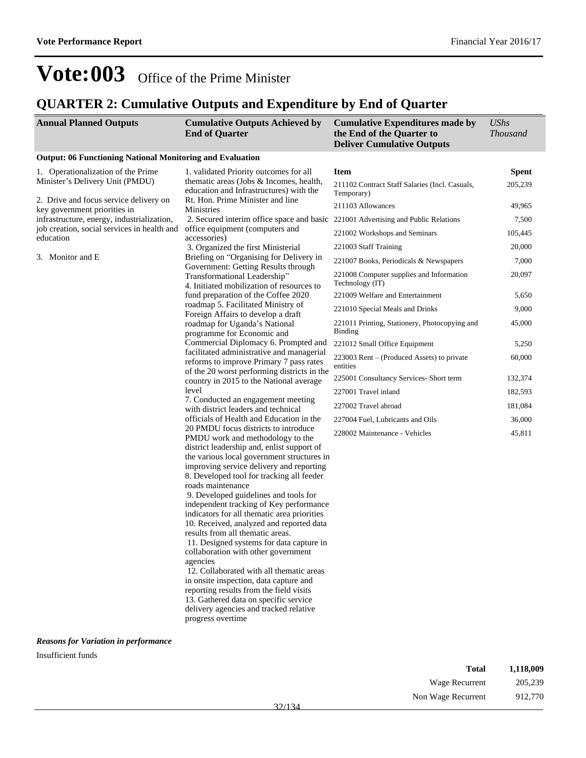# Vote:003 Office of the Prime Minister

## QUARTER 2: Cumulative Outputs and Expenditure by End of Quarter

| Annual Planned Outputs | Cumulative Outputs Achieved by End of Quarter | Cumulative Expenditures made by the End of the Quarter to Deliver Cumulative Outputs | UShs Thousand |
|---|---|---|---|

**Output: 06 Functioning National Monitoring and Evaluation**

**Annual Planned Outputs:**

1. Operationalization of the Prime Minister's Delivery Unit (PMDU)

2. Drive and focus service delivery on key government priorities in infrastructure, energy, industrialization, job creation, social services in health and education

3. Monitor and E

**Cumulative Outputs Achieved by End of Quarter:**

1. validated Priority outcomes for all thematic areas (Jobs & Incomes, health, education and Infrastructures) with the Rt. Hon. Prime Minister and line Ministries
2. Secured interim office space and basic office equipment (computers and accessories)
3. Organized the first Ministerial Briefing on "Organising for Delivery in Government: Getting Results through Transformational Leadership"
4. Initiated mobilization of resources to fund preparation of the Coffee 2020 roadmap 5. Facilitated Ministry of Foreign Affairs to develop a draft roadmap for Uganda's National programme for Economic and Commercial Diplomacy 6. Prompted and facilitated administrative and managerial reforms to improve Primary 7 pass rates of the 20 worst performing districts in the country in 2015 to the National average level
7. Conducted an engagement meeting with district leaders and technical officials of Health and Education in the 20 PMDU focus districts to introduce PMDU work and methodology to the district leadership and, enlist support of the various local government structures in improving service delivery and reporting
8. Developed tool for tracking all feeder roads maintenance
9. Developed guidelines and tools for independent tracking of Key performance indicators for all thematic area priorities
10. Received, analyzed and reported data results from all thematic areas.
11. Designed systems for data capture in collaboration with other government agencies
12. Collaborated with all thematic areas in onsite inspection, data capture and reporting results from the field visits
13. Gathered data on specific service delivery agencies and tracked relative progress overtime

| Item | Spent |
|---|---|
| 211102 Contract Staff Salaries (Incl. Casuals, Temporary) | 205,239 |
| 211103 Allowances | 49,965 |
| 221001 Advertising and Public Relations | 7,500 |
| 221002 Workshops and Seminars | 105,445 |
| 221003 Staff Training | 20,000 |
| 221007 Books, Periodicals & Newspapers | 7,000 |
| 221008 Computer supplies and Information Technology (IT) | 20,097 |
| 221009 Welfare and Entertainment | 5,650 |
| 221010 Special Meals and Drinks | 9,000 |
| 221011 Printing, Stationery, Photocopying and Binding | 45,000 |
| 221012 Small Office Equipment | 5,250 |
| 223003 Rent – (Produced Assets) to private entities | 60,000 |
| 225001 Consultancy Services- Short term | 132,374 |
| 227001 Travel inland | 182,593 |
| 227002 Travel abroad | 181,084 |
| 227004 Fuel, Lubricants and Oils | 36,000 |
| 228002 Maintenance - Vehicles | 45,811 |

***Reasons for Variation in performance***

Insufficient funds

| | |
|---|---|
| **Total** | **1,118,009** |
| Wage Recurrent | 205,239 |
| Non Wage Recurrent | 912,770 |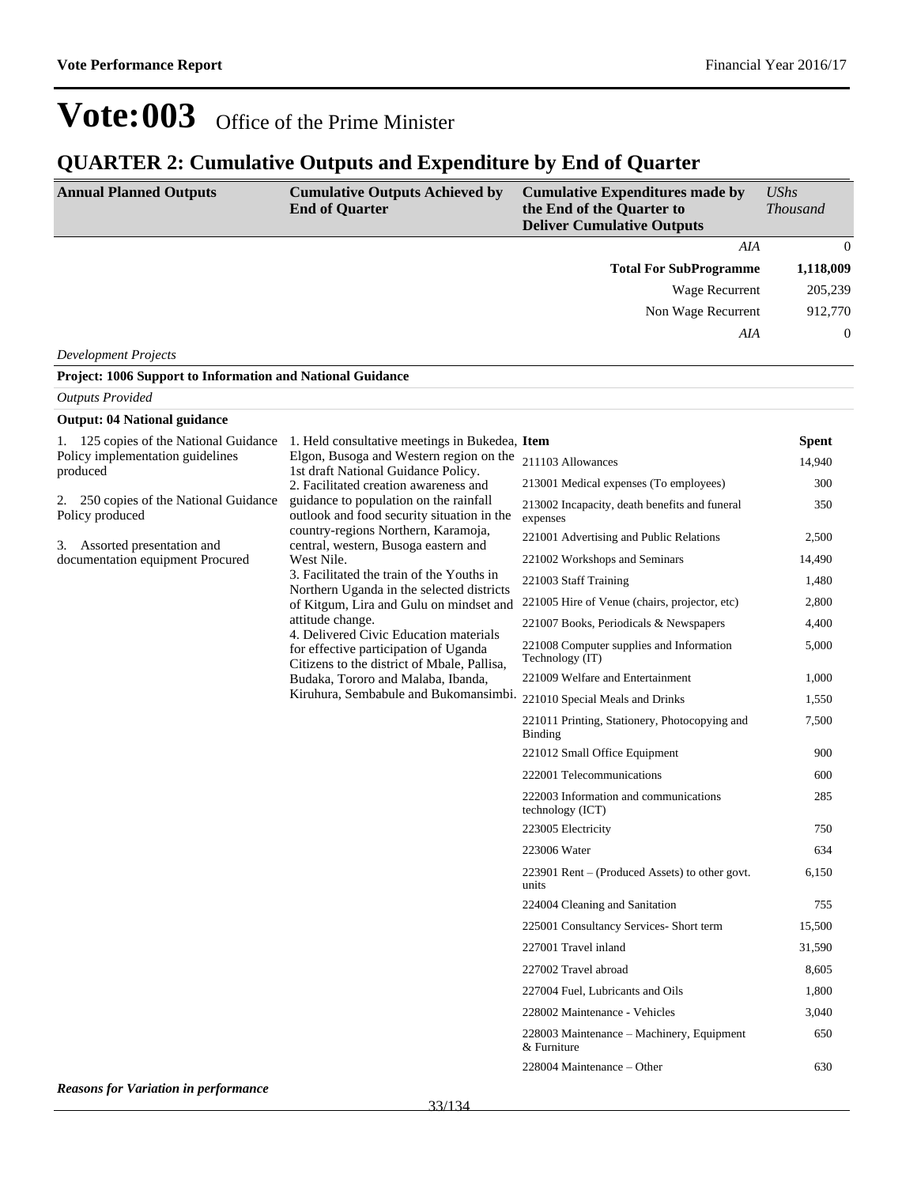# Vote:003 Office of the Prime Minister

## QUARTER 2: Cumulative Outputs and Expenditure by End of Quarter

| Annual Planned Outputs | Cumulative Outputs Achieved by End of Quarter | Cumulative Expenditures made by the End of the Quarter to Deliver Cumulative Outputs | *UShs Thousand* |
|---|---|---|---|
| | | *AIA* | 0 |
| | | **Total For SubProgramme** | **1,118,009** |
| | | Wage Recurrent | 205,239 |
| | | Non Wage Recurrent | 912,770 |
| | | *AIA* | 0 |

*Development Projects*

**Project: 1006 Support to Information and National Guidance**

*Outputs Provided*

**Output: 04 National guidance**

| Annual Planned Outputs | Cumulative Outputs Achieved by End of Quarter | Item | Spent |
|---|---|---|---|
| 1. 125 copies of the National Guidance Policy implementation guidelines produced<br><br>2. 250 copies of the National Guidance Policy produced<br><br>3. Assorted presentation and documentation equipment Procured | 1. Held consultative meetings in Bukedea, Elgon, Busoga and Western region on the 1st draft National Guidance Policy.<br>2. Facilitated creation awareness and guidance to population on the rainfall outlook and food security situation in the country-regions Northern, Karamoja, central, western, Busoga eastern and West Nile.<br>3. Facilitated the train of the Youths in Northern Uganda in the selected districts of Kitgum, Lira and Gulu on mindset and attitude change.<br>4. Delivered Civic Education materials for effective participation of Uganda Citizens to the district of Mbale, Pallisa, Budaka, Tororo and Malaba, Ibanda, Kiruhura, Sembabule and Bukomansimbi. | 211103 Allowances | 14,940 |
| | | 213001 Medical expenses (To employees) | 300 |
| | | 213002 Incapacity, death benefits and funeral expenses | 350 |
| | | 221001 Advertising and Public Relations | 2,500 |
| | | 221002 Workshops and Seminars | 14,490 |
| | | 221003 Staff Training | 1,480 |
| | | 221005 Hire of Venue (chairs, projector, etc) | 2,800 |
| | | 221007 Books, Periodicals & Newspapers | 4,400 |
| | | 221008 Computer supplies and Information Technology (IT) | 5,000 |
| | | 221009 Welfare and Entertainment | 1,000 |
| | | 221010 Special Meals and Drinks | 1,550 |
| | | 221011 Printing, Stationery, Photocopying and Binding | 7,500 |
| | | 221012 Small Office Equipment | 900 |
| | | 222001 Telecommunications | 600 |
| | | 222003 Information and communications technology (ICT) | 285 |
| | | 223005 Electricity | 750 |
| | | 223006 Water | 634 |
| | | 223901 Rent – (Produced Assets) to other govt. units | 6,150 |
| | | 224004 Cleaning and Sanitation | 755 |
| | | 225001 Consultancy Services- Short term | 15,500 |
| | | 227001 Travel inland | 31,590 |
| | | 227002 Travel abroad | 8,605 |
| | | 227004 Fuel, Lubricants and Oils | 1,800 |
| | | 228002 Maintenance - Vehicles | 3,040 |
| | | 228003 Maintenance – Machinery, Equipment & Furniture | 650 |
| | | 228004 Maintenance – Other | 630 |

***Reasons for Variation in performance***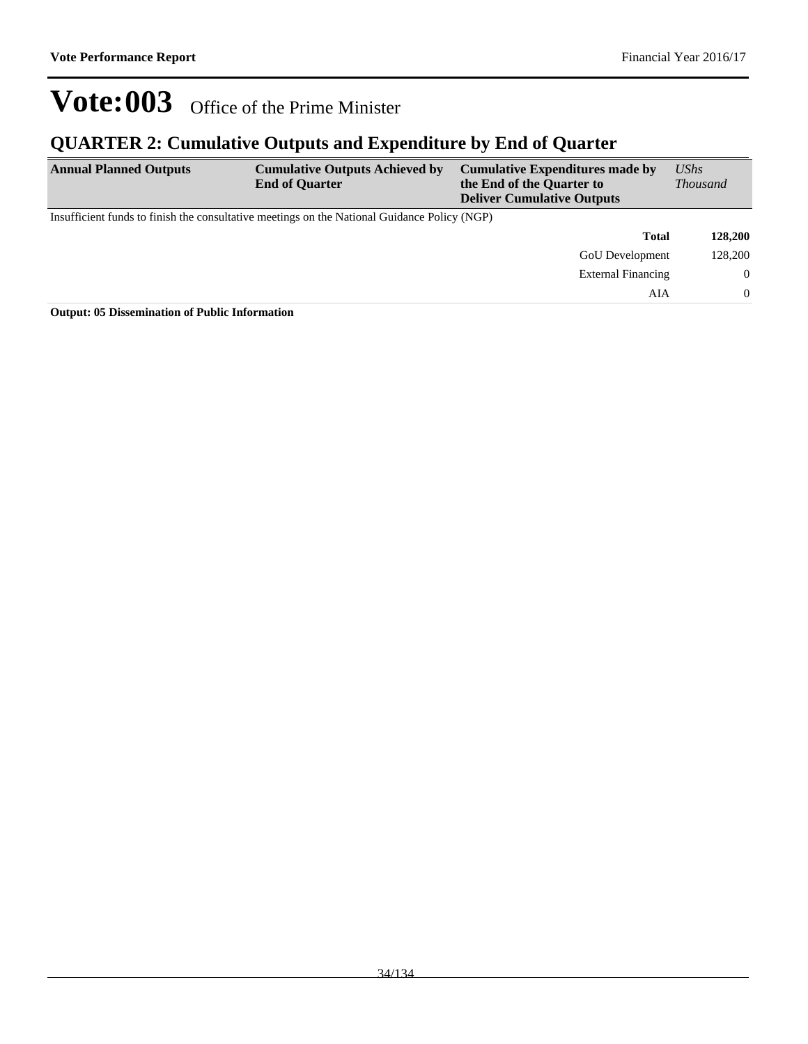# Vote:003 Office of the Prime Minister

## QUARTER 2: Cumulative Outputs and Expenditure by End of Quarter

| Annual Planned Outputs | Cumulative Outputs Achieved by End of Quarter | Cumulative Expenditures made by the End of the Quarter to Deliver Cumulative Outputs | *UShs Thousand* |
|---|---|---|---|
| Insufficient funds to finish the consultative meetings on the National Guidance Policy (NGP) | | | |
| | | **Total** | **128,200** |
| | | GoU Development | 128,200 |
| | | External Financing | 0 |
| | | AIA | 0 |

**Output: 05 Dissemination of Public Information**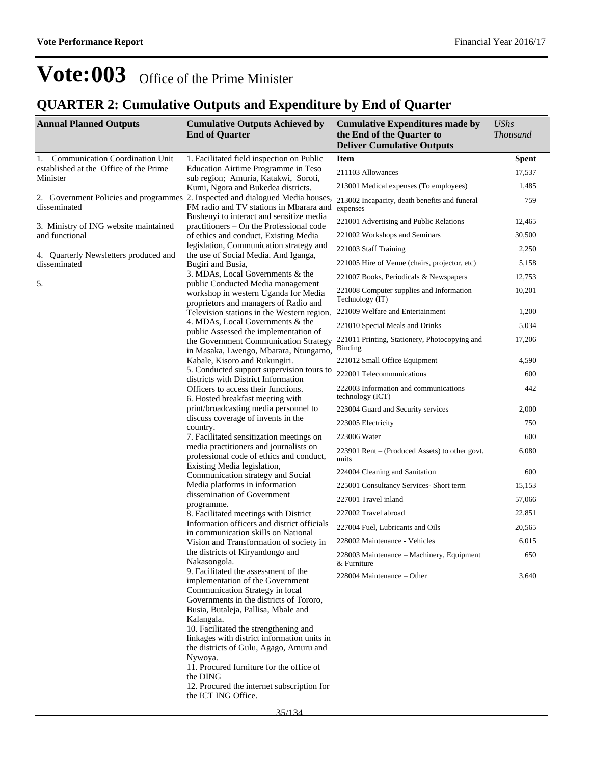# Vote:003 Office of the Prime Minister

## QUARTER 2: Cumulative Outputs and Expenditure by End of Quarter

| Annual Planned Outputs | Cumulative Outputs Achieved by End of Quarter | Cumulative Expenditures made by the End of the Quarter to Deliver Cumulative Outputs | *UShs Thousand* |
|---|---|---|---|
| 1. Communication Coordination Unit established at the Office of the Prime Minister<br><br>2. Government Policies and programmes disseminated<br><br>3. Ministry of ING website maintained and functional<br><br>4. Quarterly Newsletters produced and disseminated<br><br>5. | 1. Facilitated field inspection on Public Education Airtime Programme in Teso sub region; Amuria, Katakwi, Soroti, Kumi, Ngora and Bukedea districts.<br>2. Inspected and dialogued Media houses, FM radio and TV stations in Mbarara and Bushenyi to interact and sensitize media practitioners – On the Professional code of ethics and conduct, Existing Media legislation, Communication strategy and the use of Social Media. And Iganga, Bugiri and Busia,<br>3. MDAs, Local Governments & the public Conducted Media management workshop in western Uganda for Media proprietors and managers of Radio and Television stations in the Western region.<br>4. MDAs, Local Governments & the public Assessed the implementation of the Government Communication Strategy in Masaka, Lwengo, Mbarara, Ntungamo, Kabale, Kisoro and Rukungiri.<br>5. Conducted support supervision tours to districts with District Information Officers to access their functions.<br>6. Hosted breakfast meeting with print/broadcasting media personnel to discuss coverage of invents in the country.<br>7. Facilitated sensitization meetings on media practitioners and journalists on professional code of ethics and conduct, Existing Media legislation, Communication strategy and Social Media platforms in information dissemination of Government programme.<br>8. Facilitated meetings with District Information officers and district officials in communication skills on National Vision and Transformation of society in the districts of Kiryandongo and Nakasongola.<br>9. Facilitated the assessment of the implementation of the Government Communication Strategy in local Governments in the districts of Tororo, Busia, Butaleja, Pallisa, Mbale and Kalangala.<br>10. Facilitated the strengthening and linkages with district information units in the districts of Gulu, Agago, Amuru and Nywoya.<br>11. Procured furniture for the office of the DING<br>12. Procured the internet subscription for the ICT ING Office. | **Item** | **Spent** |
| | | 211103 Allowances | 17,537 |
| | | 213001 Medical expenses (To employees) | 1,485 |
| | | 213002 Incapacity, death benefits and funeral expenses | 759 |
| | | 221001 Advertising and Public Relations | 12,465 |
| | | 221002 Workshops and Seminars | 30,500 |
| | | 221003 Staff Training | 2,250 |
| | | 221005 Hire of Venue (chairs, projector, etc) | 5,158 |
| | | 221007 Books, Periodicals & Newspapers | 12,753 |
| | | 221008 Computer supplies and Information Technology (IT) | 10,201 |
| | | 221009 Welfare and Entertainment | 1,200 |
| | | 221010 Special Meals and Drinks | 5,034 |
| | | 221011 Printing, Stationery, Photocopying and Binding | 17,206 |
| | | 221012 Small Office Equipment | 4,590 |
| | | 222001 Telecommunications | 600 |
| | | 222003 Information and communications technology (ICT) | 442 |
| | | 223004 Guard and Security services | 2,000 |
| | | 223005 Electricity | 750 |
| | | 223006 Water | 600 |
| | | 223901 Rent – (Produced Assets) to other govt. units | 6,080 |
| | | 224004 Cleaning and Sanitation | 600 |
| | | 225001 Consultancy Services- Short term | 15,153 |
| | | 227001 Travel inland | 57,066 |
| | | 227002 Travel abroad | 22,851 |
| | | 227004 Fuel, Lubricants and Oils | 20,565 |
| | | 228002 Maintenance - Vehicles | 6,015 |
| | | 228003 Maintenance – Machinery, Equipment & Furniture | 650 |
| | | 228004 Maintenance – Other | 3,640 |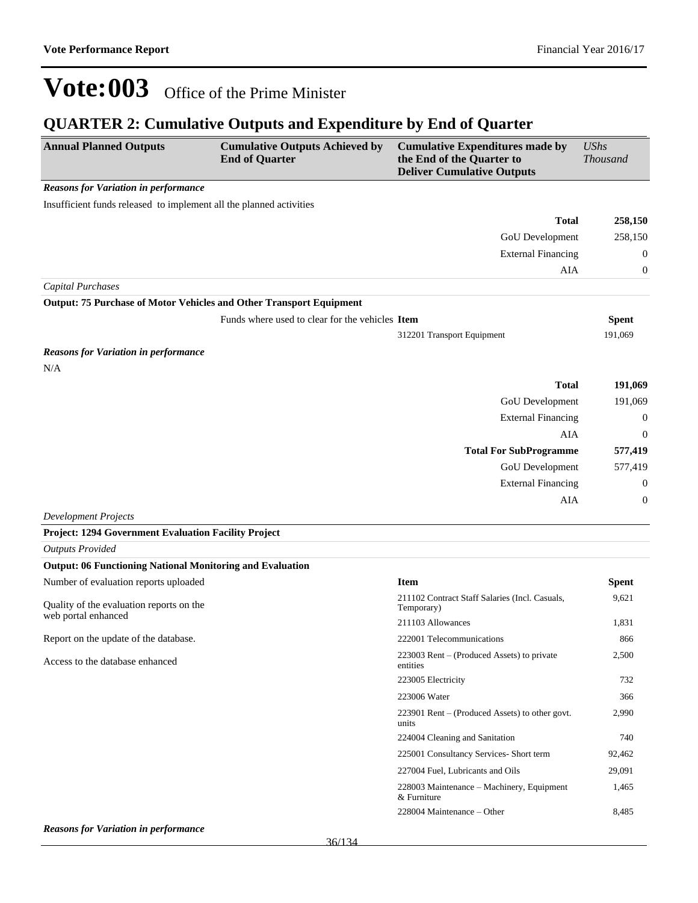# Vote:003 Office of the Prime Minister

## QUARTER 2: Cumulative Outputs and Expenditure by End of Quarter

| Annual Planned Outputs | Cumulative Outputs Achieved by End of Quarter | Cumulative Expenditures made by the End of the Quarter to Deliver Cumulative Outputs | UShs Thousand |
|---|---|---|---|

***Reasons for Variation in performance***

Insufficient funds released to implement all the planned activities

| | |
|---|---|
| **Total** | **258,150** |
| GoU Development | 258,150 |
| External Financing | 0 |
| AIA | 0 |

*Capital Purchases*

**Output: 75 Purchase of Motor Vehicles and Other Transport Equipment**

| Annual Planned Outputs | Cumulative Outputs Achieved by End of Quarter | Item | Spent |
|---|---|---|---|
| | Funds where used to clear for the vehicles | 312201 Transport Equipment | 191,069 |

***Reasons for Variation in performance***

N/A

| | |
|---|---|
| **Total** | **191,069** |
| GoU Development | 191,069 |
| External Financing | 0 |
| AIA | 0 |
| **Total For SubProgramme** | **577,419** |
| GoU Development | 577,419 |
| External Financing | 0 |
| AIA | 0 |

*Development Projects*

**Project: 1294 Government Evaluation Facility Project**

*Outputs Provided*

**Output: 06 Functioning National Monitoring and Evaluation**

| Annual Planned Outputs | Cumulative Outputs Achieved by End of Quarter | Item | Spent |
|---|---|---|---|
| Number of evaluation reports uploaded | | 211102 Contract Staff Salaries (Incl. Casuals, Temporary) | 9,621 |
| Quality of the evaluation reports on the web portal enhanced | | 211103 Allowances | 1,831 |
| Report on the update of the database. | | 222001 Telecommunications | 866 |
| Access to the database enhanced | | 223003 Rent – (Produced Assets) to private entities | 2,500 |
| | | 223005 Electricity | 732 |
| | | 223006 Water | 366 |
| | | 223901 Rent – (Produced Assets) to other govt. units | 2,990 |
| | | 224004 Cleaning and Sanitation | 740 |
| | | 225001 Consultancy Services- Short term | 92,462 |
| | | 227004 Fuel, Lubricants and Oils | 29,091 |
| | | 228003 Maintenance – Machinery, Equipment & Furniture | 1,465 |
| | | 228004 Maintenance – Other | 8,485 |

***Reasons for Variation in performance***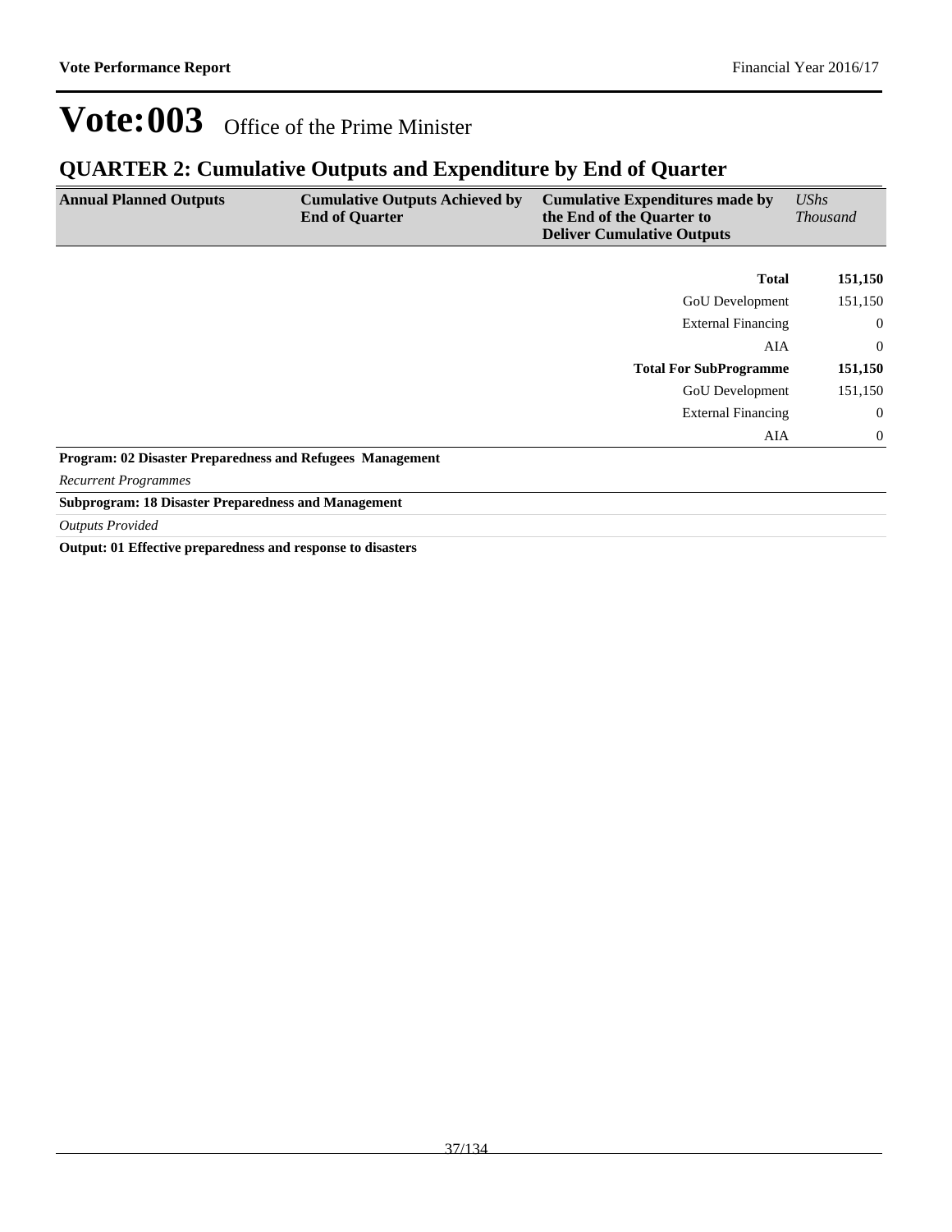# Vote:003 Office of the Prime Minister

## QUARTER 2: Cumulative Outputs and Expenditure by End of Quarter

| Annual Planned Outputs | Cumulative Outputs Achieved by End of Quarter | Cumulative Expenditures made by the End of the Quarter to Deliver Cumulative Outputs | *UShs Thousand* |
|---|---|---|---|
| | | **Total** | **151,150** |
| | | GoU Development | 151,150 |
| | | External Financing | 0 |
| | | AIA | 0 |
| | | **Total For SubProgramme** | **151,150** |
| | | GoU Development | 151,150 |
| | | External Financing | 0 |
| | | AIA | 0 |

**Program: 02 Disaster Preparedness and Refugees Management**

*Recurrent Programmes*

**Subprogram: 18 Disaster Preparedness and Management**

*Outputs Provided*

**Output: 01 Effective preparedness and response to disasters**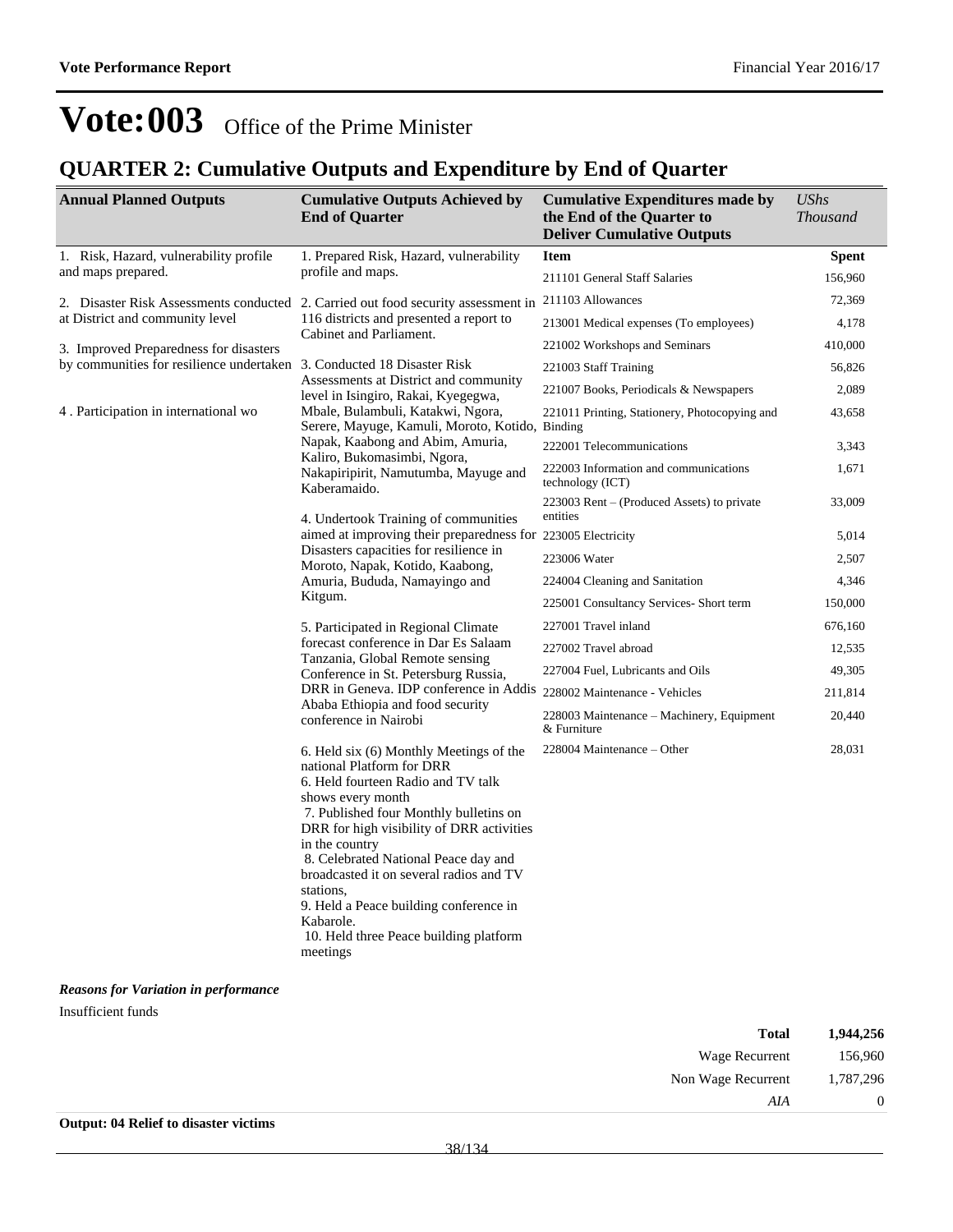# Vote:003 Office of the Prime Minister

## QUARTER 2: Cumulative Outputs and Expenditure by End of Quarter

| Annual Planned Outputs | Cumulative Outputs Achieved by End of Quarter | Cumulative Expenditures made by the End of the Quarter to Deliver Cumulative Outputs | *UShs Thousand* |
|---|---|---|---|
| 1. Risk, Hazard, vulnerability profile and maps prepared.<br><br>2. Disaster Risk Assessments conducted at District and community level<br><br>3. Improved Preparedness for disasters by communities for resilience undertaken<br><br>4 . Participation in international wo | 1. Prepared Risk, Hazard, vulnerability profile and maps.<br><br>2. Carried out food security assessment in 116 districts and presented a report to Cabinet and Parliament.<br><br>3. Conducted 18 Disaster Risk Assessments at District and community level in Isingiro, Rakai, Kyegegwa, Mbale, Bulambuli, Katakwi, Ngora, Serere, Mayuge, Kamuli, Moroto, Kotido, Napak, Kaabong and Abim, Amuria, Kaliro, Bukomasimbi, Ngora, Nakapiripirit, Namutumba, Mayuge and Kaberamaido.<br><br>4. Undertook Training of communities aimed at improving their preparedness for Disasters capacities for resilience in Moroto, Napak, Kotido, Kaabong, Amuria, Bududa, Namayingo and Kitgum.<br><br>5. Participated in Regional Climate forecast conference in Dar Es Salaam Tanzania, Global Remote sensing Conference in St. Petersburg Russia, DRR in Geneva. IDP conference in Addis Ababa Ethiopia and food security conference in Nairobi<br><br>6. Held six (6) Monthly Meetings of the national Platform for DRR<br>6. Held fourteen Radio and TV talk shows every month<br>7. Published four Monthly bulletins on DRR for high visibility of DRR activities in the country<br>8. Celebrated National Peace day and broadcasted it on several radios and TV stations,<br>9. Held a Peace building conference in Kabarole.<br>10. Held three Peace building platform meetings | **Item** | **Spent** |
| | | 211101 General Staff Salaries | 156,960 |
| | | 211103 Allowances | 72,369 |
| | | 213001 Medical expenses (To employees) | 4,178 |
| | | 221002 Workshops and Seminars | 410,000 |
| | | 221003 Staff Training | 56,826 |
| | | 221007 Books, Periodicals & Newspapers | 2,089 |
| | | 221011 Printing, Stationery, Photocopying and Binding | 43,658 |
| | | 222001 Telecommunications | 3,343 |
| | | 222003 Information and communications technology (ICT) | 1,671 |
| | | 223003 Rent – (Produced Assets) to private entities | 33,009 |
| | | 223005 Electricity | 5,014 |
| | | 223006 Water | 2,507 |
| | | 224004 Cleaning and Sanitation | 4,346 |
| | | 225001 Consultancy Services- Short term | 150,000 |
| | | 227001 Travel inland | 676,160 |
| | | 227002 Travel abroad | 12,535 |
| | | 227004 Fuel, Lubricants and Oils | 49,305 |
| | | 228002 Maintenance - Vehicles | 211,814 |
| | | 228003 Maintenance – Machinery, Equipment & Furniture | 20,440 |
| | | 228004 Maintenance – Other | 28,031 |

***Reasons for Variation in performance***

Insufficient funds

| | |
|---|---|
| **Total** | **1,944,256** |
| Wage Recurrent | 156,960 |
| Non Wage Recurrent | 1,787,296 |
| *AIA* | 0 |

**Output: 04 Relief to disaster victims**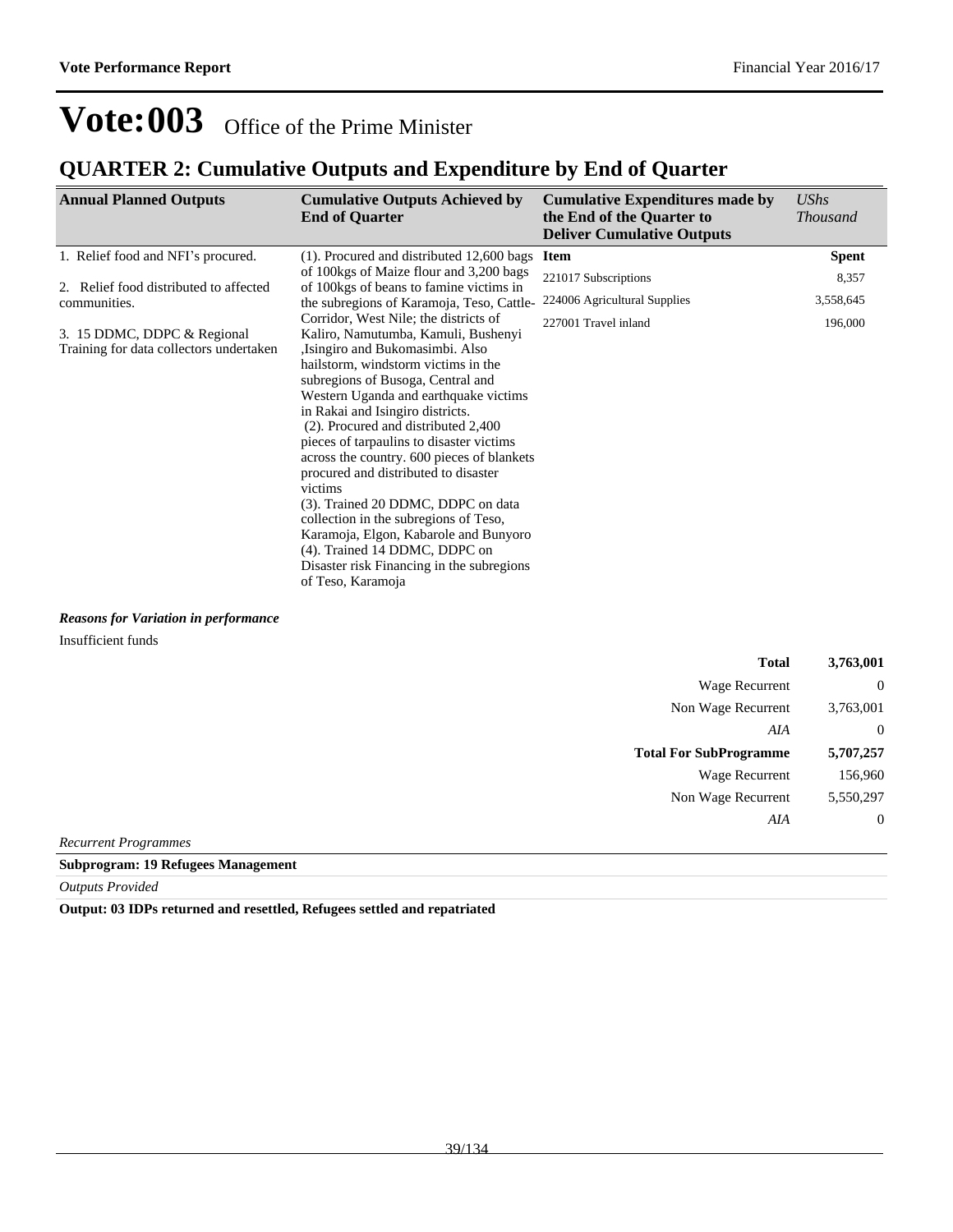# Vote:003 Office of the Prime Minister

## QUARTER 2: Cumulative Outputs and Expenditure by End of Quarter

| Annual Planned Outputs | Cumulative Outputs Achieved by End of Quarter | Cumulative Expenditures made by the End of the Quarter to Deliver Cumulative Outputs | *UShs Thousand* |
|---|---|---|---|
| 1. Relief food and NFI's procured.<br><br>2. Relief food distributed to affected communities.<br><br>3. 15 DDMC, DDPC & Regional Training for data collectors undertaken | (1). Procured and distributed 12,600 bags of 100kgs of Maize flour and 3,200 bags of 100kgs of beans to famine victims in the subregions of Karamoja, Teso, Cattle-Corridor, West Nile; the districts of Kaliro, Namutumba, Kamuli, Bushenyi ,Isingiro and Bukomasimbi. Also hailstorm, windstorm victims in the subregions of Busoga, Central and Western Uganda and earthquake victims in Rakai and Isingiro districts.<br>(2). Procured and distributed 2,400 pieces of tarpaulins to disaster victims across the country. 600 pieces of blankets procured and distributed to disaster victims<br>(3). Trained 20 DDMC, DDPC on data collection in the subregions of Teso, Karamoja, Elgon, Kabarole and Bunyoro<br>(4). Trained 14 DDMC, DDPC on Disaster risk Financing in the subregions of Teso, Karamoja | **Item**<br>221017 Subscriptions<br>224006 Agricultural Supplies<br>227001 Travel inland | **Spent**<br>8,357<br>3,558,645<br>196,000 |

***Reasons for Variation in performance***

Insufficient funds

| | |
|---|---|
| **Total** | **3,763,001** |
| Wage Recurrent | 0 |
| Non Wage Recurrent | 3,763,001 |
| *AIA* | 0 |
| **Total For SubProgramme** | **5,707,257** |
| Wage Recurrent | 156,960 |
| Non Wage Recurrent | 5,550,297 |
| *AIA* | 0 |

*Recurrent Programmes*

**Subprogram: 19 Refugees Management**

*Outputs Provided*

**Output: 03 IDPs returned and resettled, Refugees settled and repatriated**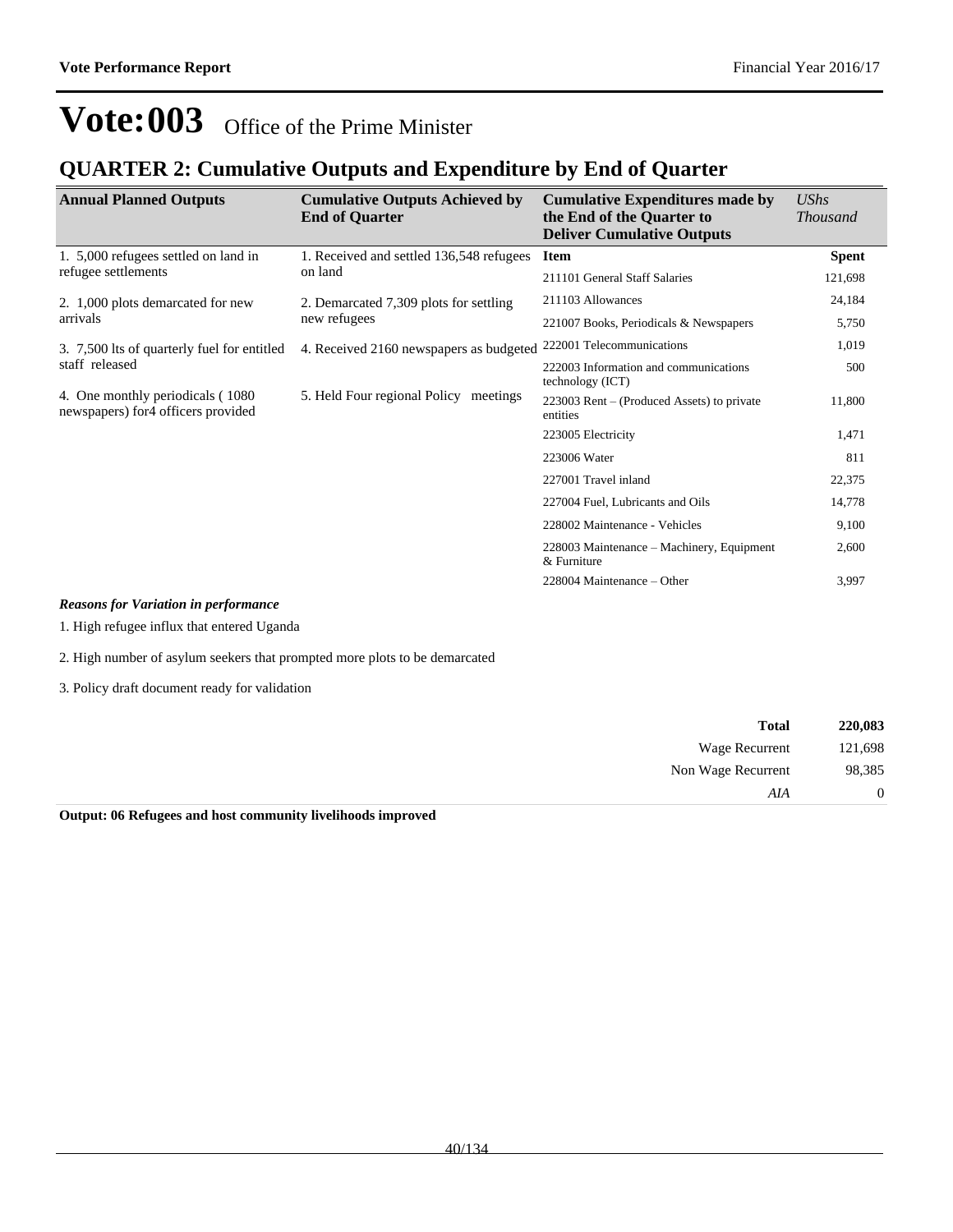# Vote:003 Office of the Prime Minister

## QUARTER 2: Cumulative Outputs and Expenditure by End of Quarter

| Annual Planned Outputs | Cumulative Outputs Achieved by End of Quarter | Cumulative Expenditures made by the End of the Quarter to Deliver Cumulative Outputs | *UShs Thousand* |
|---|---|---|---|
| 1. 5,000 refugees settled on land in refugee settlements | 1. Received and settled 136,548 refugees on land | **Item** | **Spent** |
| 2. 1,000 plots demarcated for new arrivals | 2. Demarcated 7,309 plots for settling new refugees | 211101 General Staff Salaries | 121,698 |
| 3. 7,500 lts of quarterly fuel for entitled staff released | 4. Received 2160 newspapers as budgeted | 211103 Allowances | 24,184 |
| 4. One monthly periodicals ( 1080 newspapers) for4 officers provided | 5. Held Four regional Policy meetings | 221007 Books, Periodicals & Newspapers | 5,750 |
| | | 222001 Telecommunications | 1,019 |
| | | 222003 Information and communications technology (ICT) | 500 |
| | | 223003 Rent – (Produced Assets) to private entities | 11,800 |
| | | 223005 Electricity | 1,471 |
| | | 223006 Water | 811 |
| | | 227001 Travel inland | 22,375 |
| | | 227004 Fuel, Lubricants and Oils | 14,778 |
| | | 228002 Maintenance - Vehicles | 9,100 |
| | | 228003 Maintenance – Machinery, Equipment & Furniture | 2,600 |
| | | 228004 Maintenance – Other | 3,997 |

***Reasons for Variation in performance***

1. High refugee influx that entered Uganda

2. High number of asylum seekers that prompted more plots to be demarcated

3. Policy draft document ready for validation

| | |
|---|---|
| **Total** | **220,083** |
| Wage Recurrent | 121,698 |
| Non Wage Recurrent | 98,385 |
| *AIA* | 0 |

**Output: 06 Refugees and host community livelihoods improved**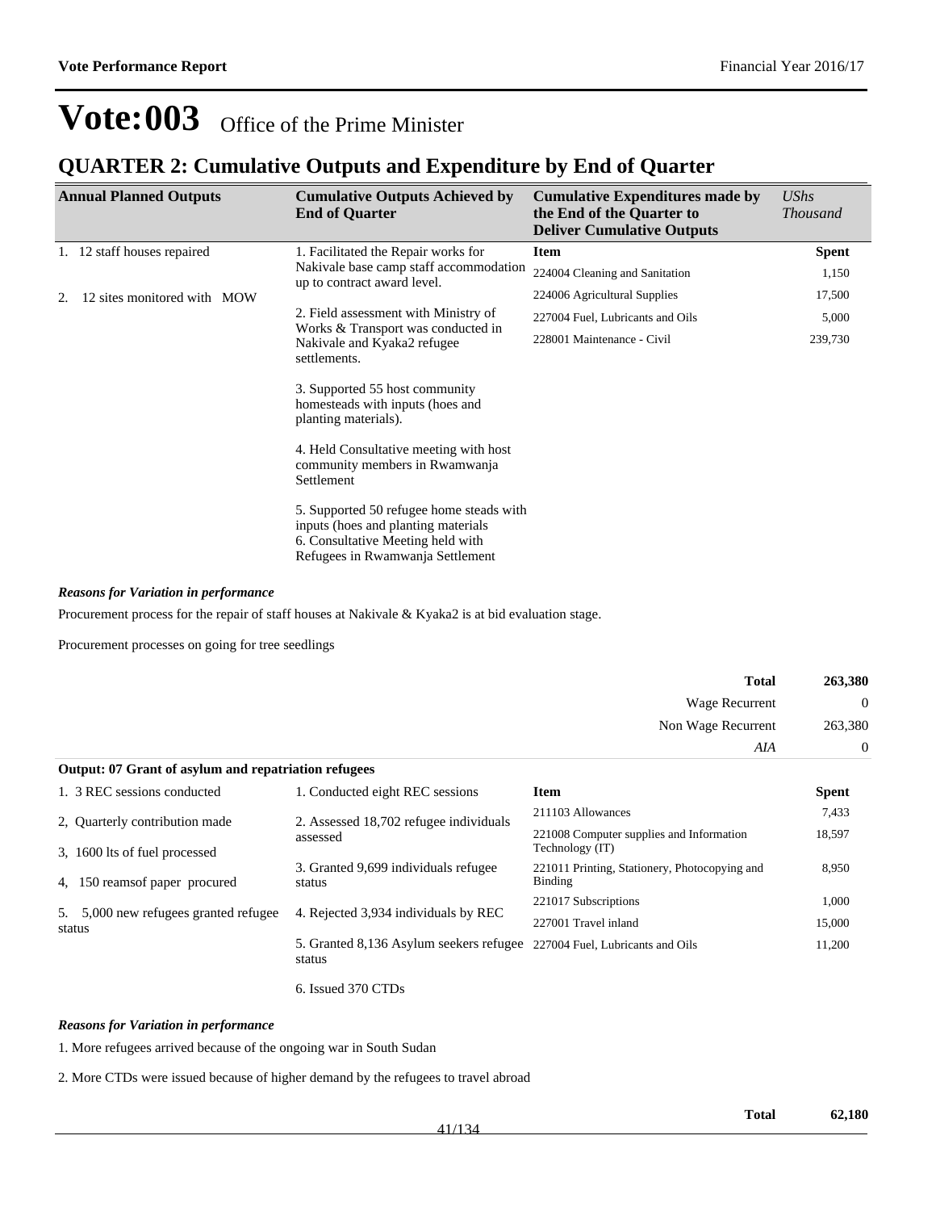# Vote:003 Office of the Prime Minister

## QUARTER 2: Cumulative Outputs and Expenditure by End of Quarter

| Annual Planned Outputs | Cumulative Outputs Achieved by End of Quarter | Cumulative Expenditures made by the End of the Quarter to Deliver Cumulative Outputs | *UShs Thousand* |
|---|---|---|---|
| 1. 12 staff houses repaired<br><br>2. 12 sites monitored with MOW | 1. Facilitated the Repair works for Nakivale base camp staff accommodation up to contract award level.<br><br>2. Field assessment with Ministry of Works & Transport was conducted in Nakivale and Kyaka2 refugee settlements.<br><br>3. Supported 55 host community homesteads with inputs (hoes and planting materials).<br><br>4. Held Consultative meeting with host community members in Rwamwanja Settlement<br><br>5. Supported 50 refugee home steads with inputs (hoes and planting materials<br>6. Consultative Meeting held with Refugees in Rwamwanja Settlement | **Item** | **Spent** |
| | | 224004 Cleaning and Sanitation | 1,150 |
| | | 224006 Agricultural Supplies | 17,500 |
| | | 227004 Fuel, Lubricants and Oils | 5,000 |
| | | 228001 Maintenance - Civil | 239,730 |

***Reasons for Variation in performance***

Procurement process for the repair of staff houses at Nakivale & Kyaka2 is at bid evaluation stage.

Procurement processes on going for tree seedlings

| | |
|---|---|
| **Total** | **263,380** |
| Wage Recurrent | 0 |
| Non Wage Recurrent | 263,380 |
| *AIA* | 0 |

**Output: 07 Grant of asylum and repatriation refugees**

| | | | |
|---|---|---|---|
| 1. 3 REC sessions conducted<br><br>2, Quarterly contribution made<br><br>3, 1600 lts of fuel processed<br><br>4, 150 reamsof paper procured<br><br>5. 5,000 new refugees granted refugee status | 1. Conducted eight REC sessions<br><br>2. Assessed 18,702 refugee individuals assessed<br><br>3. Granted 9,699 individuals refugee status<br><br>4. Rejected 3,934 individuals by REC<br><br>5. Granted 8,136 Asylum seekers refugee status<br><br>6. Issued 370 CTDs | **Item** | **Spent** |
| | | 211103 Allowances | 7,433 |
| | | 221008 Computer supplies and Information Technology (IT) | 18,597 |
| | | 221011 Printing, Stationery, Photocopying and Binding | 8,950 |
| | | 221017 Subscriptions | 1,000 |
| | | 227001 Travel inland | 15,000 |
| | | 227004 Fuel, Lubricants and Oils | 11,200 |

***Reasons for Variation in performance***

1. More refugees arrived because of the ongoing war in South Sudan

2. More CTDs were issued because of higher demand by the refugees to travel abroad

| | |
|---|---|
| **Total** | **62,180** |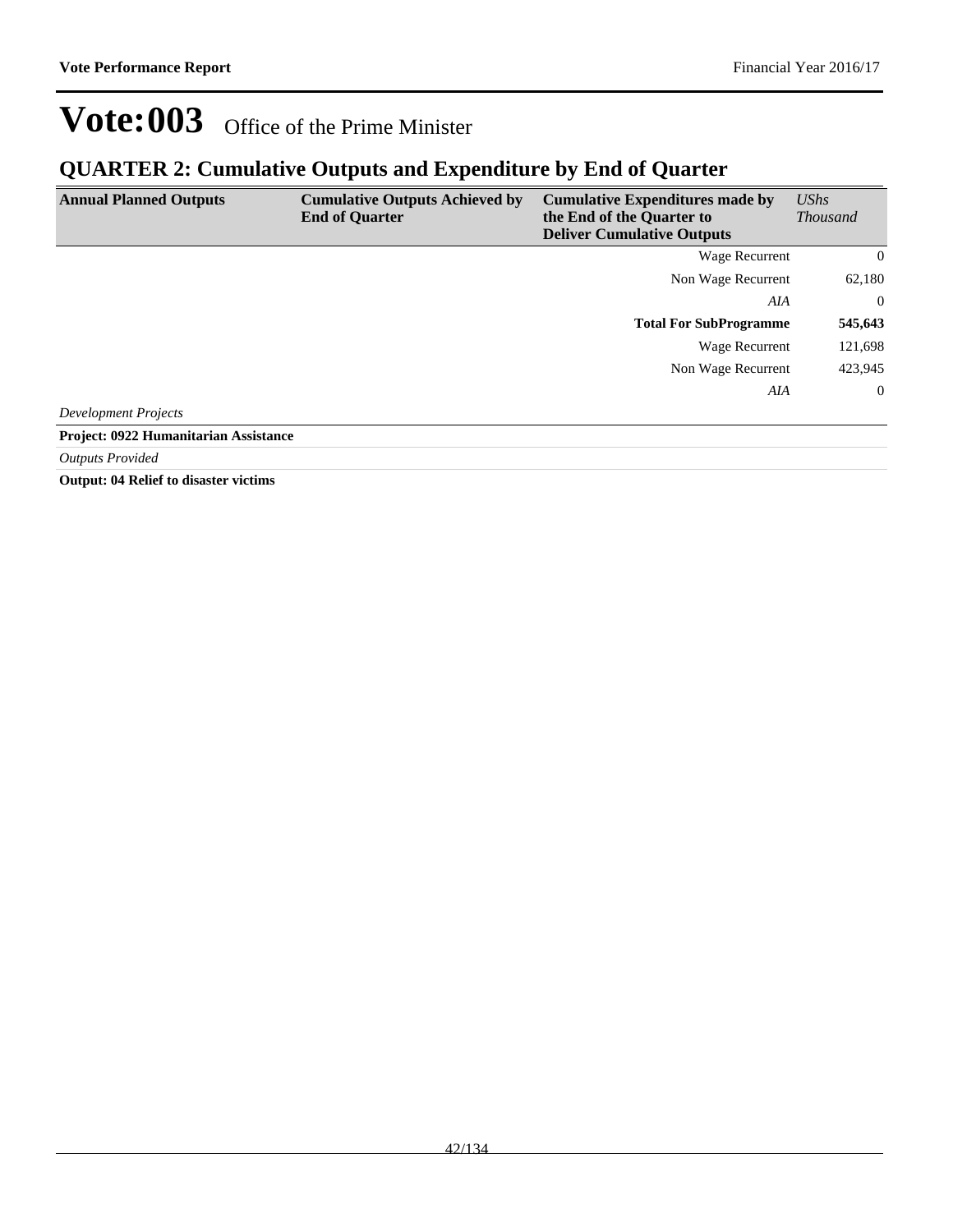# Vote:003 Office of the Prime Minister

## QUARTER 2: Cumulative Outputs and Expenditure by End of Quarter

| Annual Planned Outputs | Cumulative Outputs Achieved by End of Quarter | Cumulative Expenditures made by the End of the Quarter to Deliver Cumulative Outputs | *UShs Thousand* |
|---|---|---|---|
| | | Wage Recurrent | 0 |
| | | Non Wage Recurrent | 62,180 |
| | | *AIA* | 0 |
| | | **Total For SubProgramme** | **545,643** |
| | | Wage Recurrent | 121,698 |
| | | Non Wage Recurrent | 423,945 |
| | | *AIA* | 0 |
| *Development Projects* | | | |
| **Project: 0922 Humanitarian Assistance** | | | |
| *Outputs Provided* | | | |
| **Output: 04 Relief to disaster victims** | | | |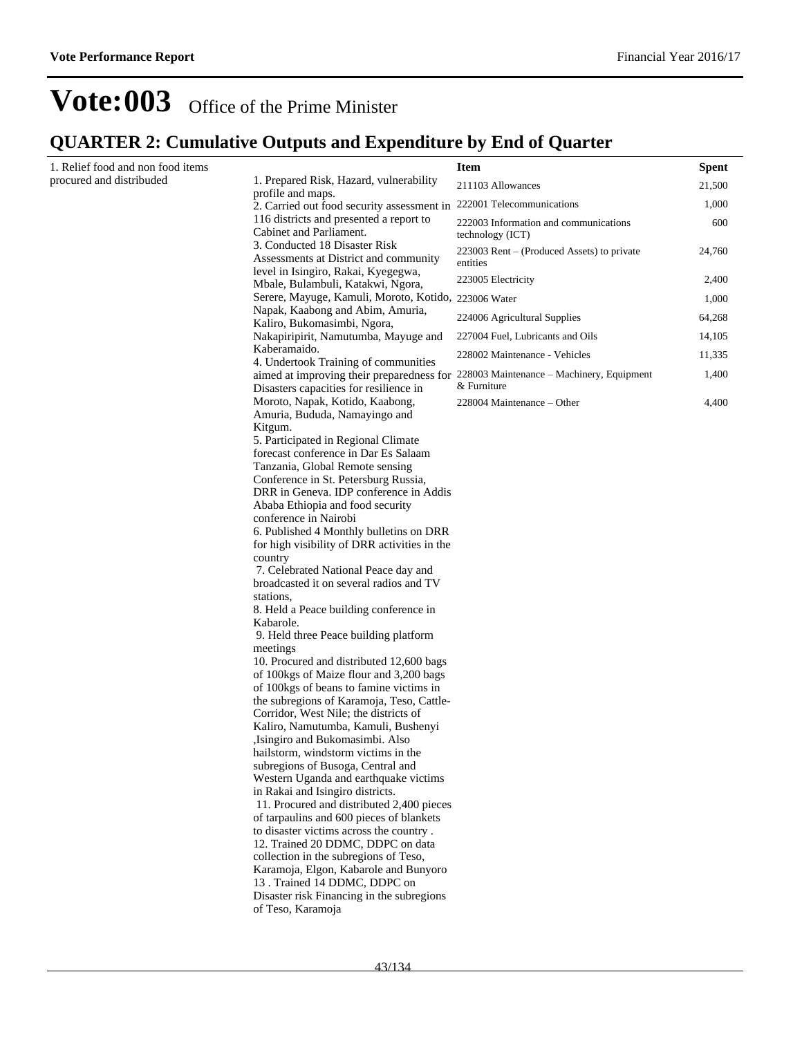# Vote:003 Office of the Prime Minister

## QUARTER 2: Cumulative Outputs and Expenditure by End of Quarter

1. Relief food and non food items procured and distribuded

1. Prepared Risk, Hazard, vulnerability profile and maps.
2. Carried out food security assessment in 116 districts and presented a report to Cabinet and Parliament.
3. Conducted 18 Disaster Risk Assessments at District and community level in Isingiro, Rakai, Kyegegwa, Mbale, Bulambuli, Katakwi, Ngora, Serere, Mayuge, Kamuli, Moroto, Kotido, Napak, Kaabong and Abim, Amuria, Kaliro, Bukomasimbi, Ngora, Nakapiripirit, Namutumba, Mayuge and Kaberamaido.
4. Undertook Training of communities aimed at improving their preparedness for Disasters capacities for resilience in Moroto, Napak, Kotido, Kaabong, Amuria, Bududa, Namayingo and Kitgum.
5. Participated in Regional Climate forecast conference in Dar Es Salaam Tanzania, Global Remote sensing Conference in St. Petersburg Russia, DRR in Geneva. IDP conference in Addis Ababa Ethiopia and food security conference in Nairobi
6. Published 4 Monthly bulletins on DRR for high visibility of DRR activities in the country
7. Celebrated National Peace day and broadcasted it on several radios and TV stations,
8. Held a Peace building conference in Kabarole.
9. Held three Peace building platform meetings
10. Procured and distributed 12,600 bags of 100kgs of Maize flour and 3,200 bags of 100kgs of beans to famine victims in the subregions of Karamoja, Teso, Cattle-Corridor, West Nile; the districts of Kaliro, Namutumba, Kamuli, Bushenyi ,Isingiro and Bukomasimbi. Also hailstorm, windstorm victims in the subregions of Busoga, Central and Western Uganda and earthquake victims in Rakai and Isingiro districts.
11. Procured and distributed 2,400 pieces of tarpaulins and 600 pieces of blankets to disaster victims across the country .
12. Trained 20 DDMC, DDPC on data collection in the subregions of Teso, Karamoja, Elgon, Kabarole and Bunyoro
13 . Trained 14 DDMC, DDPC on Disaster risk Financing in the subregions of Teso, Karamoja

| Item | Spent |
|---|---|
| 211103 Allowances | 21,500 |
| 222001 Telecommunications | 1,000 |
| 222003 Information and communications technology (ICT) | 600 |
| 223003 Rent – (Produced Assets) to private entities | 24,760 |
| 223005 Electricity | 2,400 |
| 223006 Water | 1,000 |
| 224006 Agricultural Supplies | 64,268 |
| 227004 Fuel, Lubricants and Oils | 14,105 |
| 228002 Maintenance - Vehicles | 11,335 |
| 228003 Maintenance – Machinery, Equipment & Furniture | 1,400 |
| 228004 Maintenance – Other | 4,400 |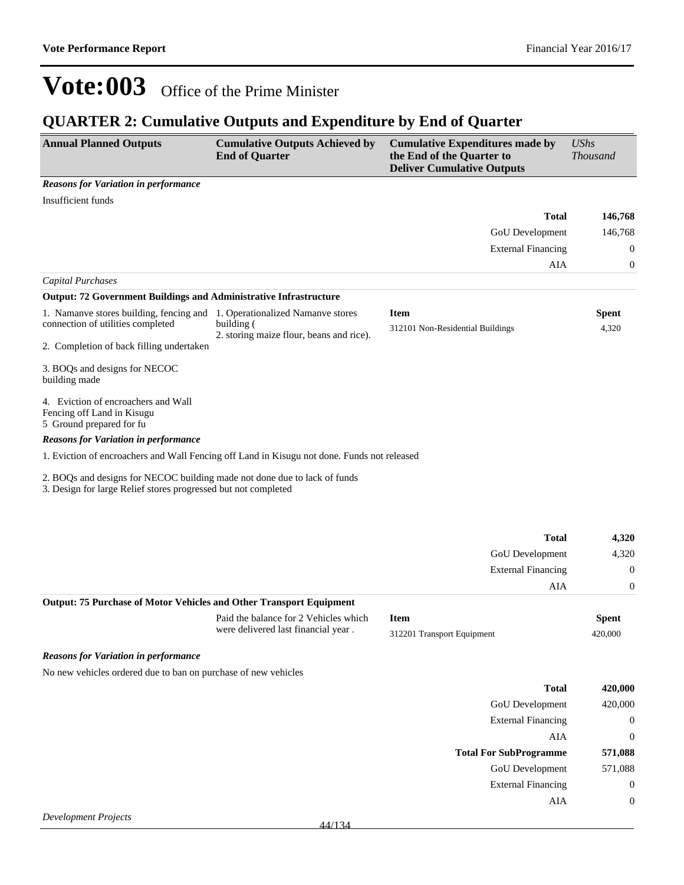# Vote:003 Office of the Prime Minister

## QUARTER 2: Cumulative Outputs and Expenditure by End of Quarter

| Annual Planned Outputs | Cumulative Outputs Achieved by End of Quarter | Cumulative Expenditures made by the End of the Quarter to Deliver Cumulative Outputs | *UShs Thousand* |
|---|---|---|---|

***Reasons for Variation in performance***

Insufficient funds

| | |
|---|---|
| **Total** | **146,768** |
| GoU Development | 146,768 |
| External Financing | 0 |
| AIA | 0 |

*Capital Purchases*

**Output: 72 Government Buildings and Administrative Infrastructure**

| Annual Planned Outputs | Cumulative Outputs Achieved by End of Quarter | Item | Spent |
|---|---|---|---|
| 1. Namanve stores building, fencing and connection of utilities completed<br>2. Completion of back filling undertaken<br>3. BOQs and designs for NECOC building made<br>4. Eviction of encroachers and Wall Fencing off Land in Kisugu<br>5 Ground prepared for fu | 1. Operationalized Namanve stores building (<br>2. storing maize flour, beans and rice). | 312101 Non-Residential Buildings | 4,320 |

***Reasons for Variation in performance***

1. Eviction of encroachers and Wall Fencing off Land in Kisugu not done. Funds not released

2. BOQs and designs for NECOC building made not done due to lack of funds
3. Design for large Relief stores progressed but not completed

| | |
|---|---|
| **Total** | **4,320** |
| GoU Development | 4,320 |
| External Financing | 0 |
| AIA | 0 |

**Output: 75 Purchase of Motor Vehicles and Other Transport Equipment**

| Annual Planned Outputs | Cumulative Outputs Achieved by End of Quarter | Item | Spent |
|---|---|---|---|
| | Paid the balance for 2 Vehicles which were delivered last financial year . | 312201 Transport Equipment | 420,000 |

***Reasons for Variation in performance***

No new vehicles ordered due to ban on purchase of new vehicles

| | |
|---|---|
| **Total** | **420,000** |
| GoU Development | 420,000 |
| External Financing | 0 |
| AIA | 0 |
| **Total For SubProgramme** | **571,088** |
| GoU Development | 571,088 |
| External Financing | 0 |
| AIA | 0 |

*Development Projects*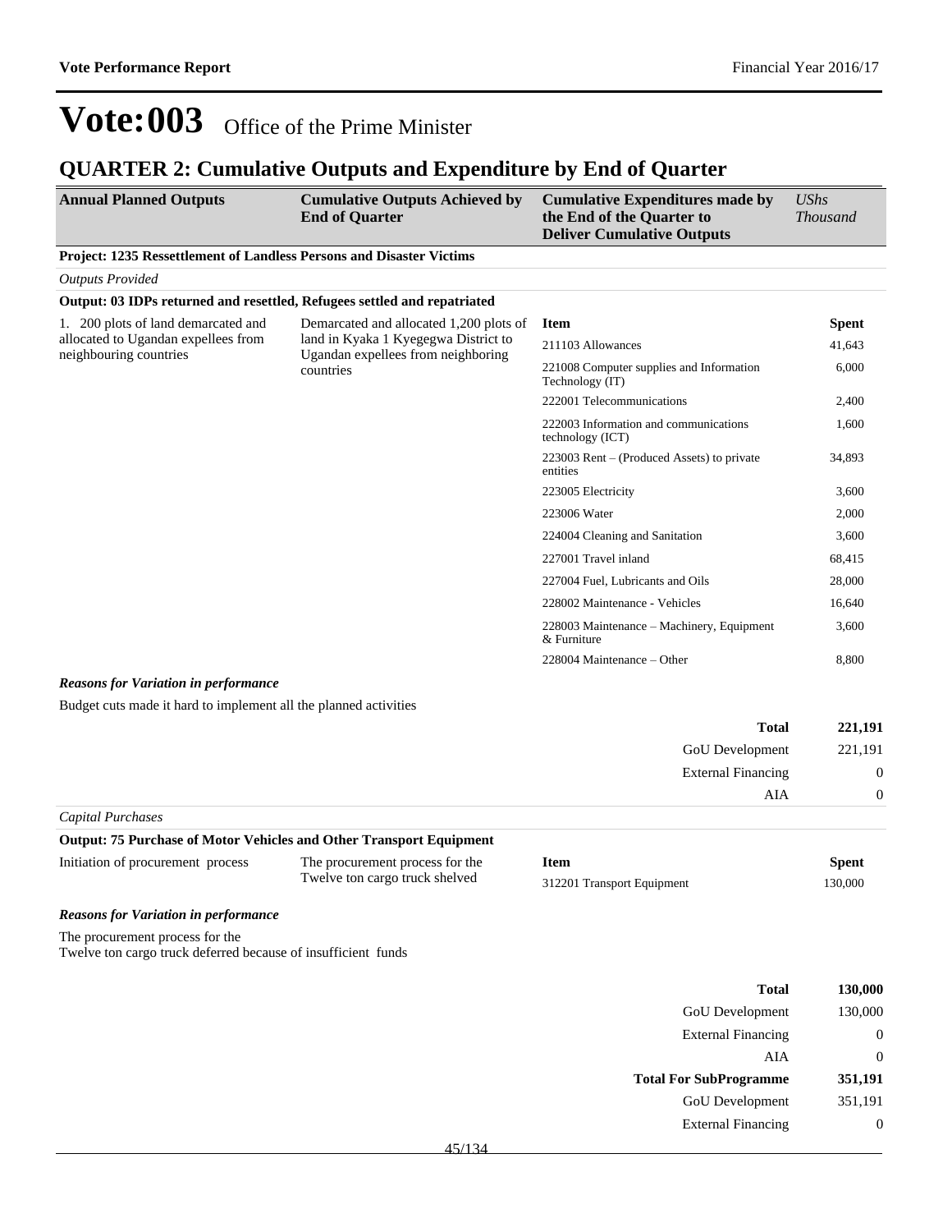# Vote:003 Office of the Prime Minister

## QUARTER 2: Cumulative Outputs and Expenditure by End of Quarter

| Annual Planned Outputs | Cumulative Outputs Achieved by End of Quarter | Cumulative Expenditures made by the End of the Quarter to Deliver Cumulative Outputs | *UShs Thousand* |
|---|---|---|---|
| **Project: 1235 Ressettlement of Landless Persons and Disaster Victims** | | | |
| *Outputs Provided* | | | |
| **Output: 03 IDPs returned and resettled, Refugees settled and repatriated** | | | |
| 1. 200 plots of land demarcated and allocated to Ugandan expellees from neighbouring countries | Demarcated and allocated 1,200 plots of land in Kyaka 1 Kyegegwa District to Ugandan expellees from neighboring countries | **Item** | **Spent** |
| | | 211103 Allowances | 41,643 |
| | | 221008 Computer supplies and Information Technology (IT) | 6,000 |
| | | 222001 Telecommunications | 2,400 |
| | | 222003 Information and communications technology (ICT) | 1,600 |
| | | 223003 Rent – (Produced Assets) to private entities | 34,893 |
| | | 223005 Electricity | 3,600 |
| | | 223006 Water | 2,000 |
| | | 224004 Cleaning and Sanitation | 3,600 |
| | | 227001 Travel inland | 68,415 |
| | | 227004 Fuel, Lubricants and Oils | 28,000 |
| | | 228002 Maintenance - Vehicles | 16,640 |
| | | 228003 Maintenance – Machinery, Equipment & Furniture | 3,600 |
| | | 228004 Maintenance – Other | 8,800 |

***Reasons for Variation in performance***

Budget cuts made it hard to implement all the planned activities

| | |
|---|---|
| **Total** | **221,191** |
| GoU Development | 221,191 |
| External Financing | 0 |
| AIA | 0 |

*Capital Purchases*

**Output: 75 Purchase of Motor Vehicles and Other Transport Equipment**

| Annual Planned Outputs | Cumulative Outputs Achieved by End of Quarter | Item | Spent |
|---|---|---|---|
| Initiation of procurement process | The procurement process for the Twelve ton cargo truck shelved | 312201 Transport Equipment | 130,000 |

***Reasons for Variation in performance***

The procurement process for the
Twelve ton cargo truck deferred because of insufficient funds

| | |
|---|---|
| **Total** | **130,000** |
| GoU Development | 130,000 |
| External Financing | 0 |
| AIA | 0 |
| **Total For SubProgramme** | **351,191** |
| GoU Development | 351,191 |
| External Financing | 0 |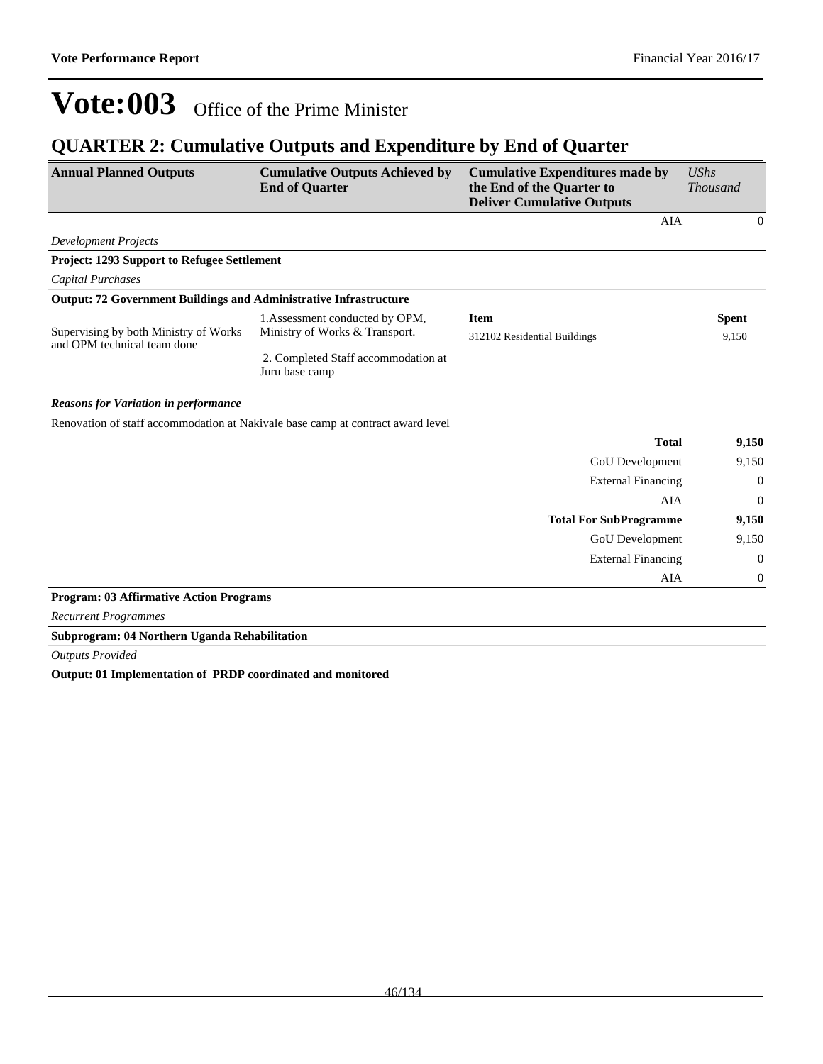# Vote:003 Office of the Prime Minister

## QUARTER 2: Cumulative Outputs and Expenditure by End of Quarter

| Annual Planned Outputs | Cumulative Outputs Achieved by End of Quarter | Cumulative Expenditures made by the End of the Quarter to Deliver Cumulative Outputs | UShs Thousand |
|---|---|---|---|
| | | AIA | 0 |

*Development Projects*

**Project: 1293 Support to Refugee Settlement**

*Capital Purchases*

**Output: 72 Government Buildings and Administrative Infrastructure**

| Annual Planned Outputs | Cumulative Outputs Achieved by End of Quarter | Item | Spent |
|---|---|---|---|
| Supervising by both Ministry of Works and OPM technical team done | 1.Assessment conducted by OPM, Ministry of Works & Transport.<br><br>2. Completed Staff accommodation at Juru base camp | 312102 Residential Buildings | 9,150 |

***Reasons for Variation in performance***

Renovation of staff accommodation at Nakivale base camp at contract award level

| | |
|---|---|
| **Total** | **9,150** |
| GoU Development | 9,150 |
| External Financing | 0 |
| AIA | 0 |
| **Total For SubProgramme** | **9,150** |
| GoU Development | 9,150 |
| External Financing | 0 |
| AIA | 0 |

**Program: 03 Affirmative Action Programs**

*Recurrent Programmes*

**Subprogram: 04 Northern Uganda Rehabilitation**

*Outputs Provided*

**Output: 01 Implementation of PRDP coordinated and monitored**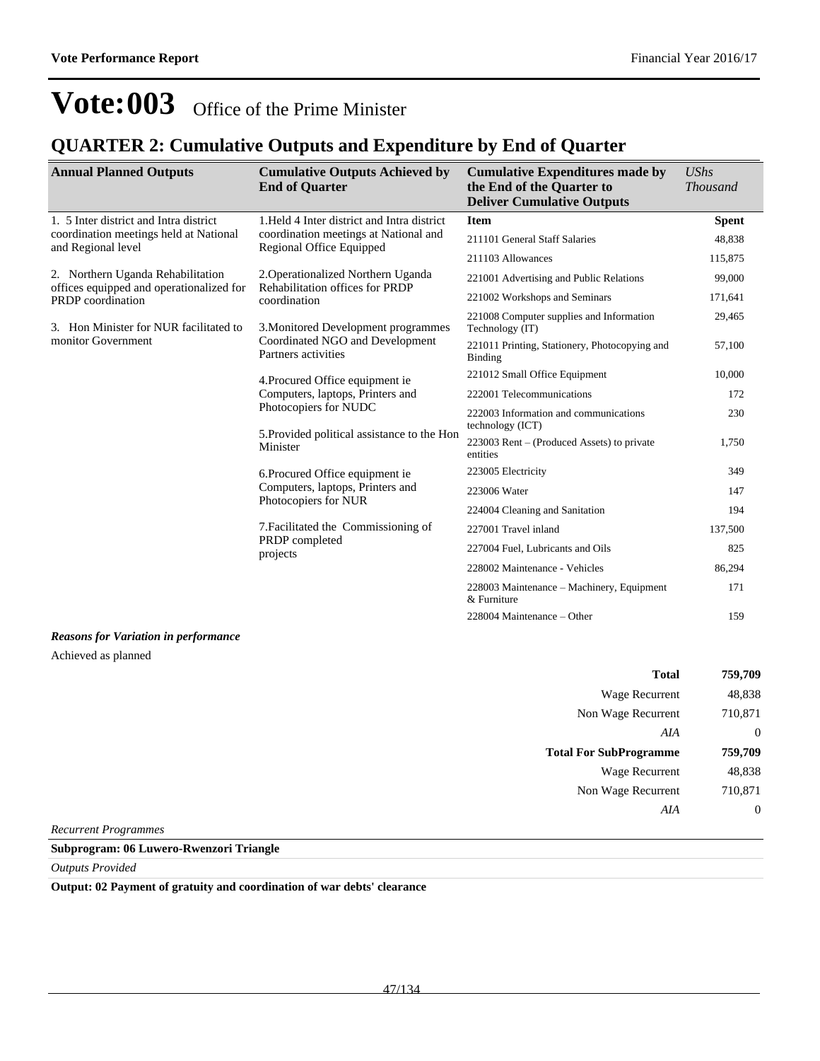# Vote:003 Office of the Prime Minister

## QUARTER 2: Cumulative Outputs and Expenditure by End of Quarter

| Annual Planned Outputs | Cumulative Outputs Achieved by End of Quarter | Cumulative Expenditures made by the End of the Quarter to Deliver Cumulative Outputs | *UShs Thousand* |
|---|---|---|---|
| 1. 5 Inter district and Intra district coordination meetings held at National and Regional level<br><br>2. Northern Uganda Rehabilitation offices equipped and operationalized for PRDP coordination<br><br>3. Hon Minister for NUR facilitated to monitor Government | 1.Held 4 Inter district and Intra district coordination meetings at National and Regional Office Equipped<br><br>2.Operationalized Northern Uganda Rehabilitation offices for PRDP coordination<br><br>3.Monitored Development programmes Coordinated NGO and Development Partners activities<br><br>4.Procured Office equipment ie Computers, laptops, Printers and Photocopiers for NUDC<br><br>5.Provided political assistance to the Hon Minister<br><br>6.Procured Office equipment ie Computers, laptops, Printers and Photocopiers for NUR<br><br>7.Facilitated the Commissioning of PRDP completed projects | **Item** | **Spent** |
| | | 211101 General Staff Salaries | 48,838 |
| | | 211103 Allowances | 115,875 |
| | | 221001 Advertising and Public Relations | 99,000 |
| | | 221002 Workshops and Seminars | 171,641 |
| | | 221008 Computer supplies and Information Technology (IT) | 29,465 |
| | | 221011 Printing, Stationery, Photocopying and Binding | 57,100 |
| | | 221012 Small Office Equipment | 10,000 |
| | | 222001 Telecommunications | 172 |
| | | 222003 Information and communications technology (ICT) | 230 |
| | | 223003 Rent – (Produced Assets) to private entities | 1,750 |
| | | 223005 Electricity | 349 |
| | | 223006 Water | 147 |
| | | 224004 Cleaning and Sanitation | 194 |
| | | 227001 Travel inland | 137,500 |
| | | 227004 Fuel, Lubricants and Oils | 825 |
| | | 228002 Maintenance - Vehicles | 86,294 |
| | | 228003 Maintenance – Machinery, Equipment & Furniture | 171 |
| | | 228004 Maintenance – Other | 159 |

***Reasons for Variation in performance***

Achieved as planned

| | |
|---|---|
| **Total** | **759,709** |
| Wage Recurrent | 48,838 |
| Non Wage Recurrent | 710,871 |
| *AIA* | 0 |
| **Total For SubProgramme** | **759,709** |
| Wage Recurrent | 48,838 |
| Non Wage Recurrent | 710,871 |
| *AIA* | 0 |

*Recurrent Programmes*

**Subprogram: 06 Luwero-Rwenzori Triangle**

*Outputs Provided*

**Output: 02 Payment of gratuity and coordination of war debts' clearance**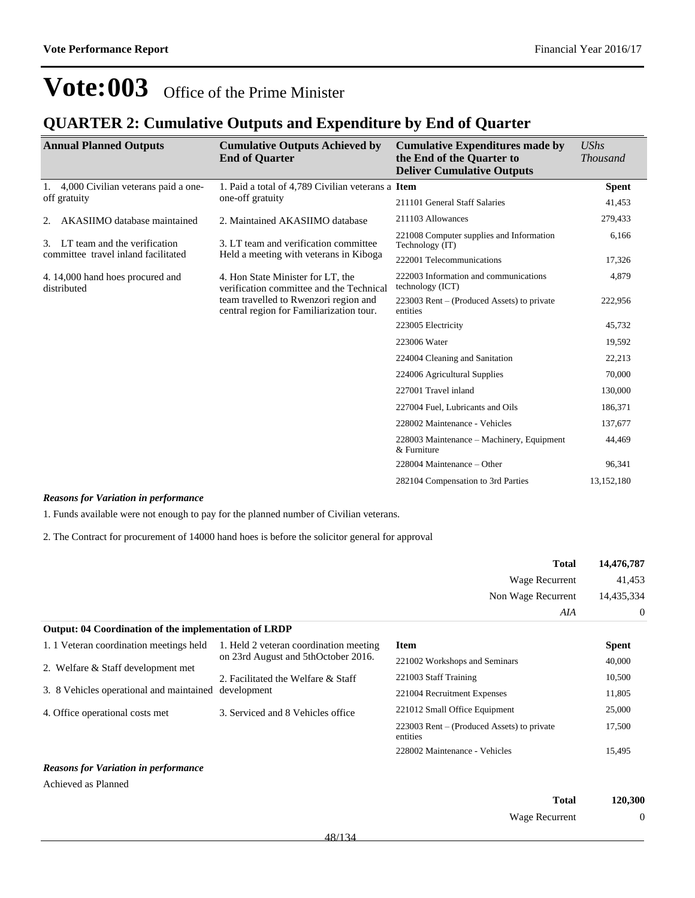# Vote:003 Office of the Prime Minister

## QUARTER 2: Cumulative Outputs and Expenditure by End of Quarter

| Annual Planned Outputs | Cumulative Outputs Achieved by End of Quarter | Cumulative Expenditures made by the End of the Quarter to Deliver Cumulative Outputs | UShs Thousand |
|---|---|---|---|
| 1. 4,000 Civilian veterans paid a one-off gratuity<br><br>2. AKASIIMO database maintained<br><br>3. LT team and the verification committee travel inland facilitated<br><br>4. 14,000 hand hoes procured and distributed | 1. Paid a total of 4,789 Civilian veterans a one-off gratuity<br><br>2. Maintained AKASIIMO database<br><br>3. LT team and verification committee Held a meeting with veterans in Kiboga<br><br>4. Hon State Minister for LT, the verification committee and the Technical team travelled to Rwenzori region and central region for Familiarization tour. | **Item** | **Spent** |
| | | 211101 General Staff Salaries | 41,453 |
| | | 211103 Allowances | 279,433 |
| | | 221008 Computer supplies and Information Technology (IT) | 6,166 |
| | | 222001 Telecommunications | 17,326 |
| | | 222003 Information and communications technology (ICT) | 4,879 |
| | | 223003 Rent – (Produced Assets) to private entities | 222,956 |
| | | 223005 Electricity | 45,732 |
| | | 223006 Water | 19,592 |
| | | 224004 Cleaning and Sanitation | 22,213 |
| | | 224006 Agricultural Supplies | 70,000 |
| | | 227001 Travel inland | 130,000 |
| | | 227004 Fuel, Lubricants and Oils | 186,371 |
| | | 228002 Maintenance - Vehicles | 137,677 |
| | | 228003 Maintenance – Machinery, Equipment & Furniture | 44,469 |
| | | 228004 Maintenance – Other | 96,341 |
| | | 282104 Compensation to 3rd Parties | 13,152,180 |

***Reasons for Variation in performance***

1. Funds available were not enough to pay for the planned number of Civilian veterans.

2. The Contract for procurement of 14000 hand hoes is before the solicitor general for approval

| | |
|---|---|
| **Total** | **14,476,787** |
| Wage Recurrent | 41,453 |
| Non Wage Recurrent | 14,435,334 |
| *AIA* | 0 |

**Output: 04 Coordination of the implementation of LRDP**

| | | | |
|---|---|---|---|
| 1. 1 Veteran coordination meetings held<br><br>2. Welfare & Staff development met<br><br>3. 8 Vehicles operational and maintained<br><br>4. Office operational costs met | 1. Held 2 veteran coordination meeting on 23rd August and 5thOctober 2016.<br><br>2. Facilitated the Welfare & Staff development<br><br>3. Serviced and 8 Vehicles office | **Item** | **Spent** |
| | | 221002 Workshops and Seminars | 40,000 |
| | | 221003 Staff Training | 10,500 |
| | | 221004 Recruitment Expenses | 11,805 |
| | | 221012 Small Office Equipment | 25,000 |
| | | 223003 Rent – (Produced Assets) to private entities | 17,500 |
| | | 228002 Maintenance - Vehicles | 15,495 |

***Reasons for Variation in performance***

Achieved as Planned

| | |
|---|---|
| **Total** | **120,300** |
| Wage Recurrent | 0 |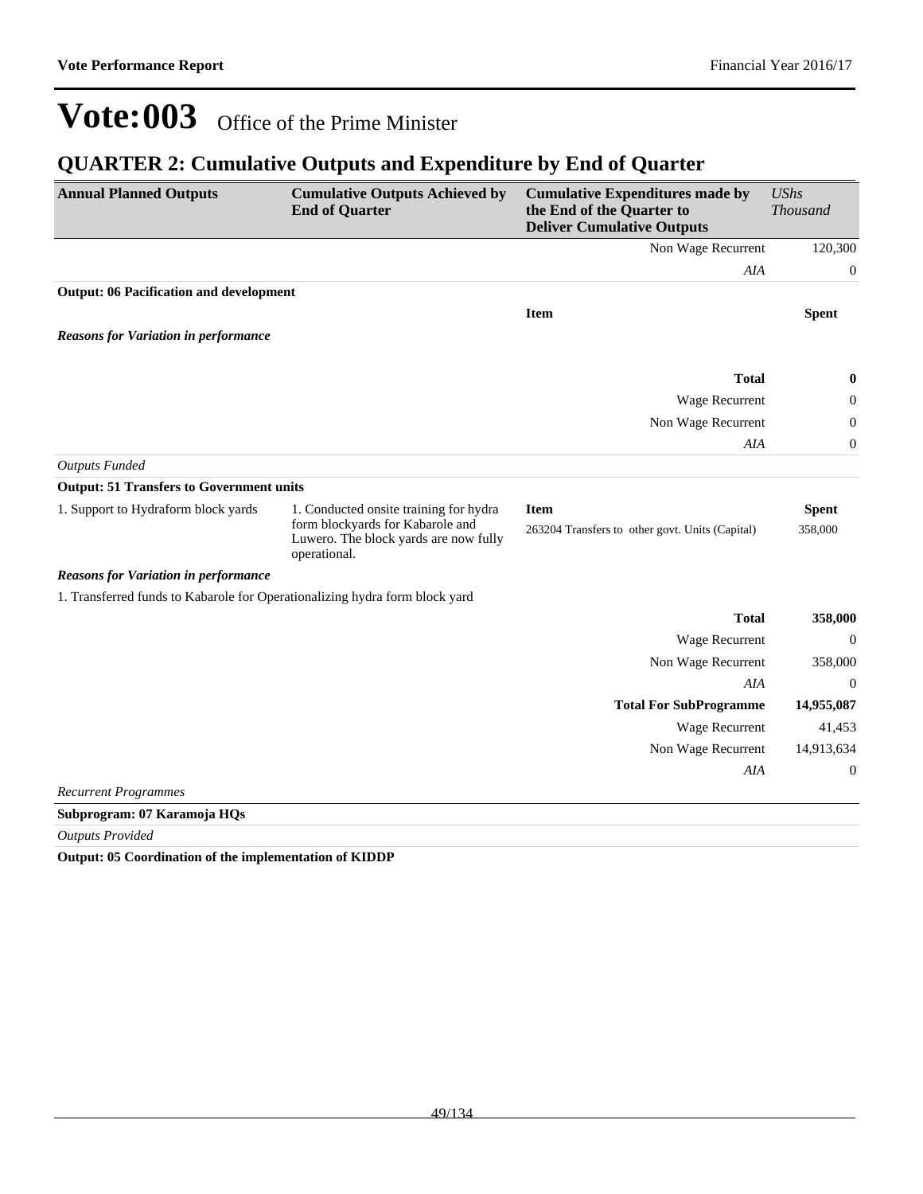# Vote:003 Office of the Prime Minister

## QUARTER 2: Cumulative Outputs and Expenditure by End of Quarter

| Annual Planned Outputs | Cumulative Outputs Achieved by End of Quarter | Cumulative Expenditures made by the End of the Quarter to Deliver Cumulative Outputs | *UShs Thousand* |
|---|---|---|---|
| | | Non Wage Recurrent | 120,300 |
| | | *AIA* | 0 |
| **Output: 06 Pacification and development** | | | |
| | | **Item** | **Spent** |
| ***Reasons for Variation in performance*** | | | |
| | | **Total** | **0** |
| | | Wage Recurrent | 0 |
| | | Non Wage Recurrent | 0 |
| | | *AIA* | 0 |
| *Outputs Funded* | | | |
| **Output: 51 Transfers to Government units** | | | |
| 1. Support to Hydraform block yards | 1. Conducted onsite training for hydra form blockyards for Kabarole and Luwero. The block yards are now fully operational. | **Item** | **Spent** |
| | | 263204 Transfers to other govt. Units (Capital) | 358,000 |
| ***Reasons for Variation in performance*** | | | |
| 1. Transferred funds to Kabarole for Operationalizing hydra form block yard | | | |
| | | **Total** | **358,000** |
| | | Wage Recurrent | 0 |
| | | Non Wage Recurrent | 358,000 |
| | | *AIA* | 0 |
| | | **Total For SubProgramme** | **14,955,087** |
| | | Wage Recurrent | 41,453 |
| | | Non Wage Recurrent | 14,913,634 |
| | | *AIA* | 0 |
| *Recurrent Programmes* | | | |
| **Subprogram: 07 Karamoja HQs** | | | |
| *Outputs Provided* | | | |
| **Output: 05 Coordination of the implementation of KIDDP** | | | |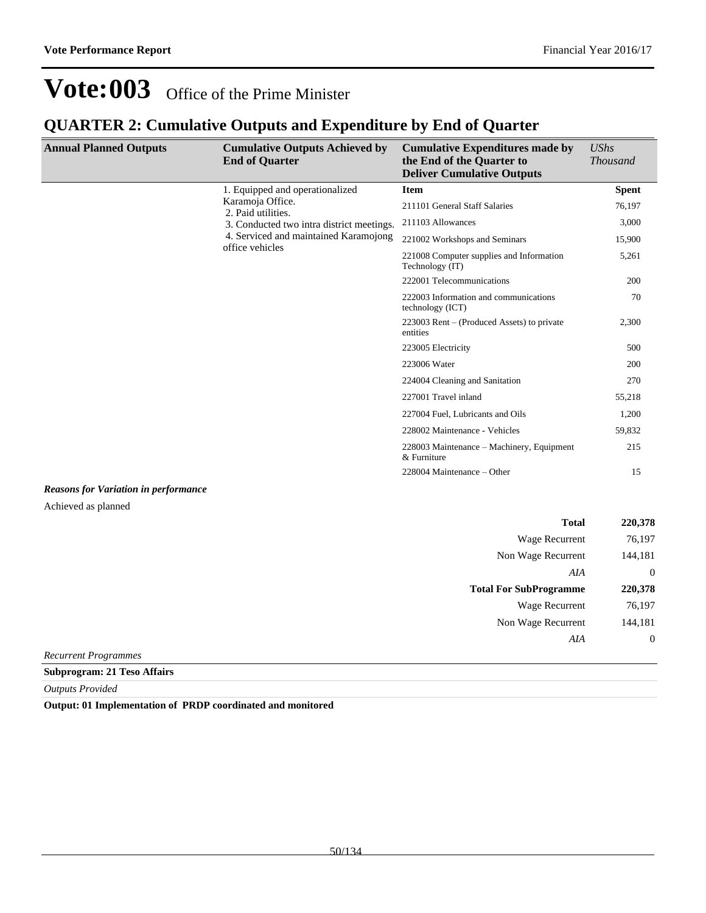# Vote:003 Office of the Prime Minister

## QUARTER 2: Cumulative Outputs and Expenditure by End of Quarter

| Annual Planned Outputs | Cumulative Outputs Achieved by End of Quarter | Cumulative Expenditures made by the End of the Quarter to Deliver Cumulative Outputs | *UShs Thousand* |
|---|---|---|---|
| | 1. Equipped and operationalized Karamoja Office.<br>2. Paid utilities.<br>3. Conducted two intra district meetings.<br>4. Serviced and maintained Karamojong office vehicles | **Item** | **Spent** |
| | | 211101 General Staff Salaries | 76,197 |
| | | 211103 Allowances | 3,000 |
| | | 221002 Workshops and Seminars | 15,900 |
| | | 221008 Computer supplies and Information Technology (IT) | 5,261 |
| | | 222001 Telecommunications | 200 |
| | | 222003 Information and communications technology (ICT) | 70 |
| | | 223003 Rent – (Produced Assets) to private entities | 2,300 |
| | | 223005 Electricity | 500 |
| | | 223006 Water | 200 |
| | | 224004 Cleaning and Sanitation | 270 |
| | | 227001 Travel inland | 55,218 |
| | | 227004 Fuel, Lubricants and Oils | 1,200 |
| | | 228002 Maintenance - Vehicles | 59,832 |
| | | 228003 Maintenance – Machinery, Equipment & Furniture | 215 |
| | | 228004 Maintenance – Other | 15 |

***Reasons for Variation in performance***

Achieved as planned

| | |
|---|---|
| **Total** | **220,378** |
| Wage Recurrent | 76,197 |
| Non Wage Recurrent | 144,181 |
| *AIA* | 0 |
| **Total For SubProgramme** | **220,378** |
| Wage Recurrent | 76,197 |
| Non Wage Recurrent | 144,181 |
| *AIA* | 0 |

*Recurrent Programmes*

**Subprogram: 21 Teso Affairs**

*Outputs Provided*

**Output: 01 Implementation of PRDP coordinated and monitored**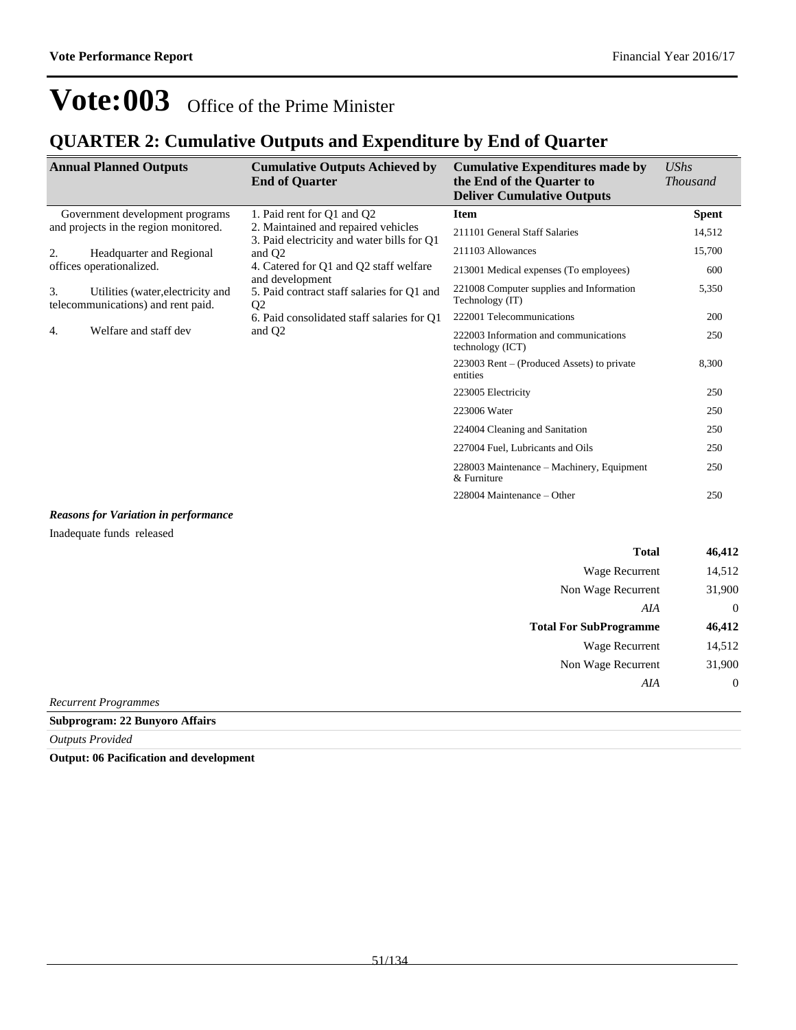# Vote:003 Office of the Prime Minister

## QUARTER 2: Cumulative Outputs and Expenditure by End of Quarter

| Annual Planned Outputs | Cumulative Outputs Achieved by End of Quarter | Cumulative Expenditures made by the End of the Quarter to Deliver Cumulative Outputs | *UShs Thousand* |
|---|---|---|---|
| Government development programs and projects in the region monitored.<br><br>2. Headquarter and Regional offices operationalized.<br><br>3. Utilities (water,electricity and telecommunications) and rent paid.<br><br>4. Welfare and staff dev | 1. Paid rent for Q1 and Q2<br>2. Maintained and repaired vehicles<br>3. Paid electricity and water bills for Q1 and Q2<br>4. Catered for Q1 and Q2 staff welfare and development<br>5. Paid contract staff salaries for Q1 and Q2<br>6. Paid consolidated staff salaries for Q1 and Q2 | **Item** | **Spent** |
| | | 211101 General Staff Salaries | 14,512 |
| | | 211103 Allowances | 15,700 |
| | | 213001 Medical expenses (To employees) | 600 |
| | | 221008 Computer supplies and Information Technology (IT) | 5,350 |
| | | 222001 Telecommunications | 200 |
| | | 222003 Information and communications technology (ICT) | 250 |
| | | 223003 Rent – (Produced Assets) to private entities | 8,300 |
| | | 223005 Electricity | 250 |
| | | 223006 Water | 250 |
| | | 224004 Cleaning and Sanitation | 250 |
| | | 227004 Fuel, Lubricants and Oils | 250 |
| | | 228003 Maintenance – Machinery, Equipment & Furniture | 250 |
| | | 228004 Maintenance – Other | 250 |

***Reasons for Variation in performance***

Inadequate funds released

| | |
|---|---|
| **Total** | **46,412** |
| Wage Recurrent | 14,512 |
| Non Wage Recurrent | 31,900 |
| *AIA* | 0 |
| **Total For SubProgramme** | **46,412** |
| Wage Recurrent | 14,512 |
| Non Wage Recurrent | 31,900 |
| *AIA* | 0 |

*Recurrent Programmes*

**Subprogram: 22 Bunyoro Affairs**

*Outputs Provided*

**Output: 06 Pacification and development**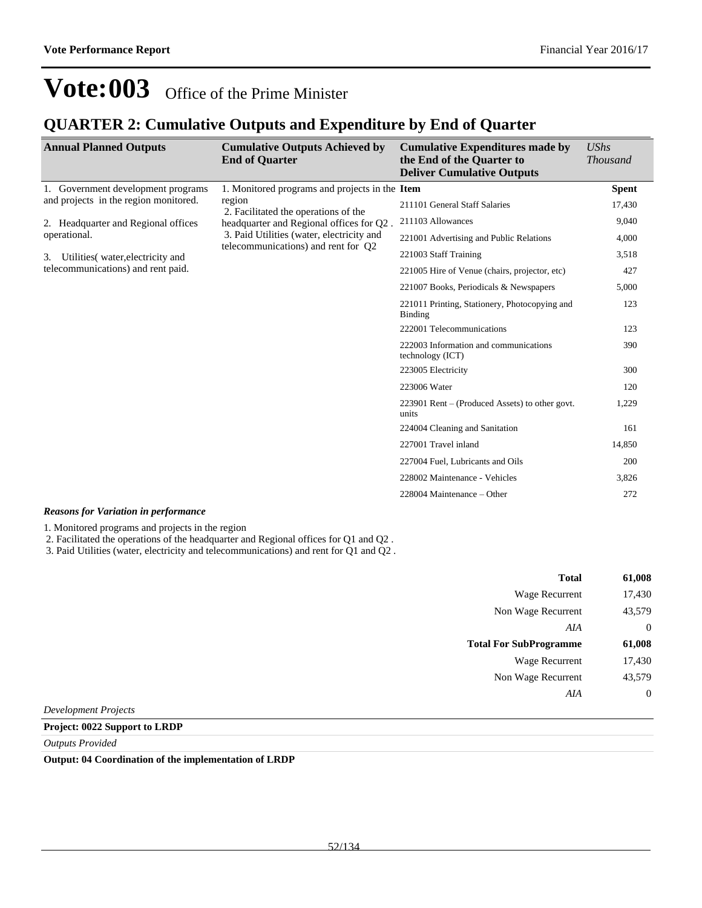# Vote:003 Office of the Prime Minister

## QUARTER 2: Cumulative Outputs and Expenditure by End of Quarter

| Annual Planned Outputs | Cumulative Outputs Achieved by End of Quarter | Cumulative Expenditures made by the End of the Quarter to Deliver Cumulative Outputs | *UShs Thousand* |
|---|---|---|---|
| 1. Government development programs and projects in the region monitored.<br><br>2. Headquarter and Regional offices operational.<br><br>3. Utilities( water,electricity and telecommunications) and rent paid. | 1. Monitored programs and projects in the region<br>2. Facilitated the operations of the headquarter and Regional offices for Q2 .<br>3. Paid Utilities (water, electricity and telecommunications) and rent for Q2 | **Item** | **Spent** |
| | | 211101 General Staff Salaries | 17,430 |
| | | 211103 Allowances | 9,040 |
| | | 221001 Advertising and Public Relations | 4,000 |
| | | 221003 Staff Training | 3,518 |
| | | 221005 Hire of Venue (chairs, projector, etc) | 427 |
| | | 221007 Books, Periodicals & Newspapers | 5,000 |
| | | 221011 Printing, Stationery, Photocopying and Binding | 123 |
| | | 222001 Telecommunications | 123 |
| | | 222003 Information and communications technology (ICT) | 390 |
| | | 223005 Electricity | 300 |
| | | 223006 Water | 120 |
| | | 223901 Rent – (Produced Assets) to other govt. units | 1,229 |
| | | 224004 Cleaning and Sanitation | 161 |
| | | 227001 Travel inland | 14,850 |
| | | 227004 Fuel, Lubricants and Oils | 200 |
| | | 228002 Maintenance - Vehicles | 3,826 |
| | | 228004 Maintenance – Other | 272 |

***Reasons for Variation in performance***

1. Monitored programs and projects in the region
2. Facilitated the operations of the headquarter and Regional offices for Q1 and Q2 .
3. Paid Utilities (water, electricity and telecommunications) and rent for Q1 and Q2 .

| | |
|---|---|
| **Total** | **61,008** |
| Wage Recurrent | 17,430 |
| Non Wage Recurrent | 43,579 |
| *AIA* | 0 |
| **Total For SubProgramme** | **61,008** |
| Wage Recurrent | 17,430 |
| Non Wage Recurrent | 43,579 |
| *AIA* | 0 |

*Development Projects*

**Project: 0022 Support to LRDP**

*Outputs Provided*

**Output: 04 Coordination of the implementation of LRDP**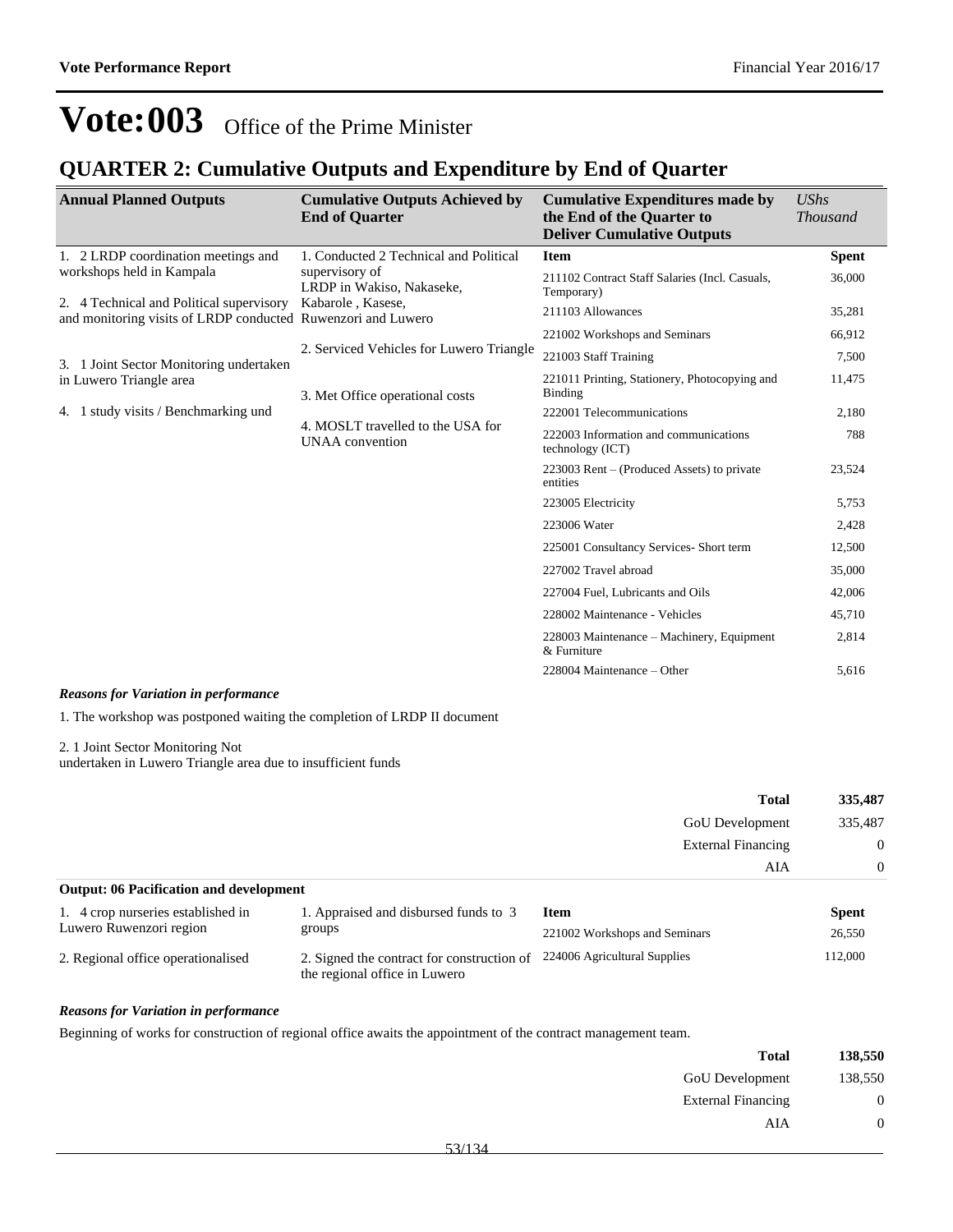# Vote:003 Office of the Prime Minister

## QUARTER 2: Cumulative Outputs and Expenditure by End of Quarter

| Annual Planned Outputs | Cumulative Outputs Achieved by End of Quarter | Cumulative Expenditures made by the End of the Quarter to Deliver Cumulative Outputs | *UShs Thousand* |
|---|---|---|---|
| 1. 2 LRDP coordination meetings and workshops held in Kampala<br><br>2. 4 Technical and Political supervisory and monitoring visits of LRDP conducted<br><br>3. 1 Joint Sector Monitoring undertaken in Luwero Triangle area<br><br>4. 1 study visits / Benchmarking und | 1. Conducted 2 Technical and Political supervisory of LRDP in Wakiso, Nakaseke, Kabarole , Kasese, Ruwenzori and Luwero<br><br>2. Serviced Vehicles for Luwero Triangle<br><br>3. Met Office operational costs<br><br>4. MOSLT travelled to the USA for UNAA convention | **Item** | **Spent** |
| | | 211102 Contract Staff Salaries (Incl. Casuals, Temporary) | 36,000 |
| | | 211103 Allowances | 35,281 |
| | | 221002 Workshops and Seminars | 66,912 |
| | | 221003 Staff Training | 7,500 |
| | | 221011 Printing, Stationery, Photocopying and Binding | 11,475 |
| | | 222001 Telecommunications | 2,180 |
| | | 222003 Information and communications technology (ICT) | 788 |
| | | 223003 Rent – (Produced Assets) to private entities | 23,524 |
| | | 223005 Electricity | 5,753 |
| | | 223006 Water | 2,428 |
| | | 225001 Consultancy Services- Short term | 12,500 |
| | | 227002 Travel abroad | 35,000 |
| | | 227004 Fuel, Lubricants and Oils | 42,006 |
| | | 228002 Maintenance - Vehicles | 45,710 |
| | | 228003 Maintenance – Machinery, Equipment & Furniture | 2,814 |
| | | 228004 Maintenance – Other | 5,616 |

***Reasons for Variation in performance***

1. The workshop was postponed waiting the completion of LRDP II document

2. 1 Joint Sector Monitoring Not undertaken in Luwero Triangle area due to insufficient funds

| | |
|---|---|
| **Total** | **335,487** |
| GoU Development | 335,487 |
| External Financing | 0 |
| AIA | 0 |

**Output: 06 Pacification and development**

| Annual Planned Outputs | Cumulative Outputs Achieved by End of Quarter | Item | Spent |
|---|---|---|---|
| 1. 4 crop nurseries established in Luwero Ruwenzori region<br><br>2. Regional office operationalised | 1. Appraised and disbursed funds to 3 groups<br><br>2. Signed the contract for construction of the regional office in Luwero | 221002 Workshops and Seminars | 26,550 |
| | | 224006 Agricultural Supplies | 112,000 |

***Reasons for Variation in performance***

Beginning of works for construction of regional office awaits the appointment of the contract management team.

| | |
|---|---|
| **Total** | **138,550** |
| GoU Development | 138,550 |
| External Financing | 0 |
| AIA | 0 |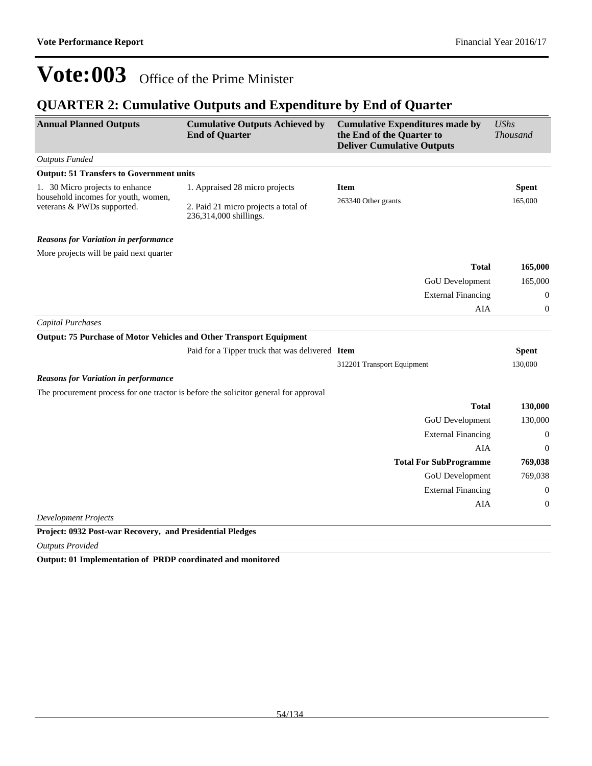# Vote:003 Office of the Prime Minister

## QUARTER 2: Cumulative Outputs and Expenditure by End of Quarter

| Annual Planned Outputs | Cumulative Outputs Achieved by End of Quarter | Cumulative Expenditures made by the End of the Quarter to Deliver Cumulative Outputs | *UShs Thousand* |
|---|---|---|---|
| *Outputs Funded* | | | |
| **Output: 51 Transfers to Government units** | | | |
| 1. 30 Micro projects to enhance household incomes for youth, women, veterans & PWDs supported. | 1. Appraised 28 micro projects<br><br>2. Paid 21 micro projects a total of 236,314,000 shillings. | **Item**<br>263340 Other grants | **Spent**<br>165,000 |
| ***Reasons for Variation in performance*** | | | |
| More projects will be paid next quarter | | | |
| | | **Total** | **165,000** |
| | | GoU Development | 165,000 |
| | | External Financing | 0 |
| | | AIA | 0 |
| *Capital Purchases* | | | |
| **Output: 75 Purchase of Motor Vehicles and Other Transport Equipment** | | | |
| | Paid for a Tipper truck that was delivered | **Item**<br>312201 Transport Equipment | **Spent**<br>130,000 |
| ***Reasons for Variation in performance*** | | | |
| The procurement process for one tractor is before the solicitor general for approval | | | |
| | | **Total** | **130,000** |
| | | GoU Development | 130,000 |
| | | External Financing | 0 |
| | | AIA | 0 |
| | | **Total For SubProgramme** | **769,038** |
| | | GoU Development | 769,038 |
| | | External Financing | 0 |
| | | AIA | 0 |
| *Development Projects* | | | |
| **Project: 0932 Post-war Recovery, and Presidential Pledges** | | | |
| *Outputs Provided* | | | |
| **Output: 01 Implementation of PRDP coordinated and monitored** | | | |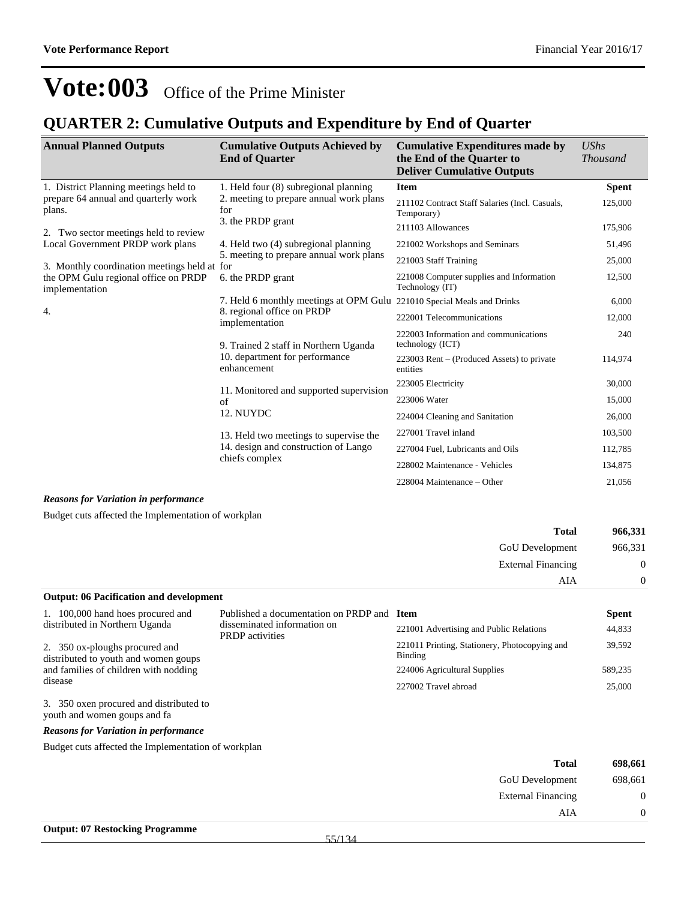# Vote:003 Office of the Prime Minister

## QUARTER 2: Cumulative Outputs and Expenditure by End of Quarter

| Annual Planned Outputs | Cumulative Outputs Achieved by End of Quarter | Cumulative Expenditures made by the End of the Quarter to Deliver Cumulative Outputs | *UShs Thousand* |
|---|---|---|---|
| 1. District Planning meetings held to prepare 64 annual and quarterly work plans.<br><br>2. Two sector meetings held to review Local Government PRDP work plans<br><br>3. Monthly coordination meetings held at the OPM Gulu regional office on PRDP implementation<br><br>4. | 1. Held four (8) subregional planning<br>2. meeting to prepare annual work plans for<br>3. the PRDP grant<br><br>4. Held two (4) subregional planning<br>5. meeting to prepare annual work plans for<br>6. the PRDP grant<br><br>7. Held 6 monthly meetings at OPM Gulu<br>8. regional office on PRDP implementation<br><br>9. Trained 2 staff in Northern Uganda<br>10. department for performance enhancement<br><br>11. Monitored and supported supervision of<br>12. NUYDC<br><br>13. Held two meetings to supervise the<br>14. design and construction of Lango chiefs complex | **Item** | **Spent** |
| | | 211102 Contract Staff Salaries (Incl. Casuals, Temporary) | 125,000 |
| | | 211103 Allowances | 175,906 |
| | | 221002 Workshops and Seminars | 51,496 |
| | | 221003 Staff Training | 25,000 |
| | | 221008 Computer supplies and Information Technology (IT) | 12,500 |
| | | 221010 Special Meals and Drinks | 6,000 |
| | | 222001 Telecommunications | 12,000 |
| | | 222003 Information and communications technology (ICT) | 240 |
| | | 223003 Rent – (Produced Assets) to private entities | 114,974 |
| | | 223005 Electricity | 30,000 |
| | | 223006 Water | 15,000 |
| | | 224004 Cleaning and Sanitation | 26,000 |
| | | 227001 Travel inland | 103,500 |
| | | 227004 Fuel, Lubricants and Oils | 112,785 |
| | | 228002 Maintenance - Vehicles | 134,875 |
| | | 228004 Maintenance – Other | 21,056 |

***Reasons for Variation in performance***

Budget cuts affected the Implementation of workplan

| | |
|---|---|
| **Total** | **966,331** |
| GoU Development | 966,331 |
| External Financing | 0 |
| AIA | 0 |

**Output: 06 Pacification and development**

| Annual Planned Outputs | Cumulative Outputs Achieved by End of Quarter | Item | Spent |
|---|---|---|---|
| 1. 100,000 hand hoes procured and distributed in Northern Uganda<br><br>2. 350 ox-ploughs procured and distributed to youth and women goups and families of children with nodding disease<br><br>3. 350 oxen procured and distributed to youth and women goups and fa | Published a documentation on PRDP and disseminated information on PRDP activities | 221001 Advertising and Public Relations | 44,833 |
| | | 221011 Printing, Stationery, Photocopying and Binding | 39,592 |
| | | 224006 Agricultural Supplies | 589,235 |
| | | 227002 Travel abroad | 25,000 |

***Reasons for Variation in performance***

Budget cuts affected the Implementation of workplan

| | |
|---|---|
| **Total** | **698,661** |
| GoU Development | 698,661 |
| External Financing | 0 |
| AIA | 0 |

**Output: 07 Restocking Programme**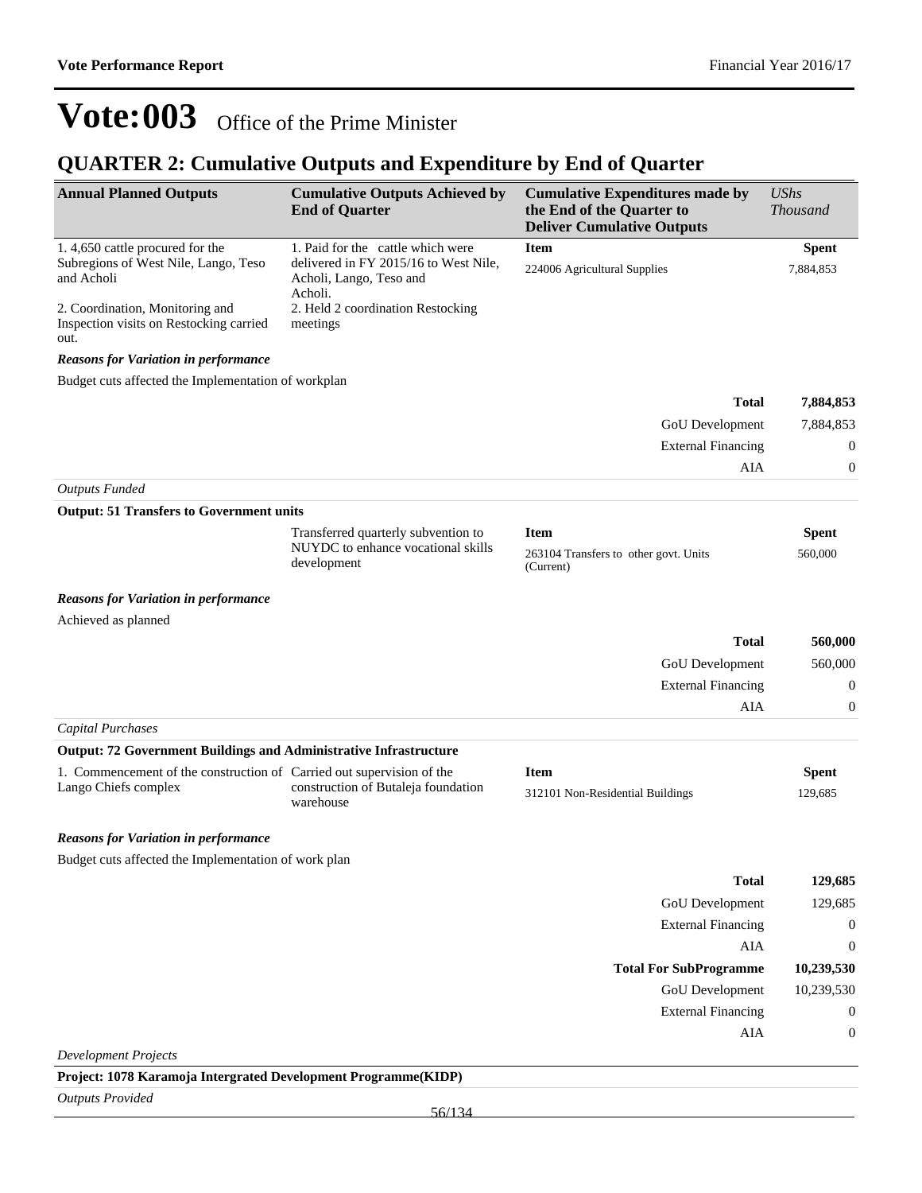# Vote:003 Office of the Prime Minister

## QUARTER 2: Cumulative Outputs and Expenditure by End of Quarter

| Annual Planned Outputs | Cumulative Outputs Achieved by End of Quarter | Cumulative Expenditures made by the End of the Quarter to Deliver Cumulative Outputs | *UShs Thousand* |
|---|---|---|---|
| 1. 4,650 cattle procured for the Subregions of West Nile, Lango, Teso and Acholi<br><br>2. Coordination, Monitoring and Inspection visits on Restocking carried out. | 1. Paid for the cattle which were delivered in FY 2015/16 to West Nile, Acholi, Lango, Teso and Acholi.<br>2. Held 2 coordination Restocking meetings | **Item** | **Spent** |
| | | 224006 Agricultural Supplies | 7,884,853 |

***Reasons for Variation in performance***

Budget cuts affected the Implementation of workplan

| | |
|---|---|
| **Total** | **7,884,853** |
| GoU Development | 7,884,853 |
| External Financing | 0 |
| AIA | 0 |

*Outputs Funded*

**Output: 51 Transfers to Government units**

| Annual Planned Outputs | Cumulative Outputs Achieved by End of Quarter | Item | Spent |
|---|---|---|---|
| | Transferred quarterly subvention to NUYDC to enhance vocational skills development | 263104 Transfers to other govt. Units (Current) | 560,000 |

***Reasons for Variation in performance***

Achieved as planned

| | |
|---|---|
| **Total** | **560,000** |
| GoU Development | 560,000 |
| External Financing | 0 |
| AIA | 0 |

*Capital Purchases*

**Output: 72 Government Buildings and Administrative Infrastructure**

| Annual Planned Outputs | Cumulative Outputs Achieved by End of Quarter | Item | Spent |
|---|---|---|---|
| 1. Commencement of the construction of Lango Chiefs complex | Carried out supervision of the construction of Butaleja foundation warehouse | 312101 Non-Residential Buildings | 129,685 |

***Reasons for Variation in performance***

Budget cuts affected the Implementation of work plan

| | |
|---|---|
| **Total** | **129,685** |
| GoU Development | 129,685 |
| External Financing | 0 |
| AIA | 0 |
| **Total For SubProgramme** | **10,239,530** |
| GoU Development | 10,239,530 |
| External Financing | 0 |
| AIA | 0 |

*Development Projects*

**Project: 1078 Karamoja Intergrated Development Programme(KIDP)**

*Outputs Provided*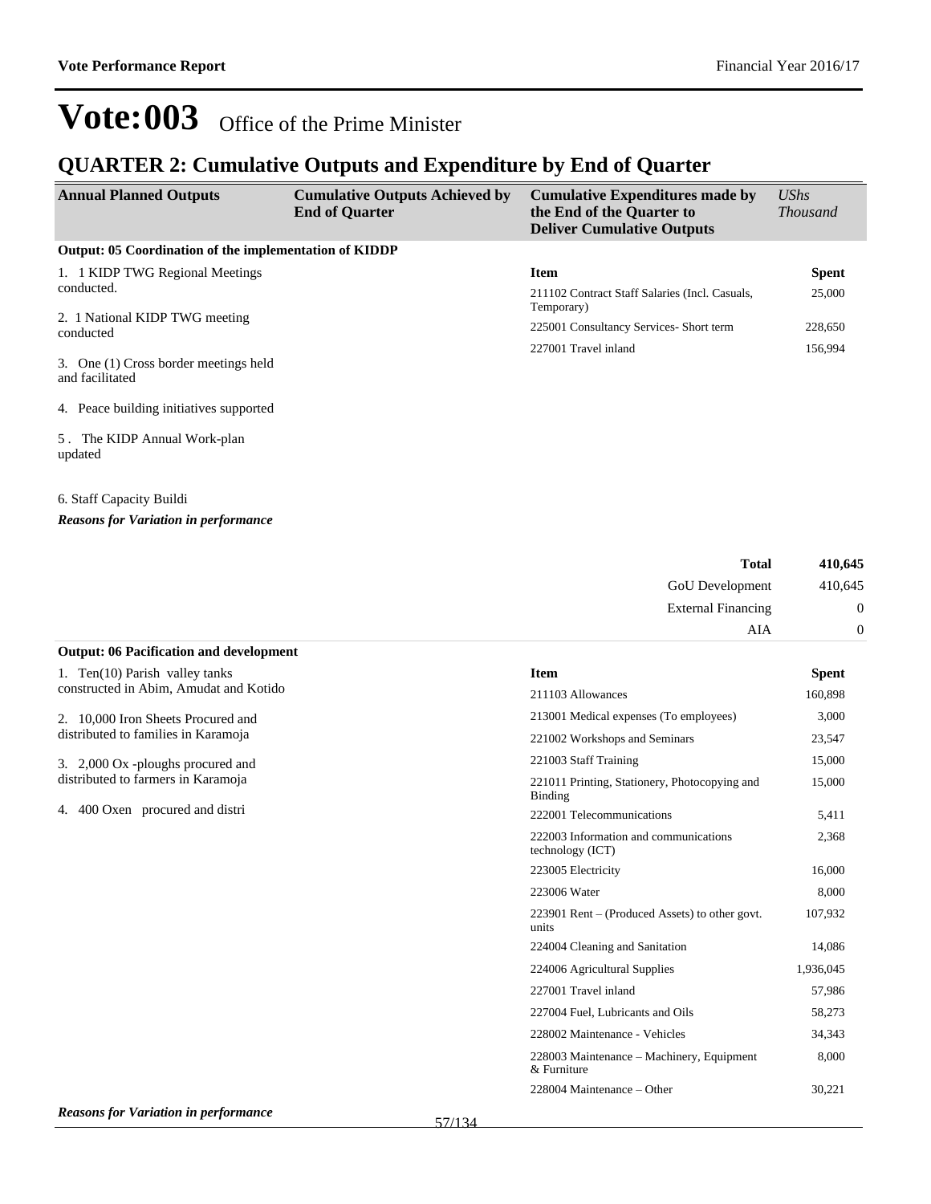# Vote:003 Office of the Prime Minister

## QUARTER 2: Cumulative Outputs and Expenditure by End of Quarter

| Annual Planned Outputs | Cumulative Outputs Achieved by End of Quarter | Cumulative Expenditures made by the End of the Quarter to Deliver Cumulative Outputs | *UShs Thousand* |
|---|---|---|---|

**Output: 05 Coordination of the implementation of KIDDP**

1. 1 KIDP TWG Regional Meetings conducted.

2. 1 National KIDP TWG meeting conducted

3. One (1) Cross border meetings held and facilitated

4. Peace building initiatives supported

5 . The KIDP Annual Work-plan updated

6. Staff Capacity Buildi

| Item | Spent |
|---|---|
| 211102 Contract Staff Salaries (Incl. Casuals, Temporary) | 25,000 |
| 225001 Consultancy Services- Short term | 228,650 |
| 227001 Travel inland | 156,994 |

***Reasons for Variation in performance***

| | |
|---|---|
| **Total** | **410,645** |
| GoU Development | 410,645 |
| External Financing | 0 |
| AIA | 0 |

**Output: 06 Pacification and development**

1. Ten(10) Parish valley tanks constructed in Abim, Amudat and Kotido

2. 10,000 Iron Sheets Procured and distributed to families in Karamoja

3. 2,000 Ox -ploughs procured and distributed to farmers in Karamoja

4. 400 Oxen procured and distri

| Item | Spent |
|---|---|
| 211103 Allowances | 160,898 |
| 213001 Medical expenses (To employees) | 3,000 |
| 221002 Workshops and Seminars | 23,547 |
| 221003 Staff Training | 15,000 |
| 221011 Printing, Stationery, Photocopying and Binding | 15,000 |
| 222001 Telecommunications | 5,411 |
| 222003 Information and communications technology (ICT) | 2,368 |
| 223005 Electricity | 16,000 |
| 223006 Water | 8,000 |
| 223901 Rent – (Produced Assets) to other govt. units | 107,932 |
| 224004 Cleaning and Sanitation | 14,086 |
| 224006 Agricultural Supplies | 1,936,045 |
| 227001 Travel inland | 57,986 |
| 227004 Fuel, Lubricants and Oils | 58,273 |
| 228002 Maintenance - Vehicles | 34,343 |
| 228003 Maintenance – Machinery, Equipment & Furniture | 8,000 |
| 228004 Maintenance – Other | 30,221 |

***Reasons for Variation in performance***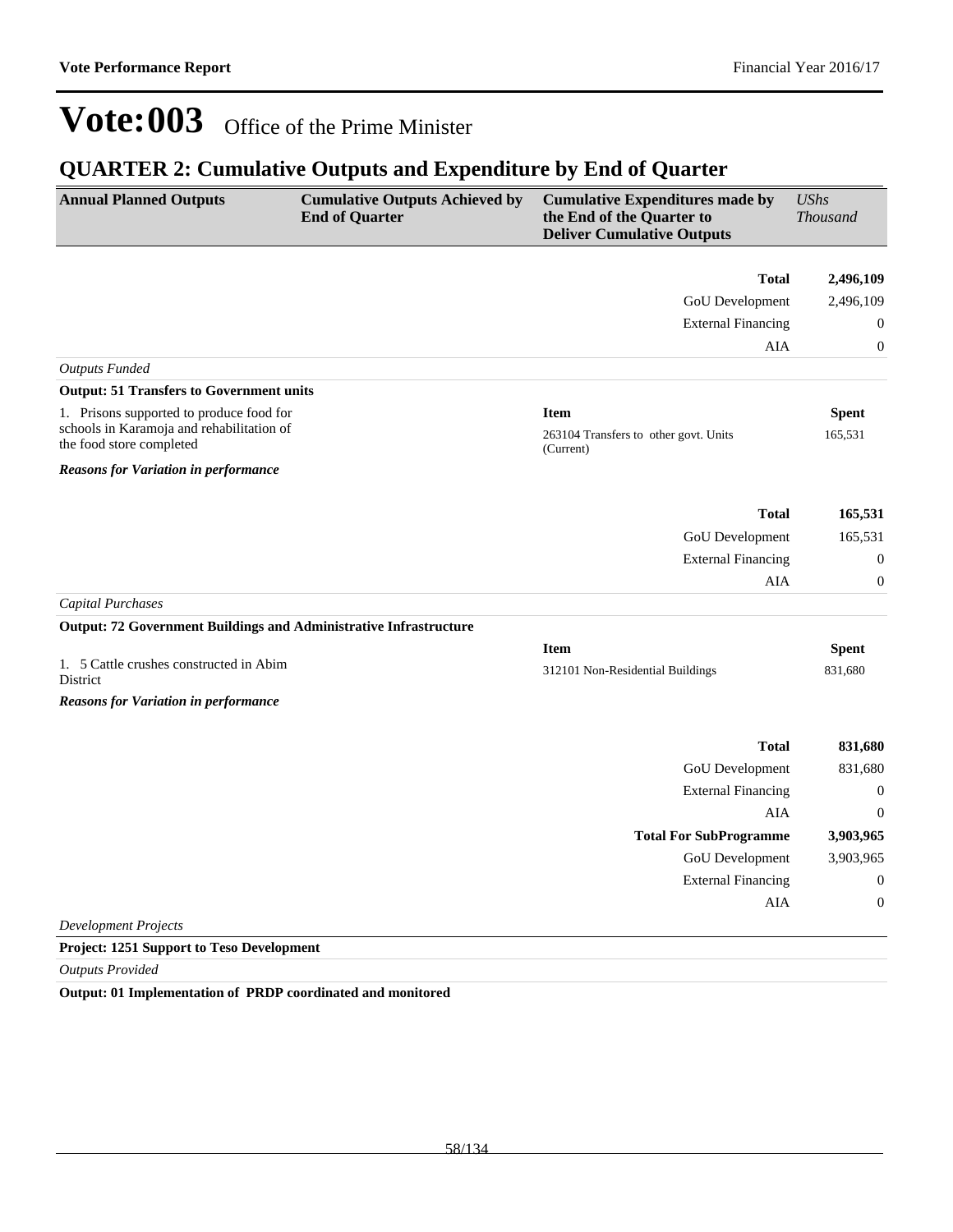# Vote:003 Office of the Prime Minister

## QUARTER 2: Cumulative Outputs and Expenditure by End of Quarter

| Annual Planned Outputs | Cumulative Outputs Achieved by End of Quarter | Cumulative Expenditures made by the End of the Quarter to Deliver Cumulative Outputs | *UShs Thousand* |
|---|---|---|---|
| | | **Total** | **2,496,109** |
| | | GoU Development | 2,496,109 |
| | | External Financing | 0 |
| | | AIA | 0 |

*Outputs Funded*

**Output: 51 Transfers to Government units**

| Annual Planned Outputs | Cumulative Outputs Achieved by End of Quarter | Item | Spent |
|---|---|---|---|
| 1. Prisons supported to produce food for schools in Karamoja and rehabilitation of the food store completed | | 263104 Transfers to other govt. Units (Current) | 165,531 |

***Reasons for Variation in performance***

| | | | |
|---|---|---|---|
| | | **Total** | **165,531** |
| | | GoU Development | 165,531 |
| | | External Financing | 0 |
| | | AIA | 0 |

*Capital Purchases*

**Output: 72 Government Buildings and Administrative Infrastructure**

| Annual Planned Outputs | Cumulative Outputs Achieved by End of Quarter | Item | Spent |
|---|---|---|---|
| 1. 5 Cattle crushes constructed in Abim District | | 312101 Non-Residential Buildings | 831,680 |

***Reasons for Variation in performance***

| | | | |
|---|---|---|---|
| | | **Total** | **831,680** |
| | | GoU Development | 831,680 |
| | | External Financing | 0 |
| | | AIA | 0 |
| | | **Total For SubProgramme** | **3,903,965** |
| | | GoU Development | 3,903,965 |
| | | External Financing | 0 |
| | | AIA | 0 |

*Development Projects*

**Project: 1251 Support to Teso Development**

*Outputs Provided*

**Output: 01 Implementation of PRDP coordinated and monitored**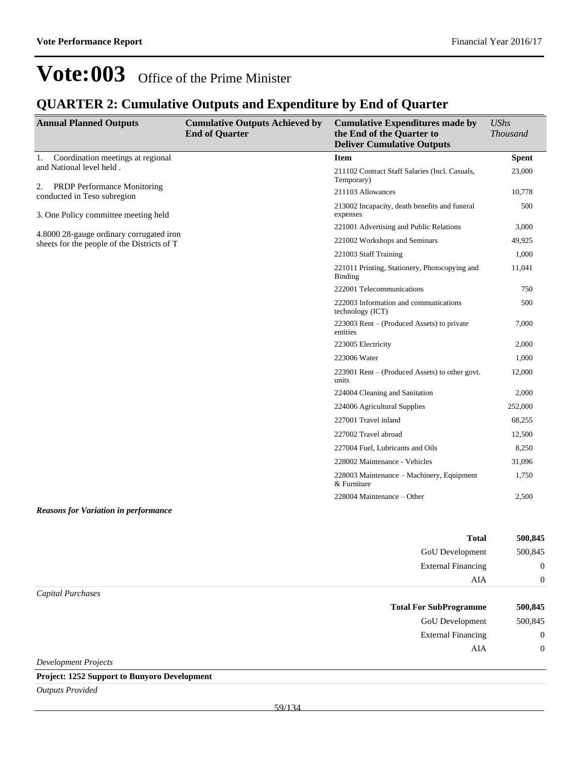# Vote:003 Office of the Prime Minister

## QUARTER 2: Cumulative Outputs and Expenditure by End of Quarter

| Annual Planned Outputs | Cumulative Outputs Achieved by End of Quarter | Cumulative Expenditures made by the End of the Quarter to Deliver Cumulative Outputs | *UShs Thousand* |
|---|---|---|---|
| 1. Coordination meetings at regional and National level held .<br><br>2. PRDP Performance Monitoring conducted in Teso subregion<br><br>3. One Policy committee meeting held<br><br>4.8000 28-gauge ordinary corrugated iron sheets for the people of the Districts of T | | **Item** | **Spent** |
| | | 211102 Contract Staff Salaries (Incl. Casuals, Temporary) | 23,000 |
| | | 211103 Allowances | 10,778 |
| | | 213002 Incapacity, death benefits and funeral expenses | 500 |
| | | 221001 Advertising and Public Relations | 3,000 |
| | | 221002 Workshops and Seminars | 49,925 |
| | | 221003 Staff Training | 1,000 |
| | | 221011 Printing, Stationery, Photocopying and Binding | 11,041 |
| | | 222001 Telecommunications | 750 |
| | | 222003 Information and communications technology (ICT) | 500 |
| | | 223003 Rent – (Produced Assets) to private entities | 7,000 |
| | | 223005 Electricity | 2,000 |
| | | 223006 Water | 1,000 |
| | | 223901 Rent – (Produced Assets) to other govt. units | 12,000 |
| | | 224004 Cleaning and Sanitation | 2,000 |
| | | 224006 Agricultural Supplies | 252,000 |
| | | 227001 Travel inland | 68,255 |
| | | 227002 Travel abroad | 12,500 |
| | | 227004 Fuel, Lubricants and Oils | 8,250 |
| | | 228002 Maintenance - Vehicles | 31,096 |
| | | 228003 Maintenance – Machinery, Equipment & Furniture | 1,750 |
| | | 228004 Maintenance – Other | 2,500 |

***Reasons for Variation in performance***

| | |
|---|---|
| **Total** | **500,845** |
| GoU Development | 500,845 |
| External Financing | 0 |
| AIA | 0 |

*Capital Purchases*

| | |
|---|---|
| **Total For SubProgramme** | **500,845** |
| GoU Development | 500,845 |
| External Financing | 0 |
| AIA | 0 |

*Development Projects*

**Project: 1252 Support to Bunyoro Development**

*Outputs Provided*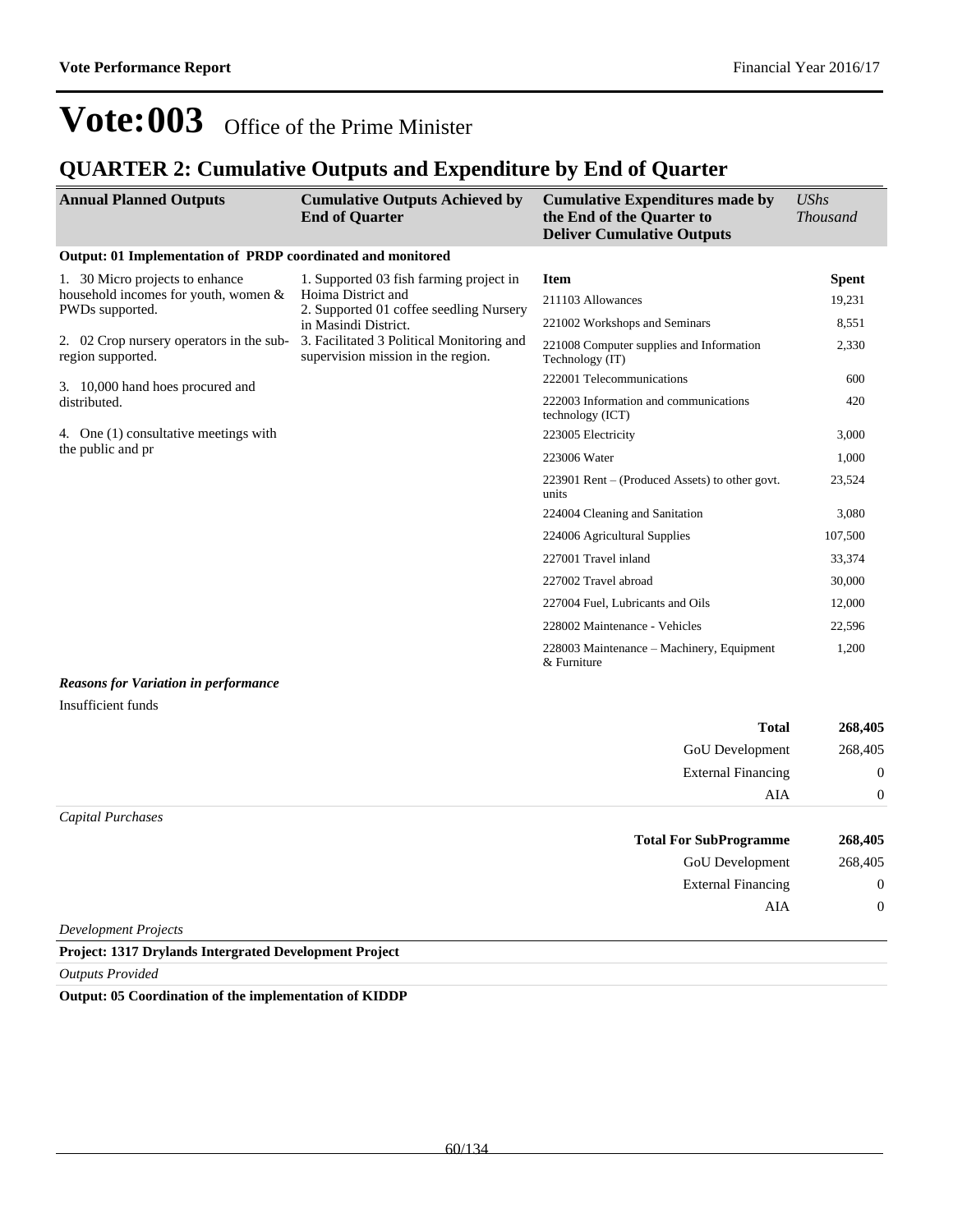# Vote:003 Office of the Prime Minister

## QUARTER 2: Cumulative Outputs and Expenditure by End of Quarter

| Annual Planned Outputs | Cumulative Outputs Achieved by End of Quarter | Cumulative Expenditures made by the End of the Quarter to Deliver Cumulative Outputs | *UShs Thousand* |
|---|---|---|---|
| **Output: 01 Implementation of PRDP coordinated and monitored** | | | |
| 1. 30 Micro projects to enhance household incomes for youth, women & PWDs supported.<br><br>2. 02 Crop nursery operators in the sub-region supported.<br><br>3. 10,000 hand hoes procured and distributed.<br><br>4. One (1) consultative meetings with the public and pr | 1. Supported 03 fish farming project in Hoima District and<br>2. Supported 01 coffee seedling Nursery in Masindi District.<br>3. Facilitated 3 Political Monitoring and supervision mission in the region. | **Item** | **Spent** |
| | | 211103 Allowances | 19,231 |
| | | 221002 Workshops and Seminars | 8,551 |
| | | 221008 Computer supplies and Information Technology (IT) | 2,330 |
| | | 222001 Telecommunications | 600 |
| | | 222003 Information and communications technology (ICT) | 420 |
| | | 223005 Electricity | 3,000 |
| | | 223006 Water | 1,000 |
| | | 223901 Rent – (Produced Assets) to other govt. units | 23,524 |
| | | 224004 Cleaning and Sanitation | 3,080 |
| | | 224006 Agricultural Supplies | 107,500 |
| | | 227001 Travel inland | 33,374 |
| | | 227002 Travel abroad | 30,000 |
| | | 227004 Fuel, Lubricants and Oils | 12,000 |
| | | 228002 Maintenance - Vehicles | 22,596 |
| | | 228003 Maintenance – Machinery, Equipment & Furniture | 1,200 |

***Reasons for Variation in performance***

Insufficient funds

| | |
|---|---|
| **Total** | **268,405** |
| GoU Development | 268,405 |
| External Financing | 0 |
| AIA | 0 |

*Capital Purchases*

| | |
|---|---|
| **Total For SubProgramme** | **268,405** |
| GoU Development | 268,405 |
| External Financing | 0 |
| AIA | 0 |

*Development Projects*

**Project: 1317 Drylands Intergrated Development Project**

*Outputs Provided*

**Output: 05 Coordination of the implementation of KIDDP**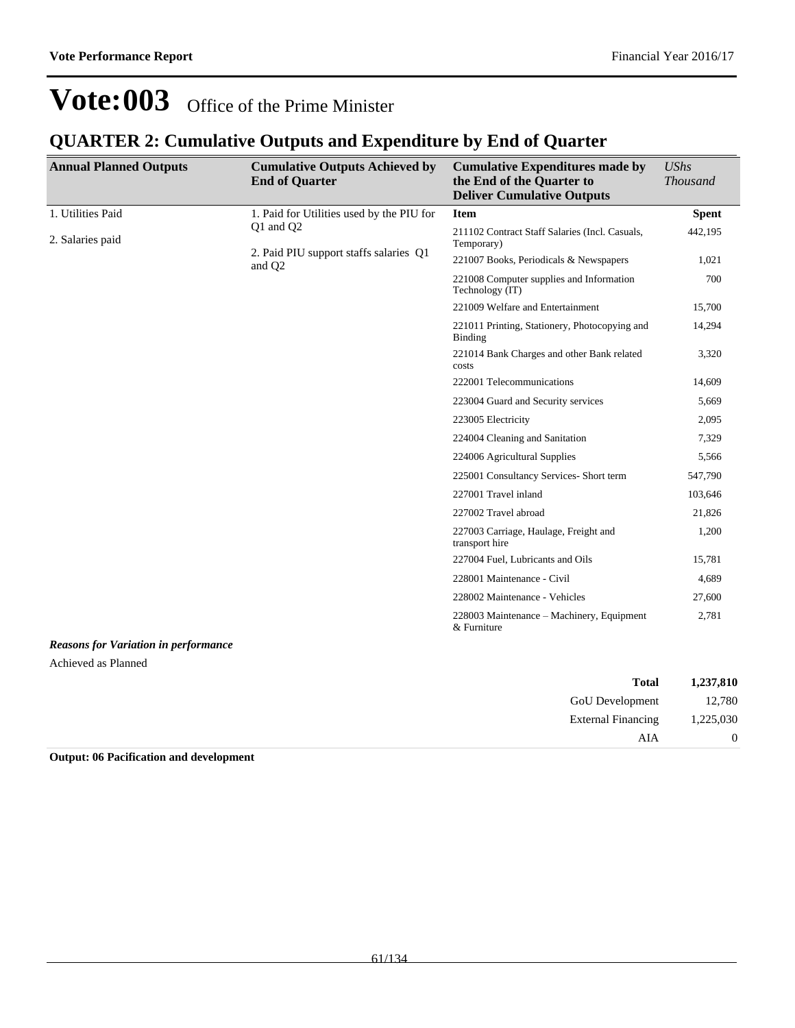# Vote:003 Office of the Prime Minister

## QUARTER 2: Cumulative Outputs and Expenditure by End of Quarter

| Annual Planned Outputs | Cumulative Outputs Achieved by End of Quarter | Cumulative Expenditures made by the End of the Quarter to Deliver Cumulative Outputs | *UShs Thousand* |
|---|---|---|---|
| 1. Utilities Paid<br><br>2. Salaries paid | 1. Paid for Utilities used by the PIU for Q1 and Q2<br><br>2. Paid PIU support staffs salaries Q1 and Q2 | **Item** | **Spent** |
| | | 211102 Contract Staff Salaries (Incl. Casuals, Temporary) | 442,195 |
| | | 221007 Books, Periodicals & Newspapers | 1,021 |
| | | 221008 Computer supplies and Information Technology (IT) | 700 |
| | | 221009 Welfare and Entertainment | 15,700 |
| | | 221011 Printing, Stationery, Photocopying and Binding | 14,294 |
| | | 221014 Bank Charges and other Bank related costs | 3,320 |
| | | 222001 Telecommunications | 14,609 |
| | | 223004 Guard and Security services | 5,669 |
| | | 223005 Electricity | 2,095 |
| | | 224004 Cleaning and Sanitation | 7,329 |
| | | 224006 Agricultural Supplies | 5,566 |
| | | 225001 Consultancy Services- Short term | 547,790 |
| | | 227001 Travel inland | 103,646 |
| | | 227002 Travel abroad | 21,826 |
| | | 227003 Carriage, Haulage, Freight and transport hire | 1,200 |
| | | 227004 Fuel, Lubricants and Oils | 15,781 |
| | | 228001 Maintenance - Civil | 4,689 |
| | | 228002 Maintenance - Vehicles | 27,600 |
| | | 228003 Maintenance – Machinery, Equipment & Furniture | 2,781 |

***Reasons for Variation in performance***

Achieved as Planned

| | |
|---|---|
| **Total** | **1,237,810** |
| GoU Development | 12,780 |
| External Financing | 1,225,030 |
| AIA | 0 |

**Output: 06 Pacification and development**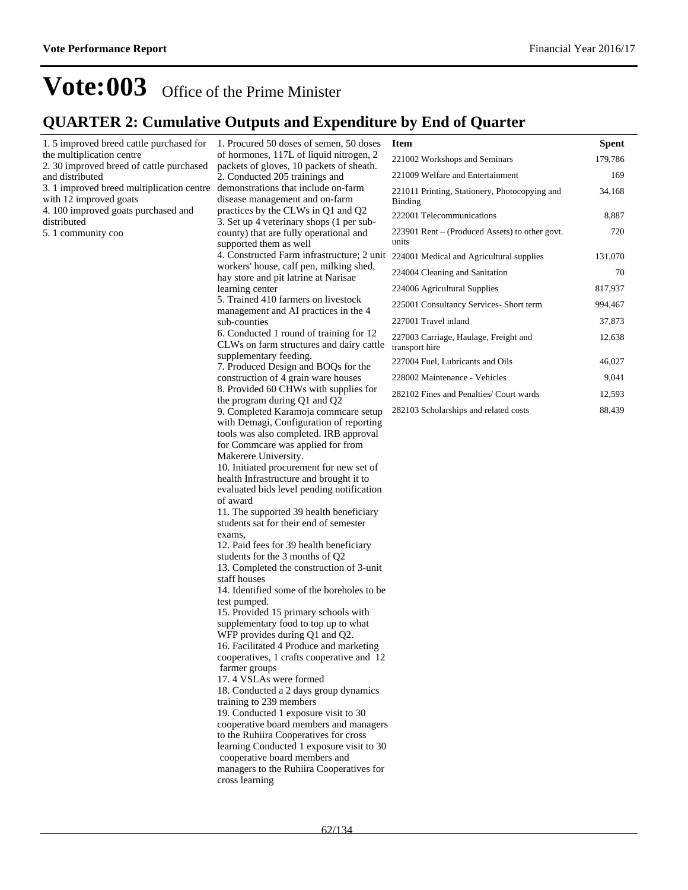# Vote:003 Office of the Prime Minister

## QUARTER 2: Cumulative Outputs and Expenditure by End of Quarter

| Annual Planned Outputs | Cumulative Outputs Achieved by End of Quarter | Item | Spent |
|---|---|---|---|
| 1. 5 improved breed cattle purchased for the multiplication centre<br>2. 30 improved breed of cattle purchased and distributed<br>3. 1 improved breed multiplication centre with 12 improved goats<br>4. 100 improved goats purchased and distributed<br>5. 1 community coo | 1. Procured 50 doses of semen, 50 doses of hormones, 117L of liquid nitrogen, 2 packets of gloves, 10 packets of sheath.<br>2. Conducted 205 trainings and demonstrations that include on-farm disease management and on-farm practices by the CLWs in Q1 and Q2<br>3. Set up 4 veterinary shops (1 per sub-county) that are fully operational and supported them as well<br>4. Constructed Farm infrastructure; 2 unit workers' house, calf pen, milking shed, hay store and pit latrine at Narisae learning center<br>5. Trained 410 farmers on livestock management and AI practices in the 4 sub-counties<br>6. Conducted 1 round of training for 12 CLWs on farm structures and dairy cattle supplementary feeding.<br>7. Produced Design and BOQs for the construction of 4 grain ware houses<br>8. Provided 60 CHWs with supplies for the program during Q1 and Q2<br>9. Completed Karamoja commcare setup with Demagi, Configuration of reporting tools was also completed. IRB approval for Commcare was applied for from Makerere University.<br>10. Initiated procurement for new set of health Infrastructure and brought it to evaluated bids level pending notification of award<br>11. The supported 39 health beneficiary students sat for their end of semester exams,<br>12. Paid fees for 39 health beneficiary students for the 3 months of Q2<br>13. Completed the construction of 3-unit staff houses<br>14. Identified some of the boreholes to be test pumped.<br>15. Provided 15 primary schools with supplementary food to top up to what WFP provides during Q1 and Q2.<br>16. Facilitated 4 Produce and marketing cooperatives, 1 crafts cooperative and 12 farmer groups<br>17. 4 VSLAs were formed<br>18. Conducted a 2 days group dynamics training to 239 members<br>19. Conducted 1 exposure visit to 30 cooperative board members and managers to the Ruhiira Cooperatives for cross learning Conducted 1 exposure visit to 30 cooperative board members and managers to the Ruhiira Cooperatives for cross learning | 221002 Workshops and Seminars | 179,786 |
| | | 221009 Welfare and Entertainment | 169 |
| | | 221011 Printing, Stationery, Photocopying and Binding | 34,168 |
| | | 222001 Telecommunications | 8,887 |
| | | 223901 Rent – (Produced Assets) to other govt. units | 720 |
| | | 224001 Medical and Agricultural supplies | 131,070 |
| | | 224004 Cleaning and Sanitation | 70 |
| | | 224006 Agricultural Supplies | 817,937 |
| | | 225001 Consultancy Services- Short term | 994,467 |
| | | 227001 Travel inland | 37,873 |
| | | 227003 Carriage, Haulage, Freight and transport hire | 12,638 |
| | | 227004 Fuel, Lubricants and Oils | 46,027 |
| | | 228002 Maintenance - Vehicles | 9,041 |
| | | 282102 Fines and Penalties/ Court wards | 12,593 |
| | | 282103 Scholarships and related costs | 88,439 |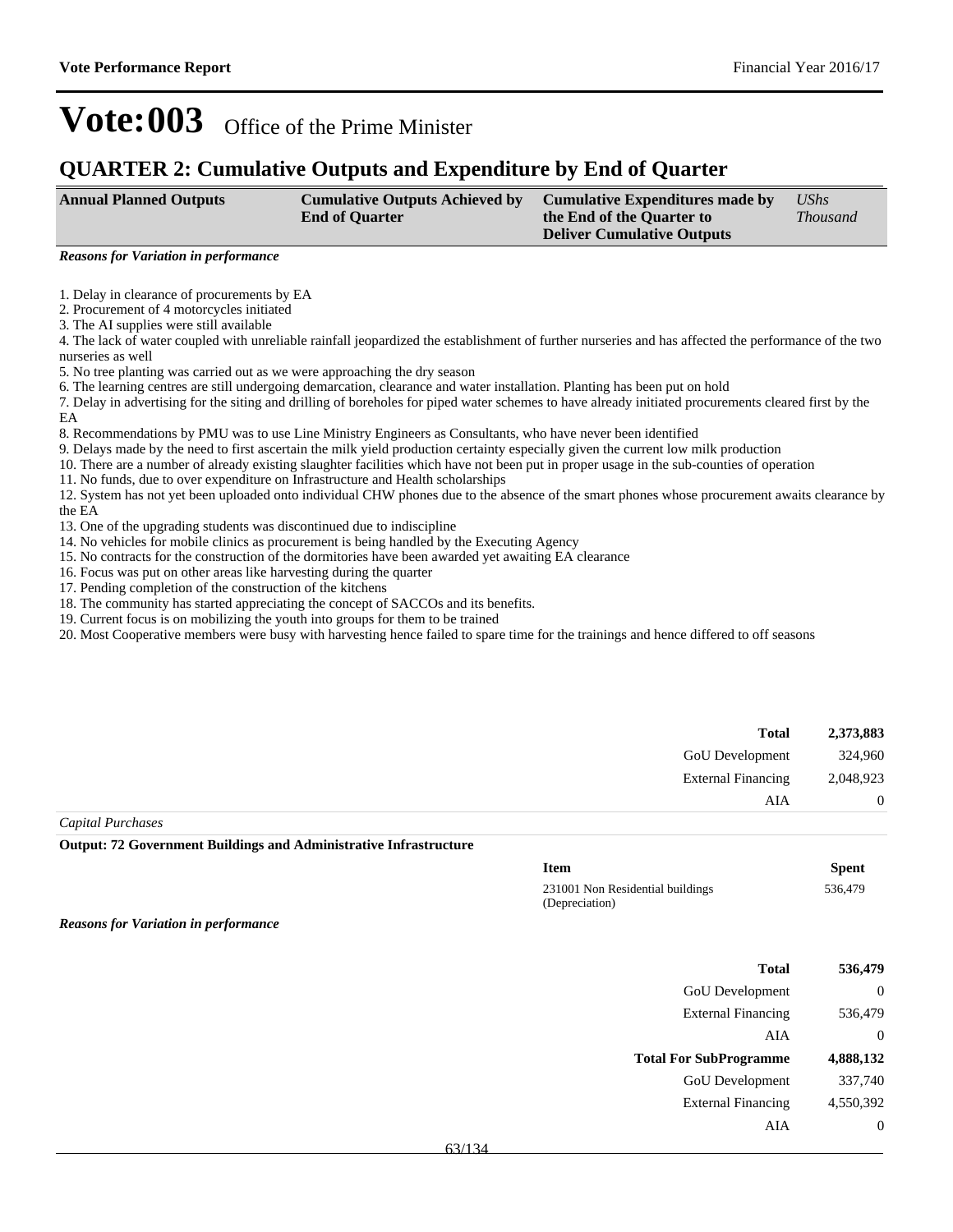# Vote:003 Office of the Prime Minister

## QUARTER 2: Cumulative Outputs and Expenditure by End of Quarter

| Annual Planned Outputs | Cumulative Outputs Achieved by End of Quarter | Cumulative Expenditures made by the End of the Quarter to Deliver Cumulative Outputs | *UShs Thousand* |
|---|---|---|---|

***Reasons for Variation in performance***

1. Delay in clearance of procurements by EA
2. Procurement of 4 motorcycles initiated
3. The AI supplies were still available
4. The lack of water coupled with unreliable rainfall jeopardized the establishment of further nurseries and has affected the performance of the two nurseries as well
5. No tree planting was carried out as we were approaching the dry season
6. The learning centres are still undergoing demarcation, clearance and water installation. Planting has been put on hold
7. Delay in advertising for the siting and drilling of boreholes for piped water schemes to have already initiated procurements cleared first by the EA
8. Recommendations by PMU was to use Line Ministry Engineers as Consultants, who have never been identified
9. Delays made by the need to first ascertain the milk yield production certainty especially given the current low milk production
10. There are a number of already existing slaughter facilities which have not been put in proper usage in the sub-counties of operation
11. No funds, due to over expenditure on Infrastructure and Health scholarships
12. System has not yet been uploaded onto individual CHW phones due to the absence of the smart phones whose procurement awaits clearance by the EA
13. One of the upgrading students was discontinued due to indiscipline
14. No vehicles for mobile clinics as procurement is being handled by the Executing Agency
15. No contracts for the construction of the dormitories have been awarded yet awaiting EA clearance
16. Focus was put on other areas like harvesting during the quarter
17. Pending completion of the construction of the kitchens
18. The community has started appreciating the concept of SACCOs and its benefits.
19. Current focus is on mobilizing the youth into groups for them to be trained
20. Most Cooperative members were busy with harvesting hence failed to spare time for the trainings and hence differed to off seasons

| | |
|---|---|
| **Total** | **2,373,883** |
| GoU Development | 324,960 |
| External Financing | 2,048,923 |
| AIA | 0 |

*Capital Purchases*

**Output: 72 Government Buildings and Administrative Infrastructure**

| Item | Spent |
|---|---|
| 231001 Non Residential buildings (Depreciation) | 536,479 |

***Reasons for Variation in performance***

| | |
|---|---|
| **Total** | **536,479** |
| GoU Development | 0 |
| External Financing | 536,479 |
| AIA | 0 |
| **Total For SubProgramme** | **4,888,132** |
| GoU Development | 337,740 |
| External Financing | 4,550,392 |
| AIA | 0 |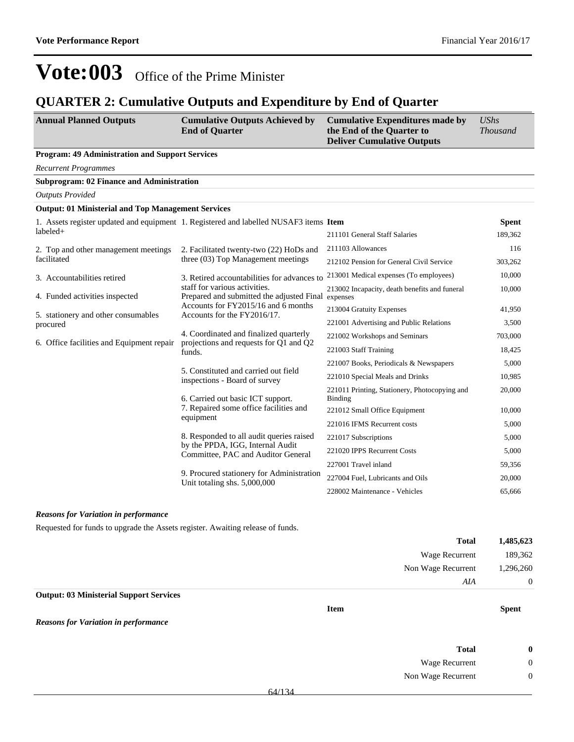# Vote:003 Office of the Prime Minister

## QUARTER 2: Cumulative Outputs and Expenditure by End of Quarter

| Annual Planned Outputs | Cumulative Outputs Achieved by End of Quarter | Cumulative Expenditures made by the End of the Quarter to Deliver Cumulative Outputs | *UShs Thousand* |
|---|---|---|---|

**Program: 49 Administration and Support Services**

*Recurrent Programmes*

**Subprogram: 02 Finance and Administration**

*Outputs Provided*

**Output: 01 Ministerial and Top Management Services**

1. Assets register updated and equipment labeled+
2. Top and other management meetings facilitated
3. Accountabilities retired
4. Funded activities inspected
5. stationery and other consumables procured
6. Office facilities and Equipment repair

1. Registered and labelled NUSAF3 items
2. Facilitated twenty-two (22) HoDs and three (03) Top Management meetings
3. Retired accountabilities for advances to staff for various activities. Prepared and submitted the adjusted Final Accounts for FY2015/16 and 6 months Accounts for the FY2016/17.
4. Coordinated and finalized quarterly projections and requests for Q1 and Q2 funds.
5. Constituted and carried out field inspections - Board of survey
6. Carried out basic ICT support.
7. Repaired some office facilities and equipment
8. Responded to all audit queries raised by the PPDA, IGG, Internal Audit Committee, PAC and Auditor General
9. Procured stationery for Administration Unit totaling shs. 5,000,000

| Item | Spent |
|---|---|
| 211101 General Staff Salaries | 189,362 |
| 211103 Allowances | 116 |
| 212102 Pension for General Civil Service | 303,262 |
| 213001 Medical expenses (To employees) | 10,000 |
| 213002 Incapacity, death benefits and funeral expenses | 10,000 |
| 213004 Gratuity Expenses | 41,950 |
| 221001 Advertising and Public Relations | 3,500 |
| 221002 Workshops and Seminars | 703,000 |
| 221003 Staff Training | 18,425 |
| 221007 Books, Periodicals & Newspapers | 5,000 |
| 221010 Special Meals and Drinks | 10,985 |
| 221011 Printing, Stationery, Photocopying and Binding | 20,000 |
| 221012 Small Office Equipment | 10,000 |
| 221016 IFMS Recurrent costs | 5,000 |
| 221017 Subscriptions | 5,000 |
| 221020 IPPS Recurrent Costs | 5,000 |
| 227001 Travel inland | 59,356 |
| 227004 Fuel, Lubricants and Oils | 20,000 |
| 228002 Maintenance - Vehicles | 65,666 |

***Reasons for Variation in performance***

Requested for funds to upgrade the Assets register. Awaiting release of funds.

| | |
|---|---|
| **Total** | **1,485,623** |
| Wage Recurrent | 189,362 |
| Non Wage Recurrent | 1,296,260 |
| *AIA* | 0 |

**Output: 03 Ministerial Support Services**

| Item | Spent |
|---|---|

***Reasons for Variation in performance***

| | |
|---|---|
| **Total** | **0** |
| Wage Recurrent | 0 |
| Non Wage Recurrent | 0 |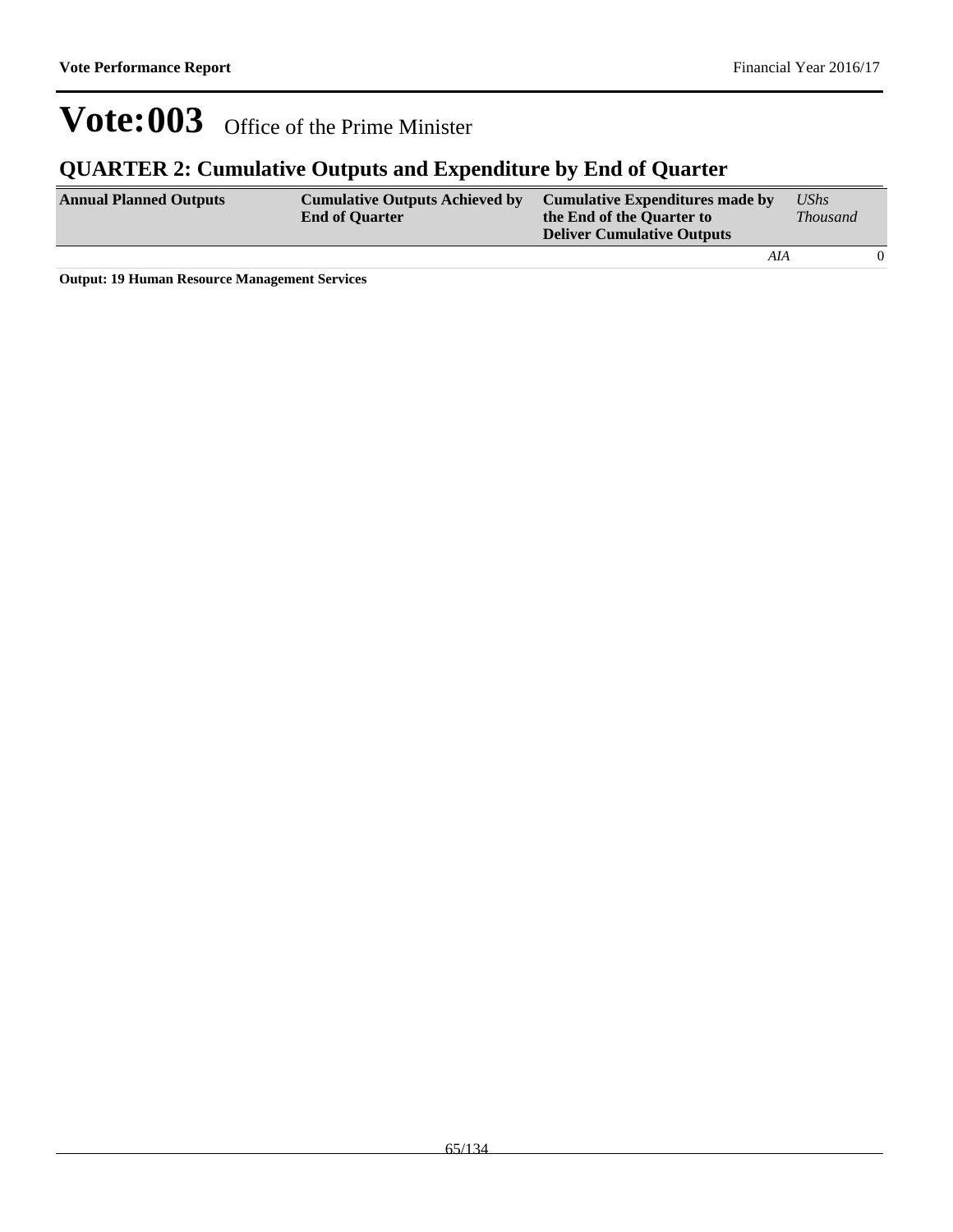# Vote:003 Office of the Prime Minister

## QUARTER 2: Cumulative Outputs and Expenditure by End of Quarter

| Annual Planned Outputs | Cumulative Outputs Achieved by End of Quarter | Cumulative Expenditures made by the End of the Quarter to Deliver Cumulative Outputs | *UShs Thousand* |
|---|---|---|---|
| | | *AIA* | 0 |

**Output: 19 Human Resource Management Services**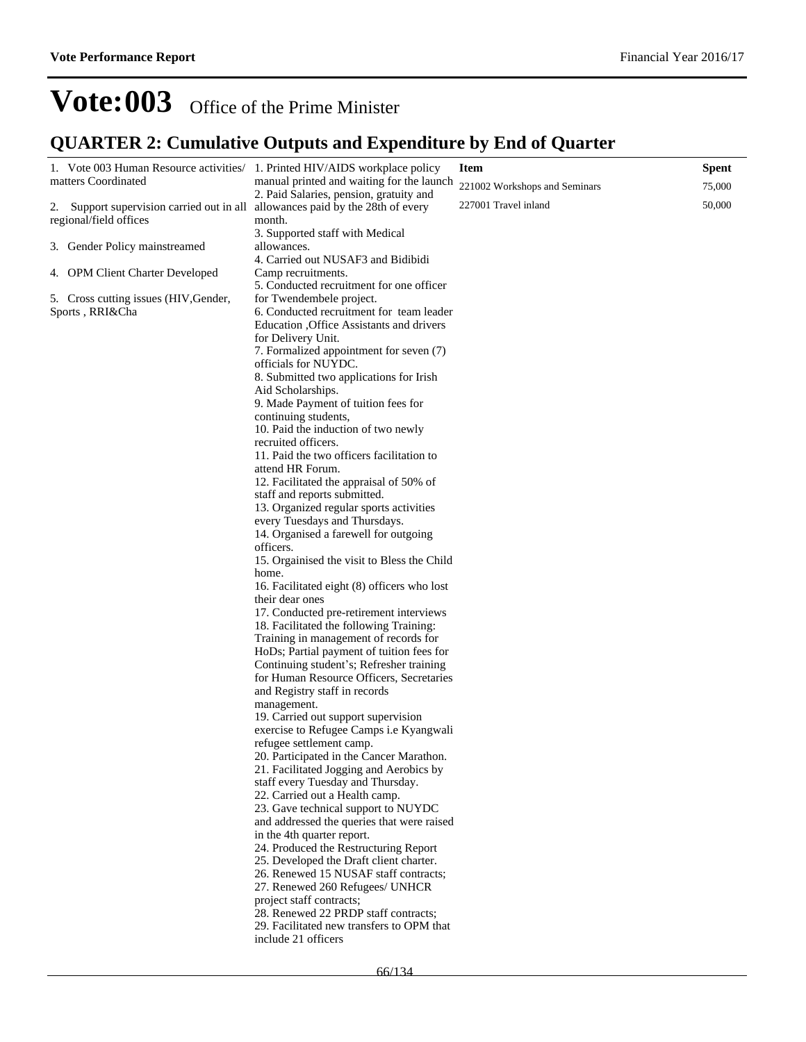# Vote:003 Office of the Prime Minister

## QUARTER 2: Cumulative Outputs and Expenditure by End of Quarter

| | | Item | Spent |
|---|---|---|---|
| 1. Vote 003 Human Resource activities/ matters Coordinated<br><br>2. Support supervision carried out in all regional/field offices<br><br>3. Gender Policy mainstreamed<br><br>4. OPM Client Charter Developed<br><br>5. Cross cutting issues (HIV,Gender, Sports , RRI&Cha | 1. Printed HIV/AIDS workplace policy manual printed and waiting for the launch<br>2. Paid Salaries, pension, gratuity and allowances paid by the 28th of every month.<br>3. Supported staff with Medical allowances.<br>4. Carried out NUSAF3 and Bidibidi Camp recruitments.<br>5. Conducted recruitment for one officer for Twendembele project.<br>6. Conducted recruitment for team leader Education ,Office Assistants and drivers for Delivery Unit.<br>7. Formalized appointment for seven (7) officials for NUYDC.<br>8. Submitted two applications for Irish Aid Scholarships.<br>9. Made Payment of tuition fees for continuing students,<br>10. Paid the induction of two newly recruited officers.<br>11. Paid the two officers facilitation to attend HR Forum.<br>12. Facilitated the appraisal of 50% of staff and reports submitted.<br>13. Organized regular sports activities every Tuesdays and Thursdays.<br>14. Organised a farewell for outgoing officers.<br>15. Orgainised the visit to Bless the Child home.<br>16. Facilitated eight (8) officers who lost their dear ones<br>17. Conducted pre-retirement interviews<br>18. Facilitated the following Training: Training in management of records for HoDs; Partial payment of tuition fees for Continuing student's; Refresher training for Human Resource Officers, Secretaries and Registry staff in records management.<br>19. Carried out support supervision exercise to Refugee Camps i.e Kyangwali refugee settlement camp.<br>20. Participated in the Cancer Marathon.<br>21. Facilitated Jogging and Aerobics by staff every Tuesday and Thursday.<br>22. Carried out a Health camp.<br>23. Gave technical support to NUYDC and addressed the queries that were raised in the 4th quarter report.<br>24. Produced the Restructuring Report<br>25. Developed the Draft client charter.<br>26. Renewed 15 NUSAF staff contracts;<br>27. Renewed 260 Refugees/ UNHCR project staff contracts;<br>28. Renewed 22 PRDP staff contracts;<br>29. Facilitated new transfers to OPM that include 21 officers | 221002 Workshops and Seminars<br>227001 Travel inland | 75,000<br>50,000 |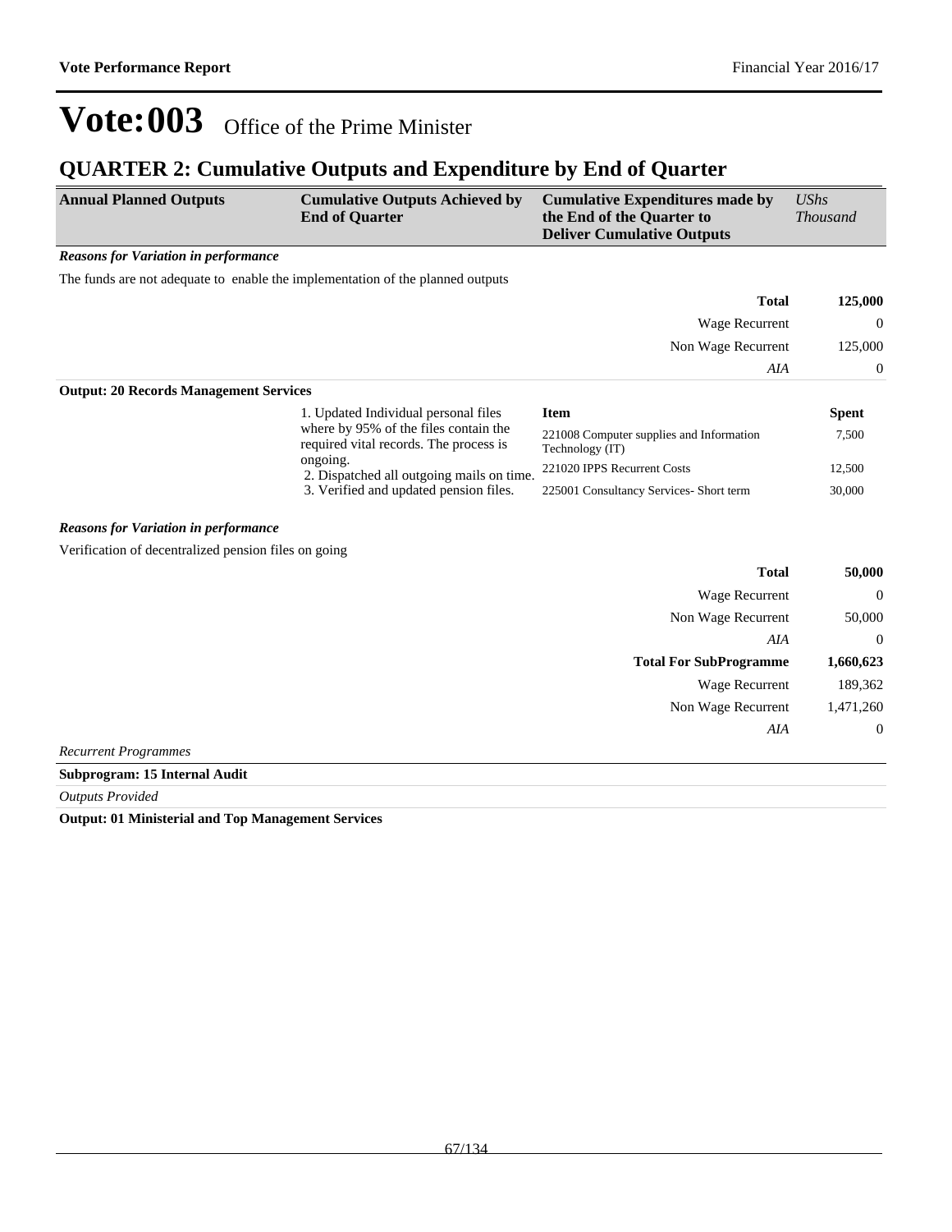# Vote:003 Office of the Prime Minister

## QUARTER 2: Cumulative Outputs and Expenditure by End of Quarter

| Annual Planned Outputs | Cumulative Outputs Achieved by End of Quarter | Cumulative Expenditures made by the End of the Quarter to Deliver Cumulative Outputs | *UShs Thousand* |
|---|---|---|---|

***Reasons for Variation in performance***

The funds are not adequate to enable the implementation of the planned outputs

| | |
|---|---|
| **Total** | **125,000** |
| Wage Recurrent | 0 |
| Non Wage Recurrent | 125,000 |
| *AIA* | 0 |

**Output: 20 Records Management Services**

| Cumulative Outputs Achieved by End of Quarter | Item | Spent |
|---|---|---|
| 1. Updated Individual personal files where by 95% of the files contain the required vital records. The process is ongoing.<br>2. Dispatched all outgoing mails on time.<br>3. Verified and updated pension files. | 221008 Computer supplies and Information Technology (IT) | 7,500 |
| | 221020 IPPS Recurrent Costs | 12,500 |
| | 225001 Consultancy Services- Short term | 30,000 |

***Reasons for Variation in performance***

Verification of decentralized pension files on going

| | |
|---|---|
| **Total** | **50,000** |
| Wage Recurrent | 0 |
| Non Wage Recurrent | 50,000 |
| *AIA* | 0 |
| **Total For SubProgramme** | **1,660,623** |
| Wage Recurrent | 189,362 |
| Non Wage Recurrent | 1,471,260 |
| *AIA* | 0 |

*Recurrent Programmes*

**Subprogram: 15 Internal Audit**

*Outputs Provided*

**Output: 01 Ministerial and Top Management Services**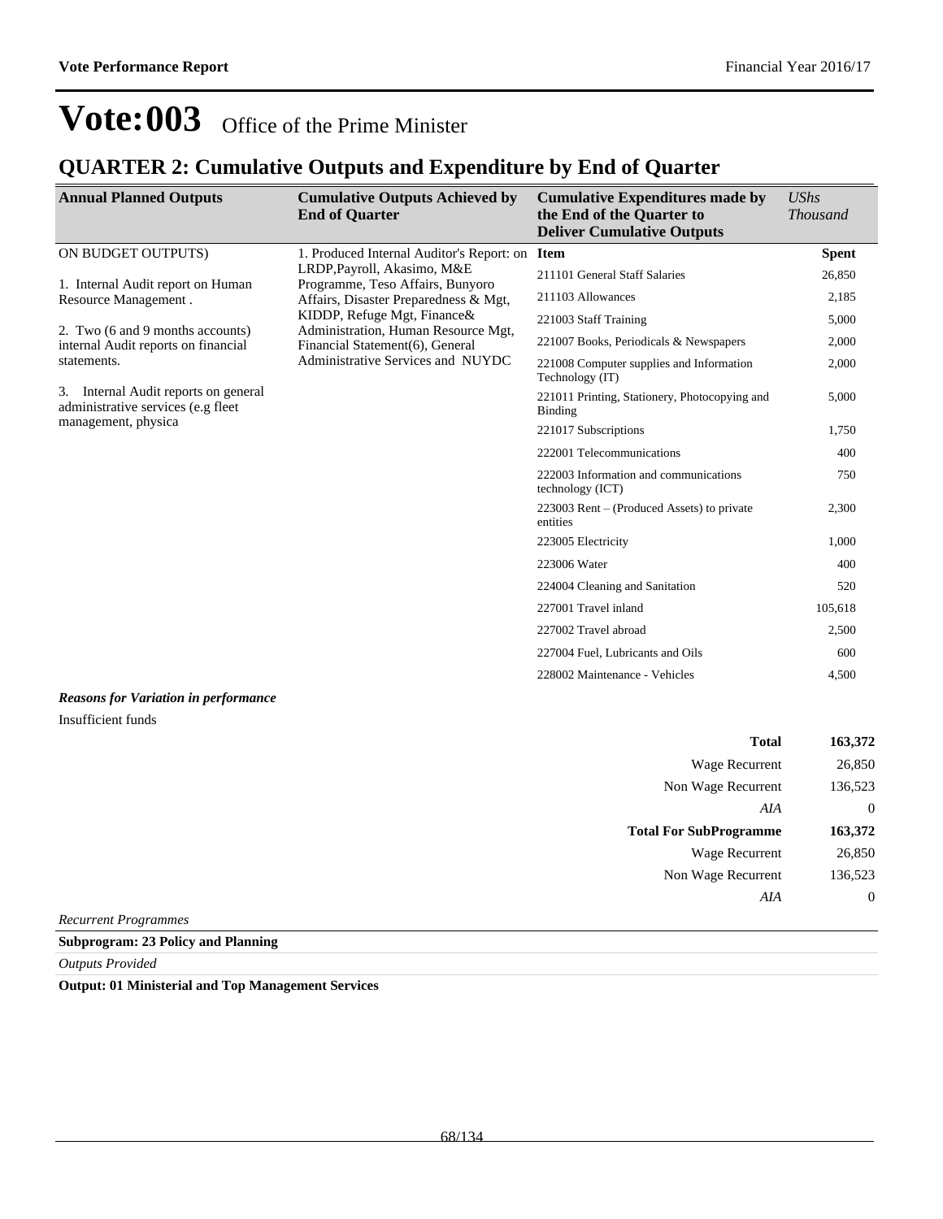# Vote:003 Office of the Prime Minister

## QUARTER 2: Cumulative Outputs and Expenditure by End of Quarter

| Annual Planned Outputs | Cumulative Outputs Achieved by End of Quarter | Cumulative Expenditures made by the End of the Quarter to Deliver Cumulative Outputs | *UShs Thousand* |
|---|---|---|---|
| ON BUDGET OUTPUTS)<br><br>1. Internal Audit report on Human Resource Management .<br><br>2. Two (6 and 9 months accounts) internal Audit reports on financial statements.<br><br>3. Internal Audit reports on general administrative services (e.g fleet management, physica | 1. Produced Internal Auditor's Report: on LRDP,Payroll, Akasimo, M&E Programme, Teso Affairs, Bunyoro Affairs, Disaster Preparedness & Mgt, KIDDP, Refuge Mgt, Finance& Administration, Human Resource Mgt, Financial Statement(6), General Administrative Services and NUYDC | **Item** | **Spent** |
| | | 211101 General Staff Salaries | 26,850 |
| | | 211103 Allowances | 2,185 |
| | | 221003 Staff Training | 5,000 |
| | | 221007 Books, Periodicals & Newspapers | 2,000 |
| | | 221008 Computer supplies and Information Technology (IT) | 2,000 |
| | | 221011 Printing, Stationery, Photocopying and Binding | 5,000 |
| | | 221017 Subscriptions | 1,750 |
| | | 222001 Telecommunications | 400 |
| | | 222003 Information and communications technology (ICT) | 750 |
| | | 223003 Rent – (Produced Assets) to private entities | 2,300 |
| | | 223005 Electricity | 1,000 |
| | | 223006 Water | 400 |
| | | 224004 Cleaning and Sanitation | 520 |
| | | 227001 Travel inland | 105,618 |
| | | 227002 Travel abroad | 2,500 |
| | | 227004 Fuel, Lubricants and Oils | 600 |
| | | 228002 Maintenance - Vehicles | 4,500 |

***Reasons for Variation in performance***

Insufficient funds

| | |
|---|---|
| **Total** | **163,372** |
| Wage Recurrent | 26,850 |
| Non Wage Recurrent | 136,523 |
| *AIA* | 0 |
| **Total For SubProgramme** | **163,372** |
| Wage Recurrent | 26,850 |
| Non Wage Recurrent | 136,523 |
| *AIA* | 0 |

*Recurrent Programmes*

**Subprogram: 23 Policy and Planning**

*Outputs Provided*

**Output: 01 Ministerial and Top Management Services**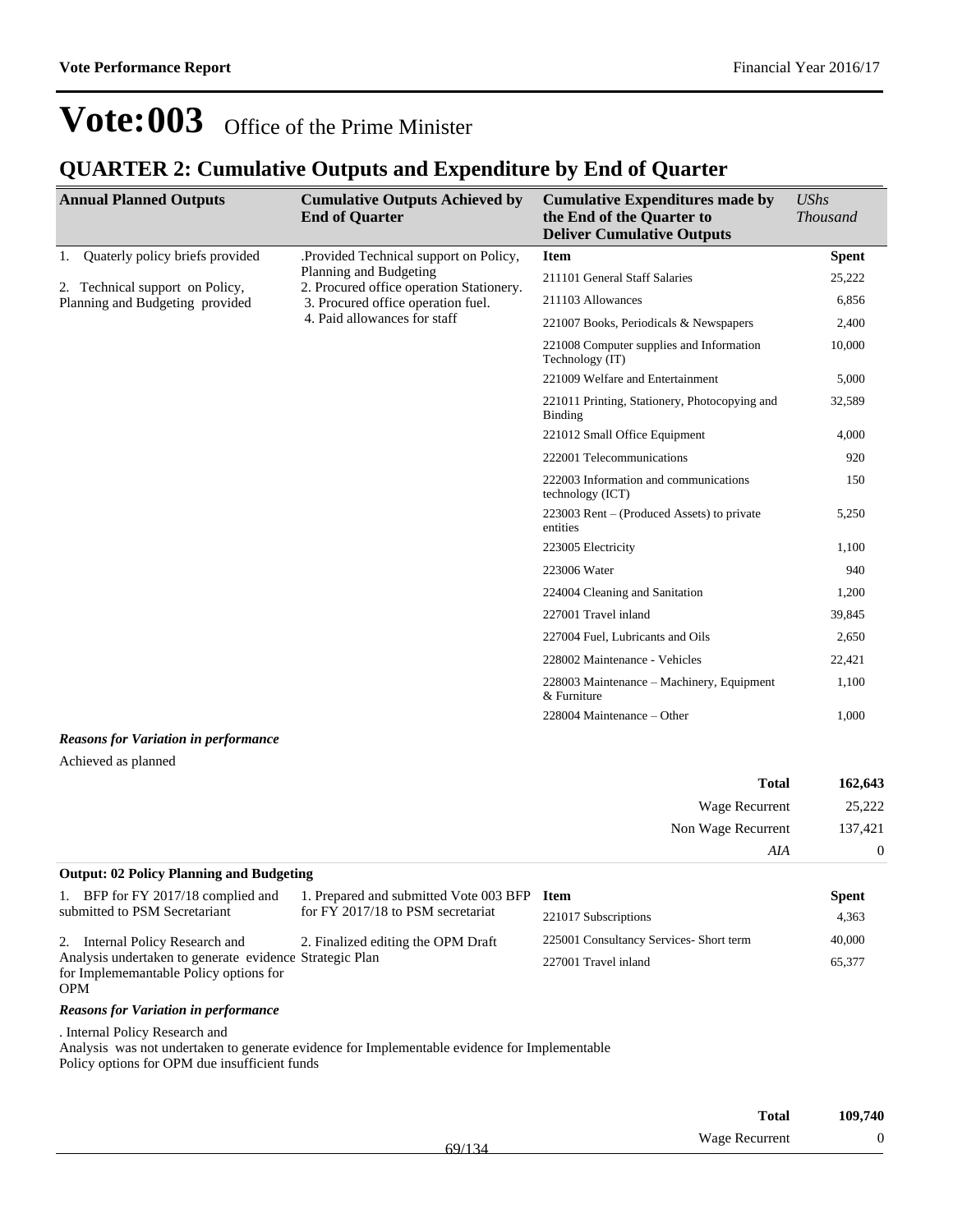# Vote:003 Office of the Prime Minister

## QUARTER 2: Cumulative Outputs and Expenditure by End of Quarter

| Annual Planned Outputs | Cumulative Outputs Achieved by End of Quarter | Cumulative Expenditures made by the End of the Quarter to Deliver Cumulative Outputs | *UShs Thousand* |
|---|---|---|---|
| 1. Quaterly policy briefs provided<br><br>2. Technical support on Policy, Planning and Budgeting provided | .Provided Technical support on Policy, Planning and Budgeting<br>2. Procured office operation Stationery.<br>3. Procured office operation fuel.<br>4. Paid allowances for staff | **Item** | **Spent** |
| | | 211101 General Staff Salaries | 25,222 |
| | | 211103 Allowances | 6,856 |
| | | 221007 Books, Periodicals & Newspapers | 2,400 |
| | | 221008 Computer supplies and Information Technology (IT) | 10,000 |
| | | 221009 Welfare and Entertainment | 5,000 |
| | | 221011 Printing, Stationery, Photocopying and Binding | 32,589 |
| | | 221012 Small Office Equipment | 4,000 |
| | | 222001 Telecommunications | 920 |
| | | 222003 Information and communications technology (ICT) | 150 |
| | | 223003 Rent – (Produced Assets) to private entities | 5,250 |
| | | 223005 Electricity | 1,100 |
| | | 223006 Water | 940 |
| | | 224004 Cleaning and Sanitation | 1,200 |
| | | 227001 Travel inland | 39,845 |
| | | 227004 Fuel, Lubricants and Oils | 2,650 |
| | | 228002 Maintenance - Vehicles | 22,421 |
| | | 228003 Maintenance – Machinery, Equipment & Furniture | 1,100 |
| | | 228004 Maintenance – Other | 1,000 |

***Reasons for Variation in performance***

Achieved as planned

| | |
|---|---|
| **Total** | **162,643** |
| Wage Recurrent | 25,222 |
| Non Wage Recurrent | 137,421 |
| *AIA* | 0 |

**Output: 02 Policy Planning and Budgeting**

| Annual Planned Outputs | Cumulative Outputs Achieved by End of Quarter | Item | Spent |
|---|---|---|---|
| 1. BFP for FY 2017/18 complied and submitted to PSM Secretariant<br><br>2. Internal Policy Research and Analysis undertaken to generate evidence for Implemementable Policy options for OPM | 1. Prepared and submitted Vote 003 BFP for FY 2017/18 to PSM secretariat<br><br>2. Finalized editing the OPM Draft Strategic Plan | 221017 Subscriptions | 4,363 |
| | | 225001 Consultancy Services- Short term | 40,000 |
| | | 227001 Travel inland | 65,377 |

***Reasons for Variation in performance***

. Internal Policy Research and
Analysis was not undertaken to generate evidence for Implementable evidence for Implementable
Policy options for OPM due insufficient funds

| | |
|---|---|
| **Total** | **109,740** |
| Wage Recurrent | 0 |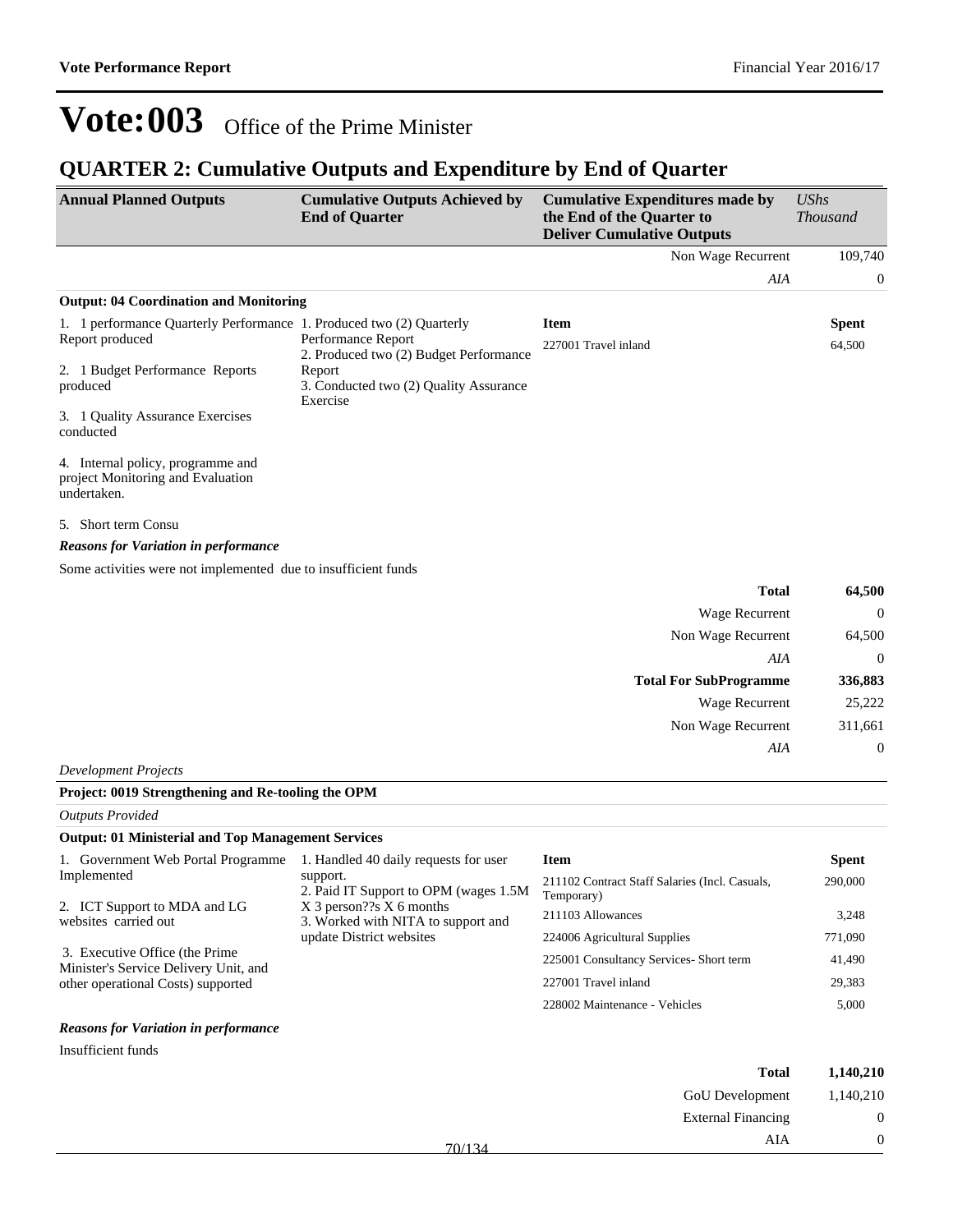# Vote:003 Office of the Prime Minister

## QUARTER 2: Cumulative Outputs and Expenditure by End of Quarter

| Annual Planned Outputs | Cumulative Outputs Achieved by End of Quarter | Cumulative Expenditures made by the End of the Quarter to Deliver Cumulative Outputs | *UShs Thousand* |
|---|---|---|---|
| | | Non Wage Recurrent | 109,740 |
| | | *AIA* | 0 |

**Output: 04 Coordination and Monitoring**

| Annual Planned Outputs | Cumulative Outputs Achieved by End of Quarter | Item | Spent |
|---|---|---|---|
| 1. 1 performance Quarterly Performance Report produced<br><br>2. 1 Budget Performance Reports produced<br><br>3. 1 Quality Assurance Exercises conducted<br><br>4. Internal policy, programme and project Monitoring and Evaluation undertaken.<br><br>5. Short term Consu | 1. Produced two (2) Quarterly Performance Report<br>2. Produced two (2) Budget Performance Report<br>3. Conducted two (2) Quality Assurance Exercise | 227001 Travel inland | 64,500 |

***Reasons for Variation in performance***

Some activities were not implemented due to insufficient funds

| | |
|---|---|
| **Total** | **64,500** |
| Wage Recurrent | 0 |
| Non Wage Recurrent | 64,500 |
| *AIA* | 0 |
| **Total For SubProgramme** | **336,883** |
| Wage Recurrent | 25,222 |
| Non Wage Recurrent | 311,661 |
| *AIA* | 0 |

*Development Projects*

**Project: 0019 Strengthening and Re-tooling the OPM**

*Outputs Provided*

**Output: 01 Ministerial and Top Management Services**

| Annual Planned Outputs | Cumulative Outputs Achieved by End of Quarter | Item | Spent |
|---|---|---|---|
| 1. Government Web Portal Programme Implemented<br><br>2. ICT Support to MDA and LG websites carried out<br><br>3. Executive Office (the Prime Minister's Service Delivery Unit, and other operational Costs) supported | 1. Handled 40 daily requests for user support.<br>2. Paid IT Support to OPM (wages 1.5M X 3 person??s X 6 months<br>3. Worked with NITA to support and update District websites | 211102 Contract Staff Salaries (Incl. Casuals, Temporary) | 290,000 |
| | | 211103 Allowances | 3,248 |
| | | 224006 Agricultural Supplies | 771,090 |
| | | 225001 Consultancy Services- Short term | 41,490 |
| | | 227001 Travel inland | 29,383 |
| | | 228002 Maintenance - Vehicles | 5,000 |

***Reasons for Variation in performance***

Insufficient funds

| | |
|---|---|
| **Total** | **1,140,210** |
| GoU Development | 1,140,210 |
| External Financing | 0 |
| AIA | 0 |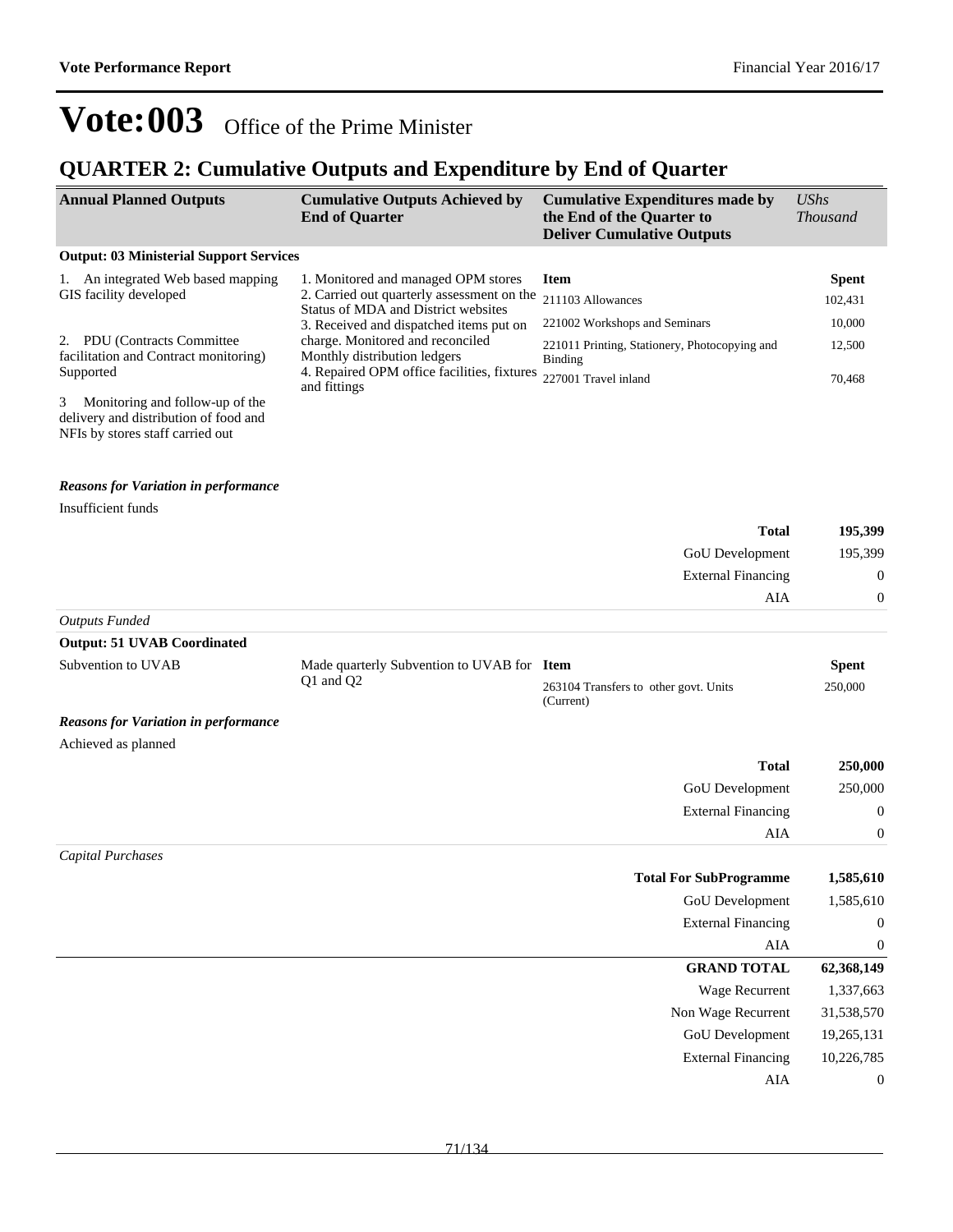# Vote:003 Office of the Prime Minister

## QUARTER 2: Cumulative Outputs and Expenditure by End of Quarter

| Annual Planned Outputs | Cumulative Outputs Achieved by End of Quarter | Cumulative Expenditures made by the End of the Quarter to Deliver Cumulative Outputs | *UShs Thousand* |
|---|---|---|---|
| **Output: 03 Ministerial Support Services** | | | |
| 1. An integrated Web based mapping GIS facility developed<br><br>2. PDU (Contracts Committee facilitation and Contract monitoring) Supported<br><br>3 Monitoring and follow-up of the delivery and distribution of food and NFIs by stores staff carried out | 1. Monitored and managed OPM stores<br>2. Carried out quarterly assessment on the Status of MDA and District websites<br>3. Received and dispatched items put on charge. Monitored and reconciled Monthly distribution ledgers<br>4. Repaired OPM office facilities, fixtures and fittings | **Item** | **Spent** |
| | | 211103 Allowances | 102,431 |
| | | 221002 Workshops and Seminars | 10,000 |
| | | 221011 Printing, Stationery, Photocopying and Binding | 12,500 |
| | | 227001 Travel inland | 70,468 |

***Reasons for Variation in performance***

Insufficient funds

| | |
|---|---|
| **Total** | **195,399** |
| GoU Development | 195,399 |
| External Financing | 0 |
| AIA | 0 |

*Outputs Funded*

| Annual Planned Outputs | Cumulative Outputs Achieved by End of Quarter | Cumulative Expenditures made by the End of the Quarter to Deliver Cumulative Outputs | *UShs Thousand* |
|---|---|---|---|
| **Output: 51 UVAB Coordinated** | | | |
| Subvention to UVAB | Made quarterly Subvention to UVAB for Q1 and Q2 | **Item** | **Spent** |
| | | 263104 Transfers to other govt. Units (Current) | 250,000 |

***Reasons for Variation in performance***

Achieved as planned

| | |
|---|---|
| **Total** | **250,000** |
| GoU Development | 250,000 |
| External Financing | 0 |
| AIA | 0 |

*Capital Purchases*

| | |
|---|---|
| **Total For SubProgramme** | **1,585,610** |
| GoU Development | 1,585,610 |
| External Financing | 0 |
| AIA | 0 |
| **GRAND TOTAL** | **62,368,149** |
| Wage Recurrent | 1,337,663 |
| Non Wage Recurrent | 31,538,570 |
| GoU Development | 19,265,131 |
| External Financing | 10,226,785 |
| AIA | 0 |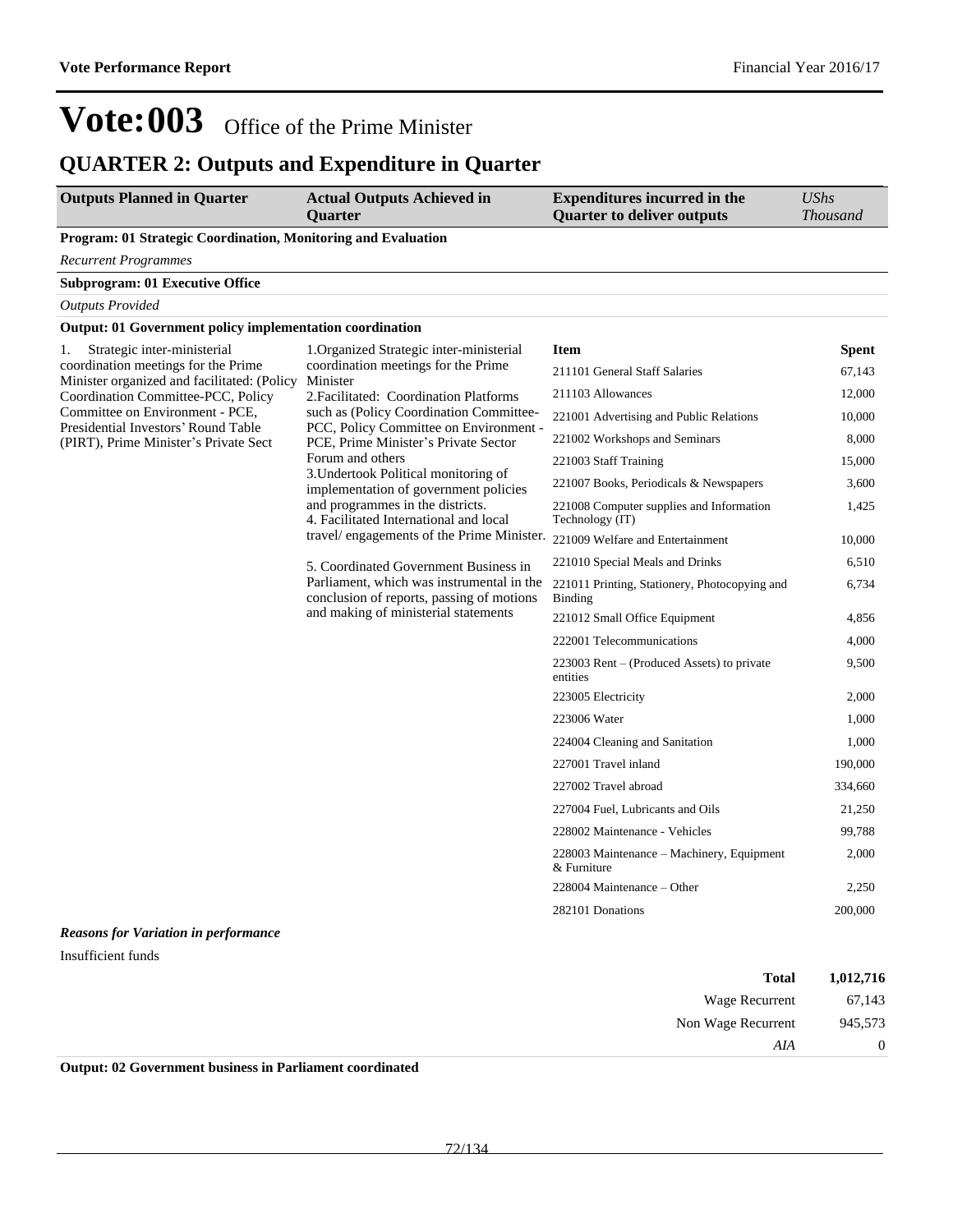# Vote:003 Office of the Prime Minister

## QUARTER 2: Outputs and Expenditure in Quarter

| Outputs Planned in Quarter | Actual Outputs Achieved in Quarter | Expenditures incurred in the Quarter to deliver outputs | *UShs Thousand* |
|---|---|---|---|

**Program: 01 Strategic Coordination, Monitoring and Evaluation**

*Recurrent Programmes*

**Subprogram: 01 Executive Office**

*Outputs Provided*

**Output: 01 Government policy implementation coordination**

**Outputs Planned in Quarter:**

1. Strategic inter-ministerial coordination meetings for the Prime Minister organized and facilitated: (Policy Coordination Committee-PCC, Policy Committee on Environment - PCE, Presidential Investors' Round Table (PIRT), Prime Minister's Private Sect

**Actual Outputs Achieved in Quarter:**

1.Organized Strategic inter-ministerial coordination meetings for the Prime Minister
2.Facilitated: Coordination Platforms such as (Policy Coordination Committee-PCC, Policy Committee on Environment - PCE, Prime Minister's Private Sector Forum and others
3.Undertook Political monitoring of implementation of government policies and programmes in the districts.
4. Facilitated International and local travel/ engagements of the Prime Minister.

5. Coordinated Government Business in Parliament, which was instrumental in the conclusion of reports, passing of motions and making of ministerial statements

| Item | Spent |
|---|---|
| 211101 General Staff Salaries | 67,143 |
| 211103 Allowances | 12,000 |
| 221001 Advertising and Public Relations | 10,000 |
| 221002 Workshops and Seminars | 8,000 |
| 221003 Staff Training | 15,000 |
| 221007 Books, Periodicals & Newspapers | 3,600 |
| 221008 Computer supplies and Information Technology (IT) | 1,425 |
| 221009 Welfare and Entertainment | 10,000 |
| 221010 Special Meals and Drinks | 6,510 |
| 221011 Printing, Stationery, Photocopying and Binding | 6,734 |
| 221012 Small Office Equipment | 4,856 |
| 222001 Telecommunications | 4,000 |
| 223003 Rent – (Produced Assets) to private entities | 9,500 |
| 223005 Electricity | 2,000 |
| 223006 Water | 1,000 |
| 224004 Cleaning and Sanitation | 1,000 |
| 227001 Travel inland | 190,000 |
| 227002 Travel abroad | 334,660 |
| 227004 Fuel, Lubricants and Oils | 21,250 |
| 228002 Maintenance - Vehicles | 99,788 |
| 228003 Maintenance – Machinery, Equipment & Furniture | 2,000 |
| 228004 Maintenance – Other | 2,250 |
| 282101 Donations | 200,000 |

***Reasons for Variation in performance***

Insufficient funds

| | |
|---|---|
| **Total** | **1,012,716** |
| Wage Recurrent | 67,143 |
| Non Wage Recurrent | 945,573 |
| *AIA* | 0 |

**Output: 02 Government business in Parliament coordinated**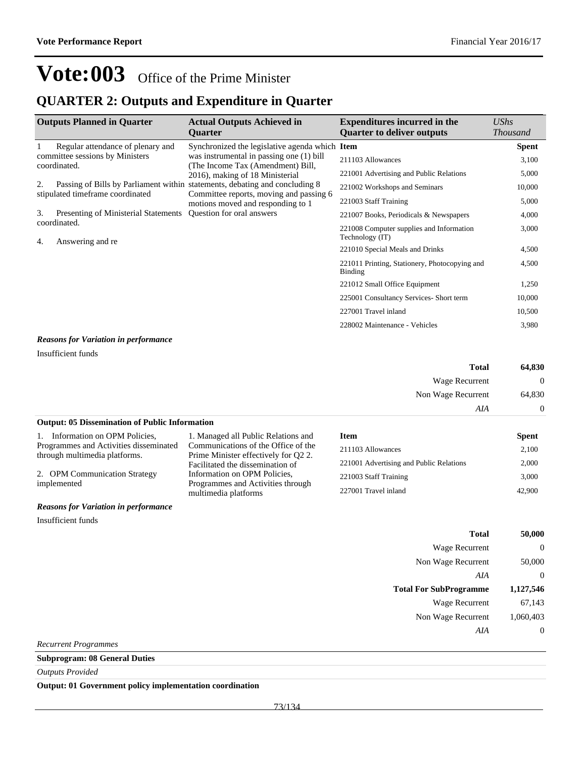# Vote:003 Office of the Prime Minister

## QUARTER 2: Outputs and Expenditure in Quarter

| Outputs Planned in Quarter | Actual Outputs Achieved in Quarter | Expenditures incurred in the Quarter to deliver outputs | UShs Thousand |
|---|---|---|---|
| 1 Regular attendance of plenary and committee sessions by Ministers coordinated.<br><br>2. Passing of Bills by Parliament within stipulated timeframe coordinated<br><br>3. Presenting of Ministerial Statements coordinated.<br><br>4. Answering and re | Synchronized the legislative agenda which was instrumental in passing one (1) bill (The Income Tax (Amendment) Bill, 2016), making of 18 Ministerial statements, debating and concluding 8 Committee reports, moving and passing 6 motions moved and responding to 1 Question for oral answers | **Item** | **Spent** |
| | | 211103 Allowances | 3,100 |
| | | 221001 Advertising and Public Relations | 5,000 |
| | | 221002 Workshops and Seminars | 10,000 |
| | | 221003 Staff Training | 5,000 |
| | | 221007 Books, Periodicals & Newspapers | 4,000 |
| | | 221008 Computer supplies and Information Technology (IT) | 3,000 |
| | | 221010 Special Meals and Drinks | 4,500 |
| | | 221011 Printing, Stationery, Photocopying and Binding | 4,500 |
| | | 221012 Small Office Equipment | 1,250 |
| | | 225001 Consultancy Services- Short term | 10,000 |
| | | 227001 Travel inland | 10,500 |
| | | 228002 Maintenance - Vehicles | 3,980 |

***Reasons for Variation in performance***

Insufficient funds

| | |
|---|---|
| **Total** | **64,830** |
| Wage Recurrent | 0 |
| Non Wage Recurrent | 64,830 |
| *AIA* | 0 |

**Output: 05 Dissemination of Public Information**

| Outputs Planned in Quarter | Actual Outputs Achieved in Quarter | Item | Spent |
|---|---|---|---|
| 1. Information on OPM Policies, Programmes and Activities disseminated through multimedia platforms.<br><br>2. OPM Communication Strategy implemented | 1. Managed all Public Relations and Communications of the Office of the Prime Minister effectively for Q2 2. Facilitated the dissemination of Information on OPM Policies, Programmes and Activities through multimedia platforms | 211103 Allowances | 2,100 |
| | | 221001 Advertising and Public Relations | 2,000 |
| | | 221003 Staff Training | 3,000 |
| | | 227001 Travel inland | 42,900 |

***Reasons for Variation in performance***

Insufficient funds

| | |
|---|---|
| **Total** | **50,000** |
| Wage Recurrent | 0 |
| Non Wage Recurrent | 50,000 |
| *AIA* | 0 |
| **Total For SubProgramme** | **1,127,546** |
| Wage Recurrent | 67,143 |
| Non Wage Recurrent | 1,060,403 |
| *AIA* | 0 |

*Recurrent Programmes*

**Subprogram: 08 General Duties**

*Outputs Provided*

**Output: 01 Government policy implementation coordination**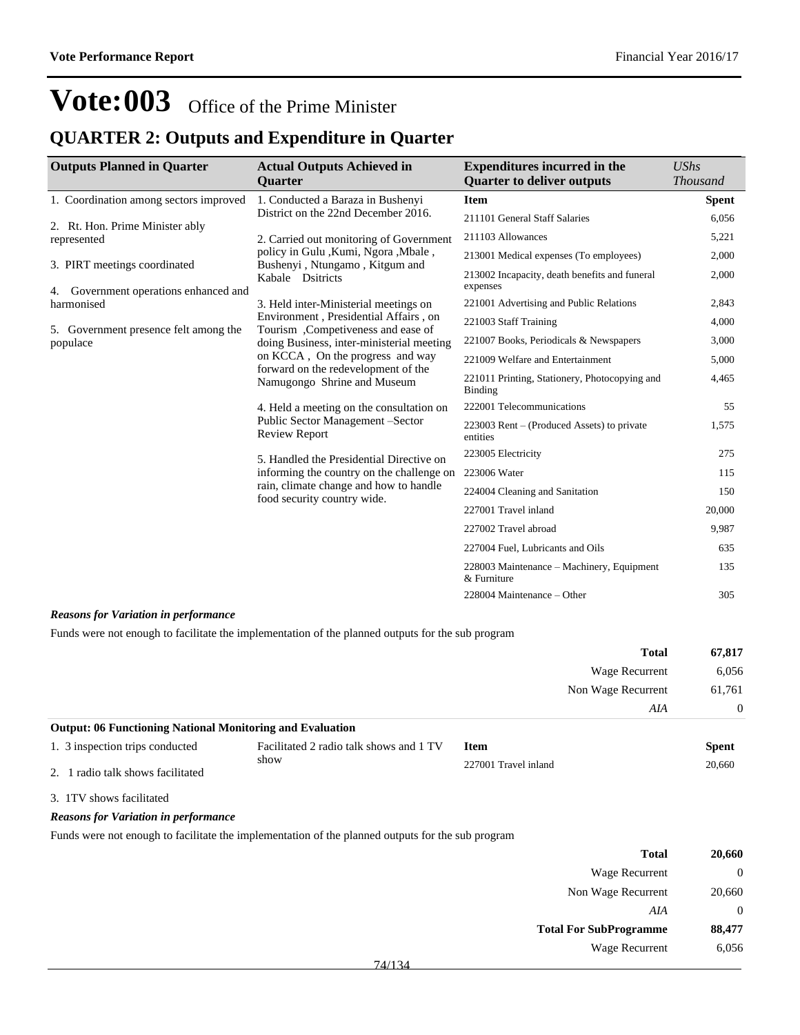# Vote:003 Office of the Prime Minister

## QUARTER 2: Outputs and Expenditure in Quarter

| Outputs Planned in Quarter | Actual Outputs Achieved in Quarter | Expenditures incurred in the Quarter to deliver outputs | *UShs Thousand* |
|---|---|---|---|
| 1. Coordination among sectors improved<br><br>2. Rt. Hon. Prime Minister ably represented<br><br>3. PIRT meetings coordinated<br><br>4. Government operations enhanced and harmonised<br><br>5. Government presence felt among the populace | 1. Conducted a Baraza in Bushenyi District on the 22nd December 2016.<br><br>2. Carried out monitoring of Government policy in Gulu ,Kumi, Ngora ,Mbale , Bushenyi , Ntungamo , Kitgum and Kabale Dsitricts<br><br>3. Held inter-Ministerial meetings on Environment , Presidential Affairs , on Tourism ,Competiveness and ease of doing Business, inter-ministerial meeting on KCCA , On the progress and way forward on the redevelopment of the Namugongo Shrine and Museum<br><br>4. Held a meeting on the consultation on Public Sector Management –Sector Review Report<br><br>5. Handled the Presidential Directive on informing the country on the challenge on rain, climate change and how to handle food security country wide. | **Item** | **Spent** |
| | | 211101 General Staff Salaries | 6,056 |
| | | 211103 Allowances | 5,221 |
| | | 213001 Medical expenses (To employees) | 2,000 |
| | | 213002 Incapacity, death benefits and funeral expenses | 2,000 |
| | | 221001 Advertising and Public Relations | 2,843 |
| | | 221003 Staff Training | 4,000 |
| | | 221007 Books, Periodicals & Newspapers | 3,000 |
| | | 221009 Welfare and Entertainment | 5,000 |
| | | 221011 Printing, Stationery, Photocopying and Binding | 4,465 |
| | | 222001 Telecommunications | 55 |
| | | 223003 Rent – (Produced Assets) to private entities | 1,575 |
| | | 223005 Electricity | 275 |
| | | 223006 Water | 115 |
| | | 224004 Cleaning and Sanitation | 150 |
| | | 227001 Travel inland | 20,000 |
| | | 227002 Travel abroad | 9,987 |
| | | 227004 Fuel, Lubricants and Oils | 635 |
| | | 228003 Maintenance – Machinery, Equipment & Furniture | 135 |
| | | 228004 Maintenance – Other | 305 |

***Reasons for Variation in performance***

Funds were not enough to facilitate the implementation of the planned outputs for the sub program

| | |
|---|---|
| **Total** | **67,817** |
| Wage Recurrent | 6,056 |
| Non Wage Recurrent | 61,761 |
| *AIA* | 0 |

**Output: 06 Functioning National Monitoring and Evaluation**

| Outputs Planned in Quarter | Actual Outputs Achieved in Quarter | Item | Spent |
|---|---|---|---|
| 1. 3 inspection trips conducted<br><br>2. 1 radio talk shows facilitated<br><br>3. 1TV shows facilitated | Facilitated 2 radio talk shows and 1 TV show | 227001 Travel inland | 20,660 |

***Reasons for Variation in performance***

Funds were not enough to facilitate the implementation of the planned outputs for the sub program

| | |
|---|---|
| **Total** | **20,660** |
| Wage Recurrent | 0 |
| Non Wage Recurrent | 20,660 |
| *AIA* | 0 |
| **Total For SubProgramme** | **88,477** |
| Wage Recurrent | 6,056 |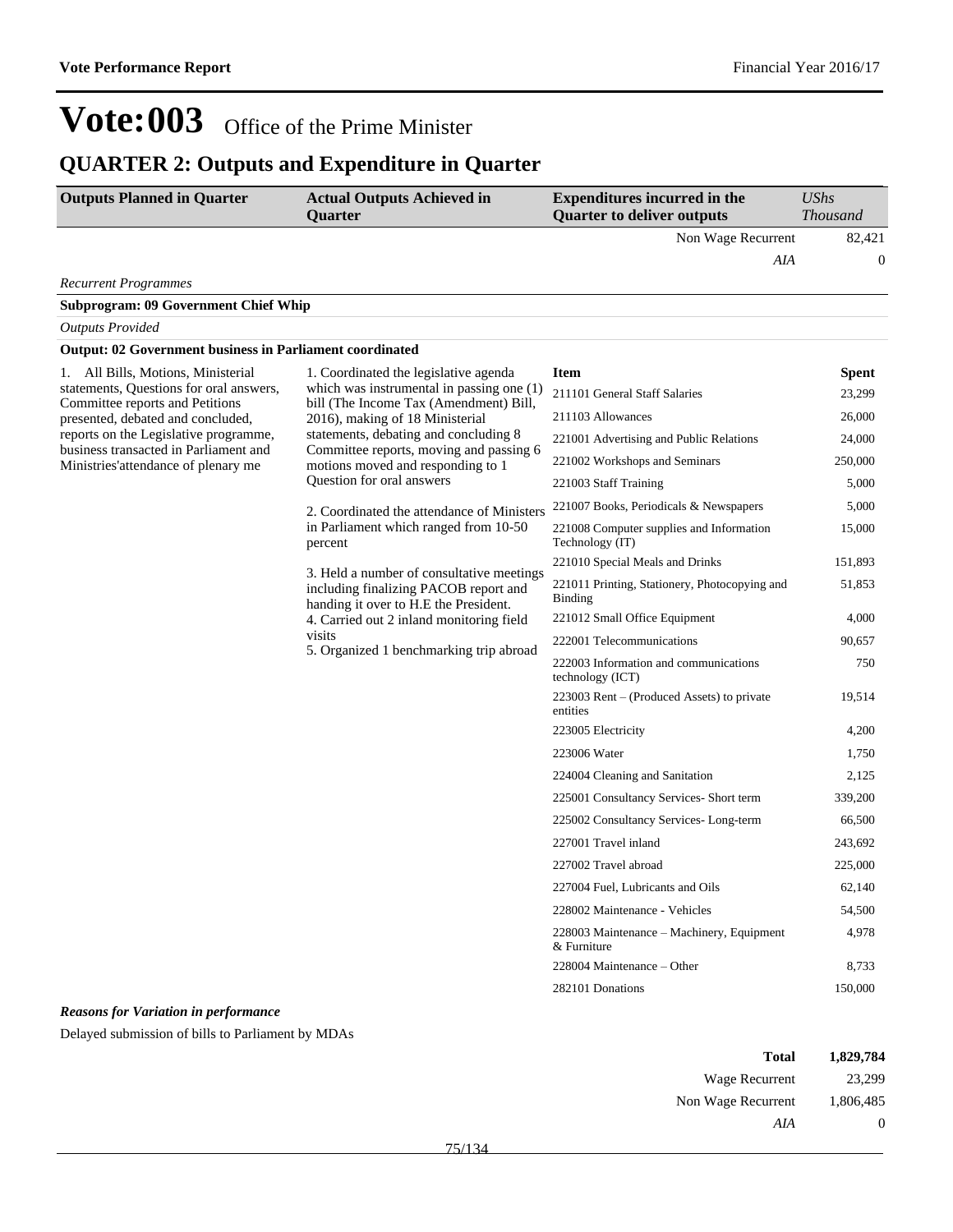# Vote:003 Office of the Prime Minister

## QUARTER 2: Outputs and Expenditure in Quarter

| Outputs Planned in Quarter | Actual Outputs Achieved in Quarter | Expenditures incurred in the Quarter to deliver outputs | *UShs Thousand* |
|---|---|---|---|
| | | Non Wage Recurrent | 82,421 |
| | | *AIA* | 0 |

*Recurrent Programmes*

**Subprogram: 09 Government Chief Whip**

*Outputs Provided*

**Output: 02 Government business in Parliament coordinated**

| Outputs Planned in Quarter | Actual Outputs Achieved in Quarter | Item | Spent |
|---|---|---|---|
| 1. All Bills, Motions, Ministerial statements, Questions for oral answers, Committee reports and Petitions presented, debated and concluded, reports on the Legislative programme, business transacted in Parliament and Ministries'attendance of plenary me | 1. Coordinated the legislative agenda which was instrumental in passing one (1) bill (The Income Tax (Amendment) Bill, 2016), making of 18 Ministerial statements, debating and concluding 8 Committee reports, moving and passing 6 motions moved and responding to 1 Question for oral answers<br><br>2. Coordinated the attendance of Ministers in Parliament which ranged from 10-50 percent<br><br>3. Held a number of consultative meetings including finalizing PACOB report and handing it over to H.E the President.<br>4. Carried out 2 inland monitoring field visits<br>5. Organized 1 benchmarking trip abroad | 211101 General Staff Salaries | 23,299 |
| | | 211103 Allowances | 26,000 |
| | | 221001 Advertising and Public Relations | 24,000 |
| | | 221002 Workshops and Seminars | 250,000 |
| | | 221003 Staff Training | 5,000 |
| | | 221007 Books, Periodicals & Newspapers | 5,000 |
| | | 221008 Computer supplies and Information Technology (IT) | 15,000 |
| | | 221010 Special Meals and Drinks | 151,893 |
| | | 221011 Printing, Stationery, Photocopying and Binding | 51,853 |
| | | 221012 Small Office Equipment | 4,000 |
| | | 222001 Telecommunications | 90,657 |
| | | 222003 Information and communications technology (ICT) | 750 |
| | | 223003 Rent – (Produced Assets) to private entities | 19,514 |
| | | 223005 Electricity | 4,200 |
| | | 223006 Water | 1,750 |
| | | 224004 Cleaning and Sanitation | 2,125 |
| | | 225001 Consultancy Services- Short term | 339,200 |
| | | 225002 Consultancy Services- Long-term | 66,500 |
| | | 227001 Travel inland | 243,692 |
| | | 227002 Travel abroad | 225,000 |
| | | 227004 Fuel, Lubricants and Oils | 62,140 |
| | | 228002 Maintenance - Vehicles | 54,500 |
| | | 228003 Maintenance – Machinery, Equipment & Furniture | 4,978 |
| | | 228004 Maintenance – Other | 8,733 |
| | | 282101 Donations | 150,000 |

***Reasons for Variation in performance***

Delayed submission of bills to Parliament by MDAs

| | |
|---|---|
| **Total** | **1,829,784** |
| Wage Recurrent | 23,299 |
| Non Wage Recurrent | 1,806,485 |
| *AIA* | 0 |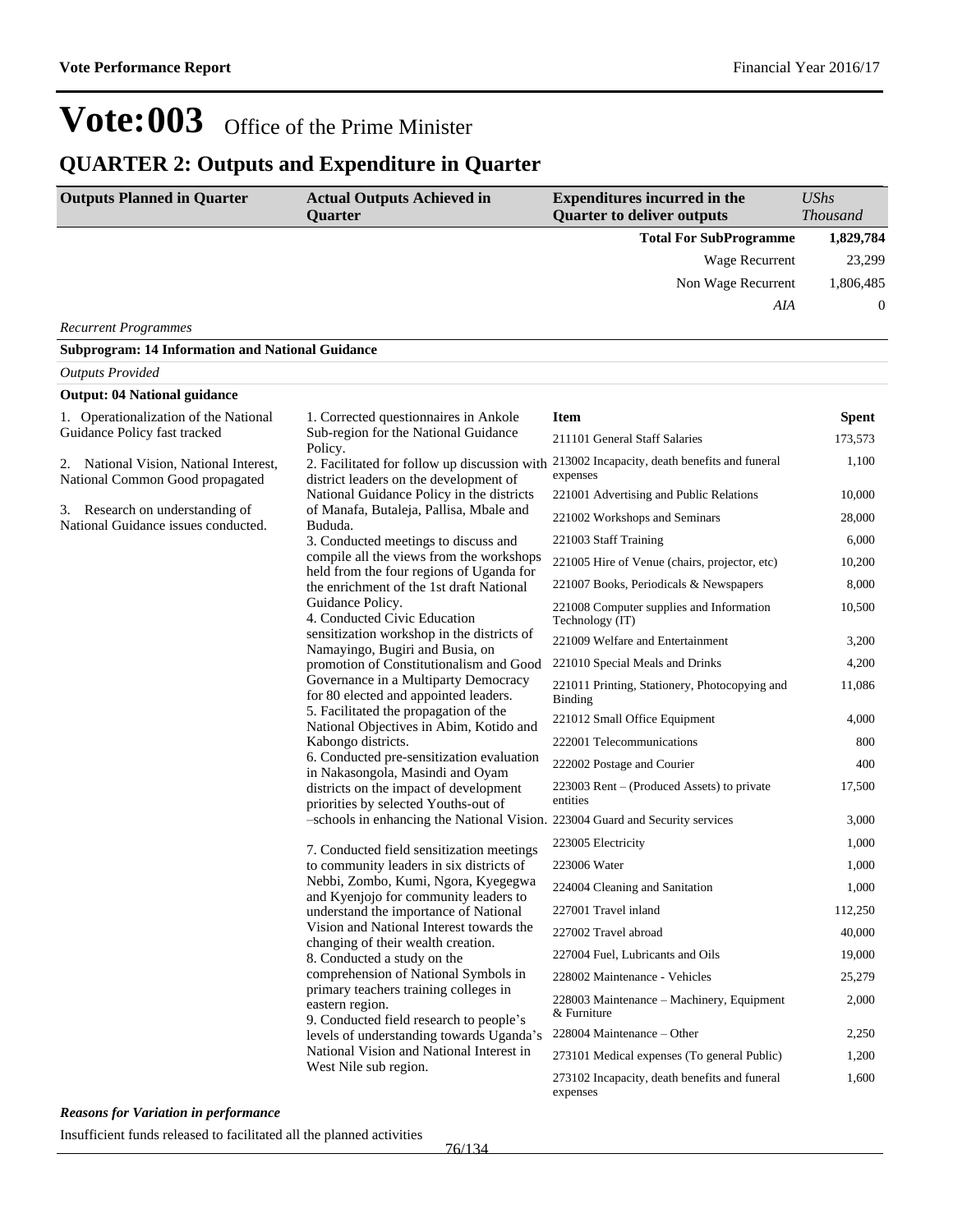# Vote:003 Office of the Prime Minister

## QUARTER 2: Outputs and Expenditure in Quarter

| Outputs Planned in Quarter | Actual Outputs Achieved in Quarter | Expenditures incurred in the Quarter to deliver outputs | *UShs Thousand* |
|---|---|---|---|
| | | **Total For SubProgramme** | **1,829,784** |
| | | Wage Recurrent | 23,299 |
| | | Non Wage Recurrent | 1,806,485 |
| | | *AIA* | 0 |

*Recurrent Programmes*

**Subprogram: 14 Information and National Guidance**

*Outputs Provided*

**Output: 04 National guidance**

**Outputs Planned in Quarter:**

1. Operationalization of the National Guidance Policy fast tracked
2. National Vision, National Interest, National Common Good propagated
3. Research on understanding of National Guidance issues conducted.

**Actual Outputs Achieved in Quarter:**

1. Corrected questionnaires in Ankole Sub-region for the National Guidance Policy.
2. Facilitated for follow up discussion with district leaders on the development of National Guidance Policy in the districts of Manafa, Butaleja, Pallisa, Mbale and Bududa.
3. Conducted meetings to discuss and compile all the views from the workshops held from the four regions of Uganda for the enrichment of the 1st draft National Guidance Policy.
4. Conducted Civic Education sensitization workshop in the districts of Namayingo, Bugiri and Busia, on promotion of Constitutionalism and Good Governance in a Multiparty Democracy for 80 elected and appointed leaders.
5. Facilitated the propagation of the National Objectives in Abim, Kotido and Kabongo districts.
6. Conducted pre-sensitization evaluation in Nakasongola, Masindi and Oyam districts on the impact of development priorities by selected Youths-out of –schools in enhancing the National Vision.

7. Conducted field sensitization meetings to community leaders in six districts of Nebbi, Zombo, Kumi, Ngora, Kyegegwa and Kyenjojo for community leaders to understand the importance of National Vision and National Interest towards the changing of their wealth creation.
8. Conducted a study on the comprehension of National Symbols in primary teachers training colleges in eastern region.
9. Conducted field research to people's levels of understanding towards Uganda's National Vision and National Interest in West Nile sub region.

| Item | Spent |
|---|---|
| 211101 General Staff Salaries | 173,573 |
| 213002 Incapacity, death benefits and funeral expenses | 1,100 |
| 221001 Advertising and Public Relations | 10,000 |
| 221002 Workshops and Seminars | 28,000 |
| 221003 Staff Training | 6,000 |
| 221005 Hire of Venue (chairs, projector, etc) | 10,200 |
| 221007 Books, Periodicals & Newspapers | 8,000 |
| 221008 Computer supplies and Information Technology (IT) | 10,500 |
| 221009 Welfare and Entertainment | 3,200 |
| 221010 Special Meals and Drinks | 4,200 |
| 221011 Printing, Stationery, Photocopying and Binding | 11,086 |
| 221012 Small Office Equipment | 4,000 |
| 222001 Telecommunications | 800 |
| 222002 Postage and Courier | 400 |
| 223003 Rent – (Produced Assets) to private entities | 17,500 |
| 223004 Guard and Security services | 3,000 |
| 223005 Electricity | 1,000 |
| 223006 Water | 1,000 |
| 224004 Cleaning and Sanitation | 1,000 |
| 227001 Travel inland | 112,250 |
| 227002 Travel abroad | 40,000 |
| 227004 Fuel, Lubricants and Oils | 19,000 |
| 228002 Maintenance - Vehicles | 25,279 |
| 228003 Maintenance – Machinery, Equipment & Furniture | 2,000 |
| 228004 Maintenance – Other | 2,250 |
| 273101 Medical expenses (To general Public) | 1,200 |
| 273102 Incapacity, death benefits and funeral expenses | 1,600 |

***Reasons for Variation in performance***

Insufficient funds released to facilitated all the planned activities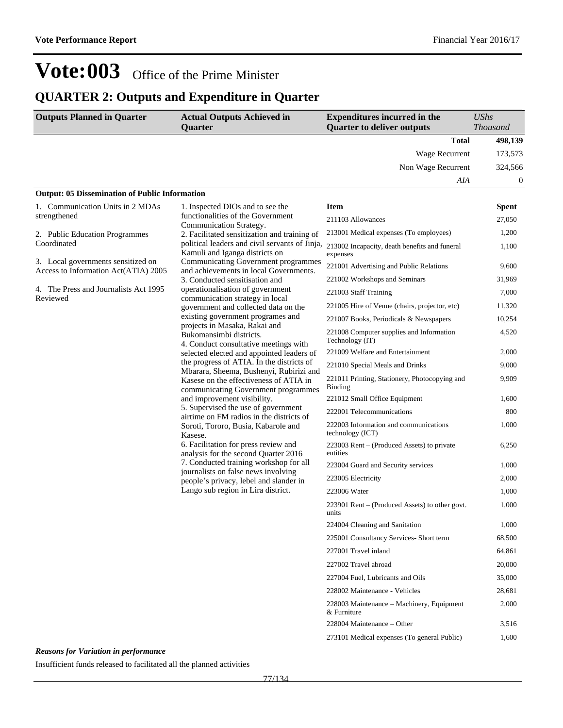# Vote:003 Office of the Prime Minister

## QUARTER 2: Outputs and Expenditure in Quarter

| Outputs Planned in Quarter | Actual Outputs Achieved in Quarter | Expenditures incurred in the Quarter to deliver outputs | UShs Thousand |
|---|---|---|---|
| | | **Total** | **498,139** |
| | | Wage Recurrent | 173,573 |
| | | Non Wage Recurrent | 324,566 |
| | | *AIA* | 0 |

**Output: 05 Dissemination of Public Information**

| Outputs Planned in Quarter | Actual Outputs Achieved in Quarter | Item | Spent |
|---|---|---|---|
| 1. Communication Units in 2 MDAs strengthened<br><br>2. Public Education Programmes Coordinated<br><br>3. Local governments sensitized on Access to Information Act(ATIA) 2005<br><br>4. The Press and Journalists Act 1995 Reviewed | 1. Inspected DIOs and to see the functionalities of the Government Communication Strategy.<br>2. Facilitated sensitization and training of political leaders and civil servants of Jinja, Kamuli and Iganga districts on Communicating Government programmes and achievements in local Governments.<br>3. Conducted sensitisation and operationalisation of government communication strategy in local government and collected data on the existing government programes and projects in Masaka, Rakai and Bukomansimbi districts.<br>4. Conduct consultative meetings with selected elected and appointed leaders of the progress of ATIA. In the districts of Mbarara, Sheema, Bushenyi, Rubirizi and Kasese on the effectiveness of ATIA in communicating Government programmes and improvement visibility.<br>5. Supervised the use of government airtime on FM radios in the districts of Soroti, Tororo, Busia, Kabarole and Kasese.<br>6. Facilitation for press review and analysis for the second Quarter 2016<br>7. Conducted training workshop for all journalists on false news involving people's privacy, lebel and slander in Lango sub region in Lira district. | 211103 Allowances | 27,050 |
| | | 213001 Medical expenses (To employees) | 1,200 |
| | | 213002 Incapacity, death benefits and funeral expenses | 1,100 |
| | | 221001 Advertising and Public Relations | 9,600 |
| | | 221002 Workshops and Seminars | 31,969 |
| | | 221003 Staff Training | 7,000 |
| | | 221005 Hire of Venue (chairs, projector, etc) | 11,320 |
| | | 221007 Books, Periodicals & Newspapers | 10,254 |
| | | 221008 Computer supplies and Information Technology (IT) | 4,520 |
| | | 221009 Welfare and Entertainment | 2,000 |
| | | 221010 Special Meals and Drinks | 9,000 |
| | | 221011 Printing, Stationery, Photocopying and Binding | 9,909 |
| | | 221012 Small Office Equipment | 1,600 |
| | | 222001 Telecommunications | 800 |
| | | 222003 Information and communications technology (ICT) | 1,000 |
| | | 223003 Rent – (Produced Assets) to private entities | 6,250 |
| | | 223004 Guard and Security services | 1,000 |
| | | 223005 Electricity | 2,000 |
| | | 223006 Water | 1,000 |
| | | 223901 Rent – (Produced Assets) to other govt. units | 1,000 |
| | | 224004 Cleaning and Sanitation | 1,000 |
| | | 225001 Consultancy Services- Short term | 68,500 |
| | | 227001 Travel inland | 64,861 |
| | | 227002 Travel abroad | 20,000 |
| | | 227004 Fuel, Lubricants and Oils | 35,000 |
| | | 228002 Maintenance - Vehicles | 28,681 |
| | | 228003 Maintenance – Machinery, Equipment & Furniture | 2,000 |
| | | 228004 Maintenance – Other | 3,516 |
| | | 273101 Medical expenses (To general Public) | 1,600 |

***Reasons for Variation in performance***

Insufficient funds released to facilitated all the planned activities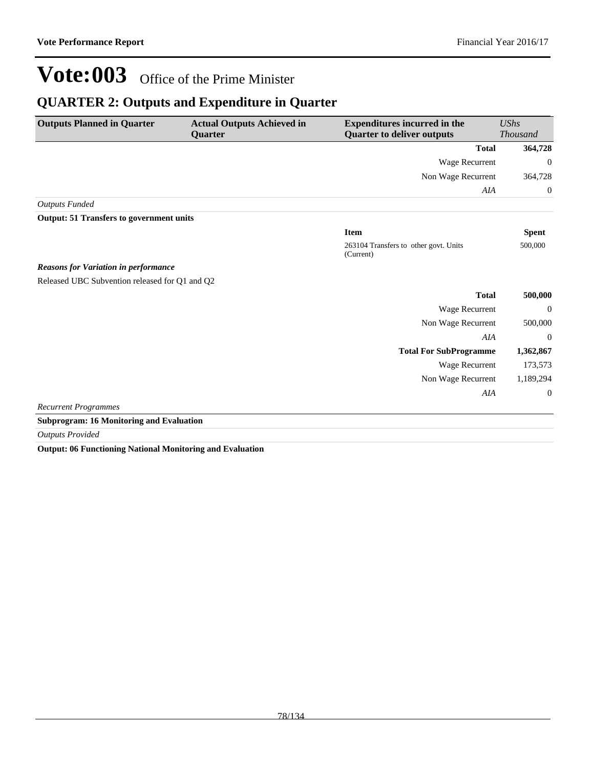# Vote:003 Office of the Prime Minister

## QUARTER 2: Outputs and Expenditure in Quarter

| Outputs Planned in Quarter | Actual Outputs Achieved in Quarter | Expenditures incurred in the Quarter to deliver outputs | *UShs Thousand* |
|---|---|---|---|
| | | **Total** | **364,728** |
| | | Wage Recurrent | 0 |
| | | Non Wage Recurrent | 364,728 |
| | | *AIA* | 0 |

*Outputs Funded*

**Output: 51 Transfers to government units**

| Item | Spent |
|---|---|
| 263104 Transfers to other govt. Units (Current) | 500,000 |

***Reasons for Variation in performance***

Released UBC Subvention released for Q1 and Q2

| | |
|---|---|
| **Total** | **500,000** |
| Wage Recurrent | 0 |
| Non Wage Recurrent | 500,000 |
| *AIA* | 0 |
| **Total For SubProgramme** | **1,362,867** |
| Wage Recurrent | 173,573 |
| Non Wage Recurrent | 1,189,294 |
| *AIA* | 0 |

*Recurrent Programmes*

**Subprogram: 16 Monitoring and Evaluation**

*Outputs Provided*

**Output: 06 Functioning National Monitoring and Evaluation**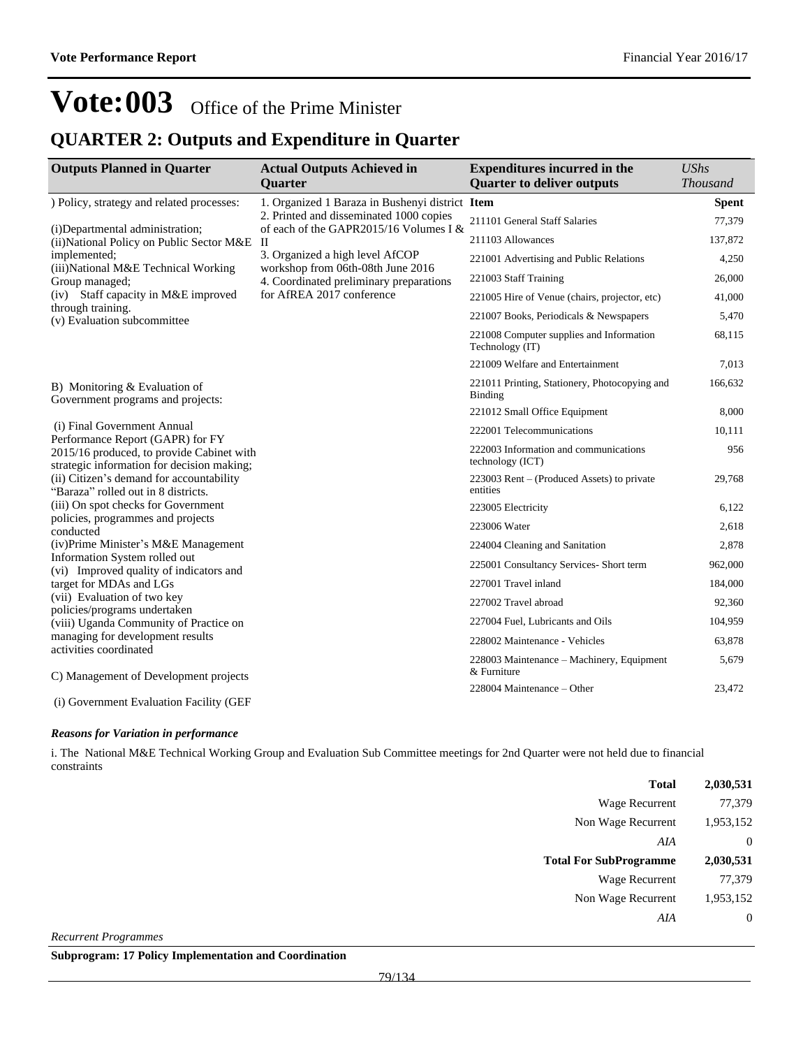# Vote:003 Office of the Prime Minister

## QUARTER 2: Outputs and Expenditure in Quarter

| Outputs Planned in Quarter | Actual Outputs Achieved in Quarter | Expenditures incurred in the Quarter to deliver outputs | *UShs Thousand* |
|---|---|---|---|
| ) Policy, strategy and related processes:<br><br>(i)Departmental administration;<br>(ii)National Policy on Public Sector M&E implemented;<br>(iii)National M&E Technical Working Group managed;<br>(iv) Staff capacity in M&E improved through training.<br>(v) Evaluation subcommittee<br><br>B) Monitoring & Evaluation of Government programs and projects:<br><br>(i) Final Government Annual Performance Report (GAPR) for FY 2015/16 produced, to provide Cabinet with strategic information for decision making;<br>(ii) Citizen's demand for accountability "Baraza" rolled out in 8 districts.<br>(iii) On spot checks for Government policies, programmes and projects conducted<br>(iv)Prime Minister's M&E Management Information System rolled out<br>(vi) Improved quality of indicators and target for MDAs and LGs<br>(vii) Evaluation of two key policies/programs undertaken<br>(viii) Uganda Community of Practice on managing for development results activities coordinated<br><br>C) Management of Development projects<br><br>(i) Government Evaluation Facility (GEF | 1. Organized 1 Baraza in Bushenyi district<br>2. Printed and disseminated 1000 copies of each of the GAPR2015/16 Volumes I & II<br>3. Organized a high level AfCOP workshop from 06th-08th June 2016<br>4. Coordinated preliminary preparations for AfREA 2017 conference | **Item** | **Spent** |
| | | 211101 General Staff Salaries | 77,379 |
| | | 211103 Allowances | 137,872 |
| | | 221001 Advertising and Public Relations | 4,250 |
| | | 221003 Staff Training | 26,000 |
| | | 221005 Hire of Venue (chairs, projector, etc) | 41,000 |
| | | 221007 Books, Periodicals & Newspapers | 5,470 |
| | | 221008 Computer supplies and Information Technology (IT) | 68,115 |
| | | 221009 Welfare and Entertainment | 7,013 |
| | | 221011 Printing, Stationery, Photocopying and Binding | 166,632 |
| | | 221012 Small Office Equipment | 8,000 |
| | | 222001 Telecommunications | 10,111 |
| | | 222003 Information and communications technology (ICT) | 956 |
| | | 223003 Rent – (Produced Assets) to private entities | 29,768 |
| | | 223005 Electricity | 6,122 |
| | | 223006 Water | 2,618 |
| | | 224004 Cleaning and Sanitation | 2,878 |
| | | 225001 Consultancy Services- Short term | 962,000 |
| | | 227001 Travel inland | 184,000 |
| | | 227002 Travel abroad | 92,360 |
| | | 227004 Fuel, Lubricants and Oils | 104,959 |
| | | 228002 Maintenance - Vehicles | 63,878 |
| | | 228003 Maintenance – Machinery, Equipment & Furniture | 5,679 |
| | | 228004 Maintenance – Other | 23,472 |

***Reasons for Variation in performance***

i. The National M&E Technical Working Group and Evaluation Sub Committee meetings for 2nd Quarter were not held due to financial constraints

| | |
|---|---|
| **Total** | **2,030,531** |
| Wage Recurrent | 77,379 |
| Non Wage Recurrent | 1,953,152 |
| *AIA* | 0 |
| **Total For SubProgramme** | **2,030,531** |
| Wage Recurrent | 77,379 |
| Non Wage Recurrent | 1,953,152 |
| *AIA* | 0 |

*Recurrent Programmes*

**Subprogram: 17 Policy Implementation and Coordination**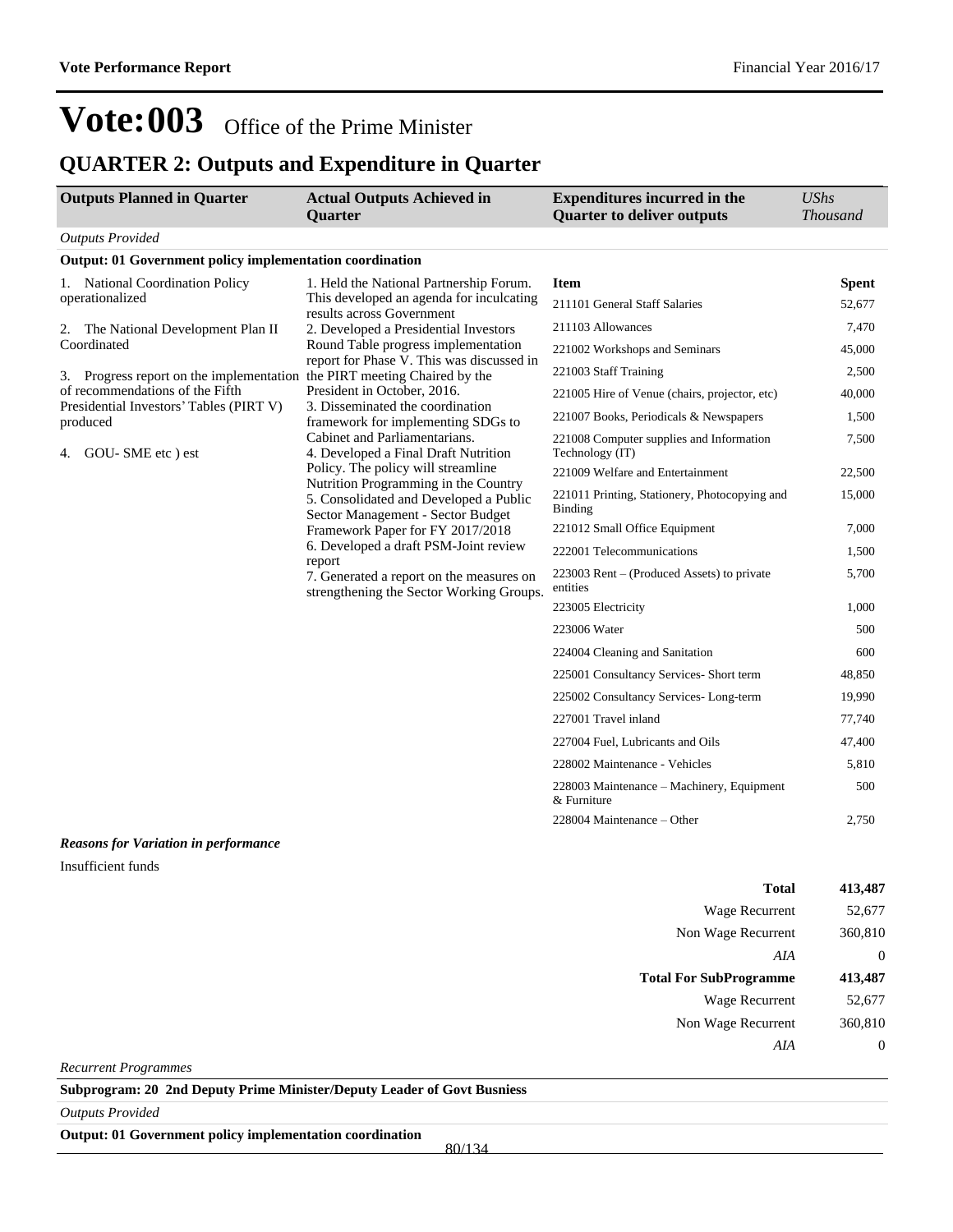# Vote:003 Office of the Prime Minister

## QUARTER 2: Outputs and Expenditure in Quarter

| Outputs Planned in Quarter | Actual Outputs Achieved in Quarter | Expenditures incurred in the Quarter to deliver outputs | *UShs Thousand* |
|---|---|---|---|

*Outputs Provided*

**Output: 01 Government policy implementation coordination**

**Outputs Planned in Quarter:**

1. National Coordination Policy operationalized
2. The National Development Plan II Coordinated
3. Progress report on the implementation of recommendations of the Fifth Presidential Investors' Tables (PIRT V) produced
4. GOU- SME etc ) est

**Actual Outputs Achieved in Quarter:**

1. Held the National Partnership Forum. This developed an agenda for inculcating results across Government
2. Developed a Presidential Investors Round Table progress implementation report for Phase V. This was discussed in the PIRT meeting Chaired by the President in October, 2016.
3. Disseminated the coordination framework for implementing SDGs to Cabinet and Parliamentarians.
4. Developed a Final Draft Nutrition Policy. The policy will streamline Nutrition Programming in the Country
5. Consolidated and Developed a Public Sector Management - Sector Budget Framework Paper for FY 2017/2018
6. Developed a draft PSM-Joint review report
7. Generated a report on the measures on strengthening the Sector Working Groups.

| Item | Spent |
|---|---|
| 211101 General Staff Salaries | 52,677 |
| 211103 Allowances | 7,470 |
| 221002 Workshops and Seminars | 45,000 |
| 221003 Staff Training | 2,500 |
| 221005 Hire of Venue (chairs, projector, etc) | 40,000 |
| 221007 Books, Periodicals & Newspapers | 1,500 |
| 221008 Computer supplies and Information Technology (IT) | 7,500 |
| 221009 Welfare and Entertainment | 22,500 |
| 221011 Printing, Stationery, Photocopying and Binding | 15,000 |
| 221012 Small Office Equipment | 7,000 |
| 222001 Telecommunications | 1,500 |
| 223003 Rent – (Produced Assets) to private entities | 5,700 |
| 223005 Electricity | 1,000 |
| 223006 Water | 500 |
| 224004 Cleaning and Sanitation | 600 |
| 225001 Consultancy Services- Short term | 48,850 |
| 225002 Consultancy Services- Long-term | 19,990 |
| 227001 Travel inland | 77,740 |
| 227004 Fuel, Lubricants and Oils | 47,400 |
| 228002 Maintenance - Vehicles | 5,810 |
| 228003 Maintenance – Machinery, Equipment & Furniture | 500 |
| 228004 Maintenance – Other | 2,750 |

***Reasons for Variation in performance***

Insufficient funds

| | |
|---|---|
| **Total** | **413,487** |
| Wage Recurrent | 52,677 |
| Non Wage Recurrent | 360,810 |
| *AIA* | 0 |
| **Total For SubProgramme** | **413,487** |
| Wage Recurrent | 52,677 |
| Non Wage Recurrent | 360,810 |
| *AIA* | 0 |

*Recurrent Programmes*

**Subprogram: 20 2nd Deputy Prime Minister/Deputy Leader of Govt Busniess**

*Outputs Provided*

**Output: 01 Government policy implementation coordination**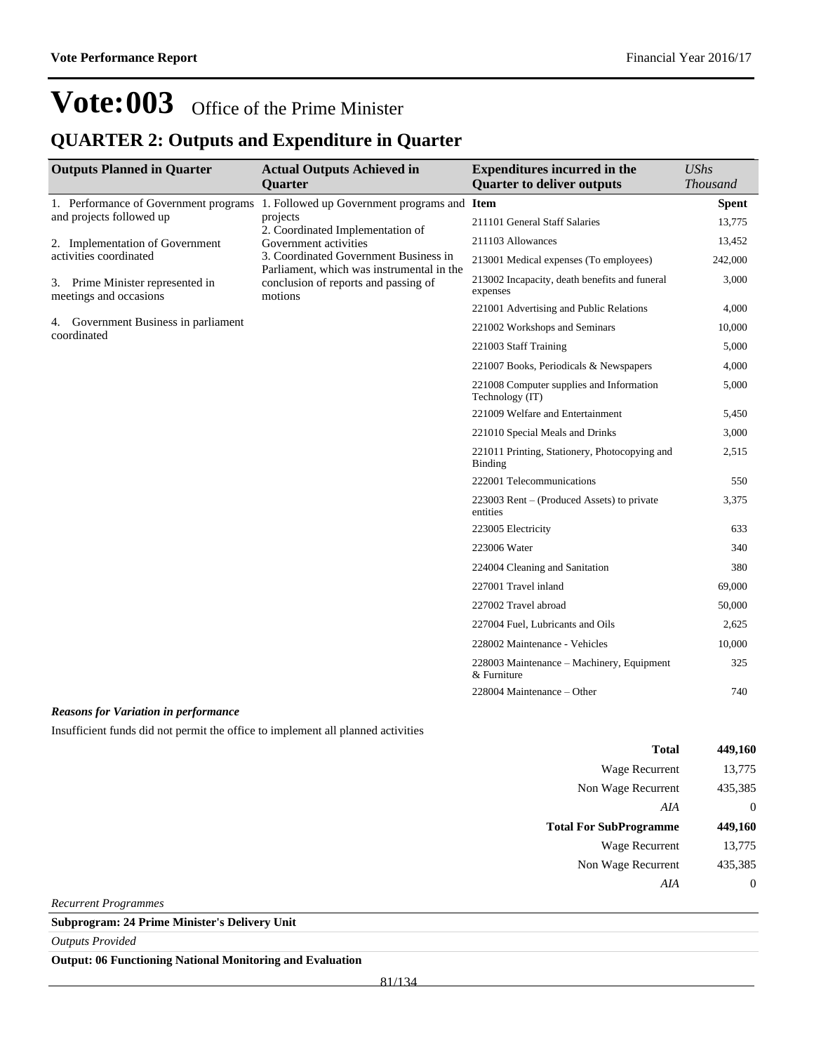# Vote:003 Office of the Prime Minister

## QUARTER 2: Outputs and Expenditure in Quarter

| Outputs Planned in Quarter | Actual Outputs Achieved in Quarter | Expenditures incurred in the Quarter to deliver outputs | *UShs Thousand* |
|---|---|---|---|
| 1. Performance of Government programs and projects followed up<br><br>2. Implementation of Government activities coordinated<br><br>3. Prime Minister represented in meetings and occasions<br><br>4. Government Business in parliament coordinated | 1. Followed up Government programs and projects<br>2. Coordinated Implementation of Government activities<br>3. Coordinated Government Business in Parliament, which was instrumental in the conclusion of reports and passing of motions | **Item** | **Spent** |
| | | 211101 General Staff Salaries | 13,775 |
| | | 211103 Allowances | 13,452 |
| | | 213001 Medical expenses (To employees) | 242,000 |
| | | 213002 Incapacity, death benefits and funeral expenses | 3,000 |
| | | 221001 Advertising and Public Relations | 4,000 |
| | | 221002 Workshops and Seminars | 10,000 |
| | | 221003 Staff Training | 5,000 |
| | | 221007 Books, Periodicals & Newspapers | 4,000 |
| | | 221008 Computer supplies and Information Technology (IT) | 5,000 |
| | | 221009 Welfare and Entertainment | 5,450 |
| | | 221010 Special Meals and Drinks | 3,000 |
| | | 221011 Printing, Stationery, Photocopying and Binding | 2,515 |
| | | 222001 Telecommunications | 550 |
| | | 223003 Rent – (Produced Assets) to private entities | 3,375 |
| | | 223005 Electricity | 633 |
| | | 223006 Water | 340 |
| | | 224004 Cleaning and Sanitation | 380 |
| | | 227001 Travel inland | 69,000 |
| | | 227002 Travel abroad | 50,000 |
| | | 227004 Fuel, Lubricants and Oils | 2,625 |
| | | 228002 Maintenance - Vehicles | 10,000 |
| | | 228003 Maintenance – Machinery, Equipment & Furniture | 325 |
| | | 228004 Maintenance – Other | 740 |

***Reasons for Variation in performance***

Insufficient funds did not permit the office to implement all planned activities

| | |
|---|---|
| **Total** | **449,160** |
| Wage Recurrent | 13,775 |
| Non Wage Recurrent | 435,385 |
| *AIA* | 0 |
| **Total For SubProgramme** | **449,160** |
| Wage Recurrent | 13,775 |
| Non Wage Recurrent | 435,385 |
| *AIA* | 0 |

*Recurrent Programmes*

**Subprogram: 24 Prime Minister's Delivery Unit**

*Outputs Provided*

**Output: 06 Functioning National Monitoring and Evaluation**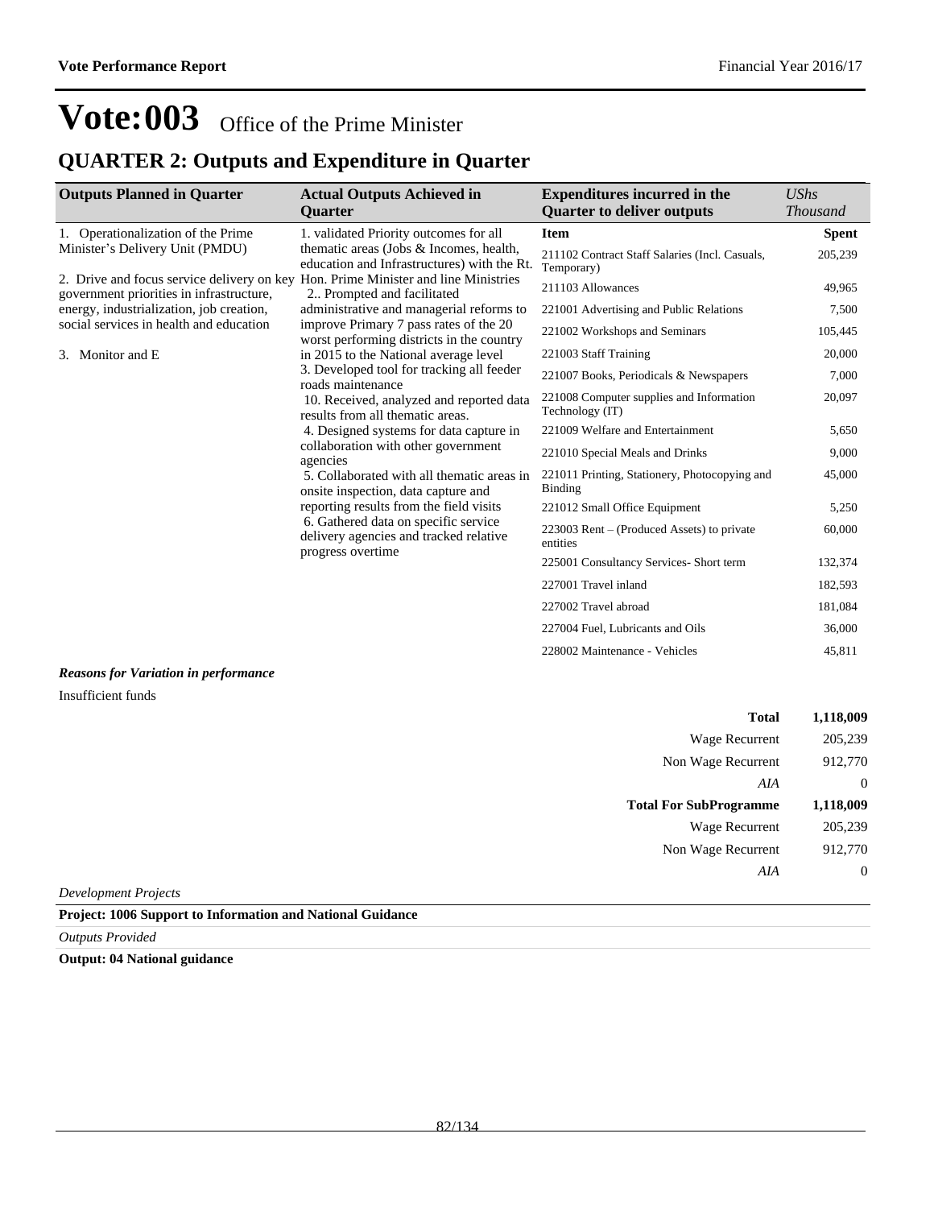# Vote:003 Office of the Prime Minister

## QUARTER 2: Outputs and Expenditure in Quarter

| Outputs Planned in Quarter | Actual Outputs Achieved in Quarter | Expenditures incurred in the Quarter to deliver outputs | *UShs Thousand* |
|---|---|---|---|
| 1. Operationalization of the Prime Minister's Delivery Unit (PMDU)<br><br>2. Drive and focus service delivery on key government priorities in infrastructure, energy, industrialization, job creation, social services in health and education<br><br>3. Monitor and E | 1. validated Priority outcomes for all thematic areas (Jobs & Incomes, health, education and Infrastructures) with the Rt. Hon. Prime Minister and line Ministries<br>2.. Prompted and facilitated administrative and managerial reforms to improve Primary 7 pass rates of the 20 worst performing districts in the country in 2015 to the National average level<br>3. Developed tool for tracking all feeder roads maintenance<br>10. Received, analyzed and reported data results from all thematic areas.<br>4. Designed systems for data capture in collaboration with other government agencies<br>5. Collaborated with all thematic areas in onsite inspection, data capture and reporting results from the field visits<br>6. Gathered data on specific service delivery agencies and tracked relative progress overtime | **Item** | **Spent** |
| | | 211102 Contract Staff Salaries (Incl. Casuals, Temporary) | 205,239 |
| | | 211103 Allowances | 49,965 |
| | | 221001 Advertising and Public Relations | 7,500 |
| | | 221002 Workshops and Seminars | 105,445 |
| | | 221003 Staff Training | 20,000 |
| | | 221007 Books, Periodicals & Newspapers | 7,000 |
| | | 221008 Computer supplies and Information Technology (IT) | 20,097 |
| | | 221009 Welfare and Entertainment | 5,650 |
| | | 221010 Special Meals and Drinks | 9,000 |
| | | 221011 Printing, Stationery, Photocopying and Binding | 45,000 |
| | | 221012 Small Office Equipment | 5,250 |
| | | 223003 Rent – (Produced Assets) to private entities | 60,000 |
| | | 225001 Consultancy Services- Short term | 132,374 |
| | | 227001 Travel inland | 182,593 |
| | | 227002 Travel abroad | 181,084 |
| | | 227004 Fuel, Lubricants and Oils | 36,000 |
| | | 228002 Maintenance - Vehicles | 45,811 |

***Reasons for Variation in performance***

Insufficient funds

| | |
|---|---|
| **Total** | **1,118,009** |
| Wage Recurrent | 205,239 |
| Non Wage Recurrent | 912,770 |
| *AIA* | 0 |
| **Total For SubProgramme** | **1,118,009** |
| Wage Recurrent | 205,239 |
| Non Wage Recurrent | 912,770 |
| *AIA* | 0 |

*Development Projects*

**Project: 1006 Support to Information and National Guidance**

*Outputs Provided*

**Output: 04 National guidance**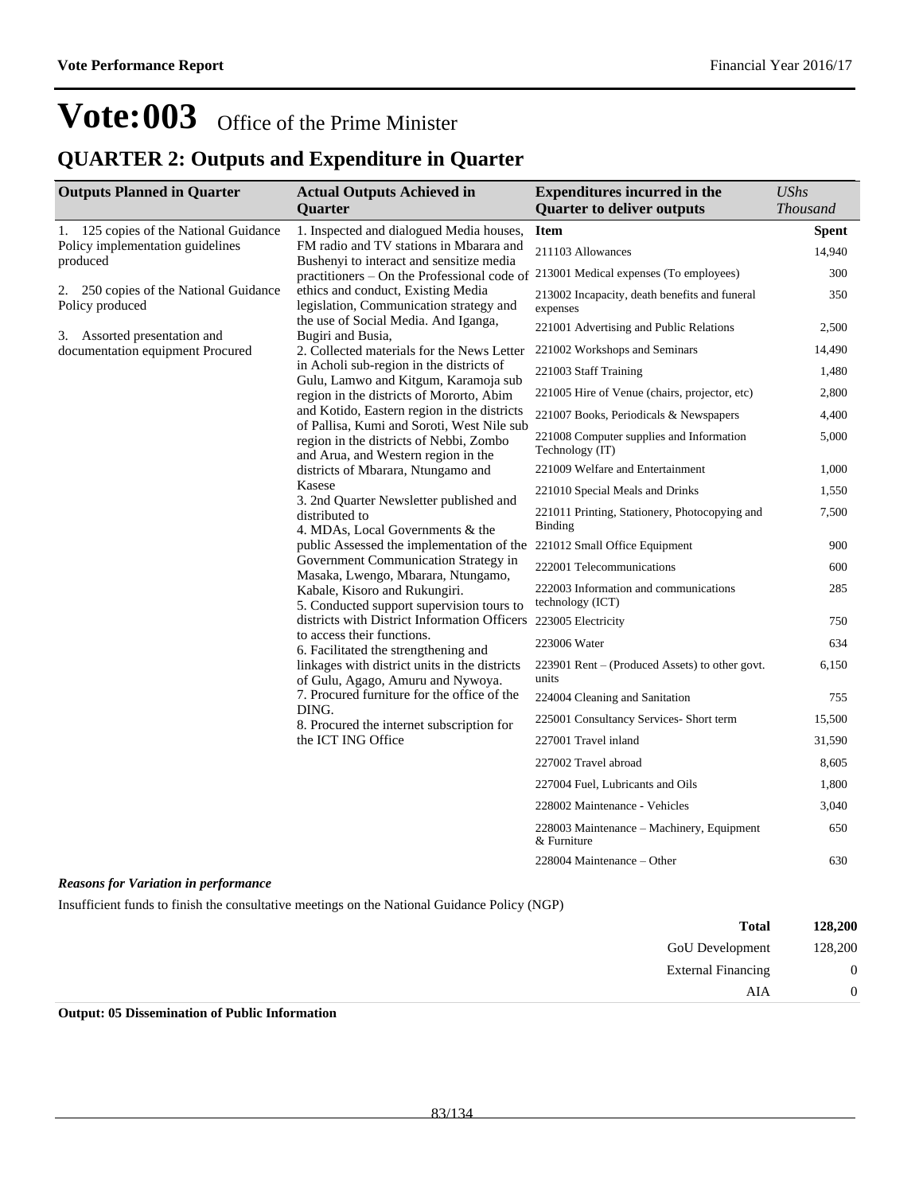# Vote:003 Office of the Prime Minister

## QUARTER 2: Outputs and Expenditure in Quarter

| Outputs Planned in Quarter | Actual Outputs Achieved in Quarter | Expenditures incurred in the Quarter to deliver outputs | UShs Thousand |
|---|---|---|---|
| 1. 125 copies of the National Guidance Policy implementation guidelines produced<br><br>2. 250 copies of the National Guidance Policy produced<br><br>3. Assorted presentation and documentation equipment Procured | 1. Inspected and dialogued Media houses, FM radio and TV stations in Mbarara and Bushenyi to interact and sensitize media practitioners – On the Professional code of ethics and conduct, Existing Media legislation, Communication strategy and the use of Social Media. And Iganga, Bugiri and Busia,<br>2. Collected materials for the News Letter in Acholi sub-region in the districts of Gulu, Lamwo and Kitgum, Karamoja sub region in the districts of Mororto, Abim and Kotido, Eastern region in the districts of Pallisa, Kumi and Soroti, West Nile sub region in the districts of Nebbi, Zombo and Arua, and Western region in the districts of Mbarara, Ntungamo and Kasese<br>3. 2nd Quarter Newsletter published and distributed to<br>4. MDAs, Local Governments & the public Assessed the implementation of the Government Communication Strategy in Masaka, Lwengo, Mbarara, Ntungamo, Kabale, Kisoro and Rukungiri.<br>5. Conducted support supervision tours to districts with District Information Officers to access their functions.<br>6. Facilitated the strengthening and linkages with district units in the districts of Gulu, Agago, Amuru and Nywoya.<br>7. Procured furniture for the office of the DING.<br>8. Procured the internet subscription for the ICT ING Office | **Item** | **Spent** |
| | | 211103 Allowances | 14,940 |
| | | 213001 Medical expenses (To employees) | 300 |
| | | 213002 Incapacity, death benefits and funeral expenses | 350 |
| | | 221001 Advertising and Public Relations | 2,500 |
| | | 221002 Workshops and Seminars | 14,490 |
| | | 221003 Staff Training | 1,480 |
| | | 221005 Hire of Venue (chairs, projector, etc) | 2,800 |
| | | 221007 Books, Periodicals & Newspapers | 4,400 |
| | | 221008 Computer supplies and Information Technology (IT) | 5,000 |
| | | 221009 Welfare and Entertainment | 1,000 |
| | | 221010 Special Meals and Drinks | 1,550 |
| | | 221011 Printing, Stationery, Photocopying and Binding | 7,500 |
| | | 221012 Small Office Equipment | 900 |
| | | 222001 Telecommunications | 600 |
| | | 222003 Information and communications technology (ICT) | 285 |
| | | 223005 Electricity | 750 |
| | | 223006 Water | 634 |
| | | 223901 Rent – (Produced Assets) to other govt. units | 6,150 |
| | | 224004 Cleaning and Sanitation | 755 |
| | | 225001 Consultancy Services- Short term | 15,500 |
| | | 227001 Travel inland | 31,590 |
| | | 227002 Travel abroad | 8,605 |
| | | 227004 Fuel, Lubricants and Oils | 1,800 |
| | | 228002 Maintenance - Vehicles | 3,040 |
| | | 228003 Maintenance – Machinery, Equipment & Furniture | 650 |
| | | 228004 Maintenance – Other | 630 |

***Reasons for Variation in performance***

Insufficient funds to finish the consultative meetings on the National Guidance Policy (NGP)

| | |
|---|---|
| **Total** | **128,200** |
| GoU Development | 128,200 |
| External Financing | 0 |
| AIA | 0 |

**Output: 05 Dissemination of Public Information**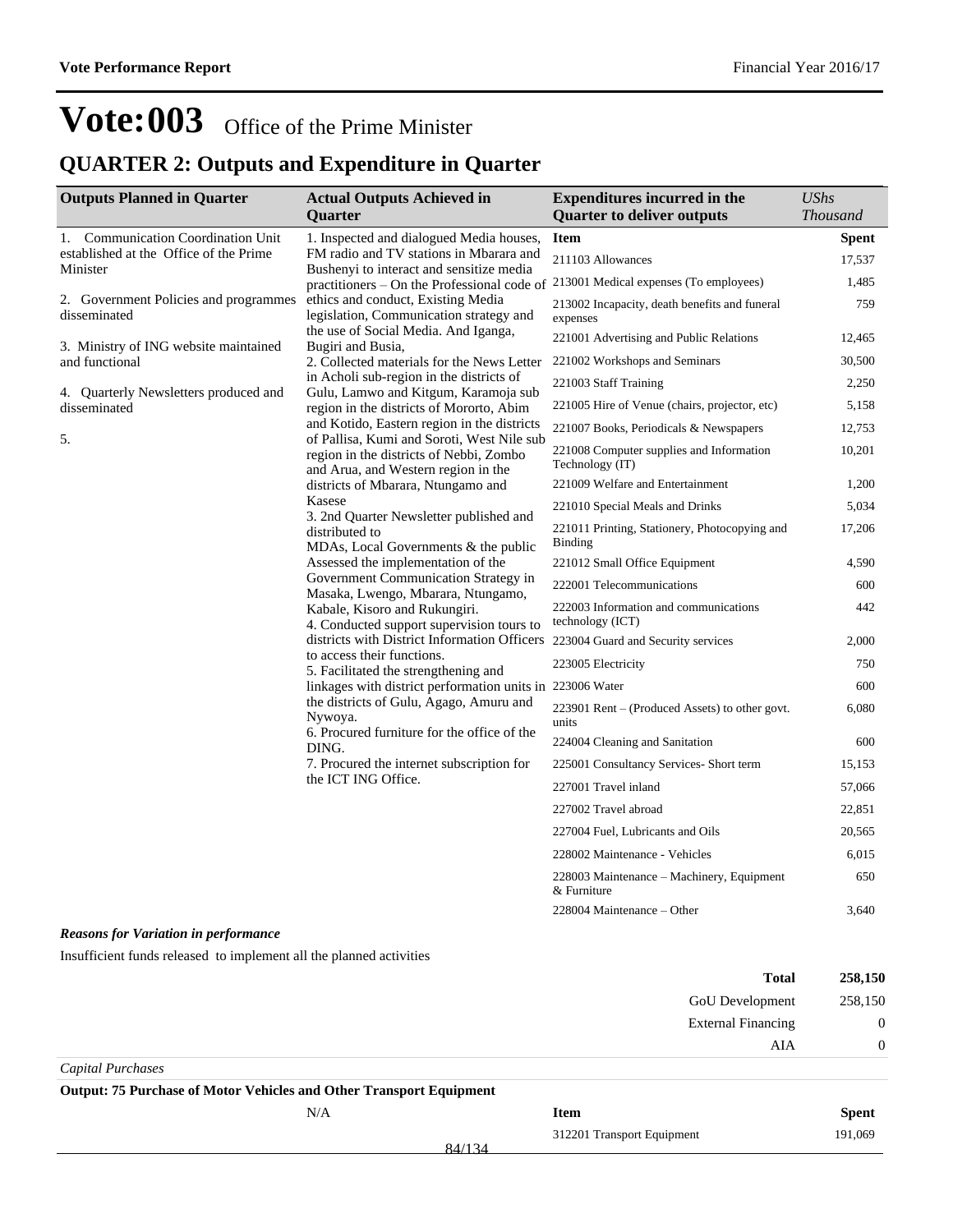# Vote:003 Office of the Prime Minister

## QUARTER 2: Outputs and Expenditure in Quarter

| Outputs Planned in Quarter | Actual Outputs Achieved in Quarter | Expenditures incurred in the Quarter to deliver outputs | UShs Thousand |
|---|---|---|---|
| 1. Communication Coordination Unit established at the Office of the Prime Minister<br><br>2. Government Policies and programmes disseminated<br><br>3. Ministry of ING website maintained and functional<br><br>4. Quarterly Newsletters produced and disseminated<br><br>5. | 1. Inspected and dialogued Media houses, FM radio and TV stations in Mbarara and Bushenyi to interact and sensitize media practitioners – On the Professional code of ethics and conduct, Existing Media legislation, Communication strategy and the use of Social Media. And Iganga, Bugiri and Busia,<br>2. Collected materials for the News Letter in Acholi sub-region in the districts of Gulu, Lamwo and Kitgum, Karamoja sub region in the districts of Mororto, Abim and Kotido, Eastern region in the districts of Pallisa, Kumi and Soroti, West Nile sub region in the districts of Nebbi, Zombo and Arua, and Western region in the districts of Mbarara, Ntungamo and Kasese<br>3. 2nd Quarter Newsletter published and distributed to<br>MDAs, Local Governments & the public<br>Assessed the implementation of the Government Communication Strategy in Masaka, Lwengo, Mbarara, Ntungamo, Kabale, Kisoro and Rukungiri.<br>4. Conducted support supervision tours to districts with District Information Officers to access their functions.<br>5. Facilitated the strengthening and linkages with district performation units in the districts of Gulu, Agago, Amuru and Nywoya.<br>6. Procured furniture for the office of the DING.<br>7. Procured the internet subscription for the ICT ING Office. | **Item** | **Spent** |
| | | 211103 Allowances | 17,537 |
| | | 213001 Medical expenses (To employees) | 1,485 |
| | | 213002 Incapacity, death benefits and funeral expenses | 759 |
| | | 221001 Advertising and Public Relations | 12,465 |
| | | 221002 Workshops and Seminars | 30,500 |
| | | 221003 Staff Training | 2,250 |
| | | 221005 Hire of Venue (chairs, projector, etc) | 5,158 |
| | | 221007 Books, Periodicals & Newspapers | 12,753 |
| | | 221008 Computer supplies and Information Technology (IT) | 10,201 |
| | | 221009 Welfare and Entertainment | 1,200 |
| | | 221010 Special Meals and Drinks | 5,034 |
| | | 221011 Printing, Stationery, Photocopying and Binding | 17,206 |
| | | 221012 Small Office Equipment | 4,590 |
| | | 222001 Telecommunications | 600 |
| | | 222003 Information and communications technology (ICT) | 442 |
| | | 223004 Guard and Security services | 2,000 |
| | | 223005 Electricity | 750 |
| | | 223006 Water | 600 |
| | | 223901 Rent – (Produced Assets) to other govt. units | 6,080 |
| | | 224004 Cleaning and Sanitation | 600 |
| | | 225001 Consultancy Services- Short term | 15,153 |
| | | 227001 Travel inland | 57,066 |
| | | 227002 Travel abroad | 22,851 |
| | | 227004 Fuel, Lubricants and Oils | 20,565 |
| | | 228002 Maintenance - Vehicles | 6,015 |
| | | 228003 Maintenance – Machinery, Equipment & Furniture | 650 |
| | | 228004 Maintenance – Other | 3,640 |

***Reasons for Variation in performance***

Insufficient funds released to implement all the planned activities

| | |
|---|---|
| **Total** | **258,150** |
| GoU Development | 258,150 |
| External Financing | 0 |
| AIA | 0 |

*Capital Purchases*

**Output: 75 Purchase of Motor Vehicles and Other Transport Equipment**

| | Actual Outputs Achieved in Quarter | Item | Spent |
|---|---|---|---|
| | N/A | 312201 Transport Equipment | 191,069 |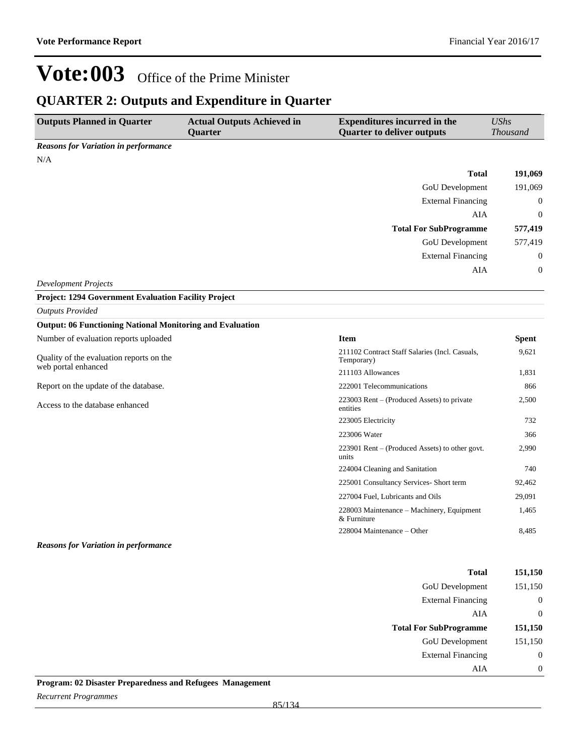# Vote:003 Office of the Prime Minister

## QUARTER 2: Outputs and Expenditure in Quarter

| Outputs Planned in Quarter | Actual Outputs Achieved in Quarter | Expenditures incurred in the Quarter to deliver outputs | UShs Thousand |
|---|---|---|---|

***Reasons for Variation in performance***

N/A

| | |
|---|---|
| **Total** | **191,069** |
| GoU Development | 191,069 |
| External Financing | 0 |
| AIA | 0 |
| **Total For SubProgramme** | **577,419** |
| GoU Development | 577,419 |
| External Financing | 0 |
| AIA | 0 |

*Development Projects*

**Project: 1294 Government Evaluation Facility Project**

*Outputs Provided*

**Output: 06 Functioning National Monitoring and Evaluation**

Number of evaluation reports uploaded

Quality of the evaluation reports on the web portal enhanced

Report on the update of the database.

Access to the database enhanced

| Item | Spent |
|---|---|
| 211102 Contract Staff Salaries (Incl. Casuals, Temporary) | 9,621 |
| 211103 Allowances | 1,831 |
| 222001 Telecommunications | 866 |
| 223003 Rent – (Produced Assets) to private entities | 2,500 |
| 223005 Electricity | 732 |
| 223006 Water | 366 |
| 223901 Rent – (Produced Assets) to other govt. units | 2,990 |
| 224004 Cleaning and Sanitation | 740 |
| 225001 Consultancy Services- Short term | 92,462 |
| 227004 Fuel, Lubricants and Oils | 29,091 |
| 228003 Maintenance – Machinery, Equipment & Furniture | 1,465 |
| 228004 Maintenance – Other | 8,485 |

***Reasons for Variation in performance***

| | |
|---|---|
| **Total** | **151,150** |
| GoU Development | 151,150 |
| External Financing | 0 |
| AIA | 0 |
| **Total For SubProgramme** | **151,150** |
| GoU Development | 151,150 |
| External Financing | 0 |
| AIA | 0 |

**Program: 02 Disaster Preparedness and Refugees Management**

*Recurrent Programmes*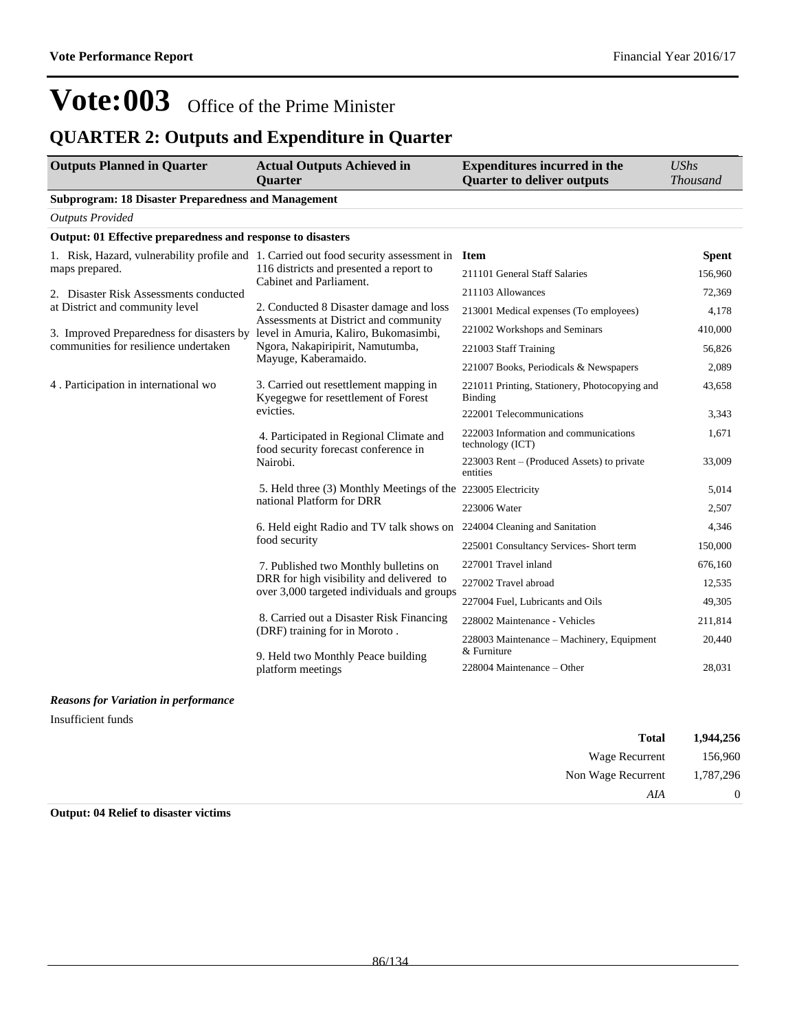# Vote:003 Office of the Prime Minister

## QUARTER 2: Outputs and Expenditure in Quarter

| Outputs Planned in Quarter | Actual Outputs Achieved in Quarter | Expenditures incurred in the Quarter to deliver outputs | *UShs Thousand* |
|---|---|---|---|
| **Subprogram: 18 Disaster Preparedness and Management** | | | |
| *Outputs Provided* | | | |
| **Output: 01 Effective preparedness and response to disasters** | | | |
| 1. Risk, Hazard, vulnerability profile and maps prepared.<br><br>2. Disaster Risk Assessments conducted at District and community level<br><br>3. Improved Preparedness for disasters by communities for resilience undertaken<br><br>4 . Participation in international wo | 1. Carried out food security assessment in 116 districts and presented a report to Cabinet and Parliament.<br><br>2. Conducted 8 Disaster damage and loss Assessments at District and community level in Amuria, Kaliro, Bukomasimbi, Ngora, Nakapiripirit, Namutumba, Mayuge, Kaberamaido.<br><br>3. Carried out resettlement mapping in Kyegegwe for resettlement of Forest evicties.<br><br>4. Participated in Regional Climate and food security forecast conference in Nairobi.<br><br>5. Held three (3) Monthly Meetings of the national Platform for DRR<br><br>6. Held eight Radio and TV talk shows on food security<br><br>7. Published two Monthly bulletins on DRR for high visibility and delivered to over 3,000 targeted individuals and groups<br><br>8. Carried out a Disaster Risk Financing (DRF) training for in Moroto .<br><br>9. Held two Monthly Peace building platform meetings | **Item** | **Spent** |
| | | 211101 General Staff Salaries | 156,960 |
| | | 211103 Allowances | 72,369 |
| | | 213001 Medical expenses (To employees) | 4,178 |
| | | 221002 Workshops and Seminars | 410,000 |
| | | 221003 Staff Training | 56,826 |
| | | 221007 Books, Periodicals & Newspapers | 2,089 |
| | | 221011 Printing, Stationery, Photocopying and Binding | 43,658 |
| | | 222001 Telecommunications | 3,343 |
| | | 222003 Information and communications technology (ICT) | 1,671 |
| | | 223003 Rent – (Produced Assets) to private entities | 33,009 |
| | | 223005 Electricity | 5,014 |
| | | 223006 Water | 2,507 |
| | | 224004 Cleaning and Sanitation | 4,346 |
| | | 225001 Consultancy Services- Short term | 150,000 |
| | | 227001 Travel inland | 676,160 |
| | | 227002 Travel abroad | 12,535 |
| | | 227004 Fuel, Lubricants and Oils | 49,305 |
| | | 228002 Maintenance - Vehicles | 211,814 |
| | | 228003 Maintenance – Machinery, Equipment & Furniture | 20,440 |
| | | 228004 Maintenance – Other | 28,031 |

***Reasons for Variation in performance***

Insufficient funds

| | |
|---|---|
| **Total** | **1,944,256** |
| Wage Recurrent | 156,960 |
| Non Wage Recurrent | 1,787,296 |
| *AIA* | 0 |

**Output: 04 Relief to disaster victims**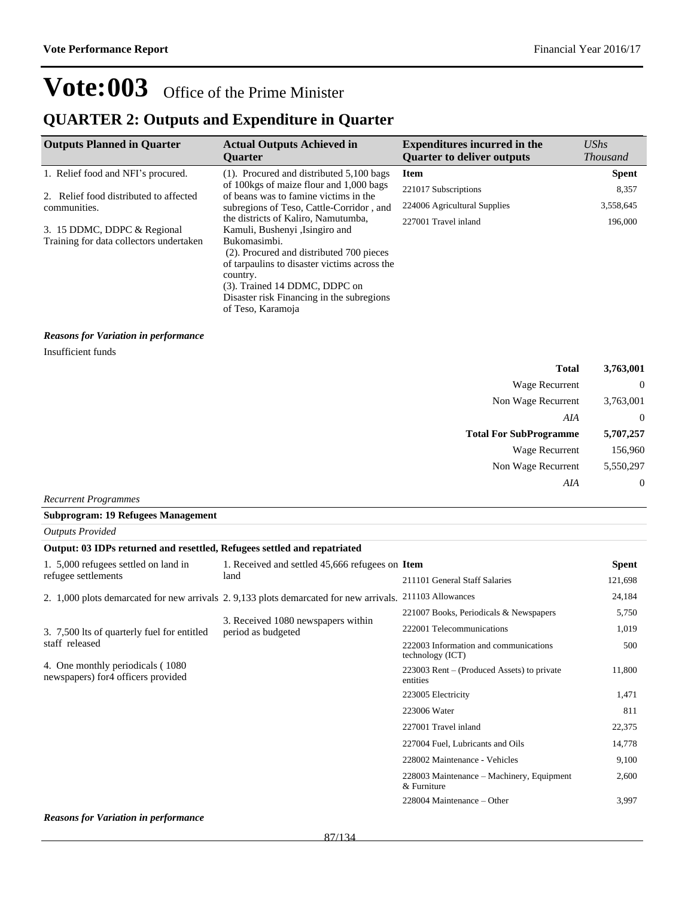# Vote:003 Office of the Prime Minister

## QUARTER 2: Outputs and Expenditure in Quarter

| Outputs Planned in Quarter | Actual Outputs Achieved in Quarter | Expenditures incurred in the Quarter to deliver outputs | *UShs Thousand* |
|---|---|---|---|
| 1. Relief food and NFI's procured.<br><br>2. Relief food distributed to affected communities.<br><br>3. 15 DDMC, DDPC & Regional Training for data collectors undertaken | (1). Procured and distributed 5,100 bags of 100kgs of maize flour and 1,000 bags of beans was to famine victims in the subregions of Teso, Cattle-Corridor , and the districts of Kaliro, Namutumba, Kamuli, Bushenyi ,Isingiro and Bukomasimbi.<br>(2). Procured and distributed 700 pieces of tarpaulins to disaster victims across the country.<br>(3). Trained 14 DDMC, DDPC on Disaster risk Financing in the subregions of Teso, Karamoja | **Item** | **Spent** |
| | | 221017 Subscriptions | 8,357 |
| | | 224006 Agricultural Supplies | 3,558,645 |
| | | 227001 Travel inland | 196,000 |

***Reasons for Variation in performance***

Insufficient funds

| | |
|---|---|
| **Total** | **3,763,001** |
| Wage Recurrent | 0 |
| Non Wage Recurrent | 3,763,001 |
| *AIA* | 0 |
| **Total For SubProgramme** | **5,707,257** |
| Wage Recurrent | 156,960 |
| Non Wage Recurrent | 5,550,297 |
| *AIA* | 0 |

*Recurrent Programmes*

**Subprogram: 19 Refugees Management**

*Outputs Provided*

**Output: 03 IDPs returned and resettled, Refugees settled and repatriated**

| Outputs Planned in Quarter | Actual Outputs Achieved in Quarter | Item | Spent |
|---|---|---|---|
| 1. 5,000 refugees settled on land in refugee settlements | 1. Received and settled 45,666 refugees on land | **Item** | **Spent** |
| 2. 1,000 plots demarcated for new arrivals | 2. 9,133 plots demarcated for new arrivals. | 211101 General Staff Salaries | 121,698 |
| 3. 7,500 lts of quarterly fuel for entitled staff released | 3. Received 1080 newspapers within period as budgeted | 211103 Allowances | 24,184 |
| 4. One monthly periodicals ( 1080 newspapers) for4 officers provided | | 221007 Books, Periodicals & Newspapers | 5,750 |
| | | 222001 Telecommunications | 1,019 |
| | | 222003 Information and communications technology (ICT) | 500 |
| | | 223003 Rent – (Produced Assets) to private entities | 11,800 |
| | | 223005 Electricity | 1,471 |
| | | 223006 Water | 811 |
| | | 227001 Travel inland | 22,375 |
| | | 227004 Fuel, Lubricants and Oils | 14,778 |
| | | 228002 Maintenance - Vehicles | 9,100 |
| | | 228003 Maintenance – Machinery, Equipment & Furniture | 2,600 |
| | | 228004 Maintenance – Other | 3,997 |

***Reasons for Variation in performance***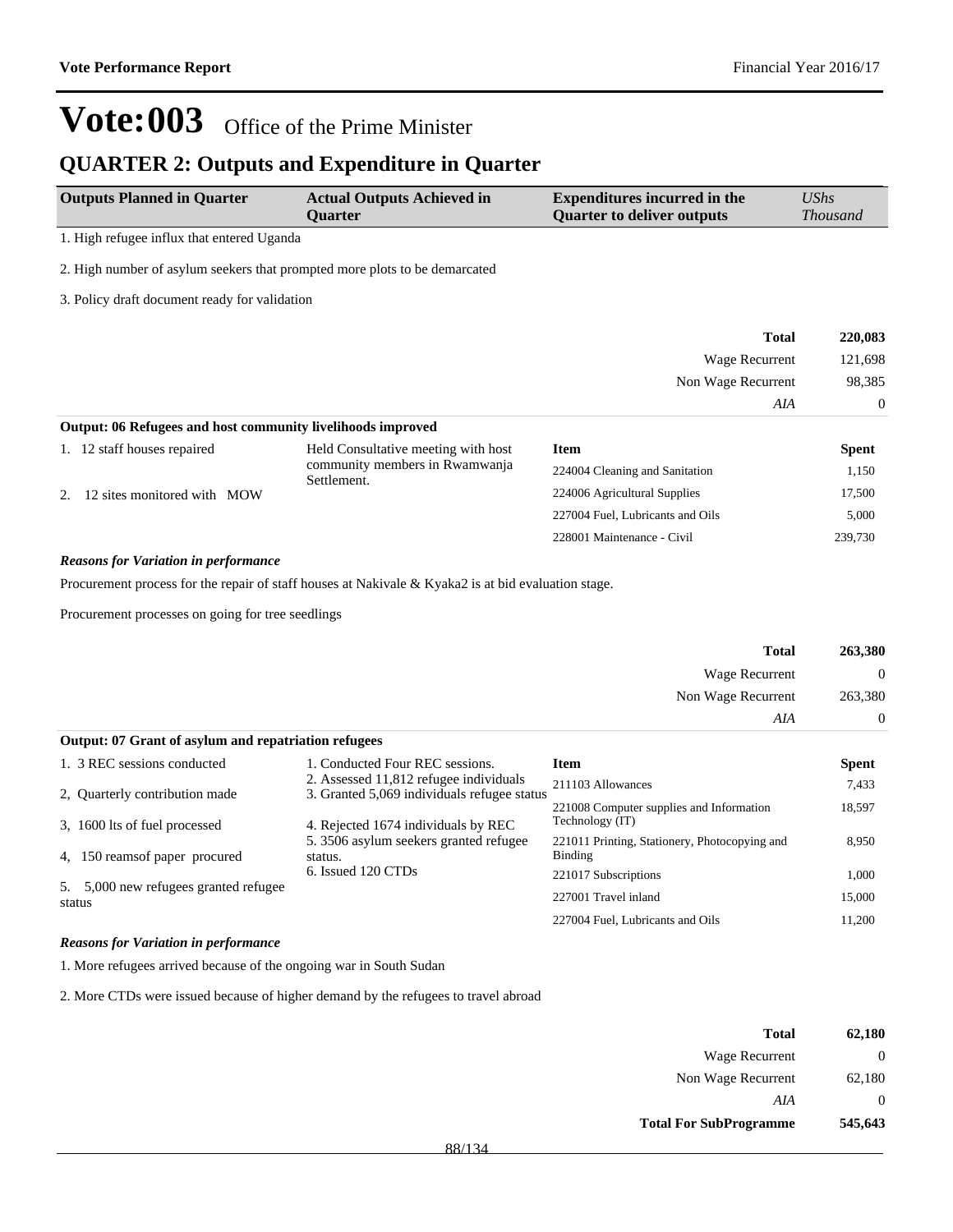# Vote:003 Office of the Prime Minister

## QUARTER 2: Outputs and Expenditure in Quarter

| Outputs Planned in Quarter | Actual Outputs Achieved in Quarter | Expenditures incurred in the Quarter to deliver outputs | *UShs Thousand* |
|---|---|---|---|

1. High refugee influx that entered Uganda

2. High number of asylum seekers that prompted more plots to be demarcated

3. Policy draft document ready for validation

| | |
|---|---|
| **Total** | **220,083** |
| Wage Recurrent | 121,698 |
| Non Wage Recurrent | 98,385 |
| *AIA* | 0 |

**Output: 06 Refugees and host community livelihoods improved**

| Outputs Planned in Quarter | Actual Outputs Achieved in Quarter | Item | Spent |
|---|---|---|---|
| 1. 12 staff houses repaired<br>2. 12 sites monitored with MOW | Held Consultative meeting with host community members in Rwamwanja Settlement. | 224004 Cleaning and Sanitation | 1,150 |
| | | 224006 Agricultural Supplies | 17,500 |
| | | 227004 Fuel, Lubricants and Oils | 5,000 |
| | | 228001 Maintenance - Civil | 239,730 |

***Reasons for Variation in performance***

Procurement process for the repair of staff houses at Nakivale & Kyaka2 is at bid evaluation stage.

Procurement processes on going for tree seedlings

| | |
|---|---|
| **Total** | **263,380** |
| Wage Recurrent | 0 |
| Non Wage Recurrent | 263,380 |
| *AIA* | 0 |

**Output: 07 Grant of asylum and repatriation refugees**

| Outputs Planned in Quarter | Actual Outputs Achieved in Quarter | Item | Spent |
|---|---|---|---|
| 1. 3 REC sessions conducted<br>2, Quarterly contribution made<br>3, 1600 lts of fuel processed<br>4, 150 reamsof paper procured<br>5. 5,000 new refugees granted refugee status | 1. Conducted Four REC sessions.<br>2. Assessed 11,812 refugee individuals<br>3. Granted 5,069 individuals refugee status<br>4. Rejected 1674 individuals by REC<br>5. 3506 asylum seekers granted refugee status.<br>6. Issued 120 CTDs | 211103 Allowances | 7,433 |
| | | 221008 Computer supplies and Information Technology (IT) | 18,597 |
| | | 221011 Printing, Stationery, Photocopying and Binding | 8,950 |
| | | 221017 Subscriptions | 1,000 |
| | | 227001 Travel inland | 15,000 |
| | | 227004 Fuel, Lubricants and Oils | 11,200 |

***Reasons for Variation in performance***

1. More refugees arrived because of the ongoing war in South Sudan

2. More CTDs were issued because of higher demand by the refugees to travel abroad

| | |
|---|---|
| **Total** | **62,180** |
| Wage Recurrent | 0 |
| Non Wage Recurrent | 62,180 |
| *AIA* | 0 |
| **Total For SubProgramme** | **545,643** |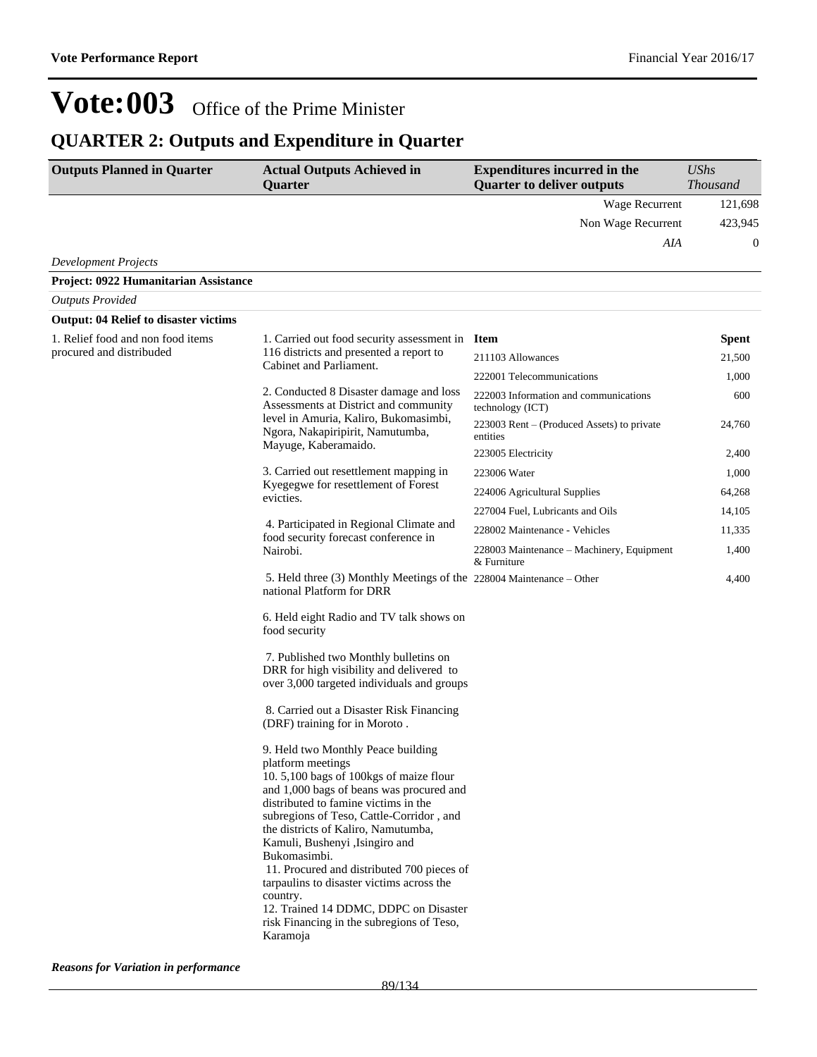# Vote:003 Office of the Prime Minister

## QUARTER 2: Outputs and Expenditure in Quarter

| Outputs Planned in Quarter | Actual Outputs Achieved in Quarter | Expenditures incurred in the Quarter to deliver outputs | *UShs Thousand* |
|---|---|---|---|
| | | Wage Recurrent | 121,698 |
| | | Non Wage Recurrent | 423,945 |
| | | *AIA* | 0 |

*Development Projects*

**Project: 0922 Humanitarian Assistance**

*Outputs Provided*

**Output: 04 Relief to disaster victims**

| Outputs Planned in Quarter | Actual Outputs Achieved in Quarter | Item | Spent |
|---|---|---|---|
| 1. Relief food and non food items procured and distribuded | 1. Carried out food security assessment in 116 districts and presented a report to Cabinet and Parliament.<br><br>2. Conducted 8 Disaster damage and loss Assessments at District and community level in Amuria, Kaliro, Bukomasimbi, Ngora, Nakapiripirit, Namutumba, Mayuge, Kaberamaido.<br><br>3. Carried out resettlement mapping in Kyegegwe for resettlement of Forest evicties.<br><br>4. Participated in Regional Climate and food security forecast conference in Nairobi.<br><br>5. Held three (3) Monthly Meetings of the national Platform for DRR<br><br>6. Held eight Radio and TV talk shows on food security<br><br>7. Published two Monthly bulletins on DRR for high visibility and delivered to over 3,000 targeted individuals and groups<br><br>8. Carried out a Disaster Risk Financing (DRF) training for in Moroto .<br><br>9. Held two Monthly Peace building platform meetings<br>10. 5,100 bags of 100kgs of maize flour and 1,000 bags of beans was procured and distributed to famine victims in the subregions of Teso, Cattle-Corridor , and the districts of Kaliro, Namutumba, Kamuli, Bushenyi ,Isingiro and Bukomasimbi.<br>11. Procured and distributed 700 pieces of tarpaulins to disaster victims across the country.<br>12. Trained 14 DDMC, DDPC on Disaster risk Financing in the subregions of Teso, Karamoja | 211103 Allowances | 21,500 |
| | | 222001 Telecommunications | 1,000 |
| | | 222003 Information and communications technology (ICT) | 600 |
| | | 223003 Rent – (Produced Assets) to private entities | 24,760 |
| | | 223005 Electricity | 2,400 |
| | | 223006 Water | 1,000 |
| | | 224006 Agricultural Supplies | 64,268 |
| | | 227004 Fuel, Lubricants and Oils | 14,105 |
| | | 228002 Maintenance - Vehicles | 11,335 |
| | | 228003 Maintenance – Machinery, Equipment & Furniture | 1,400 |
| | | 228004 Maintenance – Other | 4,400 |

***Reasons for Variation in performance***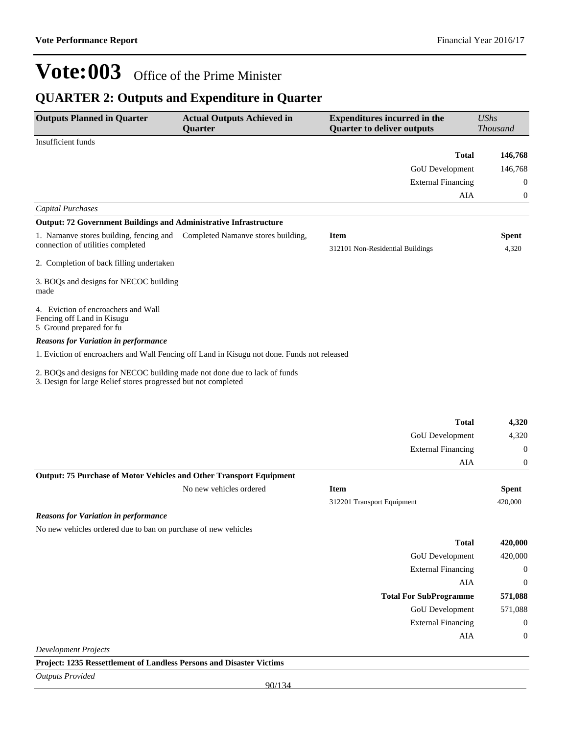# Vote:003 Office of the Prime Minister

## QUARTER 2: Outputs and Expenditure in Quarter

| Outputs Planned in Quarter | Actual Outputs Achieved in Quarter | Expenditures incurred in the Quarter to deliver outputs | *UShs Thousand* |
|---|---|---|---|

Insufficient funds

| | |
|---|---|
| **Total** | **146,768** |
| GoU Development | 146,768 |
| External Financing | 0 |
| AIA | 0 |

*Capital Purchases*

**Output: 72 Government Buildings and Administrative Infrastructure**

| Outputs Planned in Quarter | Actual Outputs Achieved in Quarter | Item | Spent |
|---|---|---|---|
| 1. Namanve stores building, fencing and connection of utilities completed<br>2. Completion of back filling undertaken<br>3. BOQs and designs for NECOC building made<br>4. Eviction of encroachers and Wall Fencing off Land in Kisugu<br>5 Ground prepared for fu | Completed Namanve stores building, | 312101 Non-Residential Buildings | 4,320 |

***Reasons for Variation in performance***

1. Eviction of encroachers and Wall Fencing off Land in Kisugu not done. Funds not released

2. BOQs and designs for NECOC building made not done due to lack of funds
3. Design for large Relief stores progressed but not completed

| | |
|---|---|
| **Total** | **4,320** |
| GoU Development | 4,320 |
| External Financing | 0 |
| AIA | 0 |

**Output: 75 Purchase of Motor Vehicles and Other Transport Equipment**

| Outputs Planned in Quarter | Actual Outputs Achieved in Quarter | Item | Spent |
|---|---|---|---|
| | No new vehicles ordered | 312201 Transport Equipment | 420,000 |

***Reasons for Variation in performance***

No new vehicles ordered due to ban on purchase of new vehicles

| | |
|---|---|
| **Total** | **420,000** |
| GoU Development | 420,000 |
| External Financing | 0 |
| AIA | 0 |
| **Total For SubProgramme** | **571,088** |
| GoU Development | 571,088 |
| External Financing | 0 |
| AIA | 0 |

*Development Projects*

**Project: 1235 Ressettlement of Landless Persons and Disaster Victims**

*Outputs Provided*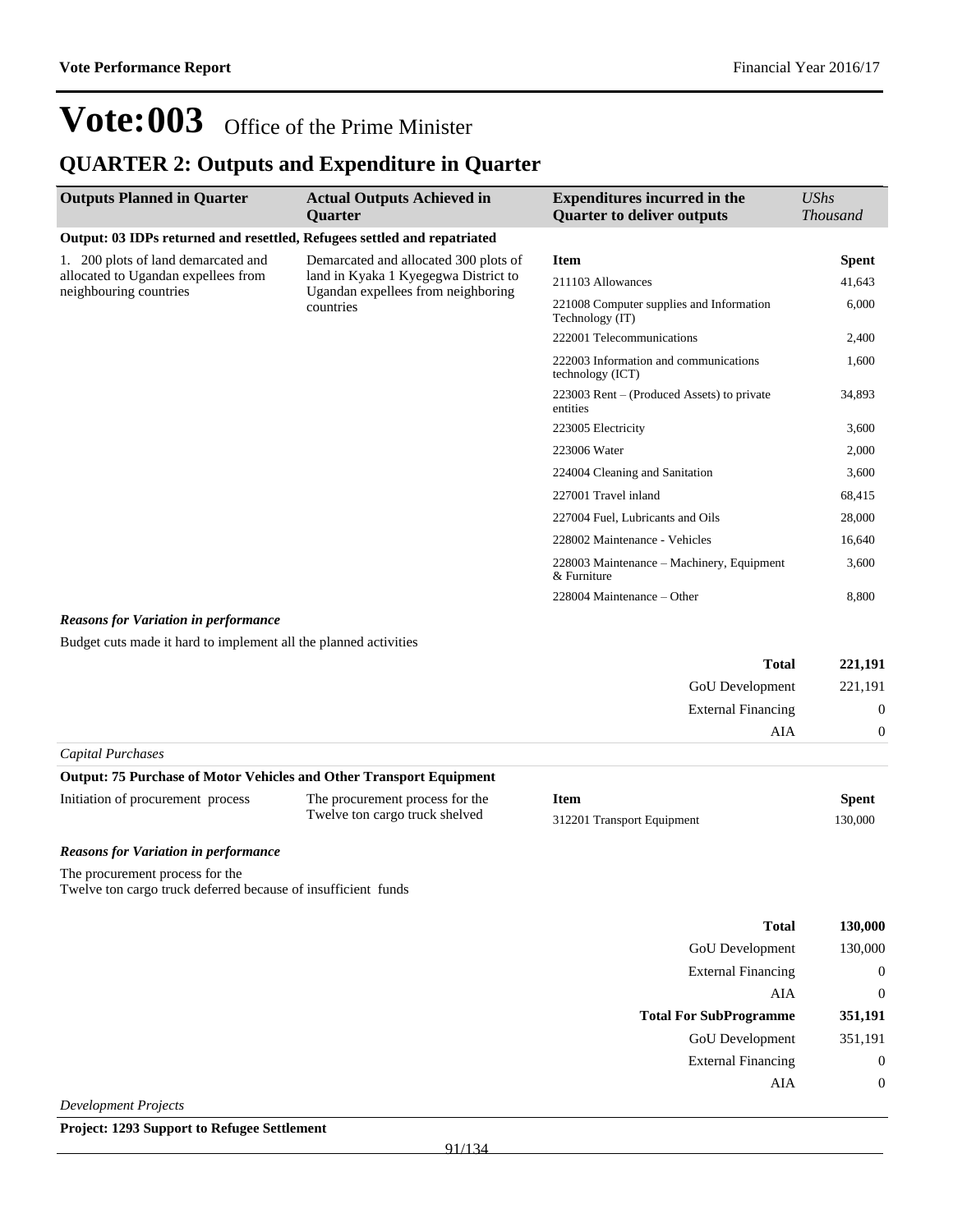# Vote:003 Office of the Prime Minister

## QUARTER 2: Outputs and Expenditure in Quarter

| Outputs Planned in Quarter | Actual Outputs Achieved in Quarter | Expenditures incurred in the Quarter to deliver outputs | UShs Thousand |
|---|---|---|---|
| **Output: 03 IDPs returned and resettled, Refugees settled and repatriated** | | | |
| 1. 200 plots of land demarcated and allocated to Ugandan expellees from neighbouring countries | Demarcated and allocated 300 plots of land in Kyaka 1 Kyegegwa District to Ugandan expellees from neighboring countries | **Item** | **Spent** |
| | | 211103 Allowances | 41,643 |
| | | 221008 Computer supplies and Information Technology (IT) | 6,000 |
| | | 222001 Telecommunications | 2,400 |
| | | 222003 Information and communications technology (ICT) | 1,600 |
| | | 223003 Rent – (Produced Assets) to private entities | 34,893 |
| | | 223005 Electricity | 3,600 |
| | | 223006 Water | 2,000 |
| | | 224004 Cleaning and Sanitation | 3,600 |
| | | 227001 Travel inland | 68,415 |
| | | 227004 Fuel, Lubricants and Oils | 28,000 |
| | | 228002 Maintenance - Vehicles | 16,640 |
| | | 228003 Maintenance – Machinery, Equipment & Furniture | 3,600 |
| | | 228004 Maintenance – Other | 8,800 |

***Reasons for Variation in performance***

Budget cuts made it hard to implement all the planned activities

| | |
|---|---|
| **Total** | **221,191** |
| GoU Development | 221,191 |
| External Financing | 0 |
| AIA | 0 |

*Capital Purchases*

| Outputs Planned in Quarter | Actual Outputs Achieved in Quarter | Expenditures incurred in the Quarter to deliver outputs | UShs Thousand |
|---|---|---|---|
| **Output: 75 Purchase of Motor Vehicles and Other Transport Equipment** | | | |
| Initiation of procurement process | The procurement process for the Twelve ton cargo truck shelved | **Item** | **Spent** |
| | | 312201 Transport Equipment | 130,000 |

***Reasons for Variation in performance***

The procurement process for the
Twelve ton cargo truck deferred because of insufficient funds

| | |
|---|---|
| **Total** | **130,000** |
| GoU Development | 130,000 |
| External Financing | 0 |
| AIA | 0 |
| **Total For SubProgramme** | **351,191** |
| GoU Development | 351,191 |
| External Financing | 0 |
| AIA | 0 |

*Development Projects*

**Project: 1293 Support to Refugee Settlement**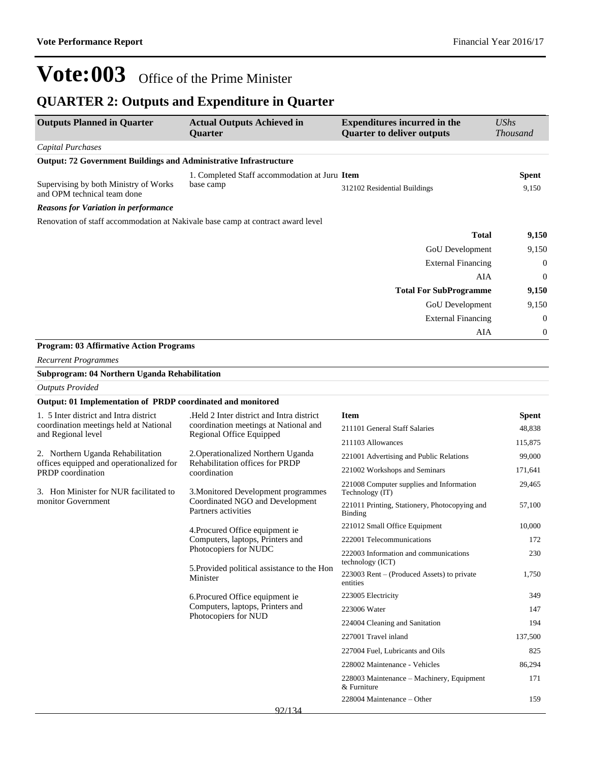# Vote:003 Office of the Prime Minister

## QUARTER 2: Outputs and Expenditure in Quarter

| Outputs Planned in Quarter | Actual Outputs Achieved in Quarter | Expenditures incurred in the Quarter to deliver outputs | *UShs Thousand* |
|---|---|---|---|
| *Capital Purchases* | | | |
| **Output: 72 Government Buildings and Administrative Infrastructure** | | | |
| Supervising by both Ministry of Works and OPM technical team done | 1. Completed Staff accommodation at Juru base camp | **Item** | **Spent** |
| | | 312102 Residential Buildings | 9,150 |

***Reasons for Variation in performance***

Renovation of staff accommodation at Nakivale base camp at contract award level

| | |
|---|---|
| **Total** | **9,150** |
| GoU Development | 9,150 |
| External Financing | 0 |
| AIA | 0 |
| **Total For SubProgramme** | **9,150** |
| GoU Development | 9,150 |
| External Financing | 0 |
| AIA | 0 |

**Program: 03 Affirmative Action Programs**

*Recurrent Programmes*

**Subprogram: 04 Northern Uganda Rehabilitation**

*Outputs Provided*

**Output: 01 Implementation of PRDP coordinated and monitored**

| Outputs Planned in Quarter | Actual Outputs Achieved in Quarter | Item | Spent |
|---|---|---|---|
| 1. 5 Inter district and Intra district coordination meetings held at National and Regional level | .Held 2 Inter district and Intra district coordination meetings at National and Regional Office Equipped | 211101 General Staff Salaries | 48,838 |
| 2. Northern Uganda Rehabilitation offices equipped and operationalized for PRDP coordination | 2.Operationalized Northern Uganda Rehabilitation offices for PRDP coordination | 211103 Allowances | 115,875 |
| 3. Hon Minister for NUR facilitated to monitor Government | 3.Monitored Development programmes Coordinated NGO and Development Partners activities | 221001 Advertising and Public Relations | 99,000 |
| | 4.Procured Office equipment ie Computers, laptops, Printers and Photocopiers for NUDC | 221002 Workshops and Seminars | 171,641 |
| | 5.Provided political assistance to the Hon Minister | 221008 Computer supplies and Information Technology (IT) | 29,465 |
| | 6.Procured Office equipment ie Computers, laptops, Printers and Photocopiers for NUD | 221011 Printing, Stationery, Photocopying and Binding | 57,100 |
| | | 221012 Small Office Equipment | 10,000 |
| | | 222001 Telecommunications | 172 |
| | | 222003 Information and communications technology (ICT) | 230 |
| | | 223003 Rent – (Produced Assets) to private entities | 1,750 |
| | | 223005 Electricity | 349 |
| | | 223006 Water | 147 |
| | | 224004 Cleaning and Sanitation | 194 |
| | | 227001 Travel inland | 137,500 |
| | | 227004 Fuel, Lubricants and Oils | 825 |
| | | 228002 Maintenance - Vehicles | 86,294 |
| | | 228003 Maintenance – Machinery, Equipment & Furniture | 171 |
| | | 228004 Maintenance – Other | 159 |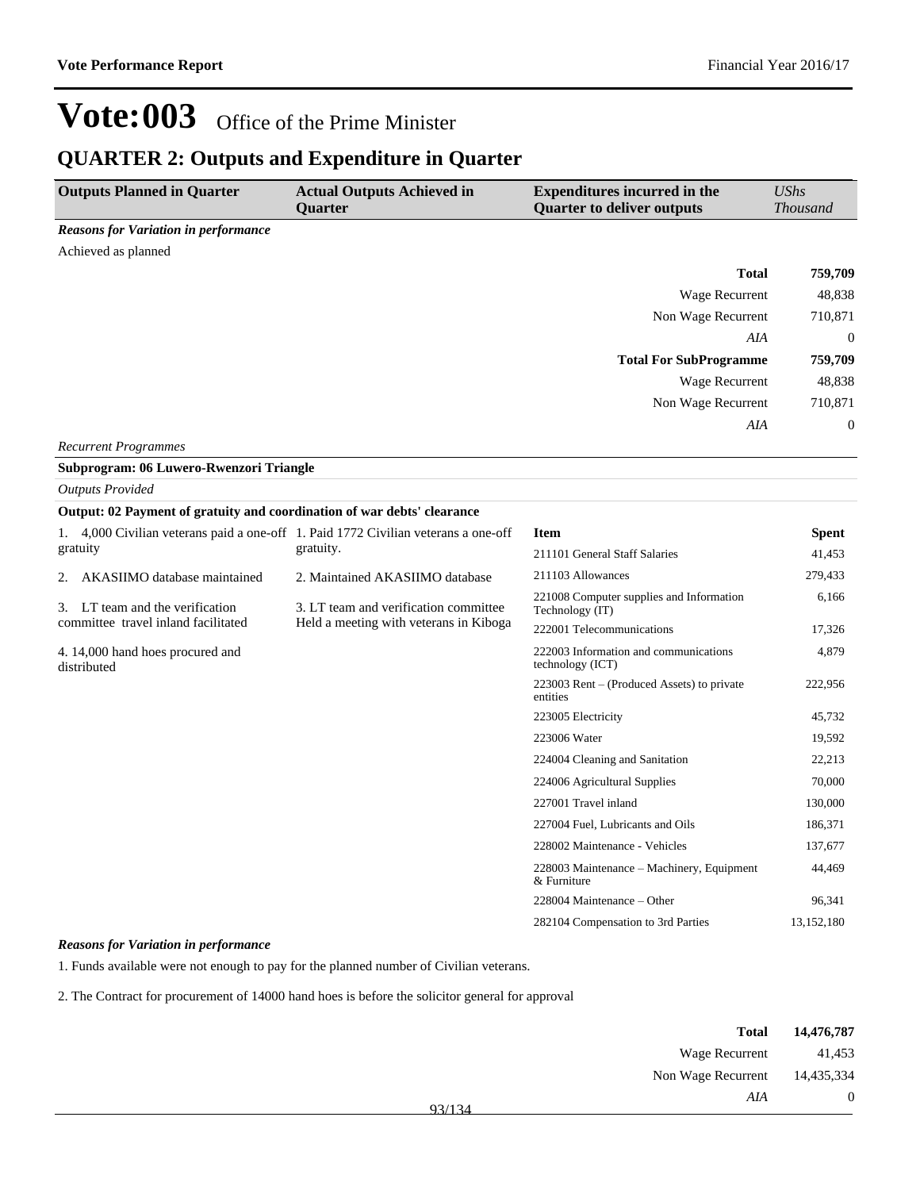# Vote:003 Office of the Prime Minister

## QUARTER 2: Outputs and Expenditure in Quarter

| Outputs Planned in Quarter | Actual Outputs Achieved in Quarter | Expenditures incurred in the Quarter to deliver outputs | *UShs Thousand* |
|---|---|---|---|

***Reasons for Variation in performance***

Achieved as planned

| | |
|---|---|
| **Total** | **759,709** |
| Wage Recurrent | 48,838 |
| Non Wage Recurrent | 710,871 |
| *AIA* | 0 |
| **Total For SubProgramme** | **759,709** |
| Wage Recurrent | 48,838 |
| Non Wage Recurrent | 710,871 |
| *AIA* | 0 |

*Recurrent Programmes*

**Subprogram: 06 Luwero-Rwenzori Triangle**

*Outputs Provided*

**Output: 02 Payment of gratuity and coordination of war debts' clearance**

| Outputs Planned in Quarter | Actual Outputs Achieved in Quarter | Item | Spent |
|---|---|---|---|
| 1. 4,000 Civilian veterans paid a one-off gratuity | 1. Paid 1772 Civilian veterans a one-off gratuity. | 211101 General Staff Salaries | 41,453 |
| 2. AKASIIMO database maintained | 2. Maintained AKASIIMO database | 211103 Allowances | 279,433 |
| 3. LT team and the verification committee travel inland facilitated | 3. LT team and verification committee Held a meeting with veterans in Kiboga | 221008 Computer supplies and Information Technology (IT) | 6,166 |
| 4. 14,000 hand hoes procured and distributed | | 222001 Telecommunications | 17,326 |
| | | 222003 Information and communications technology (ICT) | 4,879 |
| | | 223003 Rent – (Produced Assets) to private entities | 222,956 |
| | | 223005 Electricity | 45,732 |
| | | 223006 Water | 19,592 |
| | | 224004 Cleaning and Sanitation | 22,213 |
| | | 224006 Agricultural Supplies | 70,000 |
| | | 227001 Travel inland | 130,000 |
| | | 227004 Fuel, Lubricants and Oils | 186,371 |
| | | 228002 Maintenance - Vehicles | 137,677 |
| | | 228003 Maintenance – Machinery, Equipment & Furniture | 44,469 |
| | | 228004 Maintenance – Other | 96,341 |
| | | 282104 Compensation to 3rd Parties | 13,152,180 |

***Reasons for Variation in performance***

1. Funds available were not enough to pay for the planned number of Civilian veterans.

2. The Contract for procurement of 14000 hand hoes is before the solicitor general for approval

| | |
|---|---|
| **Total** | **14,476,787** |
| Wage Recurrent | 41,453 |
| Non Wage Recurrent | 14,435,334 |
| *AIA* | 0 |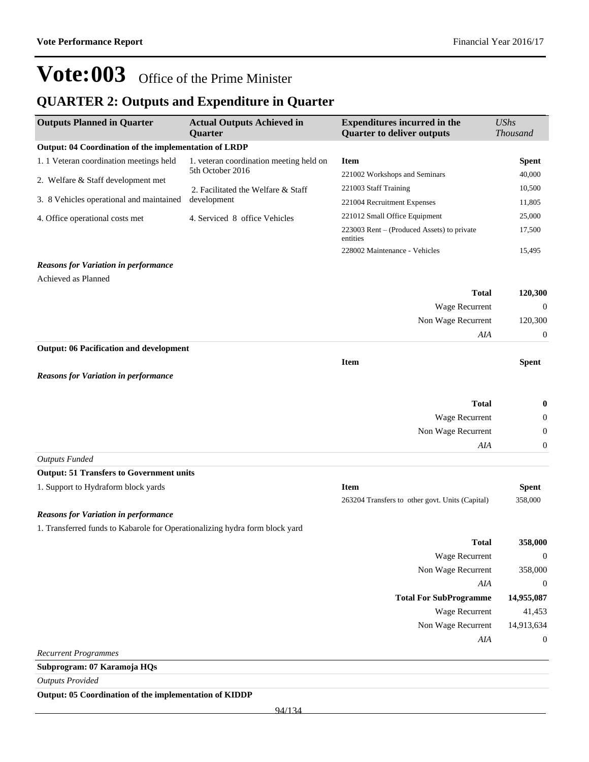# Vote:003 Office of the Prime Minister

## QUARTER 2: Outputs and Expenditure in Quarter

| Outputs Planned in Quarter | Actual Outputs Achieved in Quarter | Expenditures incurred in the Quarter to deliver outputs | *UShs Thousand* |
|---|---|---|---|
| **Output: 04 Coordination of the implementation of LRDP** | | | |
| 1. 1 Veteran coordination meetings held | 1. veteran coordination meeting held on 5th October 2016 | **Item** | **Spent** |
| 2. Welfare & Staff development met | 2. Facilitated the Welfare & Staff development | 221002 Workshops and Seminars | 40,000 |
| 3. 8 Vehicles operational and maintained | 4. Serviced 8 office Vehicles | 221003 Staff Training | 10,500 |
| 4. Office operational costs met | | 221004 Recruitment Expenses | 11,805 |
| | | 221012 Small Office Equipment | 25,000 |
| | | 223003 Rent – (Produced Assets) to private entities | 17,500 |
| | | 228002 Maintenance - Vehicles | 15,495 |

***Reasons for Variation in performance***

Achieved as Planned

| | |
|---|---|
| **Total** | **120,300** |
| Wage Recurrent | 0 |
| Non Wage Recurrent | 120,300 |
| *AIA* | 0 |

**Output: 06 Pacification and development**

| Item | Spent |
|---|---|

***Reasons for Variation in performance***

| | |
|---|---|
| **Total** | **0** |
| Wage Recurrent | 0 |
| Non Wage Recurrent | 0 |
| *AIA* | 0 |

*Outputs Funded*

**Output: 51 Transfers to Government units**

| Outputs Planned in Quarter | Item | Spent |
|---|---|---|
| 1. Support to Hydraform block yards | 263204 Transfers to other govt. Units (Capital) | 358,000 |

***Reasons for Variation in performance***

1. Transferred funds to Kabarole for Operationalizing hydra form block yard

| | |
|---|---|
| **Total** | **358,000** |
| Wage Recurrent | 0 |
| Non Wage Recurrent | 358,000 |
| *AIA* | 0 |
| **Total For SubProgramme** | **14,955,087** |
| Wage Recurrent | 41,453 |
| Non Wage Recurrent | 14,913,634 |
| *AIA* | 0 |

*Recurrent Programmes*

**Subprogram: 07 Karamoja HQs**

*Outputs Provided*

**Output: 05 Coordination of the implementation of KIDDP**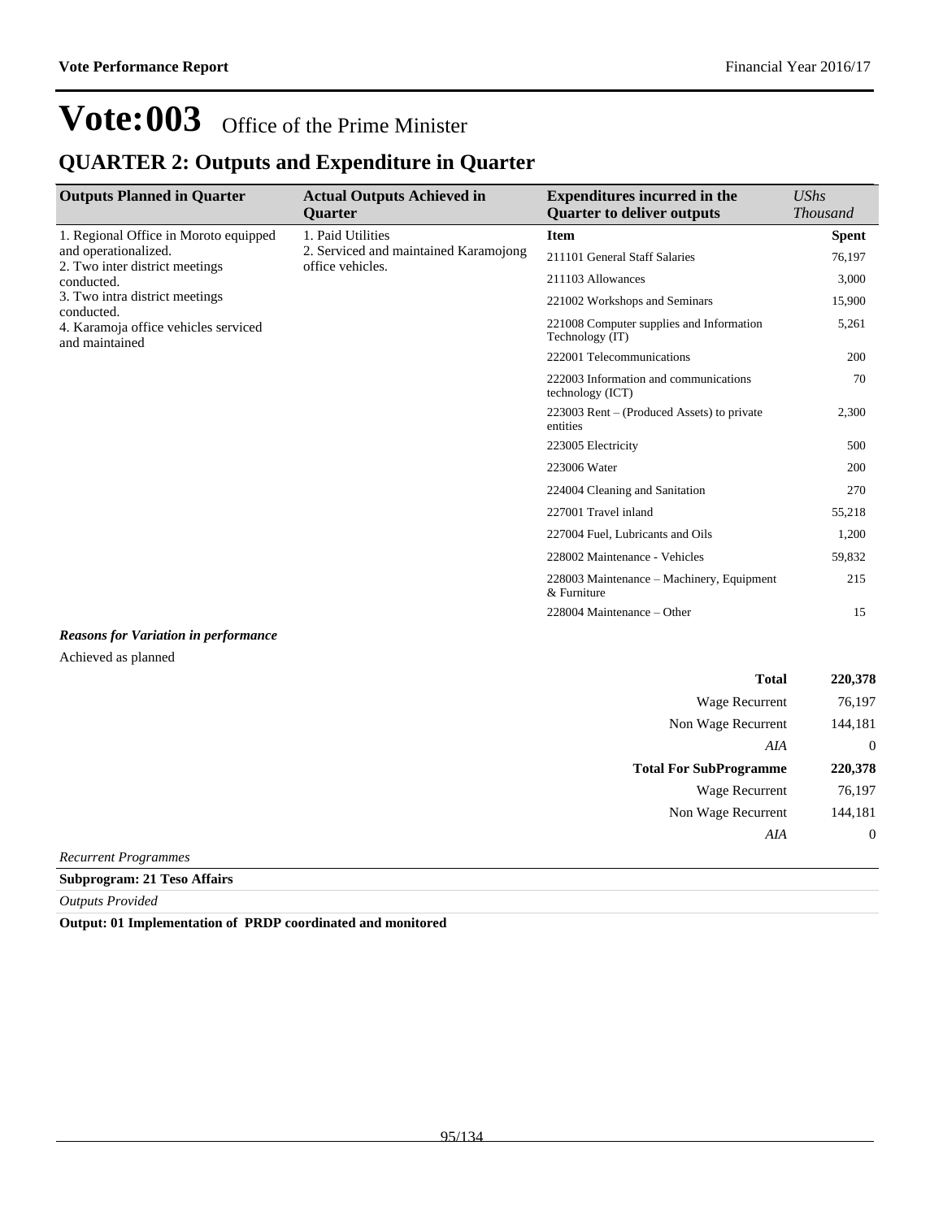# Vote:003 Office of the Prime Minister

## QUARTER 2: Outputs and Expenditure in Quarter

| Outputs Planned in Quarter | Actual Outputs Achieved in Quarter | Expenditures incurred in the Quarter to deliver outputs | *UShs Thousand* |
|---|---|---|---|
| 1. Regional Office in Moroto equipped and operationalized.<br>2. Two inter district meetings conducted.<br>3. Two intra district meetings conducted.<br>4. Karamoja office vehicles serviced and maintained | 1. Paid Utilities<br>2. Serviced and maintained Karamojong office vehicles. | **Item** | **Spent** |
| | | 211101 General Staff Salaries | 76,197 |
| | | 211103 Allowances | 3,000 |
| | | 221002 Workshops and Seminars | 15,900 |
| | | 221008 Computer supplies and Information Technology (IT) | 5,261 |
| | | 222001 Telecommunications | 200 |
| | | 222003 Information and communications technology (ICT) | 70 |
| | | 223003 Rent – (Produced Assets) to private entities | 2,300 |
| | | 223005 Electricity | 500 |
| | | 223006 Water | 200 |
| | | 224004 Cleaning and Sanitation | 270 |
| | | 227001 Travel inland | 55,218 |
| | | 227004 Fuel, Lubricants and Oils | 1,200 |
| | | 228002 Maintenance - Vehicles | 59,832 |
| | | 228003 Maintenance – Machinery, Equipment & Furniture | 215 |
| | | 228004 Maintenance – Other | 15 |

***Reasons for Variation in performance***

Achieved as planned

| | |
|---|---|
| **Total** | **220,378** |
| Wage Recurrent | 76,197 |
| Non Wage Recurrent | 144,181 |
| *AIA* | 0 |
| **Total For SubProgramme** | **220,378** |
| Wage Recurrent | 76,197 |
| Non Wage Recurrent | 144,181 |
| *AIA* | 0 |

*Recurrent Programmes*

**Subprogram: 21 Teso Affairs**

*Outputs Provided*

**Output: 01 Implementation of PRDP coordinated and monitored**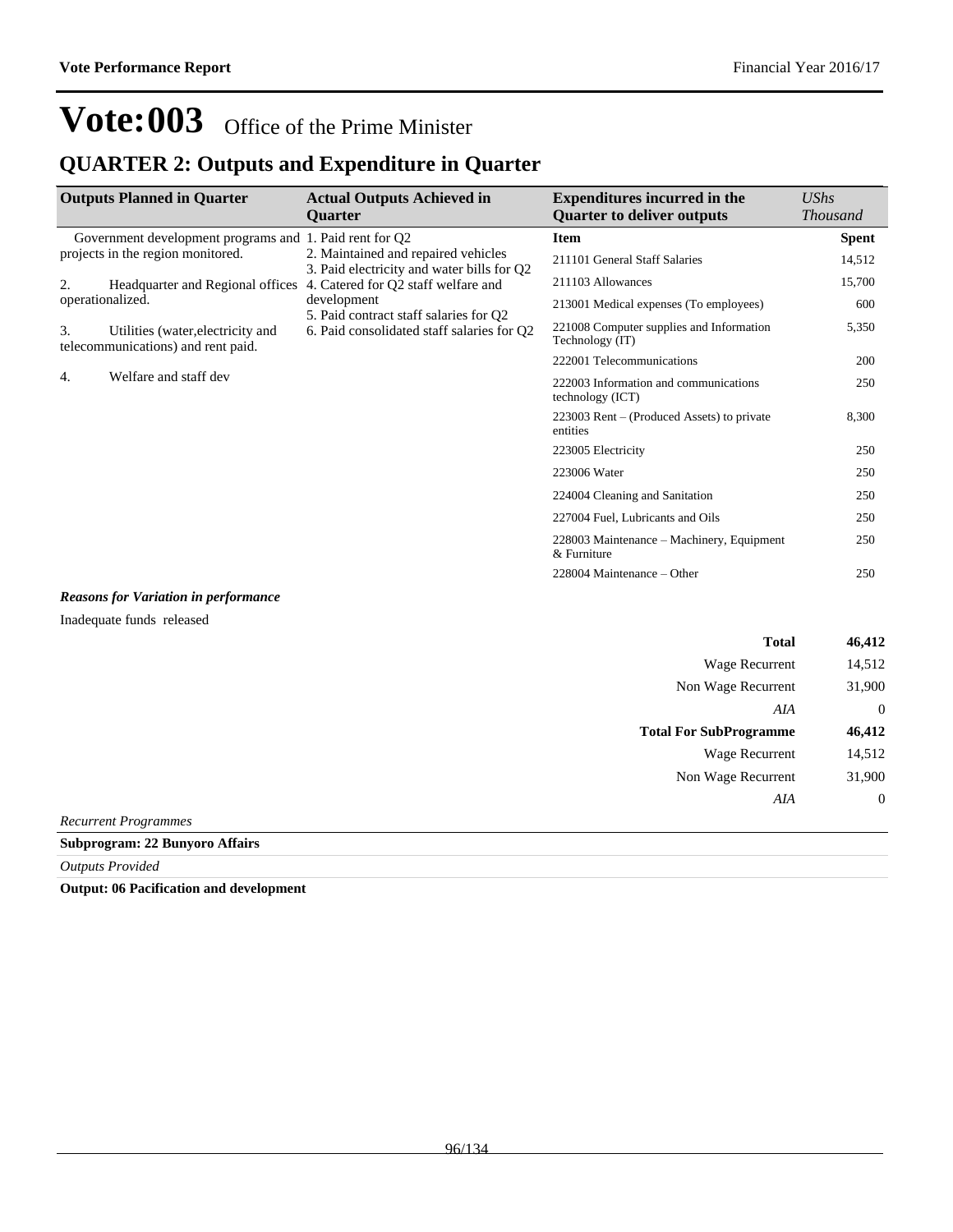# Vote:003 Office of the Prime Minister

## QUARTER 2: Outputs and Expenditure in Quarter

| Outputs Planned in Quarter | Actual Outputs Achieved in Quarter | Expenditures incurred in the Quarter to deliver outputs | *UShs Thousand* |
|---|---|---|---|
| Government development programs and projects in the region monitored.<br><br>2. Headquarter and Regional offices operationalized.<br><br>3. Utilities (water,electricity and telecommunications) and rent paid.<br><br>4. Welfare and staff dev | 1. Paid rent for Q2<br>2. Maintained and repaired vehicles<br>3. Paid electricity and water bills for Q2<br>4. Catered for Q2 staff welfare and development<br>5. Paid contract staff salaries for Q2<br>6. Paid consolidated staff salaries for Q2 | **Item** | **Spent** |
| | | 211101 General Staff Salaries | 14,512 |
| | | 211103 Allowances | 15,700 |
| | | 213001 Medical expenses (To employees) | 600 |
| | | 221008 Computer supplies and Information Technology (IT) | 5,350 |
| | | 222001 Telecommunications | 200 |
| | | 222003 Information and communications technology (ICT) | 250 |
| | | 223003 Rent – (Produced Assets) to private entities | 8,300 |
| | | 223005 Electricity | 250 |
| | | 223006 Water | 250 |
| | | 224004 Cleaning and Sanitation | 250 |
| | | 227004 Fuel, Lubricants and Oils | 250 |
| | | 228003 Maintenance – Machinery, Equipment & Furniture | 250 |
| | | 228004 Maintenance – Other | 250 |

***Reasons for Variation in performance***

Inadequate funds released

| | |
|---|---|
| **Total** | **46,412** |
| Wage Recurrent | 14,512 |
| Non Wage Recurrent | 31,900 |
| *AIA* | 0 |
| **Total For SubProgramme** | **46,412** |
| Wage Recurrent | 14,512 |
| Non Wage Recurrent | 31,900 |
| *AIA* | 0 |

*Recurrent Programmes*

**Subprogram: 22 Bunyoro Affairs**

*Outputs Provided*

**Output: 06 Pacification and development**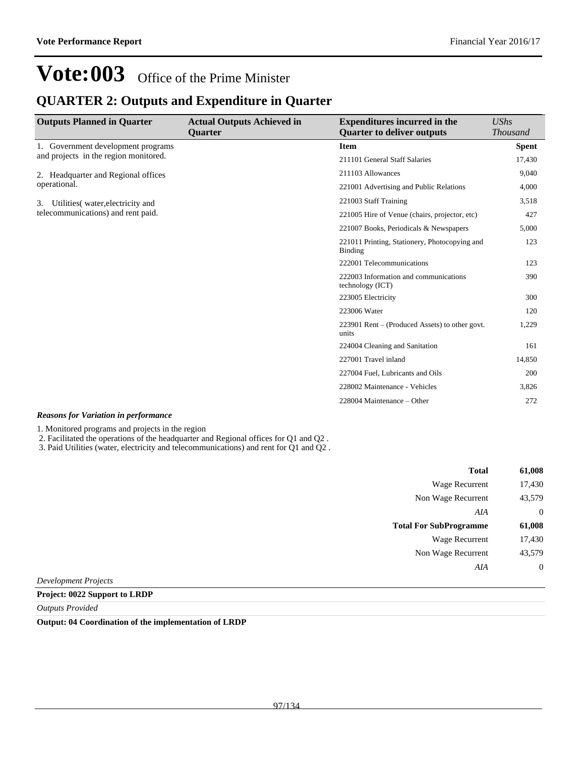# Vote:003 Office of the Prime Minister

## QUARTER 2: Outputs and Expenditure in Quarter

| Outputs Planned in Quarter | Actual Outputs Achieved in Quarter | Expenditures incurred in the Quarter to deliver outputs | *UShs Thousand* |
|---|---|---|---|
| 1. Government development programs and projects in the region monitored.<br><br>2. Headquarter and Regional offices operational.<br><br>3. Utilities( water,electricity and telecommunications) and rent paid. | | **Item** | **Spent** |
| | | 211101 General Staff Salaries | 17,430 |
| | | 211103 Allowances | 9,040 |
| | | 221001 Advertising and Public Relations | 4,000 |
| | | 221003 Staff Training | 3,518 |
| | | 221005 Hire of Venue (chairs, projector, etc) | 427 |
| | | 221007 Books, Periodicals & Newspapers | 5,000 |
| | | 221011 Printing, Stationery, Photocopying and Binding | 123 |
| | | 222001 Telecommunications | 123 |
| | | 222003 Information and communications technology (ICT) | 390 |
| | | 223005 Electricity | 300 |
| | | 223006 Water | 120 |
| | | 223901 Rent – (Produced Assets) to other govt. units | 1,229 |
| | | 224004 Cleaning and Sanitation | 161 |
| | | 227001 Travel inland | 14,850 |
| | | 227004 Fuel, Lubricants and Oils | 200 |
| | | 228002 Maintenance - Vehicles | 3,826 |
| | | 228004 Maintenance – Other | 272 |

***Reasons for Variation in performance***

1. Monitored programs and projects in the region
2. Facilitated the operations of the headquarter and Regional offices for Q1 and Q2 .
3. Paid Utilities (water, electricity and telecommunications) and rent for Q1 and Q2 .

| | |
|---|---|
| **Total** | **61,008** |
| Wage Recurrent | 17,430 |
| Non Wage Recurrent | 43,579 |
| *AIA* | 0 |
| **Total For SubProgramme** | **61,008** |
| Wage Recurrent | 17,430 |
| Non Wage Recurrent | 43,579 |
| *AIA* | 0 |

*Development Projects*

**Project: 0022 Support to LRDP**

*Outputs Provided*

**Output: 04 Coordination of the implementation of LRDP**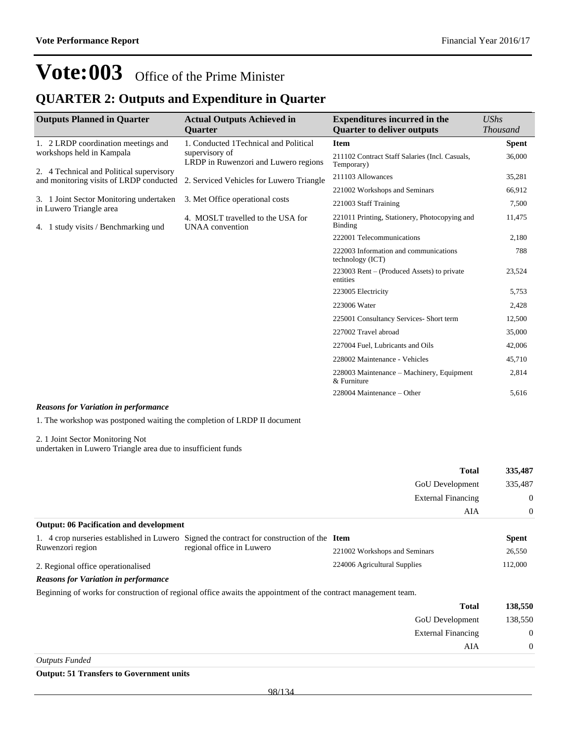# Vote:003 Office of the Prime Minister

## QUARTER 2: Outputs and Expenditure in Quarter

| Outputs Planned in Quarter | Actual Outputs Achieved in Quarter | Expenditures incurred in the Quarter to deliver outputs | *UShs Thousand* |
|---|---|---|---|
| 1. 2 LRDP coordination meetings and workshops held in Kampala<br><br>2. 4 Technical and Political supervisory and monitoring visits of LRDP conducted<br><br>3. 1 Joint Sector Monitoring undertaken in Luwero Triangle area<br><br>4. 1 study visits / Benchmarking und | 1. Conducted 1Technical and Political supervisory of LRDP in Ruwenzori and Luwero regions<br><br>2. Serviced Vehicles for Luwero Triangle<br><br>3. Met Office operational costs<br><br>4. MOSLT travelled to the USA for UNAA convention | **Item** | **Spent** |
| | | 211102 Contract Staff Salaries (Incl. Casuals, Temporary) | 36,000 |
| | | 211103 Allowances | 35,281 |
| | | 221002 Workshops and Seminars | 66,912 |
| | | 221003 Staff Training | 7,500 |
| | | 221011 Printing, Stationery, Photocopying and Binding | 11,475 |
| | | 222001 Telecommunications | 2,180 |
| | | 222003 Information and communications technology (ICT) | 788 |
| | | 223003 Rent – (Produced Assets) to private entities | 23,524 |
| | | 223005 Electricity | 5,753 |
| | | 223006 Water | 2,428 |
| | | 225001 Consultancy Services- Short term | 12,500 |
| | | 227002 Travel abroad | 35,000 |
| | | 227004 Fuel, Lubricants and Oils | 42,006 |
| | | 228002 Maintenance - Vehicles | 45,710 |
| | | 228003 Maintenance – Machinery, Equipment & Furniture | 2,814 |
| | | 228004 Maintenance – Other | 5,616 |

***Reasons for Variation in performance***

1. The workshop was postponed waiting the completion of LRDP II document

2. 1 Joint Sector Monitoring Not
undertaken in Luwero Triangle area due to insufficient funds

| | |
|---|---|
| **Total** | **335,487** |
| GoU Development | 335,487 |
| External Financing | 0 |
| AIA | 0 |

**Output: 06 Pacification and development**

| Outputs Planned in Quarter | Actual Outputs Achieved in Quarter | Item | Spent |
|---|---|---|---|
| 1. 4 crop nurseries established in Luwero Ruwenzori region<br><br>2. Regional office operationalised | Signed the contract for construction of the regional office in Luwero | 221002 Workshops and Seminars | 26,550 |
| | | 224006 Agricultural Supplies | 112,000 |

***Reasons for Variation in performance***

Beginning of works for construction of regional office awaits the appointment of the contract management team.

| | |
|---|---|
| **Total** | **138,550** |
| GoU Development | 138,550 |
| External Financing | 0 |
| AIA | 0 |

*Outputs Funded*

**Output: 51 Transfers to Government units**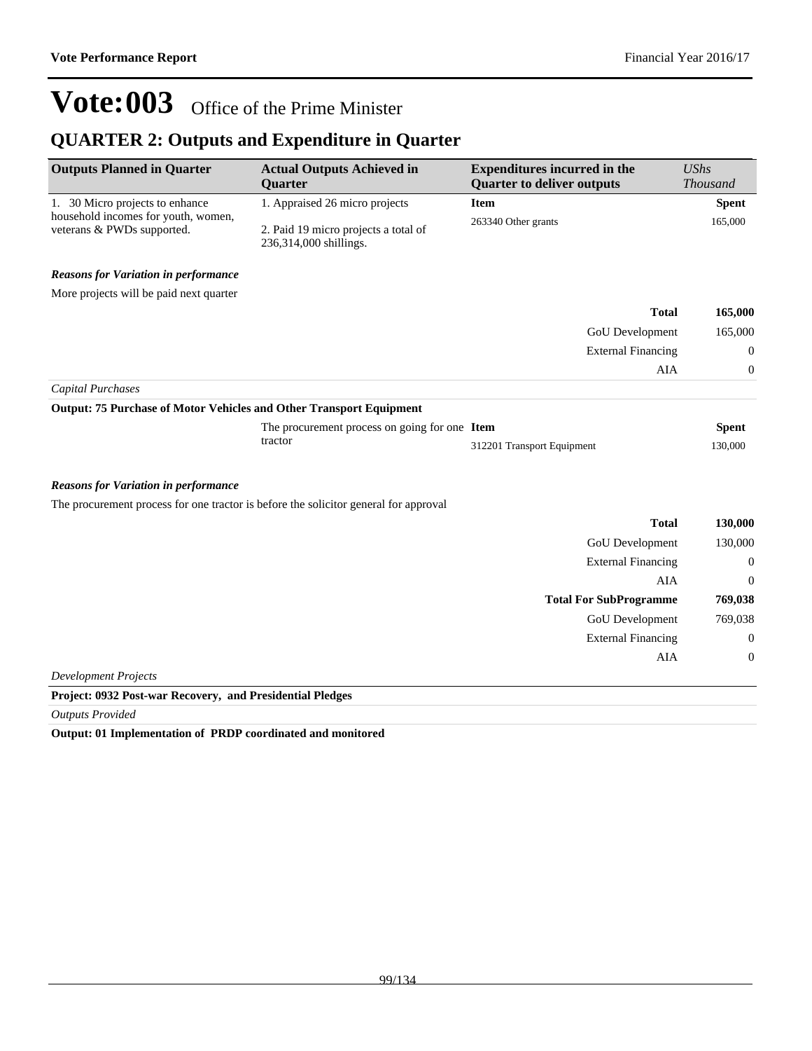# Vote:003 Office of the Prime Minister

## QUARTER 2: Outputs and Expenditure in Quarter

| Outputs Planned in Quarter | Actual Outputs Achieved in Quarter | Expenditures incurred in the Quarter to deliver outputs | *UShs Thousand* |
|---|---|---|---|
| 1. 30 Micro projects to enhance household incomes for youth, women, veterans & PWDs supported. | 1. Appraised 26 micro projects<br><br>2. Paid 19 micro projects a total of 236,314,000 shillings. | **Item** | **Spent** |
| | | 263340 Other grants | 165,000 |

***Reasons for Variation in performance***

More projects will be paid next quarter

| | |
|---|---|
| **Total** | **165,000** |
| GoU Development | 165,000 |
| External Financing | 0 |
| AIA | 0 |

*Capital Purchases*

**Output: 75 Purchase of Motor Vehicles and Other Transport Equipment**

| Outputs Planned in Quarter | Actual Outputs Achieved in Quarter | Expenditures incurred in the Quarter to deliver outputs | *UShs Thousand* |
|---|---|---|---|
| | The procurement process on going for one tractor | **Item** | **Spent** |
| | | 312201 Transport Equipment | 130,000 |

***Reasons for Variation in performance***

The procurement process for one tractor is before the solicitor general for approval

| | |
|---|---|
| **Total** | **130,000** |
| GoU Development | 130,000 |
| External Financing | 0 |
| AIA | 0 |
| **Total For SubProgramme** | **769,038** |
| GoU Development | 769,038 |
| External Financing | 0 |
| AIA | 0 |

*Development Projects*

**Project: 0932 Post-war Recovery, and Presidential Pledges**

*Outputs Provided*

**Output: 01 Implementation of PRDP coordinated and monitored**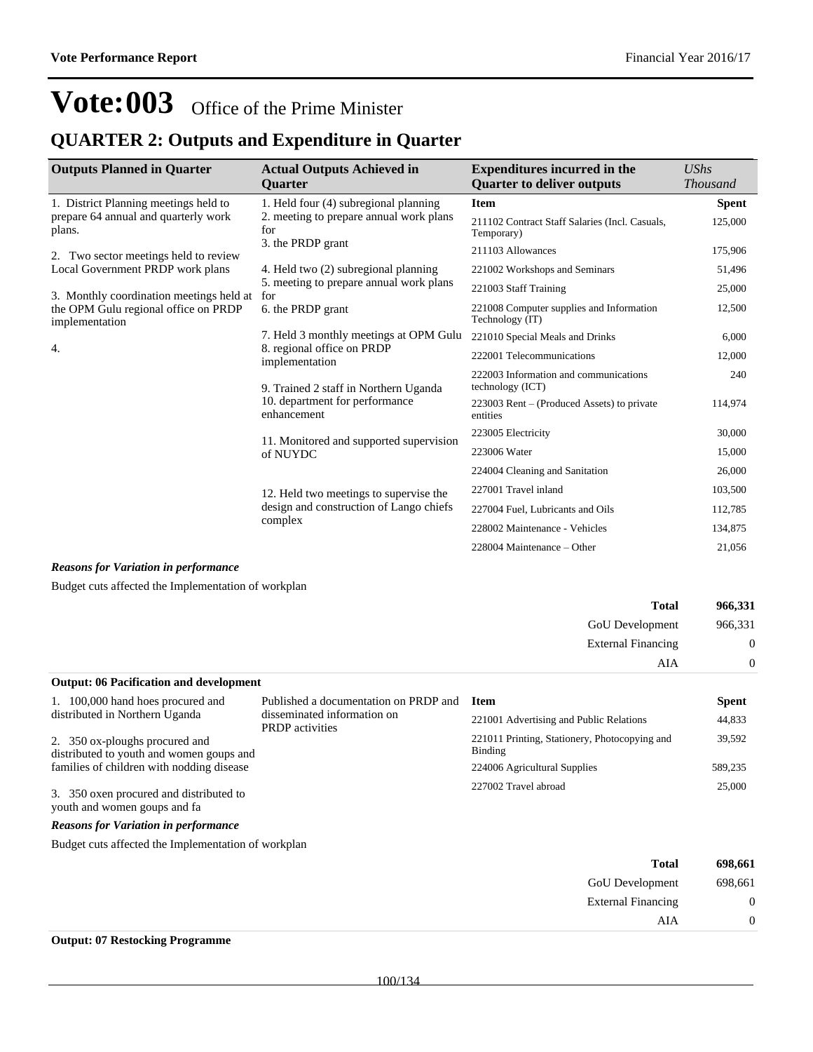# Vote:003 Office of the Prime Minister

## QUARTER 2: Outputs and Expenditure in Quarter

| Outputs Planned in Quarter | Actual Outputs Achieved in Quarter | Expenditures incurred in the Quarter to deliver outputs | *UShs Thousand* |
|---|---|---|---|
| 1. District Planning meetings held to prepare 64 annual and quarterly work plans.<br><br>2. Two sector meetings held to review Local Government PRDP work plans<br><br>3. Monthly coordination meetings held at the OPM Gulu regional office on PRDP implementation<br><br>4. | 1. Held four (4) subregional planning<br>2. meeting to prepare annual work plans for<br>3. the PRDP grant<br><br>4. Held two (2) subregional planning<br>5. meeting to prepare annual work plans for<br>6. the PRDP grant<br><br>7. Held 3 monthly meetings at OPM Gulu<br>8. regional office on PRDP implementation<br><br>9. Trained 2 staff in Northern Uganda<br>10. department for performance enhancement<br><br>11. Monitored and supported supervision of NUYDC<br><br>12. Held two meetings to supervise the design and construction of Lango chiefs complex | **Item** | **Spent** |
| | | 211102 Contract Staff Salaries (Incl. Casuals, Temporary) | 125,000 |
| | | 211103 Allowances | 175,906 |
| | | 221002 Workshops and Seminars | 51,496 |
| | | 221003 Staff Training | 25,000 |
| | | 221008 Computer supplies and Information Technology (IT) | 12,500 |
| | | 221010 Special Meals and Drinks | 6,000 |
| | | 222001 Telecommunications | 12,000 |
| | | 222003 Information and communications technology (ICT) | 240 |
| | | 223003 Rent – (Produced Assets) to private entities | 114,974 |
| | | 223005 Electricity | 30,000 |
| | | 223006 Water | 15,000 |
| | | 224004 Cleaning and Sanitation | 26,000 |
| | | 227001 Travel inland | 103,500 |
| | | 227004 Fuel, Lubricants and Oils | 112,785 |
| | | 228002 Maintenance - Vehicles | 134,875 |
| | | 228004 Maintenance – Other | 21,056 |

***Reasons for Variation in performance***

Budget cuts affected the Implementation of workplan

| | |
|---|---|
| **Total** | **966,331** |
| GoU Development | 966,331 |
| External Financing | 0 |
| AIA | 0 |

**Output: 06 Pacification and development**

| Outputs Planned in Quarter | Actual Outputs Achieved in Quarter | Item | Spent |
|---|---|---|---|
| 1. 100,000 hand hoes procured and distributed in Northern Uganda<br><br>2. 350 ox-ploughs procured and distributed to youth and women goups and families of children with nodding disease<br><br>3. 350 oxen procured and distributed to youth and women goups and fa | Published a documentation on PRDP and disseminated information on PRDP activities | 221001 Advertising and Public Relations | 44,833 |
| | | 221011 Printing, Stationery, Photocopying and Binding | 39,592 |
| | | 224006 Agricultural Supplies | 589,235 |
| | | 227002 Travel abroad | 25,000 |

***Reasons for Variation in performance***

Budget cuts affected the Implementation of workplan

| | |
|---|---|
| **Total** | **698,661** |
| GoU Development | 698,661 |
| External Financing | 0 |
| AIA | 0 |

**Output: 07 Restocking Programme**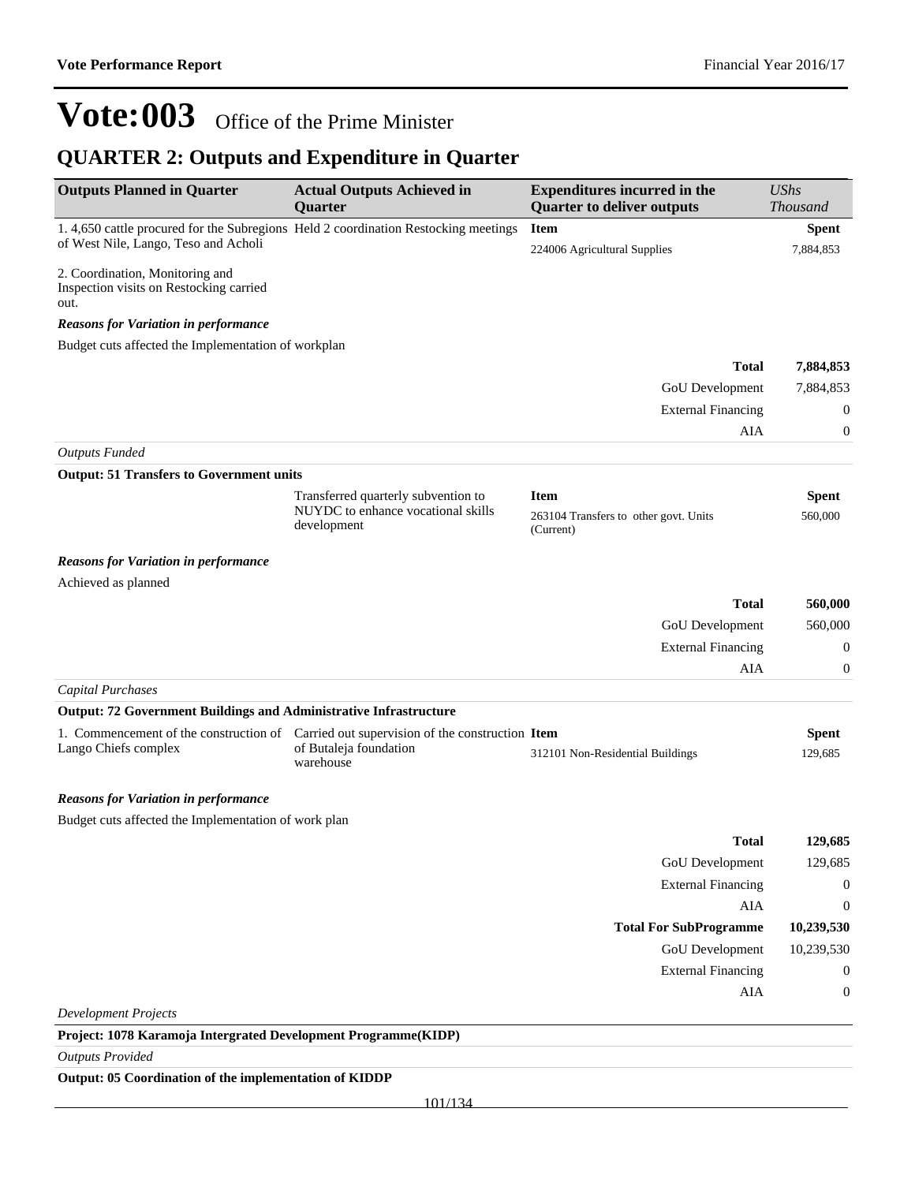# Vote:003 Office of the Prime Minister

## QUARTER 2: Outputs and Expenditure in Quarter

| Outputs Planned in Quarter | Actual Outputs Achieved in Quarter | Expenditures incurred in the Quarter to deliver outputs | *UShs Thousand* |
|---|---|---|---|
| 1. 4,650 cattle procured for the Subregions of West Nile, Lango, Teso and Acholi<br><br>2. Coordination, Monitoring and Inspection visits on Restocking carried out. | Held 2 coordination Restocking meetings | **Item** | **Spent** |
| | | 224006 Agricultural Supplies | 7,884,853 |

***Reasons for Variation in performance***

Budget cuts affected the Implementation of workplan

| | |
|---|---|
| **Total** | **7,884,853** |
| GoU Development | 7,884,853 |
| External Financing | 0 |
| AIA | 0 |

*Outputs Funded*

**Output: 51 Transfers to Government units**

| Outputs Planned in Quarter | Actual Outputs Achieved in Quarter | Expenditures incurred in the Quarter to deliver outputs | *UShs Thousand* |
|---|---|---|---|
| | Transferred quarterly subvention to NUYDC to enhance vocational skills development | **Item** | **Spent** |
| | | 263104 Transfers to other govt. Units (Current) | 560,000 |

***Reasons for Variation in performance***

Achieved as planned

| | |
|---|---|
| **Total** | **560,000** |
| GoU Development | 560,000 |
| External Financing | 0 |
| AIA | 0 |

*Capital Purchases*

**Output: 72 Government Buildings and Administrative Infrastructure**

| Outputs Planned in Quarter | Actual Outputs Achieved in Quarter | Expenditures incurred in the Quarter to deliver outputs | *UShs Thousand* |
|---|---|---|---|
| 1. Commencement of the construction of Lango Chiefs complex | Carried out supervision of the construction of Butaleja foundation warehouse | **Item** | **Spent** |
| | | 312101 Non-Residential Buildings | 129,685 |

***Reasons for Variation in performance***

Budget cuts affected the Implementation of work plan

| | |
|---|---|
| **Total** | **129,685** |
| GoU Development | 129,685 |
| External Financing | 0 |
| AIA | 0 |
| **Total For SubProgramme** | **10,239,530** |
| GoU Development | 10,239,530 |
| External Financing | 0 |
| AIA | 0 |

*Development Projects*

**Project: 1078 Karamoja Intergrated Development Programme(KIDP)**

*Outputs Provided*

**Output: 05 Coordination of the implementation of KIDDP**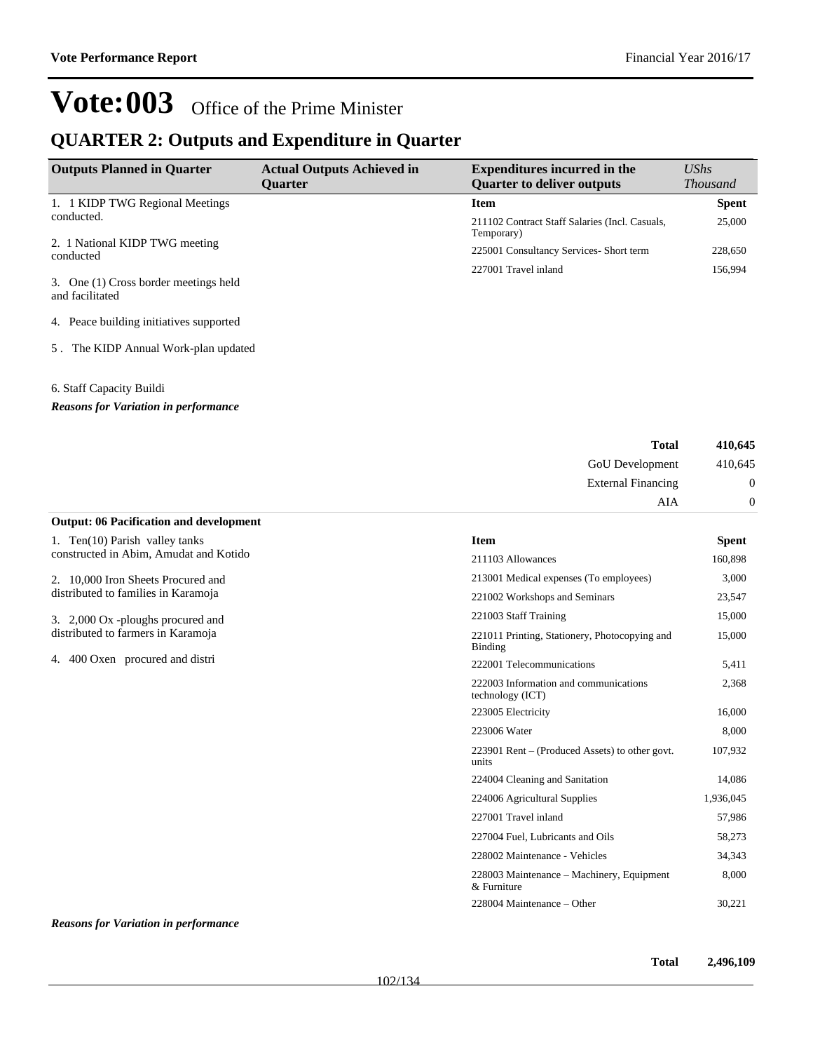# Vote:003 Office of the Prime Minister

## QUARTER 2: Outputs and Expenditure in Quarter

| Outputs Planned in Quarter | Actual Outputs Achieved in Quarter | Expenditures incurred in the Quarter to deliver outputs | *UShs Thousand* |
|---|---|---|---|
| 1. 1 KIDP TWG Regional Meetings conducted.<br><br>2. 1 National KIDP TWG meeting conducted<br><br>3. One (1) Cross border meetings held and facilitated<br><br>4. Peace building initiatives supported<br><br>5 . The KIDP Annual Work-plan updated<br><br>6. Staff Capacity Buildi | | **Item** | **Spent** |
| | | 211102 Contract Staff Salaries (Incl. Casuals, Temporary) | 25,000 |
| | | 225001 Consultancy Services- Short term | 228,650 |
| | | 227001 Travel inland | 156,994 |

***Reasons for Variation in performance***

| | |
|---|---|
| **Total** | **410,645** |
| GoU Development | 410,645 |
| External Financing | 0 |
| AIA | 0 |

**Output: 06 Pacification and development**

| Outputs Planned in Quarter | Actual Outputs Achieved in Quarter | Item | Spent |
|---|---|---|---|
| 1. Ten(10) Parish valley tanks constructed in Abim, Amudat and Kotido<br><br>2. 10,000 Iron Sheets Procured and distributed to families in Karamoja<br><br>3. 2,000 Ox -ploughs procured and distributed to farmers in Karamoja<br><br>4. 400 Oxen procured and distri | | 211103 Allowances | 160,898 |
| | | 213001 Medical expenses (To employees) | 3,000 |
| | | 221002 Workshops and Seminars | 23,547 |
| | | 221003 Staff Training | 15,000 |
| | | 221011 Printing, Stationery, Photocopying and Binding | 15,000 |
| | | 222001 Telecommunications | 5,411 |
| | | 222003 Information and communications technology (ICT) | 2,368 |
| | | 223005 Electricity | 16,000 |
| | | 223006 Water | 8,000 |
| | | 223901 Rent – (Produced Assets) to other govt. units | 107,932 |
| | | 224004 Cleaning and Sanitation | 14,086 |
| | | 224006 Agricultural Supplies | 1,936,045 |
| | | 227001 Travel inland | 57,986 |
| | | 227004 Fuel, Lubricants and Oils | 58,273 |
| | | 228002 Maintenance - Vehicles | 34,343 |
| | | 228003 Maintenance – Machinery, Equipment & Furniture | 8,000 |
| | | 228004 Maintenance – Other | 30,221 |

***Reasons for Variation in performance***

| | |
|---|---|
| **Total** | **2,496,109** |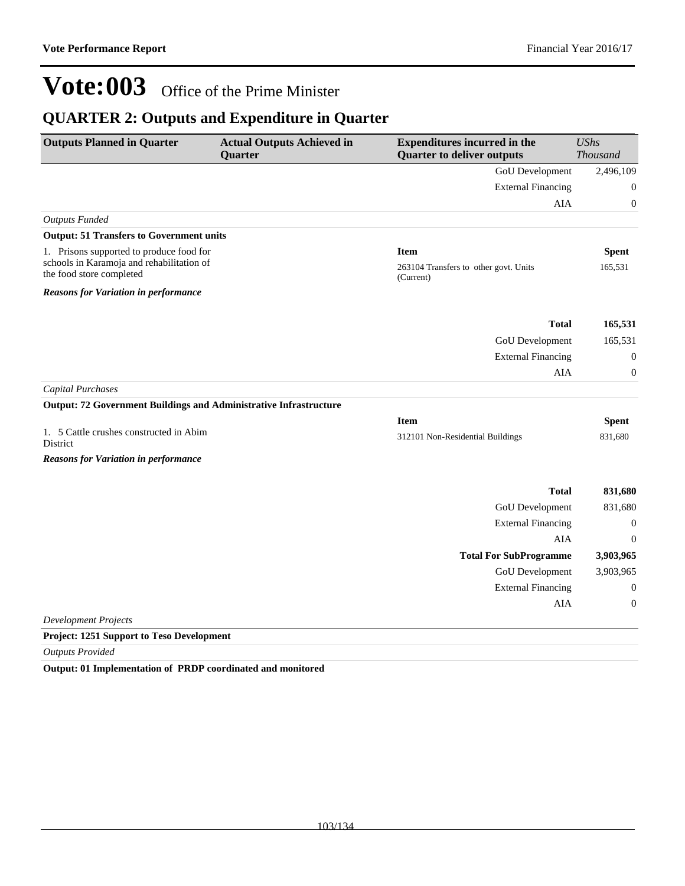# Vote:003 Office of the Prime Minister

## QUARTER 2: Outputs and Expenditure in Quarter

| Outputs Planned in Quarter | Actual Outputs Achieved in Quarter | Expenditures incurred in the Quarter to deliver outputs | *UShs Thousand* |
|---|---|---|---|
| | | GoU Development | 2,496,109 |
| | | External Financing | 0 |
| | | AIA | 0 |

*Outputs Funded*

**Output: 51 Transfers to Government units**

| Outputs Planned in Quarter | Actual Outputs Achieved in Quarter | Item | Spent |
|---|---|---|---|
| 1. Prisons supported to produce food for schools in Karamoja and rehabilitation of the food store completed | | 263104 Transfers to other govt. Units (Current) | 165,531 |

***Reasons for Variation in performance***

| | |
|---|---|
| **Total** | **165,531** |
| GoU Development | 165,531 |
| External Financing | 0 |
| AIA | 0 |

*Capital Purchases*

**Output: 72 Government Buildings and Administrative Infrastructure**

| Outputs Planned in Quarter | Actual Outputs Achieved in Quarter | Item | Spent |
|---|---|---|---|
| 1. 5 Cattle crushes constructed in Abim District | | 312101 Non-Residential Buildings | 831,680 |

***Reasons for Variation in performance***

| | |
|---|---|
| **Total** | **831,680** |
| GoU Development | 831,680 |
| External Financing | 0 |
| AIA | 0 |
| **Total For SubProgramme** | **3,903,965** |
| GoU Development | 3,903,965 |
| External Financing | 0 |
| AIA | 0 |

*Development Projects*

**Project: 1251 Support to Teso Development**

*Outputs Provided*

**Output: 01 Implementation of PRDP coordinated and monitored**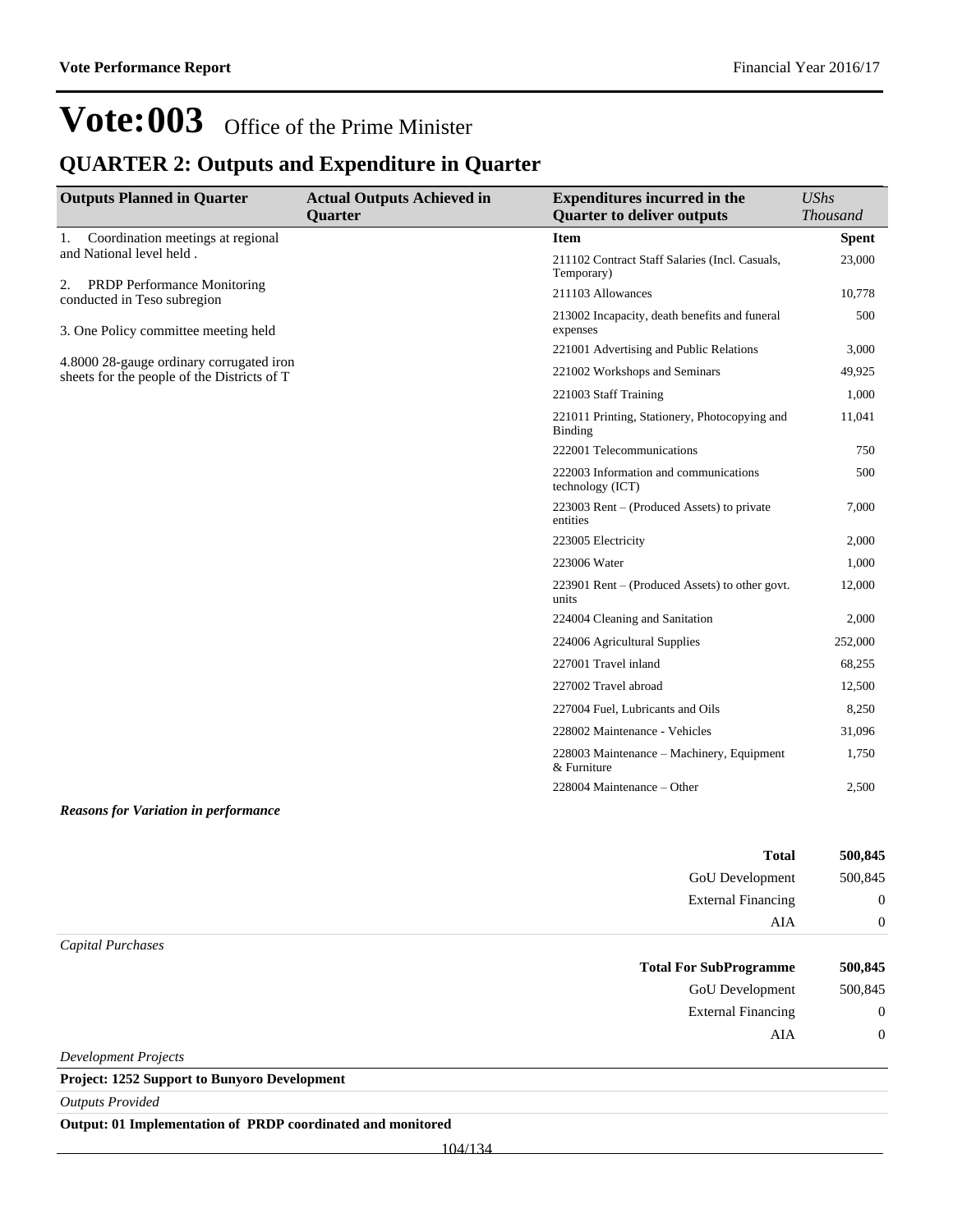# Vote:003 Office of the Prime Minister

## QUARTER 2: Outputs and Expenditure in Quarter

| Outputs Planned in Quarter | Actual Outputs Achieved in Quarter | Expenditures incurred in the Quarter to deliver outputs | *UShs Thousand* |
|---|---|---|---|
| 1. Coordination meetings at regional and National level held .<br><br>2. PRDP Performance Monitoring conducted in Teso subregion<br><br>3. One Policy committee meeting held<br><br>4.8000 28-gauge ordinary corrugated iron sheets for the people of the Districts of T | | **Item** | **Spent** |
| | | 211102 Contract Staff Salaries (Incl. Casuals, Temporary) | 23,000 |
| | | 211103 Allowances | 10,778 |
| | | 213002 Incapacity, death benefits and funeral expenses | 500 |
| | | 221001 Advertising and Public Relations | 3,000 |
| | | 221002 Workshops and Seminars | 49,925 |
| | | 221003 Staff Training | 1,000 |
| | | 221011 Printing, Stationery, Photocopying and Binding | 11,041 |
| | | 222001 Telecommunications | 750 |
| | | 222003 Information and communications technology (ICT) | 500 |
| | | 223003 Rent – (Produced Assets) to private entities | 7,000 |
| | | 223005 Electricity | 2,000 |
| | | 223006 Water | 1,000 |
| | | 223901 Rent – (Produced Assets) to other govt. units | 12,000 |
| | | 224004 Cleaning and Sanitation | 2,000 |
| | | 224006 Agricultural Supplies | 252,000 |
| | | 227001 Travel inland | 68,255 |
| | | 227002 Travel abroad | 12,500 |
| | | 227004 Fuel, Lubricants and Oils | 8,250 |
| | | 228002 Maintenance - Vehicles | 31,096 |
| | | 228003 Maintenance – Machinery, Equipment & Furniture | 1,750 |
| | | 228004 Maintenance – Other | 2,500 |

***Reasons for Variation in performance***

| | |
|---|---|
| **Total** | **500,845** |
| GoU Development | 500,845 |
| External Financing | 0 |
| AIA | 0 |

*Capital Purchases*

| | |
|---|---|
| **Total For SubProgramme** | **500,845** |
| GoU Development | 500,845 |
| External Financing | 0 |
| AIA | 0 |

*Development Projects*

**Project: 1252 Support to Bunyoro Development**

*Outputs Provided*

**Output: 01 Implementation of PRDP coordinated and monitored**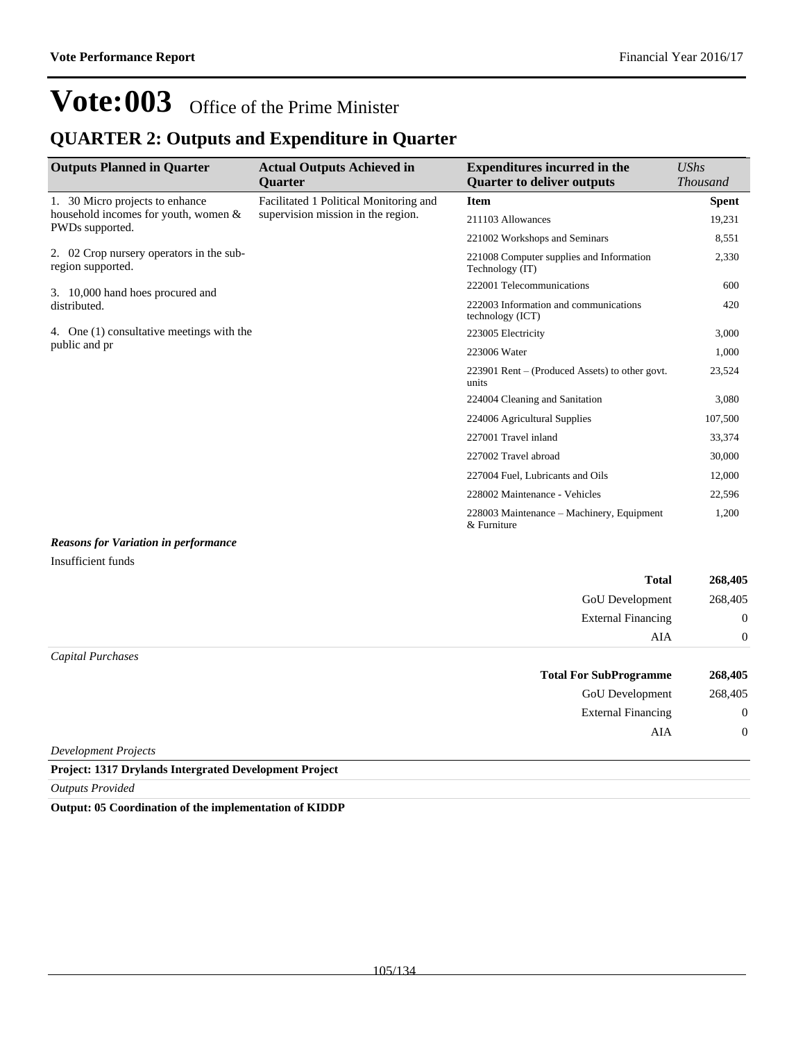# Vote:003 Office of the Prime Minister

## QUARTER 2: Outputs and Expenditure in Quarter

| Outputs Planned in Quarter | Actual Outputs Achieved in Quarter | Expenditures incurred in the Quarter to deliver outputs | *UShs Thousand* |
|---|---|---|---|
| 1. 30 Micro projects to enhance household incomes for youth, women & PWDs supported.<br><br>2. 02 Crop nursery operators in the sub-region supported.<br><br>3. 10,000 hand hoes procured and distributed.<br><br>4. One (1) consultative meetings with the public and pr | Facilitated 1 Political Monitoring and supervision mission in the region. | **Item** | **Spent** |
| | | 211103 Allowances | 19,231 |
| | | 221002 Workshops and Seminars | 8,551 |
| | | 221008 Computer supplies and Information Technology (IT) | 2,330 |
| | | 222001 Telecommunications | 600 |
| | | 222003 Information and communications technology (ICT) | 420 |
| | | 223005 Electricity | 3,000 |
| | | 223006 Water | 1,000 |
| | | 223901 Rent – (Produced Assets) to other govt. units | 23,524 |
| | | 224004 Cleaning and Sanitation | 3,080 |
| | | 224006 Agricultural Supplies | 107,500 |
| | | 227001 Travel inland | 33,374 |
| | | 227002 Travel abroad | 30,000 |
| | | 227004 Fuel, Lubricants and Oils | 12,000 |
| | | 228002 Maintenance - Vehicles | 22,596 |
| | | 228003 Maintenance – Machinery, Equipment & Furniture | 1,200 |

***Reasons for Variation in performance***

Insufficient funds

| | |
|---|---|
| **Total** | **268,405** |
| GoU Development | 268,405 |
| External Financing | 0 |
| AIA | 0 |

*Capital Purchases*

| | |
|---|---|
| **Total For SubProgramme** | **268,405** |
| GoU Development | 268,405 |
| External Financing | 0 |
| AIA | 0 |

*Development Projects*

**Project: 1317 Drylands Intergrated Development Project**

*Outputs Provided*

**Output: 05 Coordination of the implementation of KIDDP**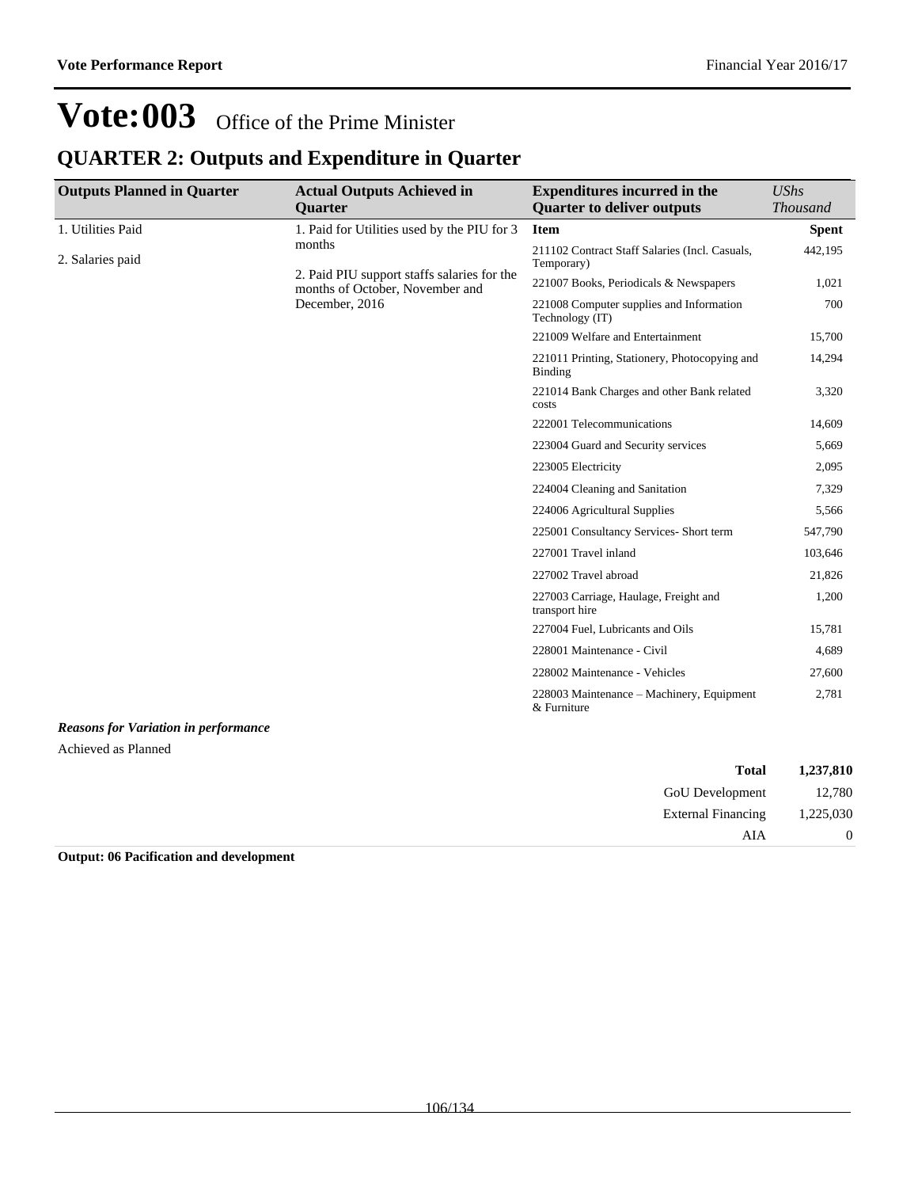# Vote:003 Office of the Prime Minister

## QUARTER 2: Outputs and Expenditure in Quarter

| Outputs Planned in Quarter | Actual Outputs Achieved in Quarter | Expenditures incurred in the Quarter to deliver outputs | *UShs Thousand* |
|---|---|---|---|
| 1. Utilities Paid<br><br>2. Salaries paid | 1. Paid for Utilities used by the PIU for 3 months<br><br>2. Paid PIU support staffs salaries for the months of October, November and December, 2016 | **Item** | **Spent** |
| | | 211102 Contract Staff Salaries (Incl. Casuals, Temporary) | 442,195 |
| | | 221007 Books, Periodicals & Newspapers | 1,021 |
| | | 221008 Computer supplies and Information Technology (IT) | 700 |
| | | 221009 Welfare and Entertainment | 15,700 |
| | | 221011 Printing, Stationery, Photocopying and Binding | 14,294 |
| | | 221014 Bank Charges and other Bank related costs | 3,320 |
| | | 222001 Telecommunications | 14,609 |
| | | 223004 Guard and Security services | 5,669 |
| | | 223005 Electricity | 2,095 |
| | | 224004 Cleaning and Sanitation | 7,329 |
| | | 224006 Agricultural Supplies | 5,566 |
| | | 225001 Consultancy Services- Short term | 547,790 |
| | | 227001 Travel inland | 103,646 |
| | | 227002 Travel abroad | 21,826 |
| | | 227003 Carriage, Haulage, Freight and transport hire | 1,200 |
| | | 227004 Fuel, Lubricants and Oils | 15,781 |
| | | 228001 Maintenance - Civil | 4,689 |
| | | 228002 Maintenance - Vehicles | 27,600 |
| | | 228003 Maintenance – Machinery, Equipment & Furniture | 2,781 |

***Reasons for Variation in performance***

Achieved as Planned

| | |
|---|---|
| **Total** | **1,237,810** |
| GoU Development | 12,780 |
| External Financing | 1,225,030 |
| AIA | 0 |

**Output: 06 Pacification and development**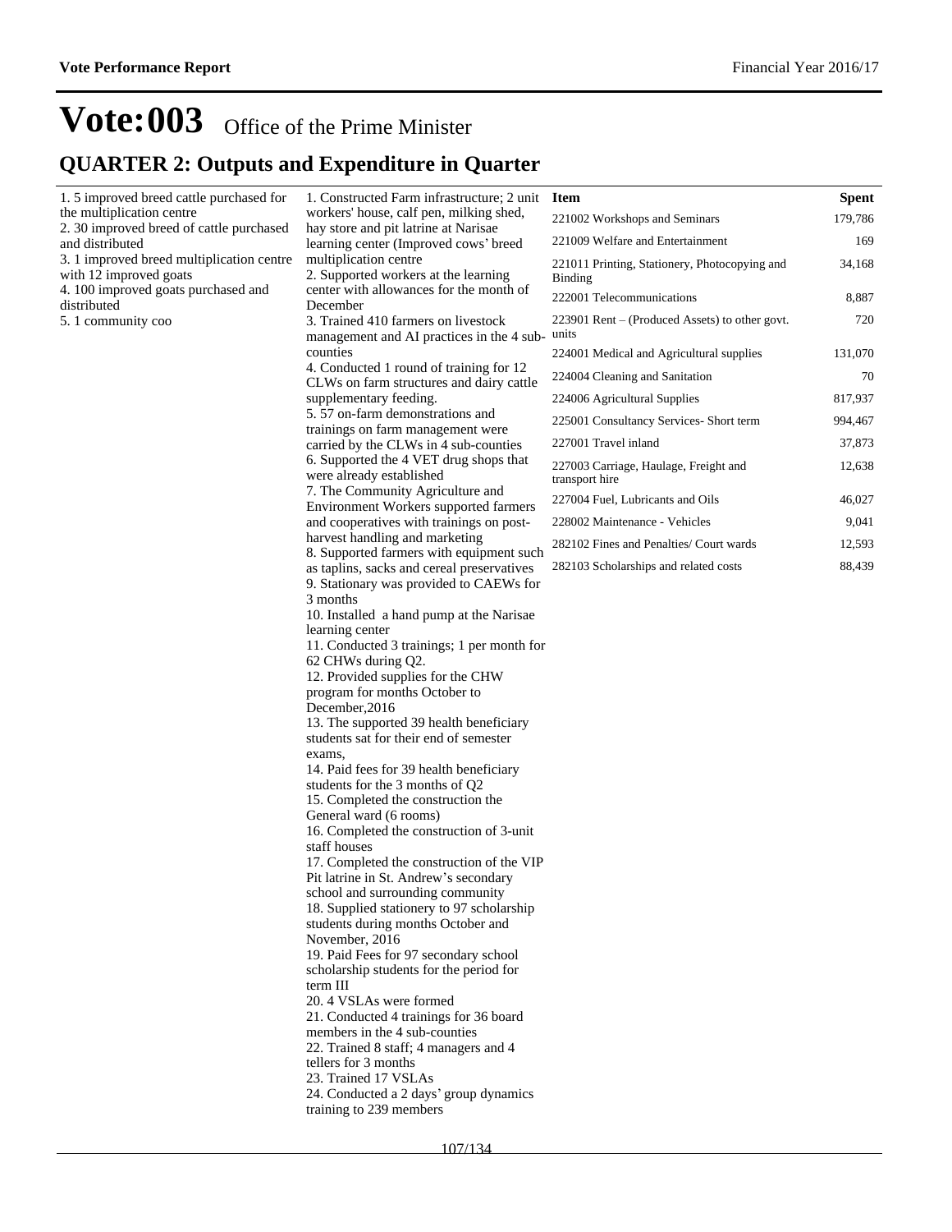# Vote:003 Office of the Prime Minister

## QUARTER 2: Outputs and Expenditure in Quarter

| | | | |
|---|---|---|---|
| 1. 5 improved breed cattle purchased for the multiplication centre<br>2. 30 improved breed of cattle purchased and distributed<br>3. 1 improved breed multiplication centre with 12 improved goats<br>4. 100 improved goats purchased and distributed<br>5. 1 community coo | 1. Constructed Farm infrastructure; 2 unit workers' house, calf pen, milking shed, hay store and pit latrine at Narisae learning center (Improved cows' breed multiplication centre<br>2. Supported workers at the learning center with allowances for the month of December<br>3. Trained 410 farmers on livestock management and AI practices in the 4 sub-counties<br>4. Conducted 1 round of training for 12 CLWs on farm structures and dairy cattle supplementary feeding.<br>5. 57 on-farm demonstrations and trainings on farm management were carried by the CLWs in 4 sub-counties<br>6. Supported the 4 VET drug shops that were already established<br>7. The Community Agriculture and Environment Workers supported farmers and cooperatives with trainings on post-harvest handling and marketing<br>8. Supported farmers with equipment such as taplins, sacks and cereal preservatives<br>9. Stationary was provided to CAEWs for 3 months<br>10. Installed a hand pump at the Narisae learning center<br>11. Conducted 3 trainings; 1 per month for 62 CHWs during Q2.<br>12. Provided supplies for the CHW program for months October to December,2016<br>13. The supported 39 health beneficiary students sat for their end of semester exams,<br>14. Paid fees for 39 health beneficiary students for the 3 months of Q2<br>15. Completed the construction the General ward (6 rooms)<br>16. Completed the construction of 3-unit staff houses<br>17. Completed the construction of the VIP Pit latrine in St. Andrew's secondary school and surrounding community<br>18. Supplied stationery to 97 scholarship students during months October and November, 2016<br>19. Paid Fees for 97 secondary school scholarship students for the period for term III<br>20. 4 VSLAs were formed<br>21. Conducted 4 trainings for 36 board members in the 4 sub-counties<br>22. Trained 8 staff; 4 managers and 4 tellers for 3 months<br>23. Trained 17 VSLAs<br>24. Conducted a 2 days' group dynamics training to 239 members | **Item** | **Spent** |
| | | 221002 Workshops and Seminars | 179,786 |
| | | 221009 Welfare and Entertainment | 169 |
| | | 221011 Printing, Stationery, Photocopying and Binding | 34,168 |
| | | 222001 Telecommunications | 8,887 |
| | | 223901 Rent – (Produced Assets) to other govt. units | 720 |
| | | 224001 Medical and Agricultural supplies | 131,070 |
| | | 224004 Cleaning and Sanitation | 70 |
| | | 224006 Agricultural Supplies | 817,937 |
| | | 225001 Consultancy Services- Short term | 994,467 |
| | | 227001 Travel inland | 37,873 |
| | | 227003 Carriage, Haulage, Freight and transport hire | 12,638 |
| | | 227004 Fuel, Lubricants and Oils | 46,027 |
| | | 228002 Maintenance - Vehicles | 9,041 |
| | | 282102 Fines and Penalties/ Court wards | 12,593 |
| | | 282103 Scholarships and related costs | 88,439 |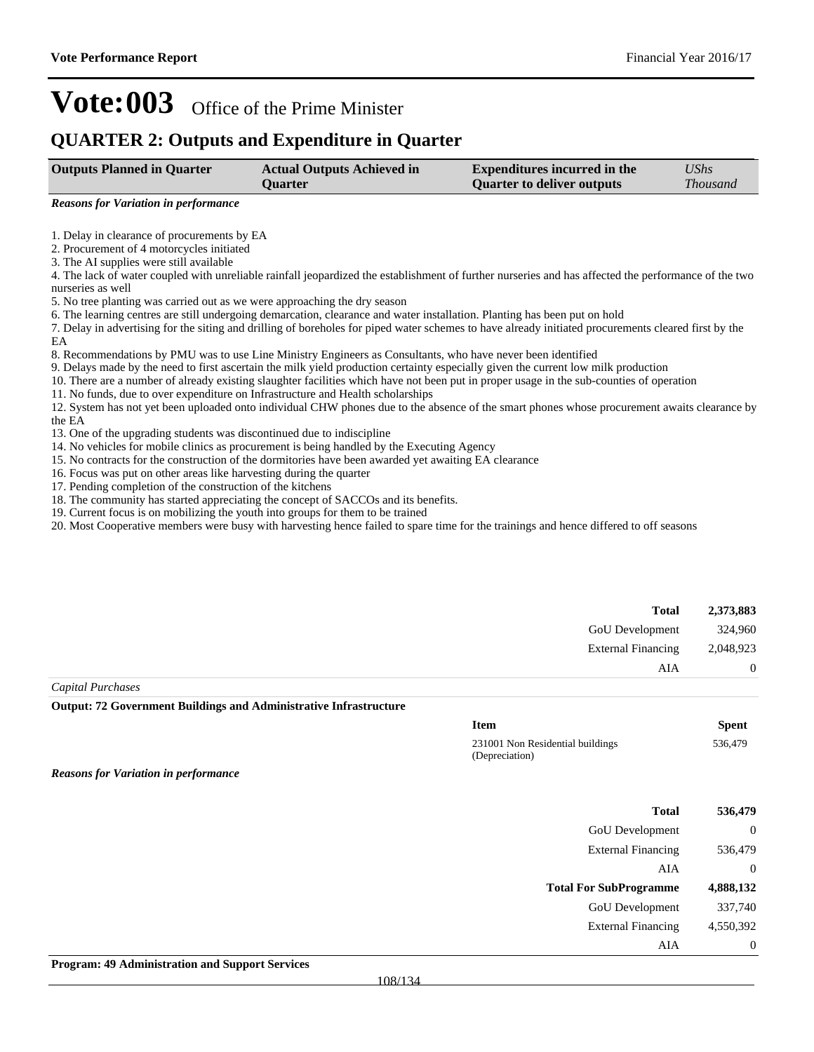# Vote:003 Office of the Prime Minister

## QUARTER 2: Outputs and Expenditure in Quarter

| Outputs Planned in Quarter | Actual Outputs Achieved in Quarter | Expenditures incurred in the Quarter to deliver outputs | *UShs Thousand* |
|---|---|---|---|

***Reasons for Variation in performance***

1. Delay in clearance of procurements by EA
2. Procurement of 4 motorcycles initiated
3. The AI supplies were still available
4. The lack of water coupled with unreliable rainfall jeopardized the establishment of further nurseries and has affected the performance of the two nurseries as well
5. No tree planting was carried out as we were approaching the dry season
6. The learning centres are still undergoing demarcation, clearance and water installation. Planting has been put on hold
7. Delay in advertising for the siting and drilling of boreholes for piped water schemes to have already initiated procurements cleared first by the EA
8. Recommendations by PMU was to use Line Ministry Engineers as Consultants, who have never been identified
9. Delays made by the need to first ascertain the milk yield production certainty especially given the current low milk production
10. There are a number of already existing slaughter facilities which have not been put in proper usage in the sub-counties of operation
11. No funds, due to over expenditure on Infrastructure and Health scholarships
12. System has not yet been uploaded onto individual CHW phones due to the absence of the smart phones whose procurement awaits clearance by the EA
13. One of the upgrading students was discontinued due to indiscipline
14. No vehicles for mobile clinics as procurement is being handled by the Executing Agency
15. No contracts for the construction of the dormitories have been awarded yet awaiting EA clearance
16. Focus was put on other areas like harvesting during the quarter
17. Pending completion of the construction of the kitchens
18. The community has started appreciating the concept of SACCOs and its benefits.
19. Current focus is on mobilizing the youth into groups for them to be trained
20. Most Cooperative members were busy with harvesting hence failed to spare time for the trainings and hence differed to off seasons

| | |
|---|---|
| **Total** | **2,373,883** |
| GoU Development | 324,960 |
| External Financing | 2,048,923 |
| AIA | 0 |

*Capital Purchases*

**Output: 72 Government Buildings and Administrative Infrastructure**

| Item | Spent |
|---|---|
| 231001 Non Residential buildings (Depreciation) | 536,479 |

***Reasons for Variation in performance***

| | |
|---|---|
| **Total** | **536,479** |
| GoU Development | 0 |
| External Financing | 536,479 |
| AIA | 0 |
| **Total For SubProgramme** | **4,888,132** |
| GoU Development | 337,740 |
| External Financing | 4,550,392 |
| AIA | 0 |

**Program: 49 Administration and Support Services**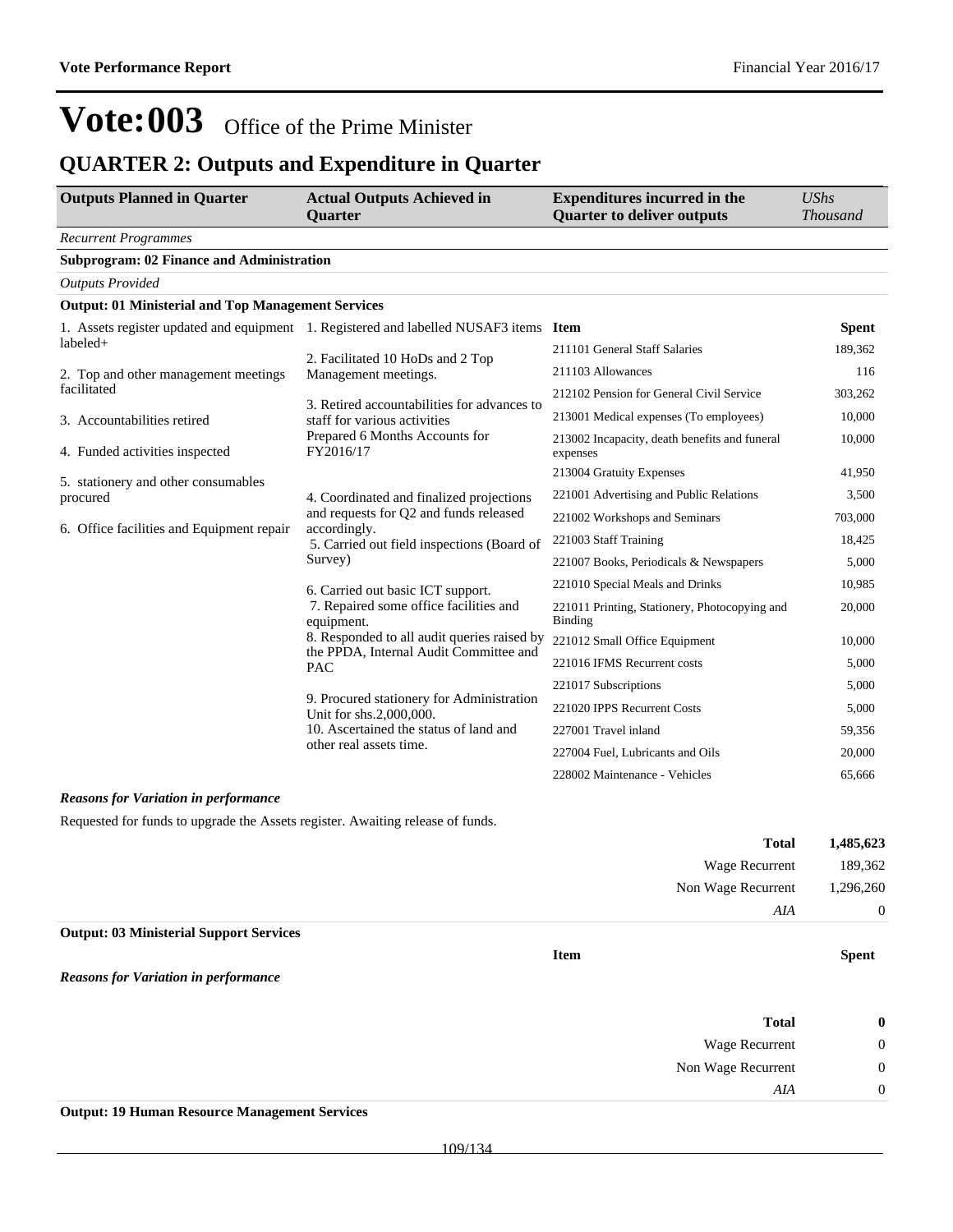# Vote:003 Office of the Prime Minister

## QUARTER 2: Outputs and Expenditure in Quarter

| Outputs Planned in Quarter | Actual Outputs Achieved in Quarter | Expenditures incurred in the Quarter to deliver outputs | *UShs Thousand* |
|---|---|---|---|

*Recurrent Programmes*

**Subprogram: 02 Finance and Administration**

*Outputs Provided*

**Output: 01 Ministerial and Top Management Services**

| Outputs Planned in Quarter | Actual Outputs Achieved in Quarter | Item | Spent |
|---|---|---|---|
| 1. Assets register updated and equipment labeled+<br><br>2. Top and other management meetings facilitated<br><br>3. Accountabilities retired<br><br>4. Funded activities inspected<br><br>5. stationery and other consumables procured<br><br>6. Office facilities and Equipment repair | 1. Registered and labelled NUSAF3 items<br><br>2. Facilitated 10 HoDs and 2 Top Management meetings.<br><br>3. Retired accountabilities for advances to staff for various activities<br>Prepared 6 Months Accounts for FY2016/17<br><br>4. Coordinated and finalized projections and requests for Q2 and funds released accordingly.<br>5. Carried out field inspections (Board of Survey)<br><br>6. Carried out basic ICT support.<br>7. Repaired some office facilities and equipment.<br>8. Responded to all audit queries raised by the PPDA, Internal Audit Committee and PAC<br><br>9. Procured stationery for Administration Unit for shs.2,000,000.<br>10. Ascertained the status of land and other real assets time. | 211101 General Staff Salaries | 189,362 |
| | | 211103 Allowances | 116 |
| | | 212102 Pension for General Civil Service | 303,262 |
| | | 213001 Medical expenses (To employees) | 10,000 |
| | | 213002 Incapacity, death benefits and funeral expenses | 10,000 |
| | | 213004 Gratuity Expenses | 41,950 |
| | | 221001 Advertising and Public Relations | 3,500 |
| | | 221002 Workshops and Seminars | 703,000 |
| | | 221003 Staff Training | 18,425 |
| | | 221007 Books, Periodicals & Newspapers | 5,000 |
| | | 221010 Special Meals and Drinks | 10,985 |
| | | 221011 Printing, Stationery, Photocopying and Binding | 20,000 |
| | | 221012 Small Office Equipment | 10,000 |
| | | 221016 IFMS Recurrent costs | 5,000 |
| | | 221017 Subscriptions | 5,000 |
| | | 221020 IPPS Recurrent Costs | 5,000 |
| | | 227001 Travel inland | 59,356 |
| | | 227004 Fuel, Lubricants and Oils | 20,000 |
| | | 228002 Maintenance - Vehicles | 65,666 |

***Reasons for Variation in performance***

Requested for funds to upgrade the Assets register. Awaiting release of funds.

| | |
|---|---|
| **Total** | **1,485,623** |
| Wage Recurrent | 189,362 |
| Non Wage Recurrent | 1,296,260 |
| *AIA* | 0 |

**Output: 03 Ministerial Support Services**

| Item | Spent |
|---|---|

***Reasons for Variation in performance***

| | |
|---|---|
| **Total** | **0** |
| Wage Recurrent | 0 |
| Non Wage Recurrent | 0 |
| *AIA* | 0 |

**Output: 19 Human Resource Management Services**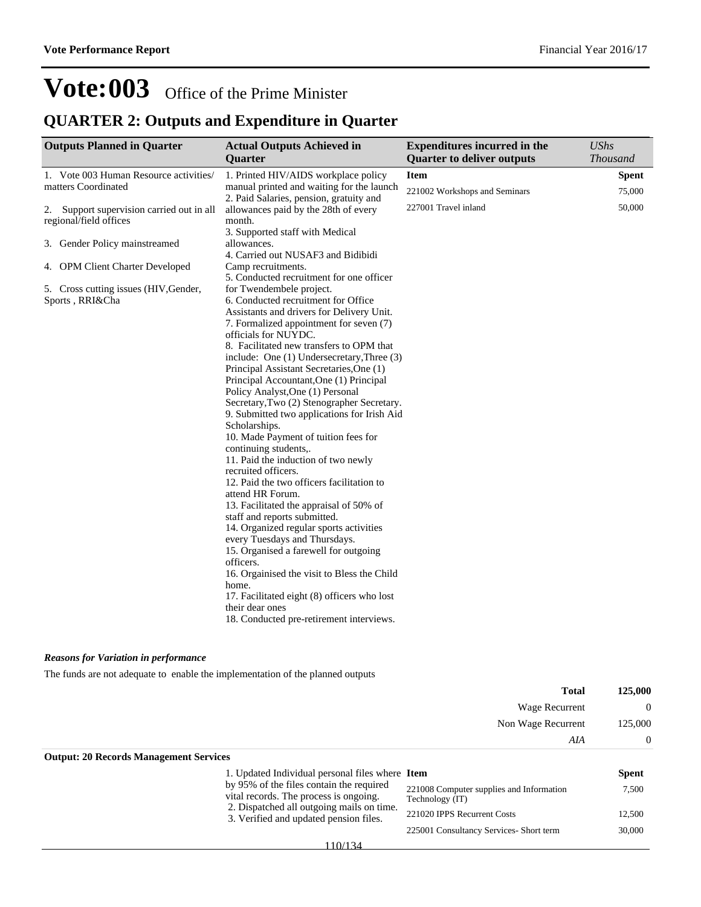# Vote:003 Office of the Prime Minister

## QUARTER 2: Outputs and Expenditure in Quarter

| Outputs Planned in Quarter | Actual Outputs Achieved in Quarter | Expenditures incurred in the Quarter to deliver outputs | *UShs Thousand* |
|---|---|---|---|
| 1. Vote 003 Human Resource activities/ matters Coordinated<br><br>2. Support supervision carried out in all regional/field offices<br><br>3. Gender Policy mainstreamed<br><br>4. OPM Client Charter Developed<br><br>5. Cross cutting issues (HIV,Gender, Sports , RRI&Cha | 1. Printed HIV/AIDS workplace policy manual printed and waiting for the launch<br>2. Paid Salaries, pension, gratuity and allowances paid by the 28th of every month.<br>3. Supported staff with Medical allowances.<br>4. Carried out NUSAF3 and Bidibidi Camp recruitments.<br>5. Conducted recruitment for one officer for Twendembele project.<br>6. Conducted recruitment for Office Assistants and drivers for Delivery Unit.<br>7. Formalized appointment for seven (7) officials for NUYDC.<br>8. Facilitated new transfers to OPM that include: One (1) Undersecretary,Three (3) Principal Assistant Secretaries,One (1) Principal Accountant,One (1) Principal Policy Analyst,One (1) Personal Secretary,Two (2) Stenographer Secretary.<br>9. Submitted two applications for Irish Aid Scholarships.<br>10. Made Payment of tuition fees for continuing students,.<br>11. Paid the induction of two newly recruited officers.<br>12. Paid the two officers facilitation to attend HR Forum.<br>13. Facilitated the appraisal of 50% of staff and reports submitted.<br>14. Organized regular sports activities every Tuesdays and Thursdays.<br>15. Organised a farewell for outgoing officers.<br>16. Orgainised the visit to Bless the Child home.<br>17. Facilitated eight (8) officers who lost their dear ones<br>18. Conducted pre-retirement interviews. | **Item** | **Spent** |
| | | 221002 Workshops and Seminars | 75,000 |
| | | 227001 Travel inland | 50,000 |

***Reasons for Variation in performance***

The funds are not adequate to enable the implementation of the planned outputs

| | |
|---|---|
| **Total** | **125,000** |
| Wage Recurrent | 0 |
| Non Wage Recurrent | 125,000 |
| *AIA* | 0 |

**Output: 20 Records Management Services**

| Outputs Planned in Quarter | Actual Outputs Achieved in Quarter | Item | Spent |
|---|---|---|---|
| | 1. Updated Individual personal files where by 95% of the files contain the required vital records. The process is ongoing.<br>2. Dispatched all outgoing mails on time.<br>3. Verified and updated pension files. | **Item** | **Spent** |
| | | 221008 Computer supplies and Information Technology (IT) | 7,500 |
| | | 221020 IPPS Recurrent Costs | 12,500 |
| | | 225001 Consultancy Services- Short term | 30,000 |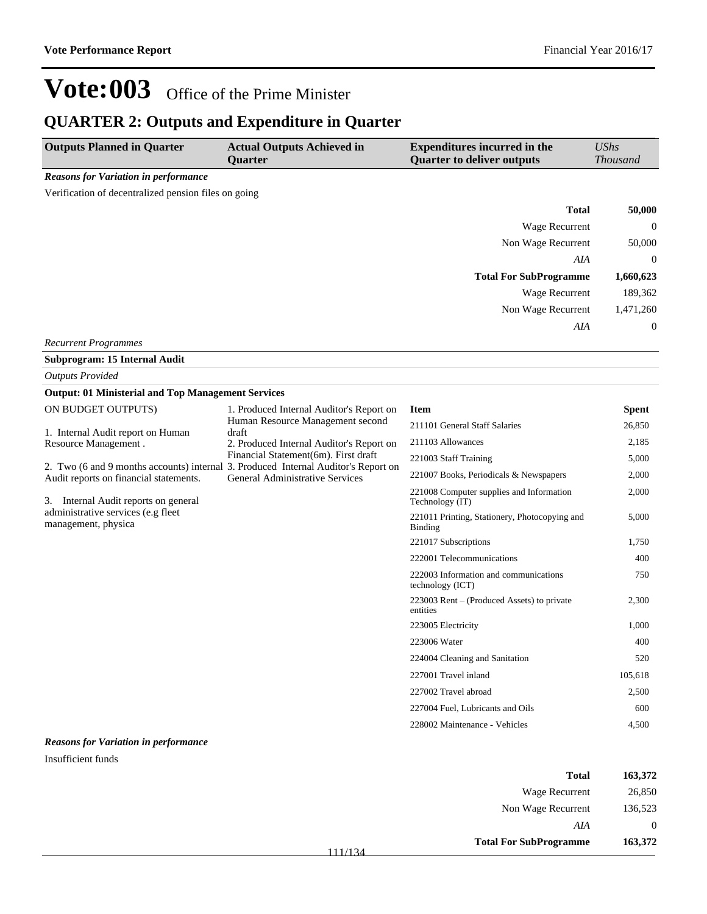# Vote:003 Office of the Prime Minister

## QUARTER 2: Outputs and Expenditure in Quarter

| Outputs Planned in Quarter | Actual Outputs Achieved in Quarter | Expenditures incurred in the Quarter to deliver outputs | UShs Thousand |
|---|---|---|---|

***Reasons for Variation in performance***

Verification of decentralized pension files on going

| | |
|---|---|
| **Total** | **50,000** |
| Wage Recurrent | 0 |
| Non Wage Recurrent | 50,000 |
| *AIA* | 0 |
| **Total For SubProgramme** | **1,660,623** |
| Wage Recurrent | 189,362 |
| Non Wage Recurrent | 1,471,260 |
| *AIA* | 0 |

*Recurrent Programmes*

**Subprogram: 15 Internal Audit**

*Outputs Provided*

**Output: 01 Ministerial and Top Management Services**

| Outputs Planned in Quarter | Actual Outputs Achieved in Quarter | Item | Spent |
|---|---|---|---|
| ON BUDGET OUTPUTS)<br><br>1. Internal Audit report on Human Resource Management .<br><br>2. Two (6 and 9 months accounts) internal Audit reports on financial statements.<br><br>3. Internal Audit reports on general administrative services (e.g fleet management, physica | 1. Produced Internal Auditor's Report on Human Resource Management second draft<br>2. Produced Internal Auditor's Report on Financial Statement(6m). First draft<br>3. Produced Internal Auditor's Report on General Administrative Services | 211101 General Staff Salaries | 26,850 |
| | | 211103 Allowances | 2,185 |
| | | 221003 Staff Training | 5,000 |
| | | 221007 Books, Periodicals & Newspapers | 2,000 |
| | | 221008 Computer supplies and Information Technology (IT) | 2,000 |
| | | 221011 Printing, Stationery, Photocopying and Binding | 5,000 |
| | | 221017 Subscriptions | 1,750 |
| | | 222001 Telecommunications | 400 |
| | | 222003 Information and communications technology (ICT) | 750 |
| | | 223003 Rent – (Produced Assets) to private entities | 2,300 |
| | | 223005 Electricity | 1,000 |
| | | 223006 Water | 400 |
| | | 224004 Cleaning and Sanitation | 520 |
| | | 227001 Travel inland | 105,618 |
| | | 227002 Travel abroad | 2,500 |
| | | 227004 Fuel, Lubricants and Oils | 600 |
| | | 228002 Maintenance - Vehicles | 4,500 |

***Reasons for Variation in performance***

Insufficient funds

| | |
|---|---|
| **Total** | **163,372** |
| Wage Recurrent | 26,850 |
| Non Wage Recurrent | 136,523 |
| *AIA* | 0 |
| **Total For SubProgramme** | **163,372** |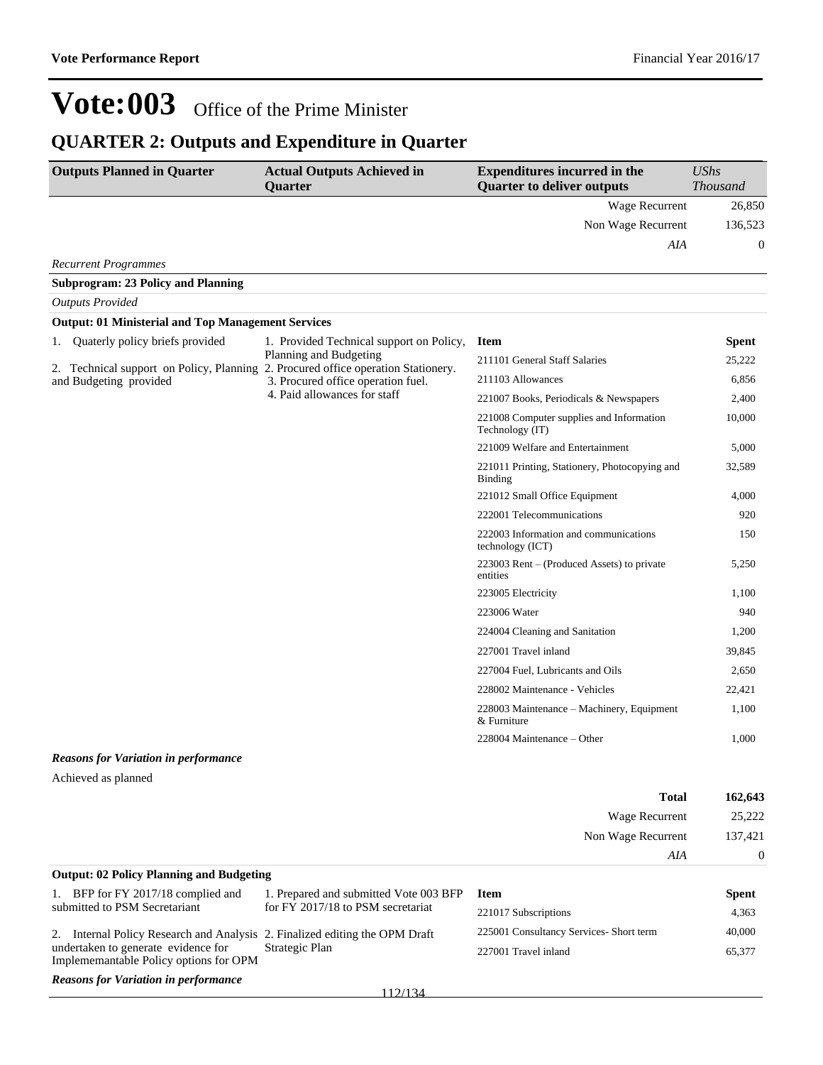# Vote:003 Office of the Prime Minister

## QUARTER 2: Outputs and Expenditure in Quarter

| Outputs Planned in Quarter | Actual Outputs Achieved in Quarter | Expenditures incurred in the Quarter to deliver outputs | UShs Thousand |
|---|---|---|---|
| | | Wage Recurrent | 26,850 |
| | | Non Wage Recurrent | 136,523 |
| | | *AIA* | 0 |

*Recurrent Programmes*

**Subprogram: 23 Policy and Planning**

*Outputs Provided*

**Output: 01 Ministerial and Top Management Services**

| Outputs Planned in Quarter | Actual Outputs Achieved in Quarter | Item | Spent |
|---|---|---|---|
| 1. Quaterly policy briefs provided<br>2. Technical support on Policy, Planning and Budgeting provided | 1. Provided Technical support on Policy, Planning and Budgeting<br>2. Procured office operation Stationery.<br>3. Procured office operation fuel.<br>4. Paid allowances for staff | 211101 General Staff Salaries | 25,222 |
| | | 211103 Allowances | 6,856 |
| | | 221007 Books, Periodicals & Newspapers | 2,400 |
| | | 221008 Computer supplies and Information Technology (IT) | 10,000 |
| | | 221009 Welfare and Entertainment | 5,000 |
| | | 221011 Printing, Stationery, Photocopying and Binding | 32,589 |
| | | 221012 Small Office Equipment | 4,000 |
| | | 222001 Telecommunications | 920 |
| | | 222003 Information and communications technology (ICT) | 150 |
| | | 223003 Rent – (Produced Assets) to private entities | 5,250 |
| | | 223005 Electricity | 1,100 |
| | | 223006 Water | 940 |
| | | 224004 Cleaning and Sanitation | 1,200 |
| | | 227001 Travel inland | 39,845 |
| | | 227004 Fuel, Lubricants and Oils | 2,650 |
| | | 228002 Maintenance - Vehicles | 22,421 |
| | | 228003 Maintenance – Machinery, Equipment & Furniture | 1,100 |
| | | 228004 Maintenance – Other | 1,000 |

***Reasons for Variation in performance***

Achieved as planned

| | |
|---|---|
| **Total** | **162,643** |
| Wage Recurrent | 25,222 |
| Non Wage Recurrent | 137,421 |
| *AIA* | 0 |

**Output: 02 Policy Planning and Budgeting**

| Outputs Planned in Quarter | Actual Outputs Achieved in Quarter | Item | Spent |
|---|---|---|---|
| 1. BFP for FY 2017/18 complied and submitted to PSM Secretariant<br>2. Internal Policy Research and Analysis undertaken to generate evidence for Implemementable Policy options for OPM | 1. Prepared and submitted Vote 003 BFP for FY 2017/18 to PSM secretariat<br>2. Finalized editing the OPM Draft Strategic Plan | 221017 Subscriptions | 4,363 |
| | | 225001 Consultancy Services- Short term | 40,000 |
| | | 227001 Travel inland | 65,377 |

***Reasons for Variation in performance***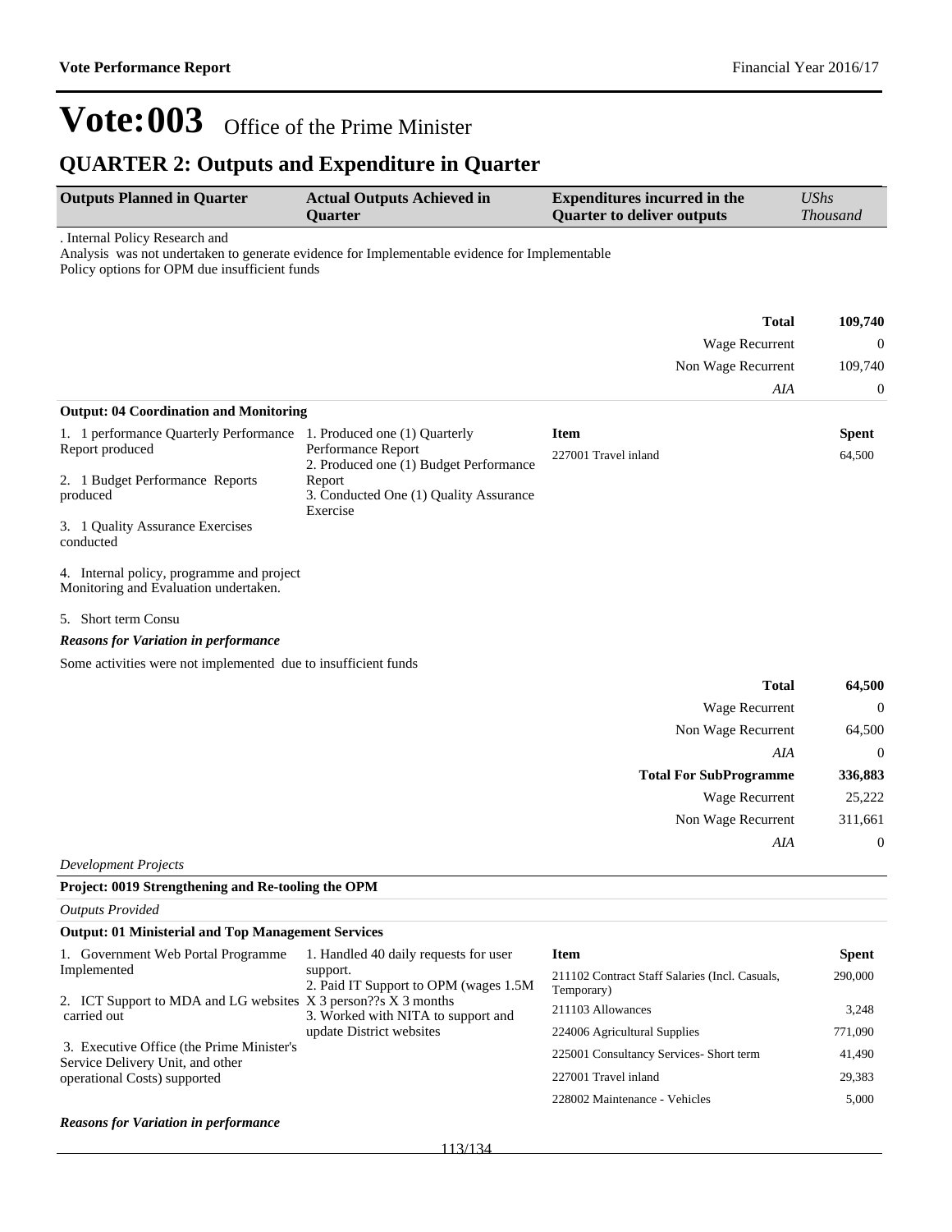# Vote:003 Office of the Prime Minister

## QUARTER 2: Outputs and Expenditure in Quarter

| Outputs Planned in Quarter | Actual Outputs Achieved in Quarter | Expenditures incurred in the Quarter to deliver outputs | *UShs Thousand* |
|---|---|---|---|

. Internal Policy Research and
Analysis was not undertaken to generate evidence for Implementable evidence for Implementable Policy options for OPM due insufficient funds

| | |
|---|---|
| **Total** | **109,740** |
| Wage Recurrent | 0 |
| Non Wage Recurrent | 109,740 |
| *AIA* | 0 |

**Output: 04 Coordination and Monitoring**

| Outputs Planned in Quarter | Actual Outputs Achieved in Quarter | Item | Spent |
|---|---|---|---|
| 1. 1 performance Quarterly Performance Report produced<br><br>2. 1 Budget Performance Reports produced<br><br>3. 1 Quality Assurance Exercises conducted<br><br>4. Internal policy, programme and project Monitoring and Evaluation undertaken.<br><br>5. Short term Consu | 1. Produced one (1) Quarterly Performance Report<br>2. Produced one (1) Budget Performance Report<br>3. Conducted One (1) Quality Assurance Exercise | 227001 Travel inland | 64,500 |

***Reasons for Variation in performance***

Some activities were not implemented due to insufficient funds

| | |
|---|---|
| **Total** | **64,500** |
| Wage Recurrent | 0 |
| Non Wage Recurrent | 64,500 |
| *AIA* | 0 |
| **Total For SubProgramme** | **336,883** |
| Wage Recurrent | 25,222 |
| Non Wage Recurrent | 311,661 |
| *AIA* | 0 |

*Development Projects*

**Project: 0019 Strengthening and Re-tooling the OPM**

*Outputs Provided*

**Output: 01 Ministerial and Top Management Services**

| Outputs Planned in Quarter | Actual Outputs Achieved in Quarter | Item | Spent |
|---|---|---|---|
| 1. Government Web Portal Programme Implemented<br><br>2. ICT Support to MDA and LG websites carried out<br><br>3. Executive Office (the Prime Minister's Service Delivery Unit, and other operational Costs) supported | 1. Handled 40 daily requests for user support.<br>2. Paid IT Support to OPM (wages 1.5M X 3 person??s X 3 months<br>3. Worked with NITA to support and update District websites | 211102 Contract Staff Salaries (Incl. Casuals, Temporary) | 290,000 |
| | | 211103 Allowances | 3,248 |
| | | 224006 Agricultural Supplies | 771,090 |
| | | 225001 Consultancy Services- Short term | 41,490 |
| | | 227001 Travel inland | 29,383 |
| | | 228002 Maintenance - Vehicles | 5,000 |

***Reasons for Variation in performance***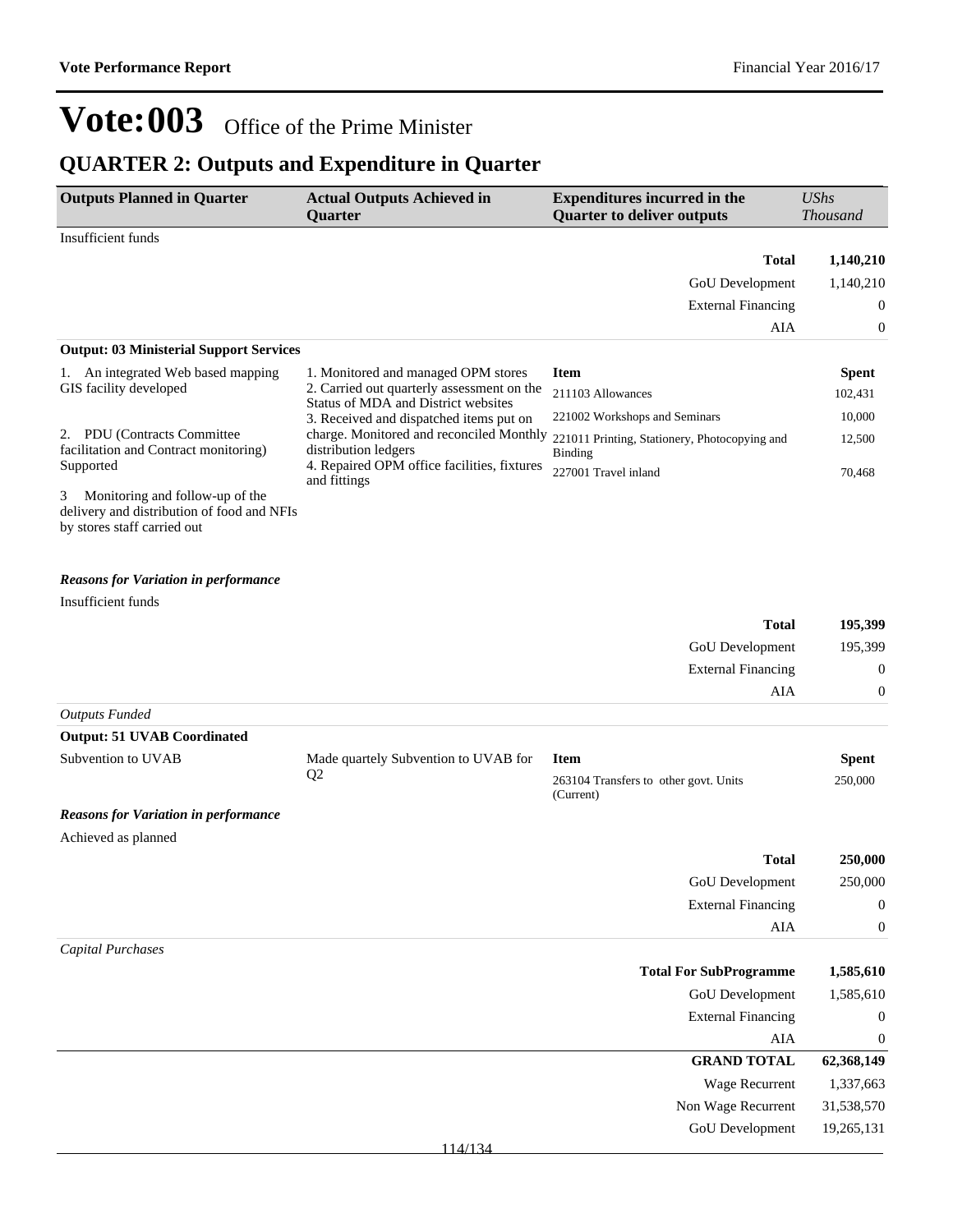# Vote:003 Office of the Prime Minister

## QUARTER 2: Outputs and Expenditure in Quarter

| Outputs Planned in Quarter | Actual Outputs Achieved in Quarter | Expenditures incurred in the Quarter to deliver outputs | *UShs Thousand* |
|---|---|---|---|

Insufficient funds

| | |
|---|---|
| **Total** | **1,140,210** |
| GoU Development | 1,140,210 |
| External Financing | 0 |
| AIA | 0 |

**Output: 03 Ministerial Support Services**

| Outputs Planned in Quarter | Actual Outputs Achieved in Quarter | Item | Spent |
|---|---|---|---|
| 1. An integrated Web based mapping GIS facility developed<br><br>2. PDU (Contracts Committee facilitation and Contract monitoring) Supported<br><br>3 Monitoring and follow-up of the delivery and distribution of food and NFIs by stores staff carried out | 1. Monitored and managed OPM stores<br>2. Carried out quarterly assessment on the Status of MDA and District websites<br>3. Received and dispatched items put on charge. Monitored and reconciled Monthly distribution ledgers<br>4. Repaired OPM office facilities, fixtures and fittings | 211103 Allowances | 102,431 |
| | | 221002 Workshops and Seminars | 10,000 |
| | | 221011 Printing, Stationery, Photocopying and Binding | 12,500 |
| | | 227001 Travel inland | 70,468 |

***Reasons for Variation in performance***

Insufficient funds

| | |
|---|---|
| **Total** | **195,399** |
| GoU Development | 195,399 |
| External Financing | 0 |
| AIA | 0 |

*Outputs Funded*

**Output: 51 UVAB Coordinated**

| Outputs Planned in Quarter | Actual Outputs Achieved in Quarter | Item | Spent |
|---|---|---|---|
| Subvention to UVAB | Made quartely Subvention to UVAB for Q2 | 263104 Transfers to other govt. Units (Current) | 250,000 |

***Reasons for Variation in performance***

Achieved as planned

| | |
|---|---|
| **Total** | **250,000** |
| GoU Development | 250,000 |
| External Financing | 0 |
| AIA | 0 |

*Capital Purchases*

| | |
|---|---|
| **Total For SubProgramme** | **1,585,610** |
| GoU Development | 1,585,610 |
| External Financing | 0 |
| AIA | 0 |
| **GRAND TOTAL** | **62,368,149** |
| Wage Recurrent | 1,337,663 |
| Non Wage Recurrent | 31,538,570 |
| GoU Development | 19,265,131 |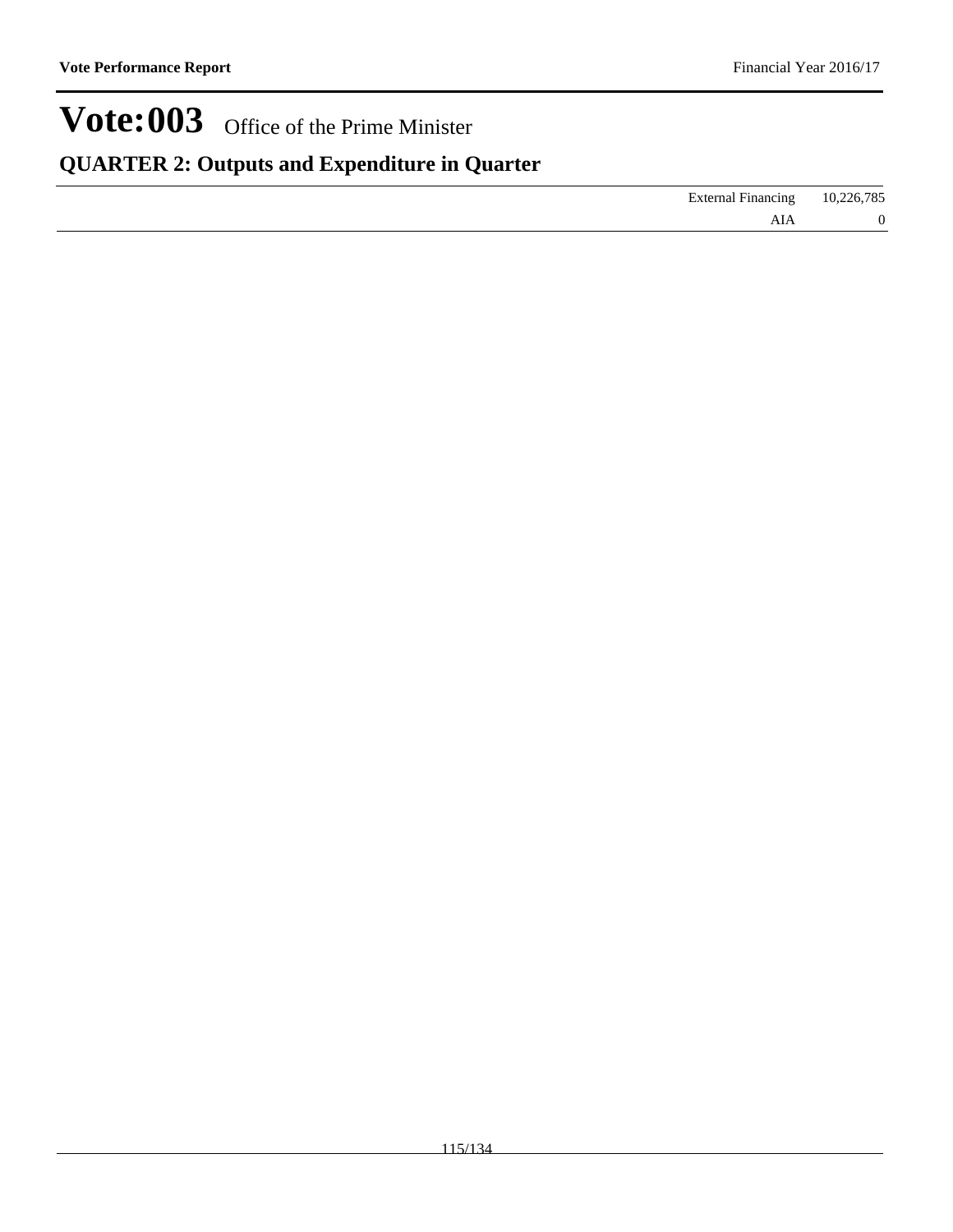# Vote:003 Office of the Prime Minister

## QUARTER 2: Outputs and Expenditure in Quarter

| | |
|---|---|
| External Financing | 10,226,785 |
| AIA | 0 |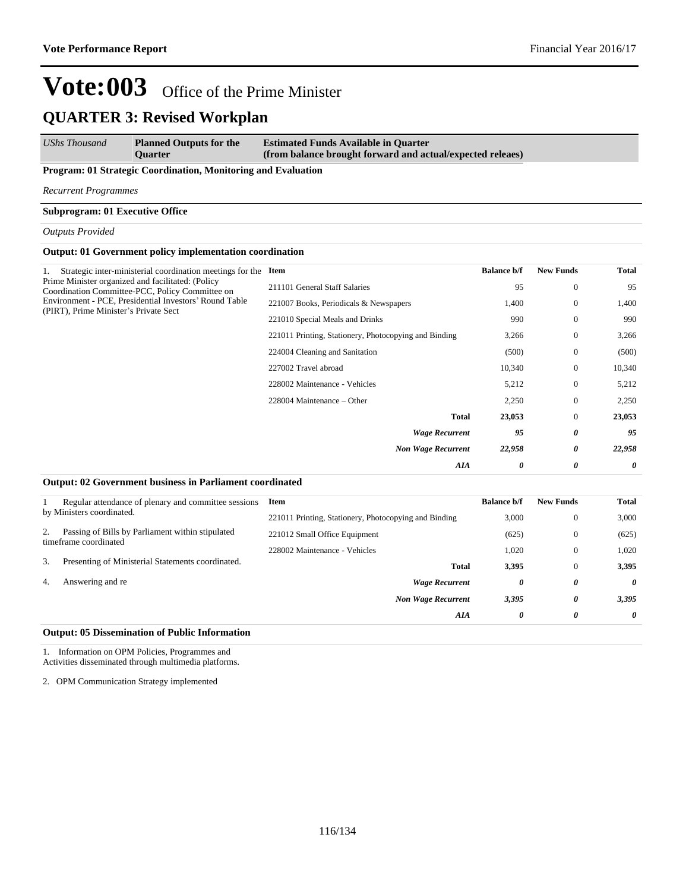# Vote:003 Office of the Prime Minister

## QUARTER 3: Revised Workplan

| *UShs Thousand* | **Planned Outputs for the Quarter** | **Estimated Funds Available in Quarter (from balance brought forward and actual/expected releaes)** |
|---|---|---|

**Program: 01 Strategic Coordination, Monitoring and Evaluation**

*Recurrent Programmes*

**Subprogram: 01 Executive Office**

*Outputs Provided*

**Output: 01 Government policy implementation coordination**

1. Strategic inter-ministerial coordination meetings for the Prime Minister organized and facilitated: (Policy Coordination Committee-PCC, Policy Committee on Environment - PCE, Presidential Investors' Round Table (PIRT), Prime Minister's Private Sect

| Item | Balance b/f | New Funds | Total |
|---|---|---|---|
| 211101 General Staff Salaries | 95 | 0 | 95 |
| 221007 Books, Periodicals & Newspapers | 1,400 | 0 | 1,400 |
| 221010 Special Meals and Drinks | 990 | 0 | 990 |
| 221011 Printing, Stationery, Photocopying and Binding | 3,266 | 0 | 3,266 |
| 224004 Cleaning and Sanitation | (500) | 0 | (500) |
| 227002 Travel abroad | 10,340 | 0 | 10,340 |
| 228002 Maintenance - Vehicles | 5,212 | 0 | 5,212 |
| 228004 Maintenance – Other | 2,250 | 0 | 2,250 |
| **Total** | **23,053** | 0 | **23,053** |
| ***Wage Recurrent*** | ***95*** | ***0*** | ***95*** |
| ***Non Wage Recurrent*** | ***22,958*** | ***0*** | ***22,958*** |
| ***AIA*** | ***0*** | ***0*** | ***0*** |

**Output: 02 Government business in Parliament coordinated**

1 Regular attendance of plenary and committee sessions by Ministers coordinated.

2. Passing of Bills by Parliament within stipulated timeframe coordinated

3. Presenting of Ministerial Statements coordinated.

4. Answering and re

| Item | Balance b/f | New Funds | Total |
|---|---|---|---|
| 221011 Printing, Stationery, Photocopying and Binding | 3,000 | 0 | 3,000 |
| 221012 Small Office Equipment | (625) | 0 | (625) |
| 228002 Maintenance - Vehicles | 1,020 | 0 | 1,020 |
| **Total** | **3,395** | 0 | **3,395** |
| ***Wage Recurrent*** | ***0*** | ***0*** | ***0*** |
| ***Non Wage Recurrent*** | ***3,395*** | ***0*** | ***3,395*** |
| ***AIA*** | ***0*** | ***0*** | ***0*** |

**Output: 05 Dissemination of Public Information**

1. Information on OPM Policies, Programmes and Activities disseminated through multimedia platforms.

2. OPM Communication Strategy implemented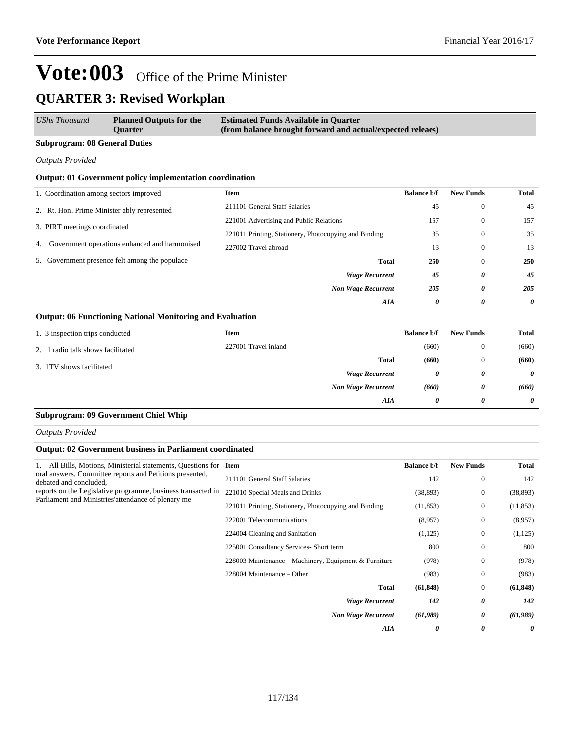# Vote:003 Office of the Prime Minister

## QUARTER 3: Revised Workplan

| *UShs Thousand* | **Planned Outputs for the Quarter** | **Estimated Funds Available in Quarter (from balance brought forward and actual/expected releaes)** |
|---|---|---|

**Subprogram: 08 General Duties**

*Outputs Provided*

**Output: 01 Government policy implementation coordination**

1. Coordination among sectors improved
2. Rt. Hon. Prime Minister ably represented
3. PIRT meetings coordinated
4. Government operations enhanced and harmonised
5. Government presence felt among the populace

| Item | Balance b/f | New Funds | Total |
|---|---|---|---|
| 211101 General Staff Salaries | 45 | 0 | 45 |
| 221001 Advertising and Public Relations | 157 | 0 | 157 |
| 221011 Printing, Stationery, Photocopying and Binding | 35 | 0 | 35 |
| 227002 Travel abroad | 13 | 0 | 13 |
| **Total** | **250** | 0 | **250** |
| ***Wage Recurrent*** | ***45*** | ***0*** | ***45*** |
| ***Non Wage Recurrent*** | ***205*** | ***0*** | ***205*** |
| ***AIA*** | ***0*** | ***0*** | ***0*** |

**Output: 06 Functioning National Monitoring and Evaluation**

1. 3 inspection trips conducted
2. 1 radio talk shows facilitated
3. 1TV shows facilitated

| Item | Balance b/f | New Funds | Total |
|---|---|---|---|
| 227001 Travel inland | (660) | 0 | (660) |
| **Total** | **(660)** | 0 | **(660)** |
| ***Wage Recurrent*** | ***0*** | ***0*** | ***0*** |
| ***Non Wage Recurrent*** | ***(660)*** | ***0*** | ***(660)*** |
| ***AIA*** | ***0*** | ***0*** | ***0*** |

**Subprogram: 09 Government Chief Whip**

*Outputs Provided*

**Output: 02 Government business in Parliament coordinated**

1. All Bills, Motions, Ministerial statements, Questions for oral answers, Committee reports and Petitions presented, debated and concluded,
reports on the Legislative programme, business transacted in Parliament and Ministries'attendance of plenary me

| Item | Balance b/f | New Funds | Total |
|---|---|---|---|
| 211101 General Staff Salaries | 142 | 0 | 142 |
| 221010 Special Meals and Drinks | (38,893) | 0 | (38,893) |
| 221011 Printing, Stationery, Photocopying and Binding | (11,853) | 0 | (11,853) |
| 222001 Telecommunications | (8,957) | 0 | (8,957) |
| 224004 Cleaning and Sanitation | (1,125) | 0 | (1,125) |
| 225001 Consultancy Services- Short term | 800 | 0 | 800 |
| 228003 Maintenance – Machinery, Equipment & Furniture | (978) | 0 | (978) |
| 228004 Maintenance – Other | (983) | 0 | (983) |
| **Total** | **(61,848)** | 0 | **(61,848)** |
| ***Wage Recurrent*** | ***142*** | ***0*** | ***142*** |
| ***Non Wage Recurrent*** | ***(61,989)*** | ***0*** | ***(61,989)*** |
| ***AIA*** | ***0*** | ***0*** | ***0*** |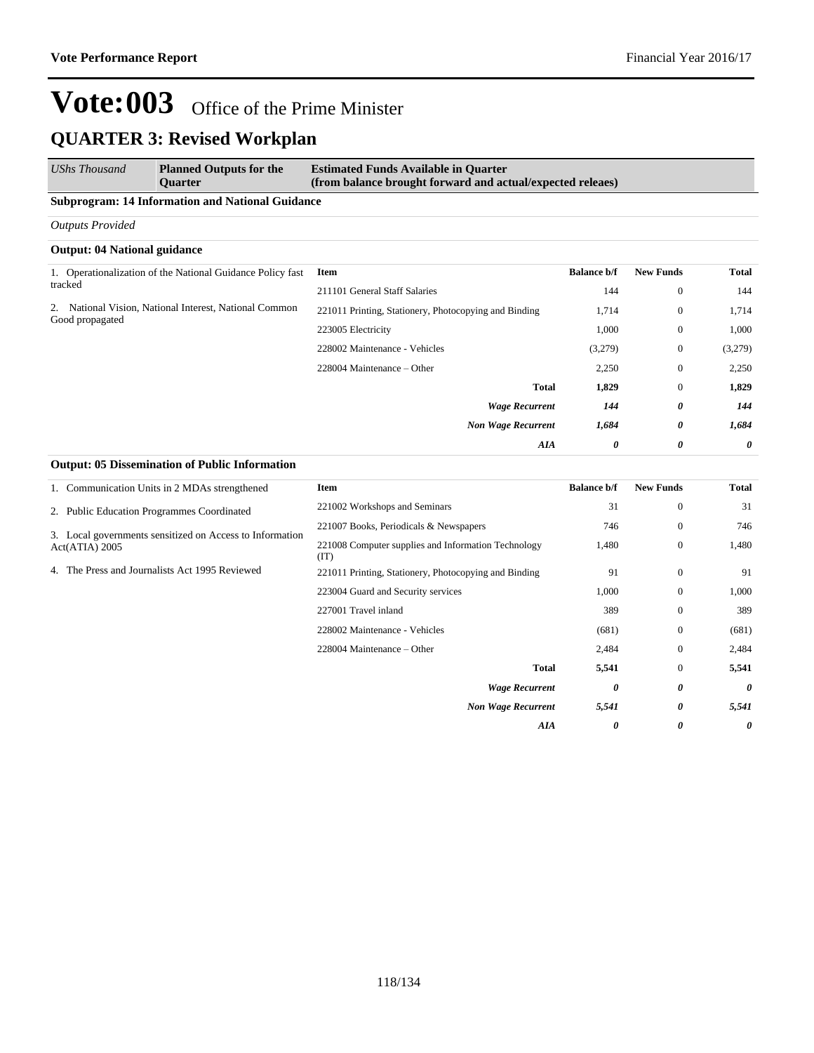# Vote:003 Office of the Prime Minister

## QUARTER 3: Revised Workplan

| *UShs Thousand* | **Planned Outputs for the Quarter** | **Estimated Funds Available in Quarter (from balance brought forward and actual/expected releaes)** |
|---|---|---|

**Subprogram: 14 Information and National Guidance**

*Outputs Provided*

**Output: 04 National guidance**

1. Operationalization of the National Guidance Policy fast tracked
2. National Vision, National Interest, National Common Good propagated

| Item | Balance b/f | New Funds | Total |
|---|---|---|---|
| 211101 General Staff Salaries | 144 | 0 | 144 |
| 221011 Printing, Stationery, Photocopying and Binding | 1,714 | 0 | 1,714 |
| 223005 Electricity | 1,000 | 0 | 1,000 |
| 228002 Maintenance - Vehicles | (3,279) | 0 | (3,279) |
| 228004 Maintenance – Other | 2,250 | 0 | 2,250 |
| **Total** | **1,829** | 0 | **1,829** |
| ***Wage Recurrent*** | ***144*** | ***0*** | ***144*** |
| ***Non Wage Recurrent*** | ***1,684*** | ***0*** | ***1,684*** |
| ***AIA*** | ***0*** | ***0*** | ***0*** |

**Output: 05 Dissemination of Public Information**

1. Communication Units in 2 MDAs strengthened
2. Public Education Programmes Coordinated
3. Local governments sensitized on Access to Information Act(ATIA) 2005
4. The Press and Journalists Act 1995 Reviewed

| Item | Balance b/f | New Funds | Total |
|---|---|---|---|
| 221002 Workshops and Seminars | 31 | 0 | 31 |
| 221007 Books, Periodicals & Newspapers | 746 | 0 | 746 |
| 221008 Computer supplies and Information Technology (IT) | 1,480 | 0 | 1,480 |
| 221011 Printing, Stationery, Photocopying and Binding | 91 | 0 | 91 |
| 223004 Guard and Security services | 1,000 | 0 | 1,000 |
| 227001 Travel inland | 389 | 0 | 389 |
| 228002 Maintenance - Vehicles | (681) | 0 | (681) |
| 228004 Maintenance – Other | 2,484 | 0 | 2,484 |
| **Total** | **5,541** | 0 | **5,541** |
| ***Wage Recurrent*** | ***0*** | ***0*** | ***0*** |
| ***Non Wage Recurrent*** | ***5,541*** | ***0*** | ***5,541*** |
| ***AIA*** | ***0*** | ***0*** | ***0*** |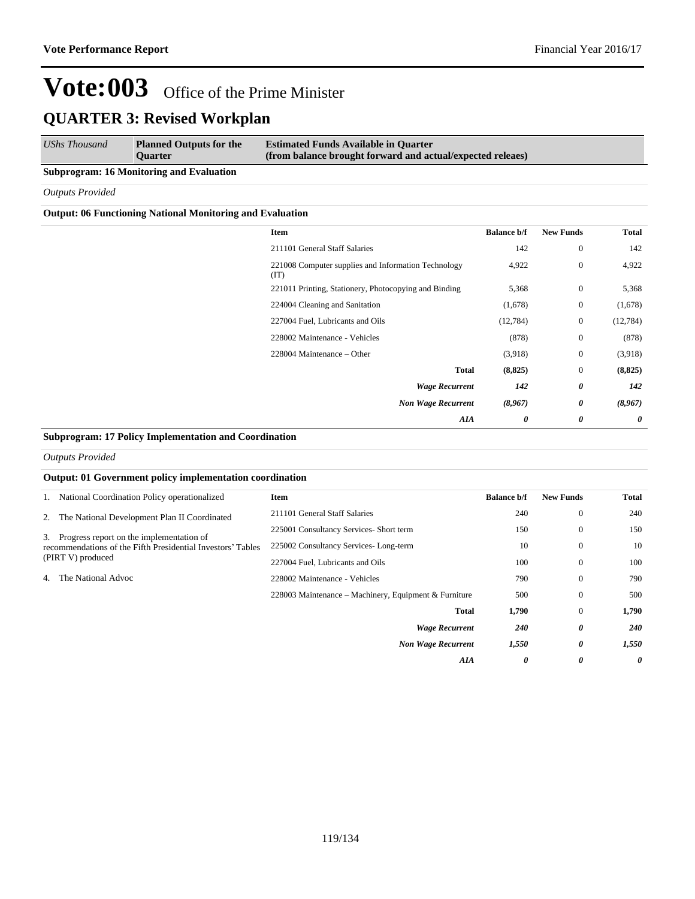# Vote:003 Office of the Prime Minister

## QUARTER 3: Revised Workplan

| *UShs Thousand* | **Planned Outputs for the Quarter** | **Estimated Funds Available in Quarter (from balance brought forward and actual/expected releaes)** |
|---|---|---|

**Subprogram: 16 Monitoring and Evaluation**

*Outputs Provided*

**Output: 06 Functioning National Monitoring and Evaluation**

| Item | Balance b/f | New Funds | Total |
|---|---|---|---|
| 211101 General Staff Salaries | 142 | 0 | 142 |
| 221008 Computer supplies and Information Technology (IT) | 4,922 | 0 | 4,922 |
| 221011 Printing, Stationery, Photocopying and Binding | 5,368 | 0 | 5,368 |
| 224004 Cleaning and Sanitation | (1,678) | 0 | (1,678) |
| 227004 Fuel, Lubricants and Oils | (12,784) | 0 | (12,784) |
| 228002 Maintenance - Vehicles | (878) | 0 | (878) |
| 228004 Maintenance – Other | (3,918) | 0 | (3,918) |
| **Total** | **(8,825)** | 0 | **(8,825)** |
| ***Wage Recurrent*** | ***142*** | ***0*** | ***142*** |
| ***Non Wage Recurrent*** | ***(8,967)*** | ***0*** | ***(8,967)*** |
| ***AIA*** | ***0*** | ***0*** | ***0*** |

**Subprogram: 17 Policy Implementation and Coordination**

*Outputs Provided*

**Output: 01 Government policy implementation coordination**

1. National Coordination Policy operationalized
2. The National Development Plan II Coordinated
3. Progress report on the implementation of recommendations of the Fifth Presidential Investors' Tables (PIRT V) produced
4. The National Advoc

| Item | Balance b/f | New Funds | Total |
|---|---|---|---|
| 211101 General Staff Salaries | 240 | 0 | 240 |
| 225001 Consultancy Services- Short term | 150 | 0 | 150 |
| 225002 Consultancy Services- Long-term | 10 | 0 | 10 |
| 227004 Fuel, Lubricants and Oils | 100 | 0 | 100 |
| 228002 Maintenance - Vehicles | 790 | 0 | 790 |
| 228003 Maintenance – Machinery, Equipment & Furniture | 500 | 0 | 500 |
| **Total** | **1,790** | 0 | **1,790** |
| ***Wage Recurrent*** | ***240*** | ***0*** | ***240*** |
| ***Non Wage Recurrent*** | ***1,550*** | ***0*** | ***1,550*** |
| ***AIA*** | ***0*** | ***0*** | ***0*** |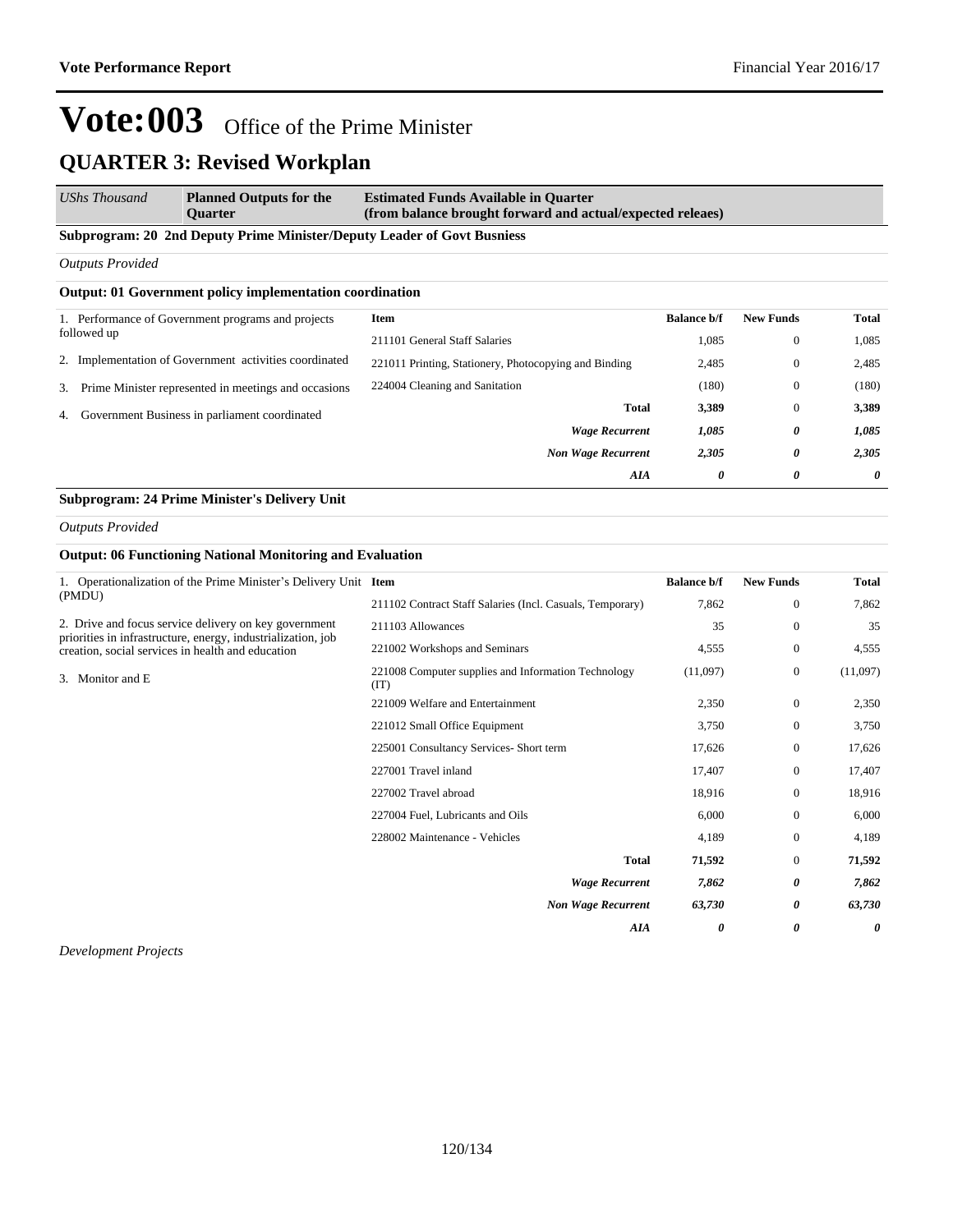# Vote:003 Office of the Prime Minister

## QUARTER 3: Revised Workplan

| *UShs Thousand* | **Planned Outputs for the Quarter** | **Estimated Funds Available in Quarter (from balance brought forward and actual/expected releaes)** |
|---|---|---|

**Subprogram: 20 2nd Deputy Prime Minister/Deputy Leader of Govt Busniess**

*Outputs Provided*

**Output: 01 Government policy implementation coordination**

1. Performance of Government programs and projects followed up
2. Implementation of Government activities coordinated
3. Prime Minister represented in meetings and occasions
4. Government Business in parliament coordinated

| Item | Balance b/f | New Funds | Total |
|---|---|---|---|
| 211101 General Staff Salaries | 1,085 | 0 | 1,085 |
| 221011 Printing, Stationery, Photocopying and Binding | 2,485 | 0 | 2,485 |
| 224004 Cleaning and Sanitation | (180) | 0 | (180) |
| **Total** | **3,389** | 0 | **3,389** |
| ***Wage Recurrent*** | ***1,085*** | ***0*** | ***1,085*** |
| ***Non Wage Recurrent*** | ***2,305*** | ***0*** | ***2,305*** |
| ***AIA*** | ***0*** | ***0*** | ***0*** |

**Subprogram: 24 Prime Minister's Delivery Unit**

*Outputs Provided*

**Output: 06 Functioning National Monitoring and Evaluation**

1. Operationalization of the Prime Minister's Delivery Unit (PMDU)
2. Drive and focus service delivery on key government priorities in infrastructure, energy, industrialization, job creation, social services in health and education
3. Monitor and E

| Item | Balance b/f | New Funds | Total |
|---|---|---|---|
| 211102 Contract Staff Salaries (Incl. Casuals, Temporary) | 7,862 | 0 | 7,862 |
| 211103 Allowances | 35 | 0 | 35 |
| 221002 Workshops and Seminars | 4,555 | 0 | 4,555 |
| 221008 Computer supplies and Information Technology (IT) | (11,097) | 0 | (11,097) |
| 221009 Welfare and Entertainment | 2,350 | 0 | 2,350 |
| 221012 Small Office Equipment | 3,750 | 0 | 3,750 |
| 225001 Consultancy Services- Short term | 17,626 | 0 | 17,626 |
| 227001 Travel inland | 17,407 | 0 | 17,407 |
| 227002 Travel abroad | 18,916 | 0 | 18,916 |
| 227004 Fuel, Lubricants and Oils | 6,000 | 0 | 6,000 |
| 228002 Maintenance - Vehicles | 4,189 | 0 | 4,189 |
| **Total** | **71,592** | 0 | **71,592** |
| ***Wage Recurrent*** | ***7,862*** | ***0*** | ***7,862*** |
| ***Non Wage Recurrent*** | ***63,730*** | ***0*** | ***63,730*** |
| ***AIA*** | ***0*** | ***0*** | ***0*** |

*Development Projects*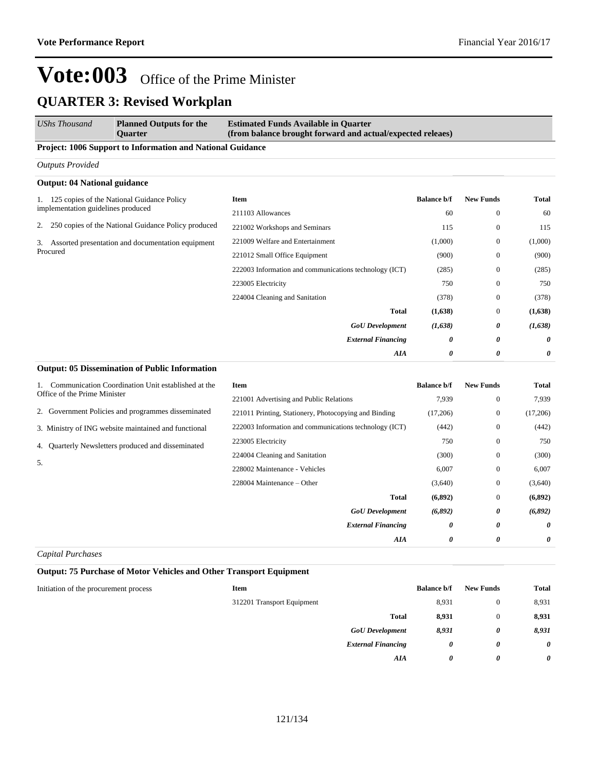# Vote:003 Office of the Prime Minister

## QUARTER 3: Revised Workplan

| *UShs Thousand* | **Planned Outputs for the Quarter** | **Estimated Funds Available in Quarter (from balance brought forward and actual/expected releaes)** |
|---|---|---|

### Project: 1006 Support to Information and National Guidance

*Outputs Provided*

#### Output: 04 National guidance

1. 125 copies of the National Guidance Policy implementation guidelines produced
2. 250 copies of the National Guidance Policy produced
3. Assorted presentation and documentation equipment Procured

| Item | Balance b/f | New Funds | Total |
|---|---|---|---|
| 211103 Allowances | 60 | 0 | 60 |
| 221002 Workshops and Seminars | 115 | 0 | 115 |
| 221009 Welfare and Entertainment | (1,000) | 0 | (1,000) |
| 221012 Small Office Equipment | (900) | 0 | (900) |
| 222003 Information and communications technology (ICT) | (285) | 0 | (285) |
| 223005 Electricity | 750 | 0 | 750 |
| 224004 Cleaning and Sanitation | (378) | 0 | (378) |
| **Total** | **(1,638)** | 0 | **(1,638)** |
| ***GoU Development*** | ***(1,638)*** | ***0*** | ***(1,638)*** |
| ***External Financing*** | ***0*** | ***0*** | ***0*** |
| ***AIA*** | ***0*** | ***0*** | ***0*** |

#### Output: 05 Dissemination of Public Information

1. Communication Coordination Unit established at the Office of the Prime Minister
2. Government Policies and programmes disseminated
3. Ministry of ING website maintained and functional
4. Quarterly Newsletters produced and disseminated
5.

| Item | Balance b/f | New Funds | Total |
|---|---|---|---|
| 221001 Advertising and Public Relations | 7,939 | 0 | 7,939 |
| 221011 Printing, Stationery, Photocopying and Binding | (17,206) | 0 | (17,206) |
| 222003 Information and communications technology (ICT) | (442) | 0 | (442) |
| 223005 Electricity | 750 | 0 | 750 |
| 224004 Cleaning and Sanitation | (300) | 0 | (300) |
| 228002 Maintenance - Vehicles | 6,007 | 0 | 6,007 |
| 228004 Maintenance – Other | (3,640) | 0 | (3,640) |
| **Total** | **(6,892)** | 0 | **(6,892)** |
| ***GoU Development*** | ***(6,892)*** | ***0*** | ***(6,892)*** |
| ***External Financing*** | ***0*** | ***0*** | ***0*** |
| ***AIA*** | ***0*** | ***0*** | ***0*** |

*Capital Purchases*

#### Output: 75 Purchase of Motor Vehicles and Other Transport Equipment

Initiation of the procurement process

| Item | Balance b/f | New Funds | Total |
|---|---|---|---|
| 312201 Transport Equipment | 8,931 | 0 | 8,931 |
| **Total** | **8,931** | 0 | **8,931** |
| ***GoU Development*** | ***8,931*** | ***0*** | ***8,931*** |
| ***External Financing*** | ***0*** | ***0*** | ***0*** |
| ***AIA*** | ***0*** | ***0*** | ***0*** |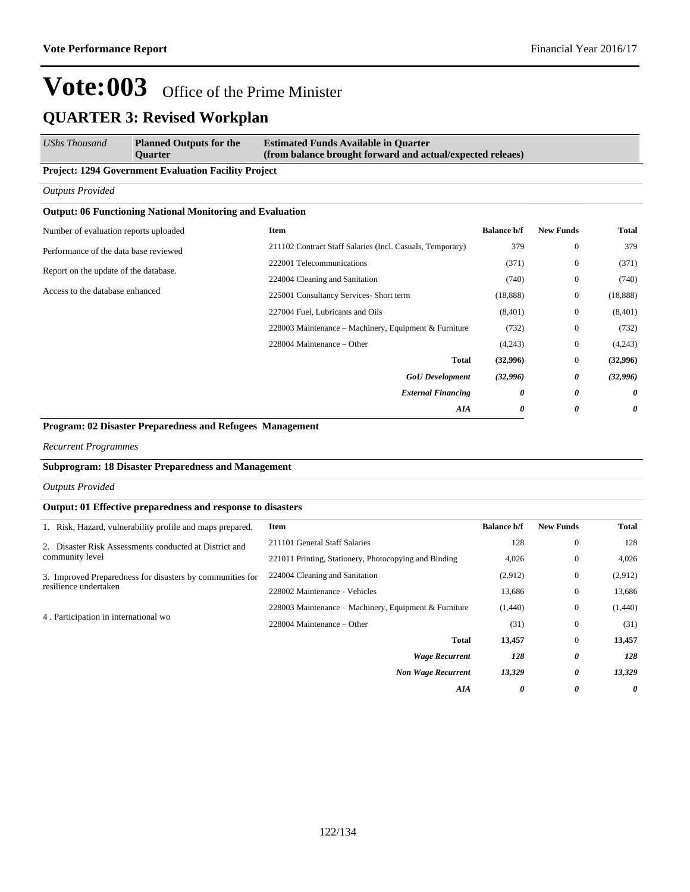# Vote:003 Office of the Prime Minister

## QUARTER 3: Revised Workplan

| *UShs Thousand* | **Planned Outputs for the Quarter** | **Estimated Funds Available in Quarter (from balance brought forward and actual/expected releaes)** |
|---|---|---|

**Project: 1294 Government Evaluation Facility Project**

*Outputs Provided*

**Output: 06 Functioning National Monitoring and Evaluation**

| Planned Outputs | Item | Balance b/f | New Funds | Total |
|---|---|---|---|---|
| Number of evaluation reports uploaded | 211102 Contract Staff Salaries (Incl. Casuals, Temporary) | 379 | 0 | 379 |
| Performance of the data base reviewed | 222001 Telecommunications | (371) | 0 | (371) |
| Report on the update of the database. | 224004 Cleaning and Sanitation | (740) | 0 | (740) |
| Access to the database enhanced | 225001 Consultancy Services- Short term | (18,888) | 0 | (18,888) |
| | 227004 Fuel, Lubricants and Oils | (8,401) | 0 | (8,401) |
| | 228003 Maintenance – Machinery, Equipment & Furniture | (732) | 0 | (732) |
| | 228004 Maintenance – Other | (4,243) | 0 | (4,243) |
| | **Total** | **(32,996)** | 0 | **(32,996)** |
| | ***GoU Development*** | ***(32,996)*** | ***0*** | ***(32,996)*** |
| | ***External Financing*** | ***0*** | ***0*** | ***0*** |
| | ***AIA*** | ***0*** | ***0*** | ***0*** |

**Program: 02 Disaster Preparedness and Refugees Management**

*Recurrent Programmes*

**Subprogram: 18 Disaster Preparedness and Management**

*Outputs Provided*

**Output: 01 Effective preparedness and response to disasters**

| Planned Outputs | Item | Balance b/f | New Funds | Total |
|---|---|---|---|---|
| 1. Risk, Hazard, vulnerability profile and maps prepared. | 211101 General Staff Salaries | 128 | 0 | 128 |
| 2. Disaster Risk Assessments conducted at District and community level | 221011 Printing, Stationery, Photocopying and Binding | 4,026 | 0 | 4,026 |
| 3. Improved Preparedness for disasters by communities for resilience undertaken | 224004 Cleaning and Sanitation | (2,912) | 0 | (2,912) |
| | 228002 Maintenance - Vehicles | 13,686 | 0 | 13,686 |
| 4 . Participation in international wo | 228003 Maintenance – Machinery, Equipment & Furniture | (1,440) | 0 | (1,440) |
| | 228004 Maintenance – Other | (31) | 0 | (31) |
| | **Total** | **13,457** | 0 | **13,457** |
| | ***Wage Recurrent*** | ***128*** | ***0*** | ***128*** |
| | ***Non Wage Recurrent*** | ***13,329*** | ***0*** | ***13,329*** |
| | ***AIA*** | ***0*** | ***0*** | ***0*** |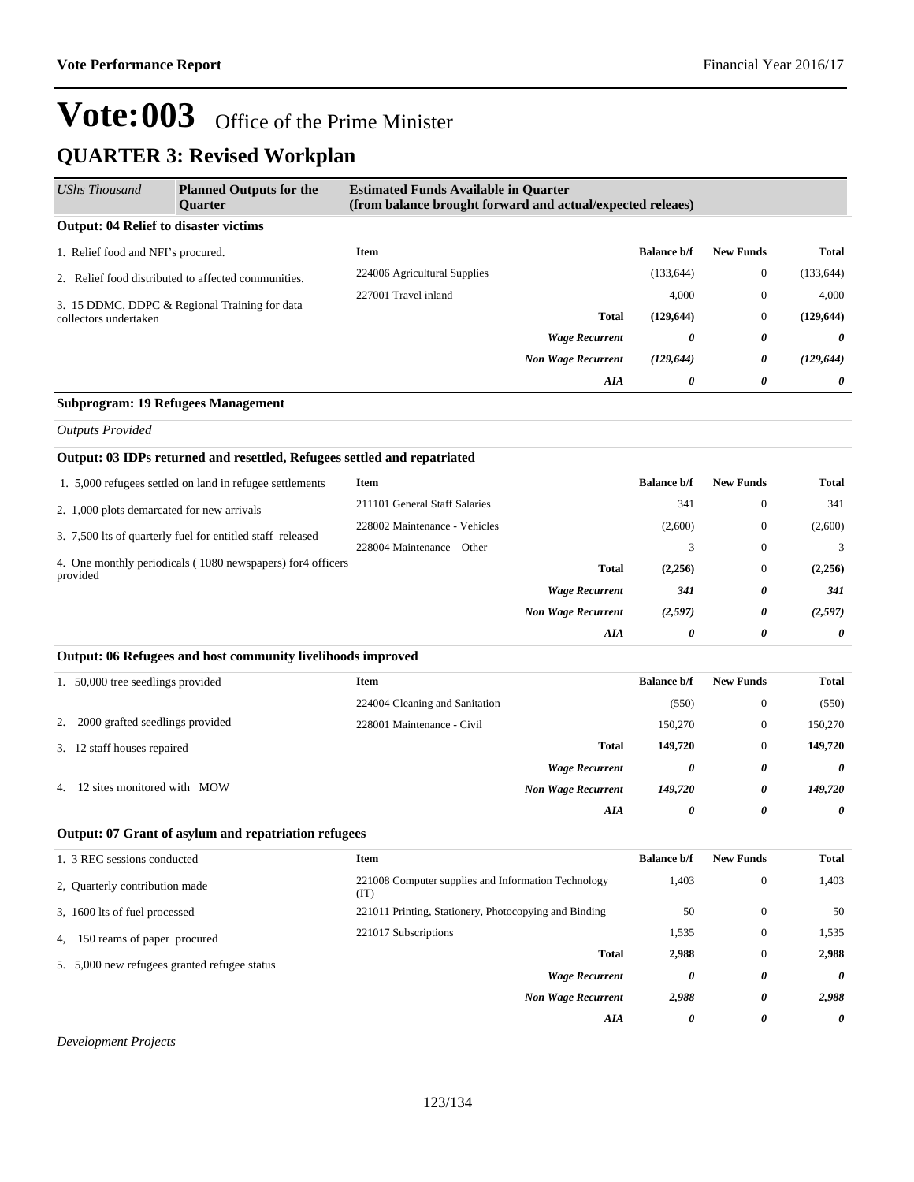# Vote:003 Office of the Prime Minister

## QUARTER 3: Revised Workplan

| *UShs Thousand* | **Planned Outputs for the Quarter** | **Estimated Funds Available in Quarter (from balance brought forward and actual/expected releaes)** | | | |
|---|---|---|---|---|---|

**Output: 04 Relief to disaster victims**

| Planned Outputs | Item | Balance b/f | New Funds | Total |
|---|---|---|---|---|
| 1. Relief food and NFI's procured. | 224006 Agricultural Supplies | (133,644) | 0 | (133,644) |
| 2. Relief food distributed to affected communities. | 227001 Travel inland | 4,000 | 0 | 4,000 |
| 3. 15 DDMC, DDPC & Regional Training for data collectors undertaken | **Total** | **(129,644)** | 0 | **(129,644)** |
| | ***Wage Recurrent*** | ***0*** | ***0*** | ***0*** |
| | ***Non Wage Recurrent*** | ***(129,644)*** | ***0*** | ***(129,644)*** |
| | ***AIA*** | ***0*** | ***0*** | ***0*** |

**Subprogram: 19 Refugees Management**

*Outputs Provided*

**Output: 03 IDPs returned and resettled, Refugees settled and repatriated**

| Planned Outputs | Item | Balance b/f | New Funds | Total |
|---|---|---|---|---|
| 1. 5,000 refugees settled on land in refugee settlements | 211101 General Staff Salaries | 341 | 0 | 341 |
| 2. 1,000 plots demarcated for new arrivals | 228002 Maintenance - Vehicles | (2,600) | 0 | (2,600) |
| 3. 7,500 lts of quarterly fuel for entitled staff released | 228004 Maintenance – Other | 3 | 0 | 3 |
| 4. One monthly periodicals ( 1080 newspapers) for4 officers provided | **Total** | **(2,256)** | 0 | **(2,256)** |
| | ***Wage Recurrent*** | ***341*** | ***0*** | ***341*** |
| | ***Non Wage Recurrent*** | ***(2,597)*** | ***0*** | ***(2,597)*** |
| | ***AIA*** | ***0*** | ***0*** | ***0*** |

**Output: 06 Refugees and host community livelihoods improved**

| Planned Outputs | Item | Balance b/f | New Funds | Total |
|---|---|---|---|---|
| 1. 50,000 tree seedlings provided | 224004 Cleaning and Sanitation | (550) | 0 | (550) |
| 2. 2000 grafted seedlings provided | 228001 Maintenance - Civil | 150,270 | 0 | 150,270 |
| 3. 12 staff houses repaired | **Total** | **149,720** | 0 | **149,720** |
| | ***Wage Recurrent*** | ***0*** | ***0*** | ***0*** |
| 4. 12 sites monitored with MOW | ***Non Wage Recurrent*** | ***149,720*** | ***0*** | ***149,720*** |
| | ***AIA*** | ***0*** | ***0*** | ***0*** |

**Output: 07 Grant of asylum and repatriation refugees**

| Planned Outputs | Item | Balance b/f | New Funds | Total |
|---|---|---|---|---|
| 1. 3 REC sessions conducted | 221008 Computer supplies and Information Technology (IT) | 1,403 | 0 | 1,403 |
| 2, Quarterly contribution made | 221011 Printing, Stationery, Photocopying and Binding | 50 | 0 | 50 |
| 3, 1600 lts of fuel processed | 221017 Subscriptions | 1,535 | 0 | 1,535 |
| 4, 150 reams of paper procured | **Total** | **2,988** | 0 | **2,988** |
| 5. 5,000 new refugees granted refugee status | ***Wage Recurrent*** | ***0*** | ***0*** | ***0*** |
| | ***Non Wage Recurrent*** | ***2,988*** | ***0*** | ***2,988*** |
| | ***AIA*** | ***0*** | ***0*** | ***0*** |

*Development Projects*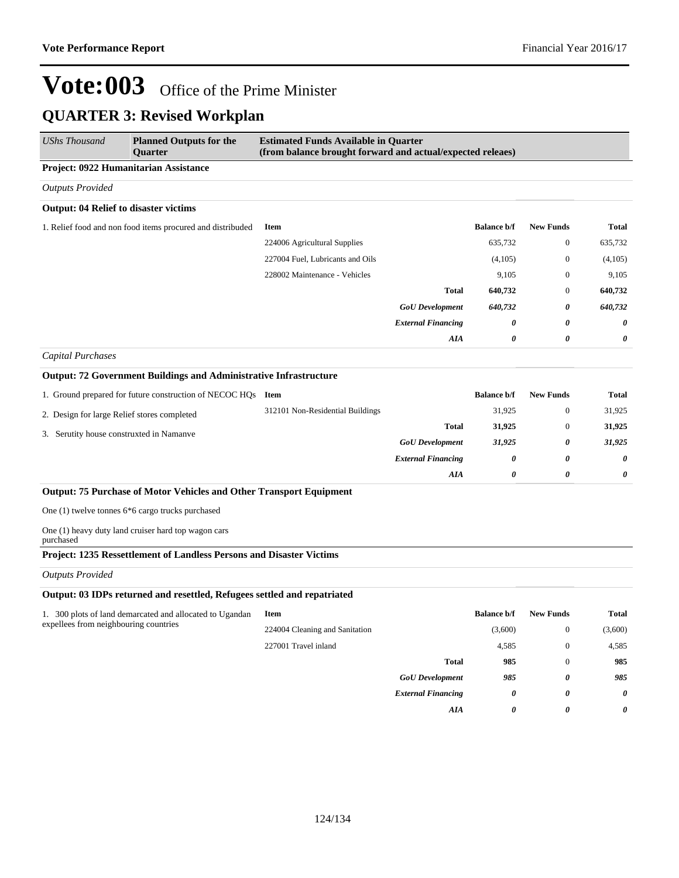# Vote:003 Office of the Prime Minister

## QUARTER 3: Revised Workplan

| *UShs Thousand* | **Planned Outputs for the Quarter** | **Estimated Funds Available in Quarter (from balance brought forward and actual/expected releaes)** | | | |
|---|---|---|---|---|---|

**Project: 0922 Humanitarian Assistance**

*Outputs Provided*

**Output: 04 Relief to disaster victims**

| Planned Outputs | Item | Balance b/f | New Funds | Total |
|---|---|---|---|---|
| 1. Relief food and non food items procured and distribuded | 224006 Agricultural Supplies | 635,732 | 0 | 635,732 |
| | 227004 Fuel, Lubricants and Oils | (4,105) | 0 | (4,105) |
| | 228002 Maintenance - Vehicles | 9,105 | 0 | 9,105 |
| | **Total** | **640,732** | 0 | **640,732** |
| | ***GoU Development*** | ***640,732*** | ***0*** | ***640,732*** |
| | ***External Financing*** | ***0*** | ***0*** | ***0*** |
| | ***AIA*** | ***0*** | ***0*** | ***0*** |

*Capital Purchases*

**Output: 72 Government Buildings and Administrative Infrastructure**

| Planned Outputs | Item | Balance b/f | New Funds | Total |
|---|---|---|---|---|
| 1. Ground prepared for future construction of NECOC HQs | 312101 Non-Residential Buildings | 31,925 | 0 | 31,925 |
| 2. Design for large Relief stores completed | **Total** | **31,925** | 0 | **31,925** |
| 3. Serutity house construxted in Namanve | ***GoU Development*** | ***31,925*** | ***0*** | ***31,925*** |
| | ***External Financing*** | ***0*** | ***0*** | ***0*** |
| | ***AIA*** | ***0*** | ***0*** | ***0*** |

**Output: 75 Purchase of Motor Vehicles and Other Transport Equipment**

One (1) twelve tonnes 6*6 cargo trucks purchased

One (1) heavy duty land cruiser hard top wagon cars purchased

**Project: 1235 Ressettlement of Landless Persons and Disaster Victims**

*Outputs Provided*

**Output: 03 IDPs returned and resettled, Refugees settled and repatriated**

| Planned Outputs | Item | Balance b/f | New Funds | Total |
|---|---|---|---|---|
| 1. 300 plots of land demarcated and allocated to Ugandan expellees from neighbouring countries | 224004 Cleaning and Sanitation | (3,600) | 0 | (3,600) |
| | 227001 Travel inland | 4,585 | 0 | 4,585 |
| | **Total** | **985** | 0 | **985** |
| | ***GoU Development*** | ***985*** | ***0*** | ***985*** |
| | ***External Financing*** | ***0*** | ***0*** | ***0*** |
| | ***AIA*** | ***0*** | ***0*** | ***0*** |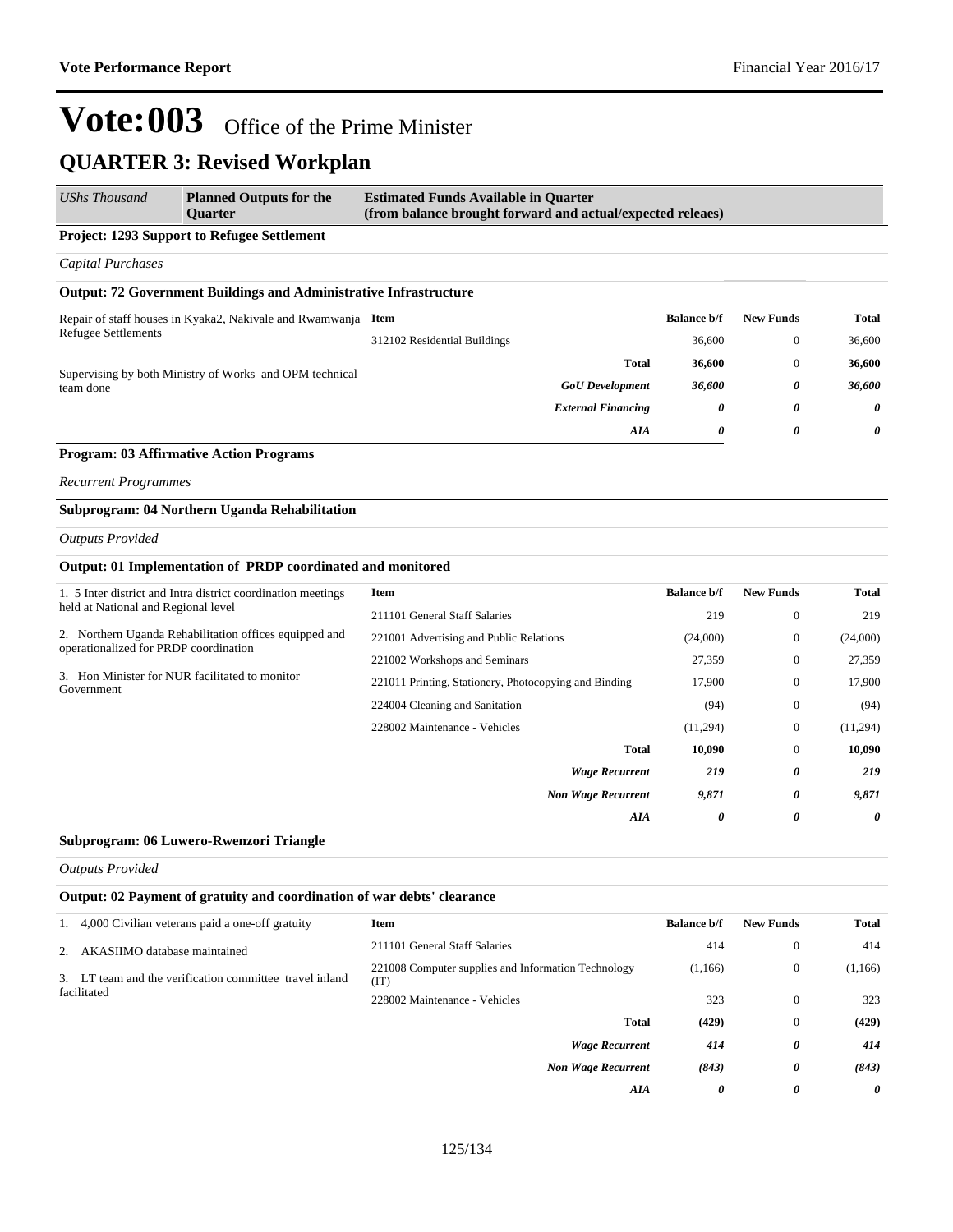# Vote:003 Office of the Prime Minister

## QUARTER 3: Revised Workplan

| *UShs Thousand* | **Planned Outputs for the Quarter** | **Estimated Funds Available in Quarter (from balance brought forward and actual/expected releaes)** |
|---|---|---|

**Project: 1293 Support to Refugee Settlement**

*Capital Purchases*

**Output: 72 Government Buildings and Administrative Infrastructure**

Repair of staff houses in Kyaka2, Nakivale and Rwamwanja Refugee Settlements

Supervising by both Ministry of Works and OPM technical team done

| Item | Balance b/f | New Funds | Total |
|---|---|---|---|
| 312102 Residential Buildings | 36,600 | 0 | 36,600 |
| **Total** | **36,600** | 0 | **36,600** |
| ***GoU Development*** | ***36,600*** | ***0*** | ***36,600*** |
| ***External Financing*** | ***0*** | ***0*** | ***0*** |
| ***AIA*** | ***0*** | ***0*** | ***0*** |

**Program: 03 Affirmative Action Programs**

*Recurrent Programmes*

**Subprogram: 04 Northern Uganda Rehabilitation**

*Outputs Provided*

**Output: 01 Implementation of PRDP coordinated and monitored**

1. 5 Inter district and Intra district coordination meetings held at National and Regional level
2. Northern Uganda Rehabilitation offices equipped and operationalized for PRDP coordination
3. Hon Minister for NUR facilitated to monitor Government

| Item | Balance b/f | New Funds | Total |
|---|---|---|---|
| 211101 General Staff Salaries | 219 | 0 | 219 |
| 221001 Advertising and Public Relations | (24,000) | 0 | (24,000) |
| 221002 Workshops and Seminars | 27,359 | 0 | 27,359 |
| 221011 Printing, Stationery, Photocopying and Binding | 17,900 | 0 | 17,900 |
| 224004 Cleaning and Sanitation | (94) | 0 | (94) |
| 228002 Maintenance - Vehicles | (11,294) | 0 | (11,294) |
| **Total** | **10,090** | 0 | **10,090** |
| ***Wage Recurrent*** | ***219*** | ***0*** | ***219*** |
| ***Non Wage Recurrent*** | ***9,871*** | ***0*** | ***9,871*** |
| ***AIA*** | ***0*** | ***0*** | ***0*** |

**Subprogram: 06 Luwero-Rwenzori Triangle**

*Outputs Provided*

**Output: 02 Payment of gratuity and coordination of war debts' clearance**

1. 4,000 Civilian veterans paid a one-off gratuity
2. AKASIIMO database maintained
3. LT team and the verification committee travel inland facilitated

| Item | Balance b/f | New Funds | Total |
|---|---|---|---|
| 211101 General Staff Salaries | 414 | 0 | 414 |
| 221008 Computer supplies and Information Technology (IT) | (1,166) | 0 | (1,166) |
| 228002 Maintenance - Vehicles | 323 | 0 | 323 |
| **Total** | **(429)** | 0 | **(429)** |
| ***Wage Recurrent*** | ***414*** | ***0*** | ***414*** |
| ***Non Wage Recurrent*** | ***(843)*** | ***0*** | ***(843)*** |
| ***AIA*** | ***0*** | ***0*** | ***0*** |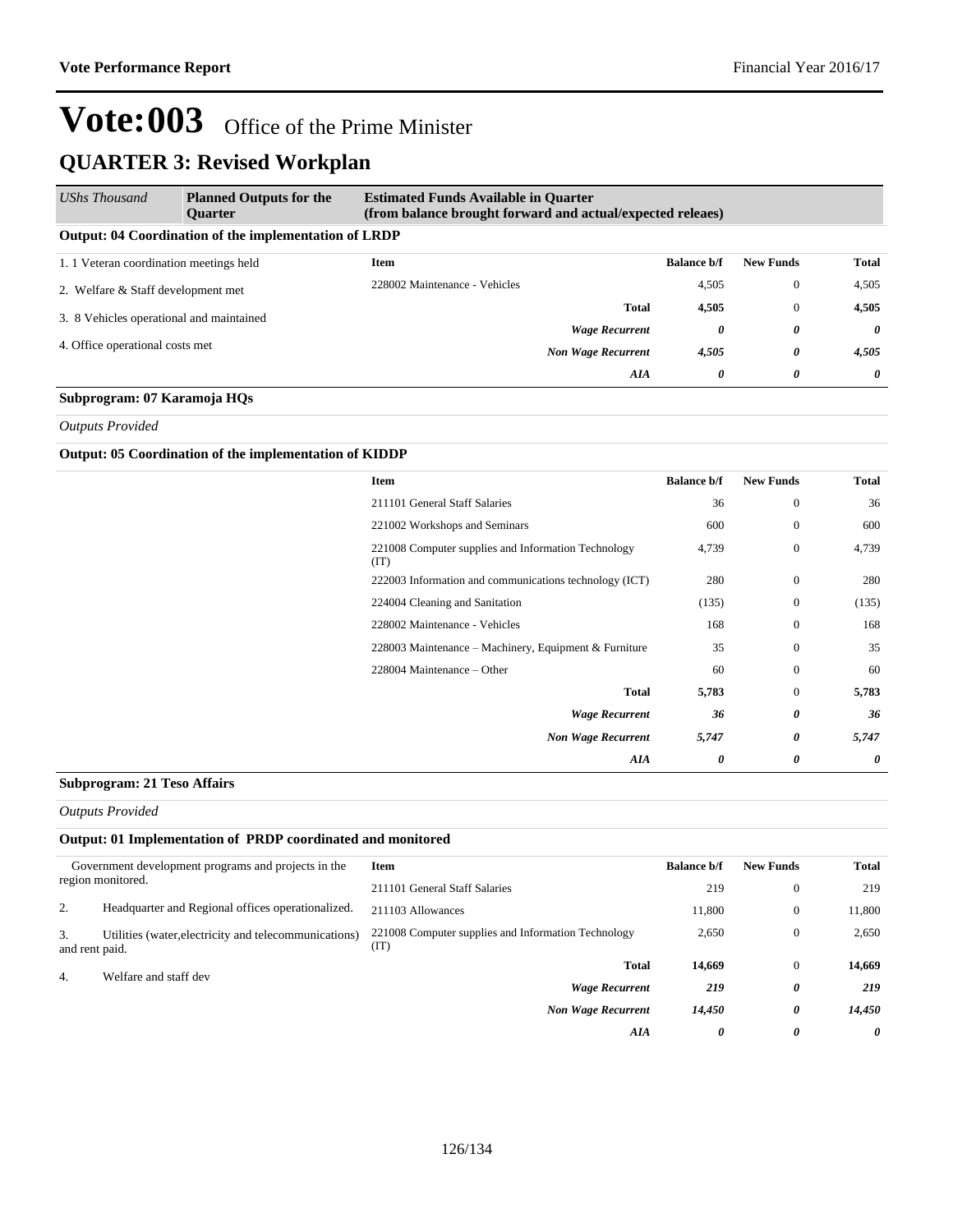# Vote:003 Office of the Prime Minister

## QUARTER 3: Revised Workplan

| *UShs Thousand* | **Planned Outputs for the Quarter** | **Estimated Funds Available in Quarter (from balance brought forward and actual/expected releaes)** | | | |
|---|---|---|---|---|---|

**Output: 04 Coordination of the implementation of LRDP**

| Planned Outputs | Item | Balance b/f | New Funds | Total |
|---|---|---|---|---|
| 1. 1 Veteran coordination meetings held | 228002 Maintenance - Vehicles | 4,505 | 0 | 4,505 |
| 2. Welfare & Staff development met | **Total** | **4,505** | 0 | **4,505** |
| 3. 8 Vehicles operational and maintained | ***Wage Recurrent*** | ***0*** | ***0*** | ***0*** |
| 4. Office operational costs met | ***Non Wage Recurrent*** | ***4,505*** | ***0*** | ***4,505*** |
| | ***AIA*** | ***0*** | ***0*** | ***0*** |

**Subprogram: 07 Karamoja HQs**

*Outputs Provided*

**Output: 05 Coordination of the implementation of KIDDP**

| Item | Balance b/f | New Funds | Total |
|---|---|---|---|
| 211101 General Staff Salaries | 36 | 0 | 36 |
| 221002 Workshops and Seminars | 600 | 0 | 600 |
| 221008 Computer supplies and Information Technology (IT) | 4,739 | 0 | 4,739 |
| 222003 Information and communications technology (ICT) | 280 | 0 | 280 |
| 224004 Cleaning and Sanitation | (135) | 0 | (135) |
| 228002 Maintenance - Vehicles | 168 | 0 | 168 |
| 228003 Maintenance – Machinery, Equipment & Furniture | 35 | 0 | 35 |
| 228004 Maintenance – Other | 60 | 0 | 60 |
| **Total** | **5,783** | 0 | **5,783** |
| ***Wage Recurrent*** | ***36*** | ***0*** | ***36*** |
| ***Non Wage Recurrent*** | ***5,747*** | ***0*** | ***5,747*** |
| ***AIA*** | ***0*** | ***0*** | ***0*** |

**Subprogram: 21 Teso Affairs**

*Outputs Provided*

**Output: 01 Implementation of PRDP coordinated and monitored**

| Planned Outputs | Item | Balance b/f | New Funds | Total |
|---|---|---|---|---|
| Government development programs and projects in the region monitored. | 211101 General Staff Salaries | 219 | 0 | 219 |
| 2. Headquarter and Regional offices operationalized. | 211103 Allowances | 11,800 | 0 | 11,800 |
| 3. Utilities (water,electricity and telecommunications) and rent paid. | 221008 Computer supplies and Information Technology (IT) | 2,650 | 0 | 2,650 |
| 4. Welfare and staff dev | **Total** | **14,669** | 0 | **14,669** |
| | ***Wage Recurrent*** | ***219*** | ***0*** | ***219*** |
| | ***Non Wage Recurrent*** | ***14,450*** | ***0*** | ***14,450*** |
| | ***AIA*** | ***0*** | ***0*** | ***0*** |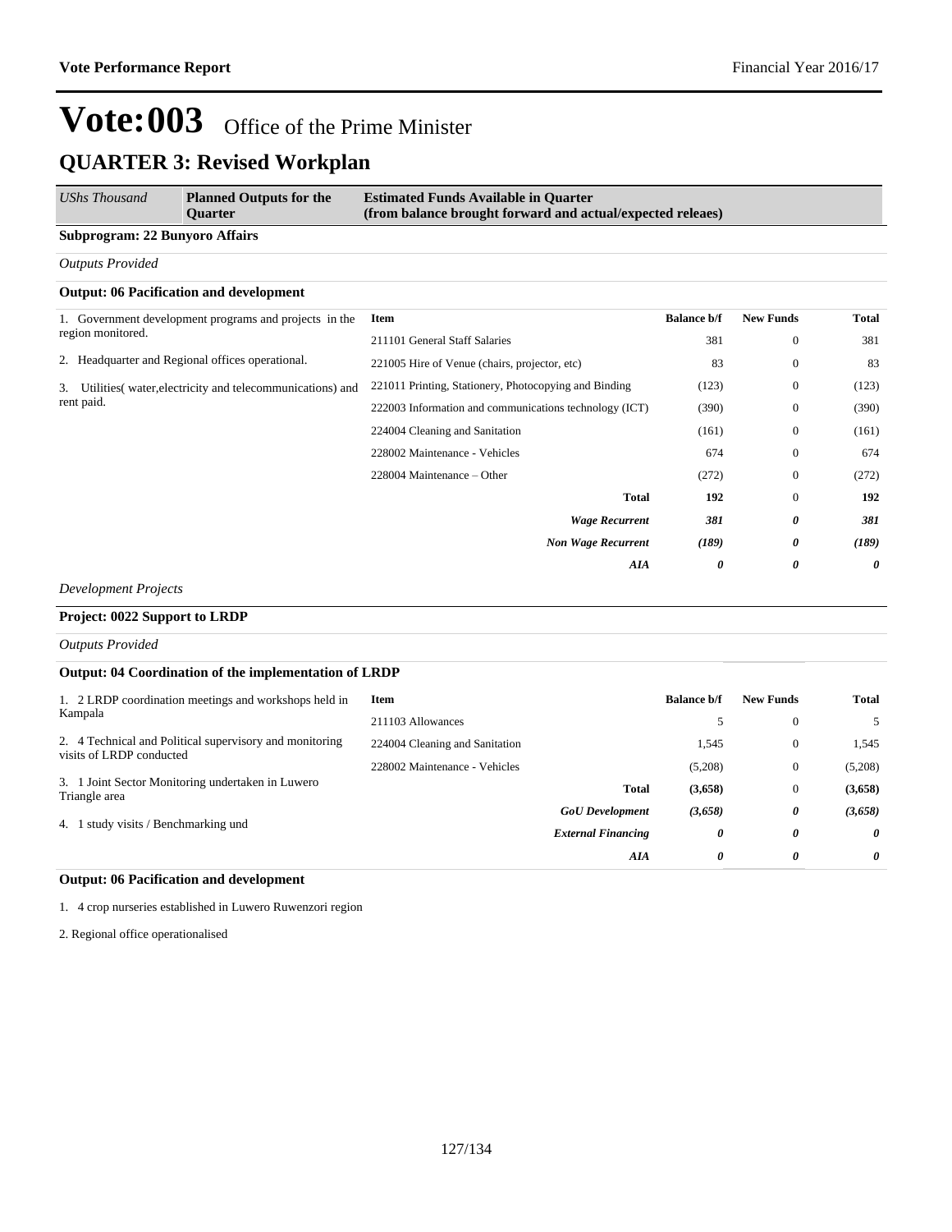# Vote:003 Office of the Prime Minister

## QUARTER 3: Revised Workplan

| *UShs Thousand* | **Planned Outputs for the Quarter** | **Estimated Funds Available in Quarter (from balance brought forward and actual/expected releaes)** |
|---|---|---|

**Subprogram: 22 Bunyoro Affairs**

*Outputs Provided*

**Output: 06 Pacification and development**

1. Government development programs and projects in the region monitored.
2. Headquarter and Regional offices operational.
3. Utilities( water,electricity and telecommunications) and rent paid.

| Item | Balance b/f | New Funds | Total |
|---|---|---|---|
| 211101 General Staff Salaries | 381 | 0 | 381 |
| 221005 Hire of Venue (chairs, projector, etc) | 83 | 0 | 83 |
| 221011 Printing, Stationery, Photocopying and Binding | (123) | 0 | (123) |
| 222003 Information and communications technology (ICT) | (390) | 0 | (390) |
| 224004 Cleaning and Sanitation | (161) | 0 | (161) |
| 228002 Maintenance - Vehicles | 674 | 0 | 674 |
| 228004 Maintenance – Other | (272) | 0 | (272) |
| **Total** | **192** | 0 | **192** |
| ***Wage Recurrent*** | ***381*** | ***0*** | ***381*** |
| ***Non Wage Recurrent*** | ***(189)*** | ***0*** | ***(189)*** |
| ***AIA*** | ***0*** | ***0*** | ***0*** |

*Development Projects*

**Project: 0022 Support to LRDP**

*Outputs Provided*

**Output: 04 Coordination of the implementation of LRDP**

1. 2 LRDP coordination meetings and workshops held in Kampala
2. 4 Technical and Political supervisory and monitoring visits of LRDP conducted
3. 1 Joint Sector Monitoring undertaken in Luwero Triangle area
4. 1 study visits / Benchmarking und

| Item | Balance b/f | New Funds | Total |
|---|---|---|---|
| 211103 Allowances | 5 | 0 | 5 |
| 224004 Cleaning and Sanitation | 1,545 | 0 | 1,545 |
| 228002 Maintenance - Vehicles | (5,208) | 0 | (5,208) |
| **Total** | **(3,658)** | 0 | **(3,658)** |
| ***GoU Development*** | ***(3,658)*** | ***0*** | ***(3,658)*** |
| ***External Financing*** | ***0*** | ***0*** | ***0*** |
| ***AIA*** | ***0*** | ***0*** | ***0*** |

**Output: 06 Pacification and development**

1. 4 crop nurseries established in Luwero Ruwenzori region

2. Regional office operationalised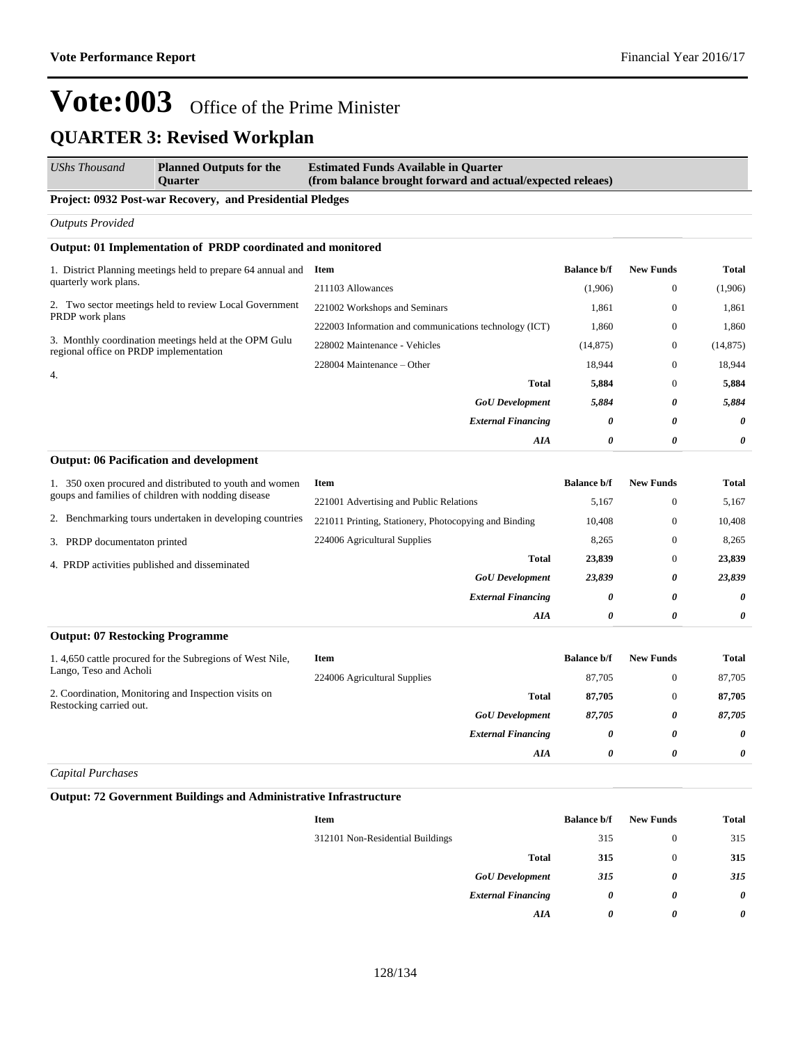# Vote:003 Office of the Prime Minister

## QUARTER 3: Revised Workplan

| *UShs Thousand* | **Planned Outputs for the Quarter** | **Estimated Funds Available in Quarter (from balance brought forward and actual/expected releaes)** |
|---|---|---|

**Project: 0932 Post-war Recovery, and Presidential Pledges**

*Outputs Provided*

**Output: 01 Implementation of PRDP coordinated and monitored**

1. District Planning meetings held to prepare 64 annual and quarterly work plans.
2. Two sector meetings held to review Local Government PRDP work plans
3. Monthly coordination meetings held at the OPM Gulu regional office on PRDP implementation
4.

| Item | Balance b/f | New Funds | Total |
|---|---|---|---|
| 211103 Allowances | (1,906) | 0 | (1,906) |
| 221002 Workshops and Seminars | 1,861 | 0 | 1,861 |
| 222003 Information and communications technology (ICT) | 1,860 | 0 | 1,860 |
| 228002 Maintenance - Vehicles | (14,875) | 0 | (14,875) |
| 228004 Maintenance – Other | 18,944 | 0 | 18,944 |
| **Total** | **5,884** | 0 | **5,884** |
| ***GoU Development*** | ***5,884*** | ***0*** | ***5,884*** |
| ***External Financing*** | ***0*** | ***0*** | ***0*** |
| ***AIA*** | ***0*** | ***0*** | ***0*** |

**Output: 06 Pacification and development**

1. 350 oxen procured and distributed to youth and women goups and families of children with nodding disease
2. Benchmarking tours undertaken in developing countries
3. PRDP documentaton printed
4. PRDP activities published and disseminated

| Item | Balance b/f | New Funds | Total |
|---|---|---|---|
| 221001 Advertising and Public Relations | 5,167 | 0 | 5,167 |
| 221011 Printing, Stationery, Photocopying and Binding | 10,408 | 0 | 10,408 |
| 224006 Agricultural Supplies | 8,265 | 0 | 8,265 |
| **Total** | **23,839** | 0 | **23,839** |
| ***GoU Development*** | ***23,839*** | ***0*** | ***23,839*** |
| ***External Financing*** | ***0*** | ***0*** | ***0*** |
| ***AIA*** | ***0*** | ***0*** | ***0*** |

**Output: 07 Restocking Programme**

1. 4,650 cattle procured for the Subregions of West Nile, Lango, Teso and Acholi
2. Coordination, Monitoring and Inspection visits on Restocking carried out.

| Item | Balance b/f | New Funds | Total |
|---|---|---|---|
| 224006 Agricultural Supplies | 87,705 | 0 | 87,705 |
| **Total** | **87,705** | 0 | **87,705** |
| ***GoU Development*** | ***87,705*** | ***0*** | ***87,705*** |
| ***External Financing*** | ***0*** | ***0*** | ***0*** |
| ***AIA*** | ***0*** | ***0*** | ***0*** |

*Capital Purchases*

**Output: 72 Government Buildings and Administrative Infrastructure**

| Item | Balance b/f | New Funds | Total |
|---|---|---|---|
| 312101 Non-Residential Buildings | 315 | 0 | 315 |
| **Total** | **315** | 0 | **315** |
| ***GoU Development*** | ***315*** | ***0*** | ***315*** |
| ***External Financing*** | ***0*** | ***0*** | ***0*** |
| ***AIA*** | ***0*** | ***0*** | ***0*** |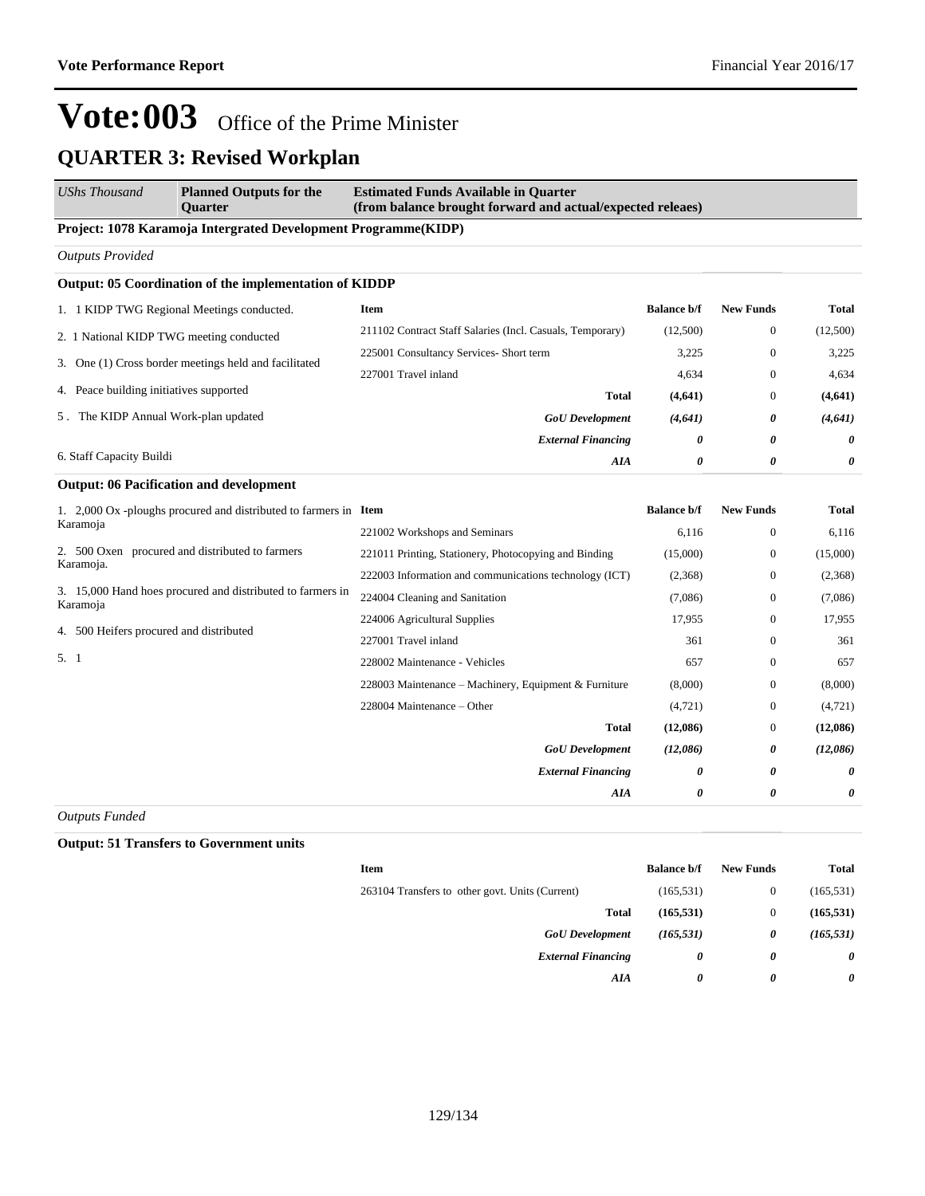# Vote:003 Office of the Prime Minister

## QUARTER 3: Revised Workplan

| *UShs Thousand* | **Planned Outputs for the Quarter** | **Estimated Funds Available in Quarter (from balance brought forward and actual/expected releaes)** |
|---|---|---|

**Project: 1078 Karamoja Intergrated Development Programme(KIDP)**

*Outputs Provided*

**Output: 05 Coordination of the implementation of KIDDP**

1. 1 KIDP TWG Regional Meetings conducted.
2. 1 National KIDP TWG meeting conducted
3. One (1) Cross border meetings held and facilitated
4. Peace building initiatives supported
5. The KIDP Annual Work-plan updated

6. Staff Capacity Buildi

| **Item** | **Balance b/f** | **New Funds** | **Total** |
|---|---|---|---|
| 211102 Contract Staff Salaries (Incl. Casuals, Temporary) | (12,500) | 0 | (12,500) |
| 225001 Consultancy Services- Short term | 3,225 | 0 | 3,225 |
| 227001 Travel inland | 4,634 | 0 | 4,634 |
| **Total** | **(4,641)** | 0 | **(4,641)** |
| ***GoU Development*** | ***(4,641)*** | ***0*** | ***(4,641)*** |
| ***External Financing*** | ***0*** | ***0*** | ***0*** |
| ***AIA*** | ***0*** | ***0*** | ***0*** |

**Output: 06 Pacification and development**

1. 2,000 Ox -ploughs procured and distributed to farmers in Karamoja
2. 500 Oxen procured and distributed to farmers Karamoja.
3. 15,000 Hand hoes procured and distributed to farmers in Karamoja
4. 500 Heifers procured and distributed
5. 1

| **Item** | **Balance b/f** | **New Funds** | **Total** |
|---|---|---|---|
| 221002 Workshops and Seminars | 6,116 | 0 | 6,116 |
| 221011 Printing, Stationery, Photocopying and Binding | (15,000) | 0 | (15,000) |
| 222003 Information and communications technology (ICT) | (2,368) | 0 | (2,368) |
| 224004 Cleaning and Sanitation | (7,086) | 0 | (7,086) |
| 224006 Agricultural Supplies | 17,955 | 0 | 17,955 |
| 227001 Travel inland | 361 | 0 | 361 |
| 228002 Maintenance - Vehicles | 657 | 0 | 657 |
| 228003 Maintenance – Machinery, Equipment & Furniture | (8,000) | 0 | (8,000) |
| 228004 Maintenance – Other | (4,721) | 0 | (4,721) |
| **Total** | **(12,086)** | 0 | **(12,086)** |
| ***GoU Development*** | ***(12,086)*** | ***0*** | ***(12,086)*** |
| ***External Financing*** | ***0*** | ***0*** | ***0*** |
| ***AIA*** | ***0*** | ***0*** | ***0*** |

*Outputs Funded*

**Output: 51 Transfers to Government units**

| **Item** | **Balance b/f** | **New Funds** | **Total** |
|---|---|---|---|
| 263104 Transfers to other govt. Units (Current) | (165,531) | 0 | (165,531) |
| **Total** | **(165,531)** | 0 | **(165,531)** |
| ***GoU Development*** | ***(165,531)*** | ***0*** | ***(165,531)*** |
| ***External Financing*** | ***0*** | ***0*** | ***0*** |
| ***AIA*** | ***0*** | ***0*** | ***0*** |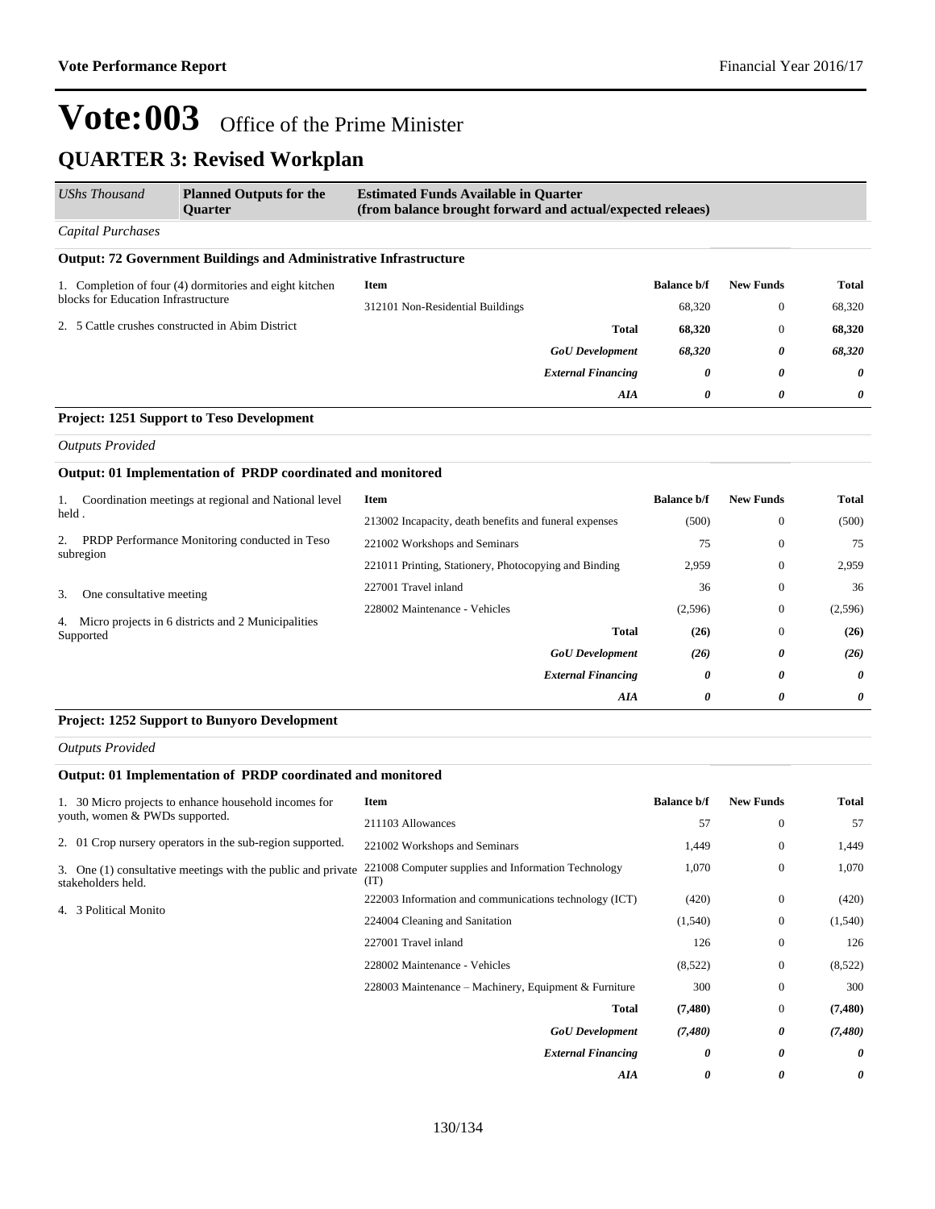# Vote:003 Office of the Prime Minister

## QUARTER 3: Revised Workplan

| *UShs Thousand* | **Planned Outputs for the Quarter** | **Estimated Funds Available in Quarter (from balance brought forward and actual/expected releaes)** |
|---|---|---|

*Capital Purchases*

**Output: 72 Government Buildings and Administrative Infrastructure**

1. Completion of four (4) dormitories and eight kitchen blocks for Education Infrastructure
2. 5 Cattle crushes constructed in Abim District

| Item | Balance b/f | New Funds | Total |
|---|---|---|---|
| 312101 Non-Residential Buildings | 68,320 | 0 | 68,320 |
| **Total** | **68,320** | 0 | **68,320** |
| ***GoU Development*** | ***68,320*** | ***0*** | ***68,320*** |
| ***External Financing*** | ***0*** | ***0*** | ***0*** |
| ***AIA*** | ***0*** | ***0*** | ***0*** |

**Project: 1251 Support to Teso Development**

*Outputs Provided*

**Output: 01 Implementation of PRDP coordinated and monitored**

1. Coordination meetings at regional and National level held .
2. PRDP Performance Monitoring conducted in Teso subregion
3. One consultative meeting
4. Micro projects in 6 districts and 2 Municipalities Supported

| Item | Balance b/f | New Funds | Total |
|---|---|---|---|
| 213002 Incapacity, death benefits and funeral expenses | (500) | 0 | (500) |
| 221002 Workshops and Seminars | 75 | 0 | 75 |
| 221011 Printing, Stationery, Photocopying and Binding | 2,959 | 0 | 2,959 |
| 227001 Travel inland | 36 | 0 | 36 |
| 228002 Maintenance - Vehicles | (2,596) | 0 | (2,596) |
| **Total** | **(26)** | 0 | **(26)** |
| ***GoU Development*** | ***(26)*** | ***0*** | ***(26)*** |
| ***External Financing*** | ***0*** | ***0*** | ***0*** |
| ***AIA*** | ***0*** | ***0*** | ***0*** |

**Project: 1252 Support to Bunyoro Development**

*Outputs Provided*

**Output: 01 Implementation of PRDP coordinated and monitored**

1. 30 Micro projects to enhance household incomes for youth, women & PWDs supported.
2. 01 Crop nursery operators in the sub-region supported.
3. One (1) consultative meetings with the public and private stakeholders held.
4. 3 Political Monito

| Item | Balance b/f | New Funds | Total |
|---|---|---|---|
| 211103 Allowances | 57 | 0 | 57 |
| 221002 Workshops and Seminars | 1,449 | 0 | 1,449 |
| 221008 Computer supplies and Information Technology (IT) | 1,070 | 0 | 1,070 |
| 222003 Information and communications technology (ICT) | (420) | 0 | (420) |
| 224004 Cleaning and Sanitation | (1,540) | 0 | (1,540) |
| 227001 Travel inland | 126 | 0 | 126 |
| 228002 Maintenance - Vehicles | (8,522) | 0 | (8,522) |
| 228003 Maintenance – Machinery, Equipment & Furniture | 300 | 0 | 300 |
| **Total** | **(7,480)** | 0 | **(7,480)** |
| ***GoU Development*** | ***(7,480)*** | ***0*** | ***(7,480)*** |
| ***External Financing*** | ***0*** | ***0*** | ***0*** |
| ***AIA*** | ***0*** | ***0*** | ***0*** |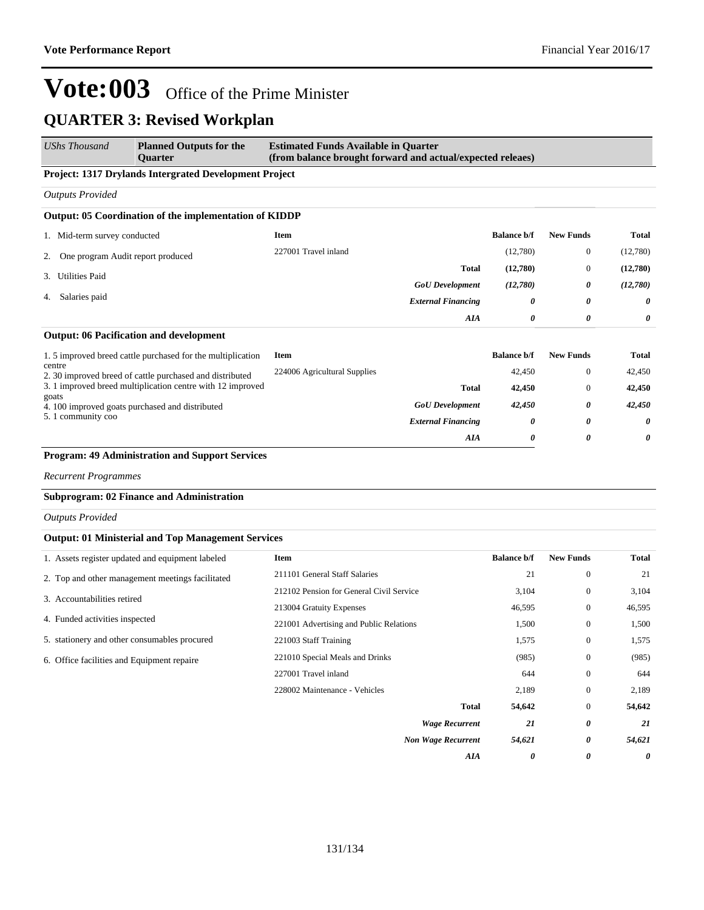# Vote:003 Office of the Prime Minister

## QUARTER 3: Revised Workplan

| *UShs Thousand* | **Planned Outputs for the Quarter** | **Estimated Funds Available in Quarter (from balance brought forward and actual/expected releaes)** |
|---|---|---|

**Project: 1317 Drylands Intergrated Development Project**

*Outputs Provided*

**Output: 05 Coordination of the implementation of KIDDP**

1. Mid-term survey conducted
2. One program Audit report produced
3. Utilities Paid
4. Salaries paid

| Item | Balance b/f | New Funds | Total |
|---|---|---|---|
| 227001 Travel inland | (12,780) | 0 | (12,780) |
| **Total** | **(12,780)** | 0 | **(12,780)** |
| ***GoU Development*** | ***(12,780)*** | ***0*** | ***(12,780)*** |
| ***External Financing*** | ***0*** | ***0*** | ***0*** |
| ***AIA*** | ***0*** | ***0*** | ***0*** |

**Output: 06 Pacification and development**

1. 5 improved breed cattle purchased for the multiplication centre
2. 30 improved breed of cattle purchased and distributed
3. 1 improved breed multiplication centre with 12 improved goats
4. 100 improved goats purchased and distributed
5. 1 community coo

| Item | Balance b/f | New Funds | Total |
|---|---|---|---|
| 224006 Agricultural Supplies | 42,450 | 0 | 42,450 |
| **Total** | **42,450** | 0 | **42,450** |
| ***GoU Development*** | ***42,450*** | ***0*** | ***42,450*** |
| ***External Financing*** | ***0*** | ***0*** | ***0*** |
| ***AIA*** | ***0*** | ***0*** | ***0*** |

**Program: 49 Administration and Support Services**

*Recurrent Programmes*

**Subprogram: 02 Finance and Administration**

*Outputs Provided*

**Output: 01 Ministerial and Top Management Services**

1. Assets register updated and equipment labeled
2. Top and other management meetings facilitated
3. Accountabilities retired
4. Funded activities inspected
5. stationery and other consumables procured
6. Office facilities and Equipment repaire

| Item | Balance b/f | New Funds | Total |
|---|---|---|---|
| 211101 General Staff Salaries | 21 | 0 | 21 |
| 212102 Pension for General Civil Service | 3,104 | 0 | 3,104 |
| 213004 Gratuity Expenses | 46,595 | 0 | 46,595 |
| 221001 Advertising and Public Relations | 1,500 | 0 | 1,500 |
| 221003 Staff Training | 1,575 | 0 | 1,575 |
| 221010 Special Meals and Drinks | (985) | 0 | (985) |
| 227001 Travel inland | 644 | 0 | 644 |
| 228002 Maintenance - Vehicles | 2,189 | 0 | 2,189 |
| **Total** | **54,642** | 0 | **54,642** |
| ***Wage Recurrent*** | ***21*** | ***0*** | ***21*** |
| ***Non Wage Recurrent*** | ***54,621*** | ***0*** | ***54,621*** |
| ***AIA*** | ***0*** | ***0*** | ***0*** |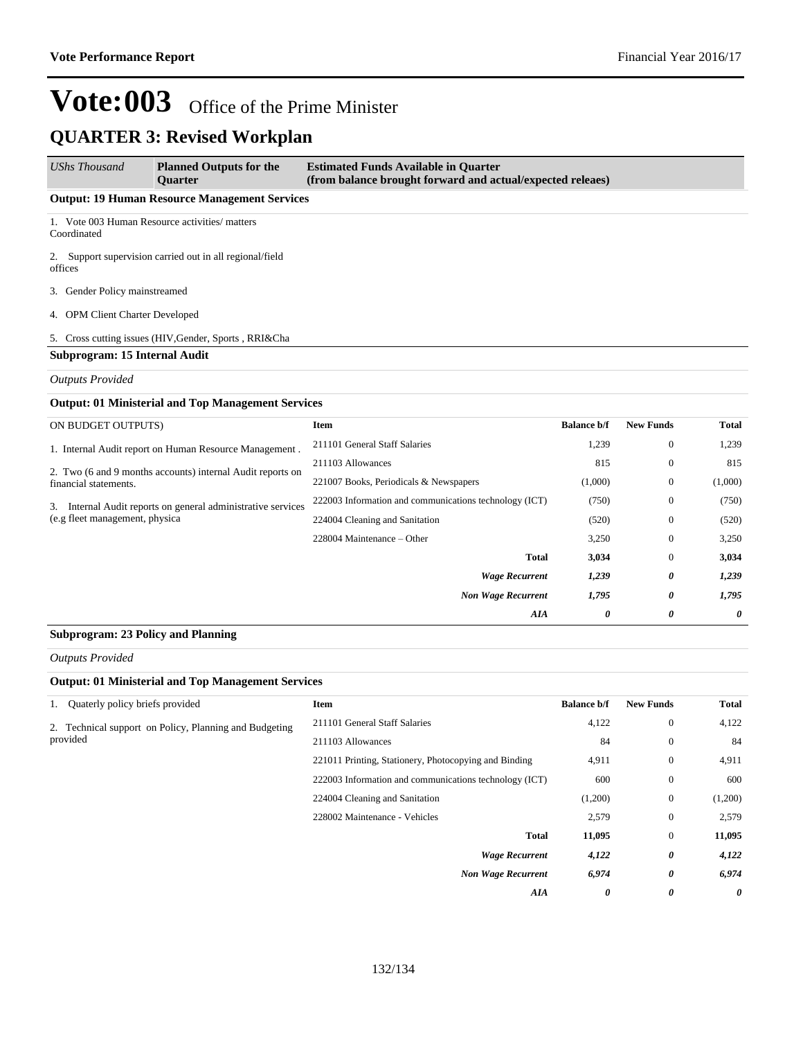# Vote:003 Office of the Prime Minister

## QUARTER 3: Revised Workplan

| *UShs Thousand* | **Planned Outputs for the Quarter** | **Estimated Funds Available in Quarter (from balance brought forward and actual/expected releaes)** |
|---|---|---|

**Output: 19 Human Resource Management Services**

1. Vote 003 Human Resource activities/ matters Coordinated
2. Support supervision carried out in all regional/field offices
3. Gender Policy mainstreamed
4. OPM Client Charter Developed
5. Cross cutting issues (HIV,Gender, Sports , RRI&Cha

**Subprogram: 15 Internal Audit**

*Outputs Provided*

**Output: 01 Ministerial and Top Management Services**

ON BUDGET OUTPUTS)

1. Internal Audit report on Human Resource Management .
2. Two (6 and 9 months accounts) internal Audit reports on financial statements.
3. Internal Audit reports on general administrative services (e.g fleet management, physica

| Item | Balance b/f | New Funds | Total |
|---|---|---|---|
| 211101 General Staff Salaries | 1,239 | 0 | 1,239 |
| 211103 Allowances | 815 | 0 | 815 |
| 221007 Books, Periodicals & Newspapers | (1,000) | 0 | (1,000) |
| 222003 Information and communications technology (ICT) | (750) | 0 | (750) |
| 224004 Cleaning and Sanitation | (520) | 0 | (520) |
| 228004 Maintenance – Other | 3,250 | 0 | 3,250 |
| **Total** | **3,034** | 0 | **3,034** |
| ***Wage Recurrent*** | ***1,239*** | ***0*** | ***1,239*** |
| ***Non Wage Recurrent*** | ***1,795*** | ***0*** | ***1,795*** |
| ***AIA*** | ***0*** | ***0*** | ***0*** |

**Subprogram: 23 Policy and Planning**

*Outputs Provided*

**Output: 01 Ministerial and Top Management Services**

1. Quaterly policy briefs provided
2. Technical support on Policy, Planning and Budgeting provided

| Item | Balance b/f | New Funds | Total |
|---|---|---|---|
| 211101 General Staff Salaries | 4,122 | 0 | 4,122 |
| 211103 Allowances | 84 | 0 | 84 |
| 221011 Printing, Stationery, Photocopying and Binding | 4,911 | 0 | 4,911 |
| 222003 Information and communications technology (ICT) | 600 | 0 | 600 |
| 224004 Cleaning and Sanitation | (1,200) | 0 | (1,200) |
| 228002 Maintenance - Vehicles | 2,579 | 0 | 2,579 |
| **Total** | **11,095** | 0 | **11,095** |
| ***Wage Recurrent*** | ***4,122*** | ***0*** | ***4,122*** |
| ***Non Wage Recurrent*** | ***6,974*** | ***0*** | ***6,974*** |
| ***AIA*** | ***0*** | ***0*** | ***0*** |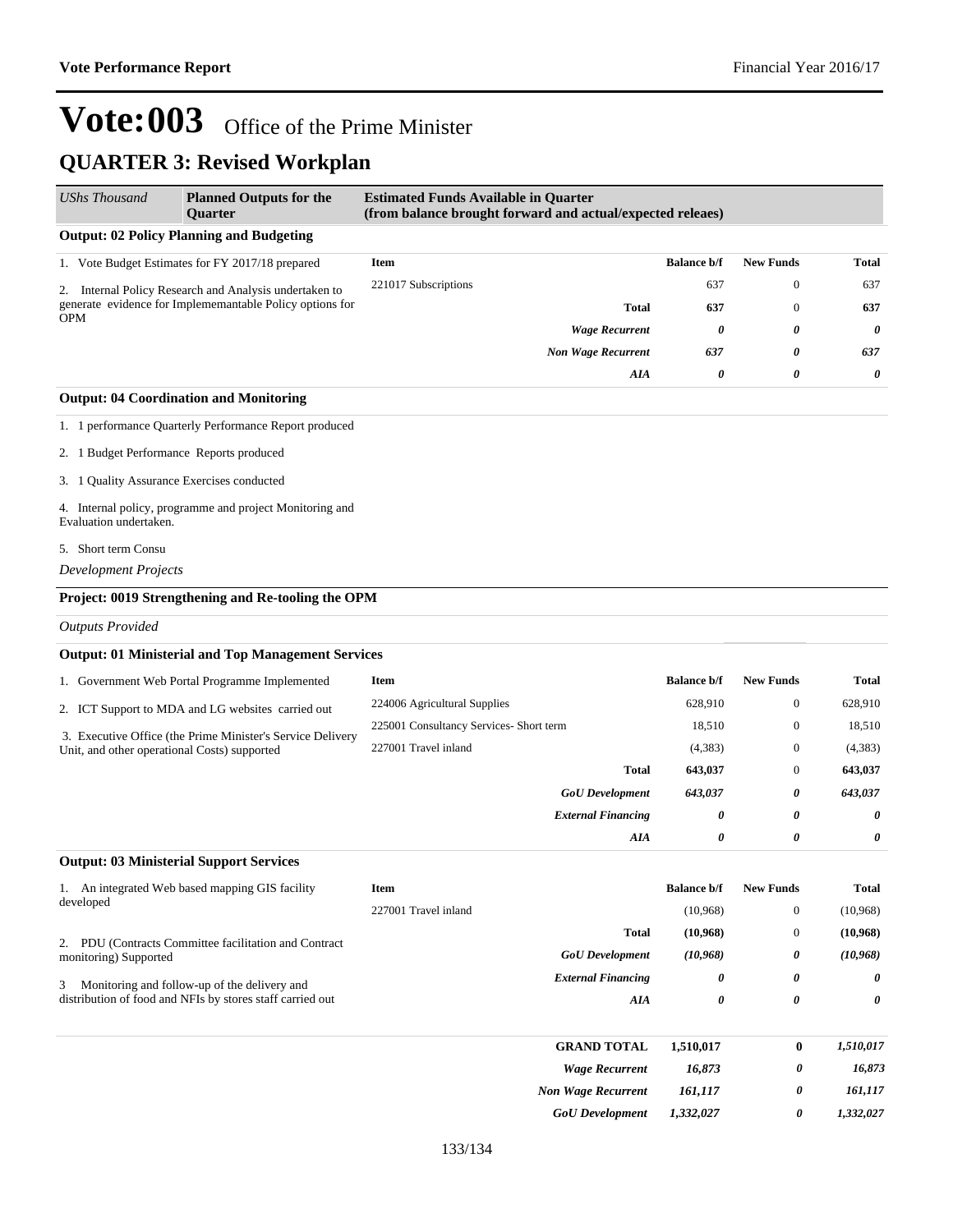# Vote:003 Office of the Prime Minister

## QUARTER 3: Revised Workplan

| UShs Thousand | Planned Outputs for the Quarter | Estimated Funds Available in Quarter (from balance brought forward and actual/expected releaes) | | | |
|---|---|---|---|---|---|

**Output: 02 Policy Planning and Budgeting**

1. Vote Budget Estimates for FY 2017/18 prepared
2. Internal Policy Research and Analysis undertaken to generate evidence for Implememantable Policy options for OPM

| Item | Balance b/f | New Funds | Total |
|---|---|---|---|
| 221017 Subscriptions | 637 | 0 | 637 |
| **Total** | **637** | 0 | **637** |
| ***Wage Recurrent*** | ***0*** | ***0*** | ***0*** |
| ***Non Wage Recurrent*** | ***637*** | ***0*** | ***637*** |
| ***AIA*** | ***0*** | ***0*** | ***0*** |

**Output: 04 Coordination and Monitoring**

1. 1 performance Quarterly Performance Report produced
2. 1 Budget Performance Reports produced
3. 1 Quality Assurance Exercises conducted
4. Internal policy, programme and project Monitoring and Evaluation undertaken.
5. Short term Consu

*Development Projects*

**Project: 0019 Strengthening and Re-tooling the OPM**

*Outputs Provided*

**Output: 01 Ministerial and Top Management Services**

1. Government Web Portal Programme Implemented
2. ICT Support to MDA and LG websites carried out
3. Executive Office (the Prime Minister's Service Delivery Unit, and other operational Costs) supported

| Item | Balance b/f | New Funds | Total |
|---|---|---|---|
| 224006 Agricultural Supplies | 628,910 | 0 | 628,910 |
| 225001 Consultancy Services- Short term | 18,510 | 0 | 18,510 |
| 227001 Travel inland | (4,383) | 0 | (4,383) |
| **Total** | **643,037** | 0 | **643,037** |
| ***GoU Development*** | ***643,037*** | ***0*** | ***643,037*** |
| ***External Financing*** | ***0*** | ***0*** | ***0*** |
| ***AIA*** | ***0*** | ***0*** | ***0*** |

**Output: 03 Ministerial Support Services**

1. An integrated Web based mapping GIS facility developed
2. PDU (Contracts Committee facilitation and Contract monitoring) Supported
3 Monitoring and follow-up of the delivery and distribution of food and NFIs by stores staff carried out

| Item | Balance b/f | New Funds | Total |
|---|---|---|---|
| 227001 Travel inland | (10,968) | 0 | (10,968) |
| **Total** | **(10,968)** | 0 | **(10,968)** |
| ***GoU Development*** | ***(10,968)*** | ***0*** | ***(10,968)*** |
| ***External Financing*** | ***0*** | ***0*** | ***0*** |
| ***AIA*** | ***0*** | ***0*** | ***0*** |

| | | | |
|---|---|---|---|
| **GRAND TOTAL** | **1,510,017** | **0** | ***1,510,017*** |
| ***Wage Recurrent*** | ***16,873*** | ***0*** | ***16,873*** |
| ***Non Wage Recurrent*** | ***161,117*** | ***0*** | ***161,117*** |
| ***GoU Development*** | ***1,332,027*** | ***0*** | ***1,332,027*** |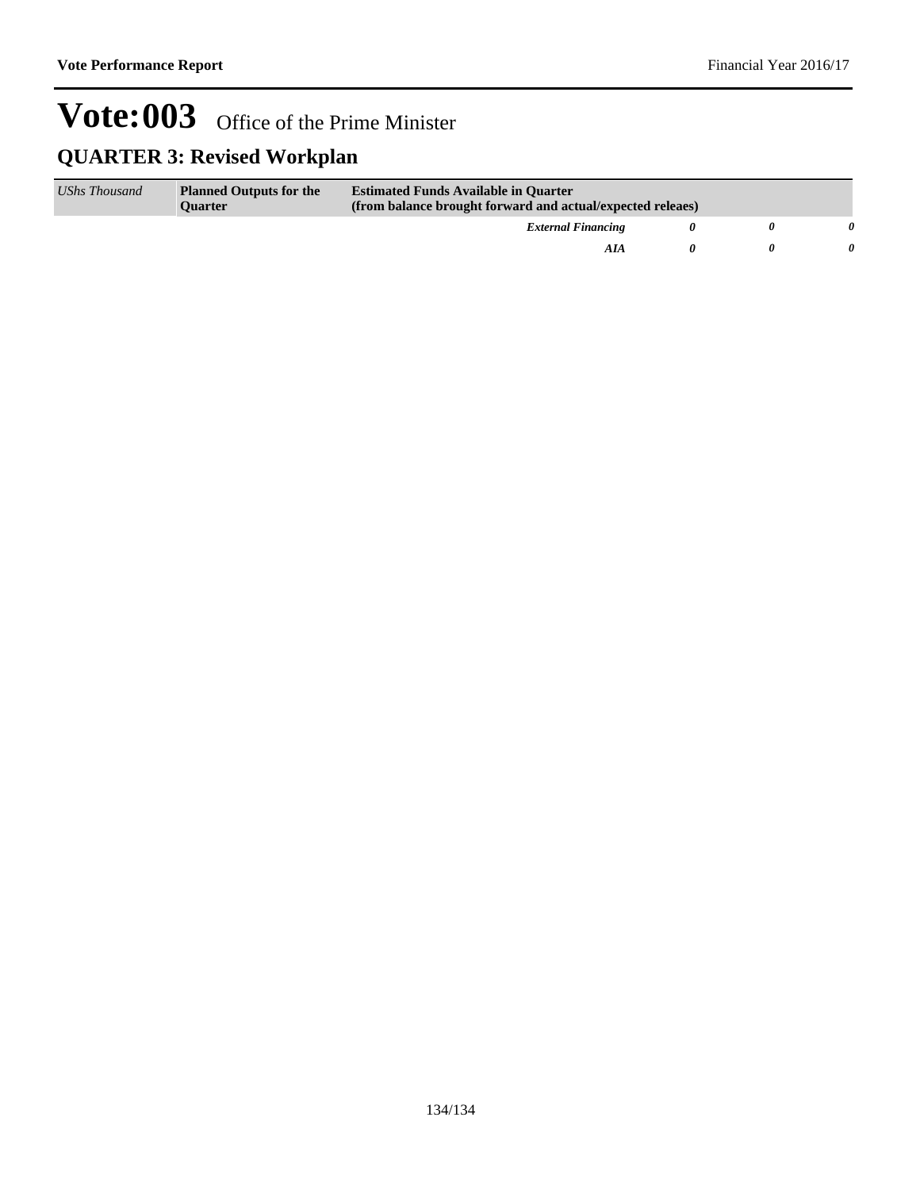# Vote:003 Office of the Prime Minister

## QUARTER 3: Revised Workplan

| *UShs Thousand* | **Planned Outputs for the Quarter** | **Estimated Funds Available in Quarter (from balance brought forward and actual/expected releaes)** | | | |
|---|---|---|---|---|---|
| | | ***External Financing*** | ***0*** | ***0*** | ***0*** |
| | | ***AIA*** | ***0*** | ***0*** | ***0*** |